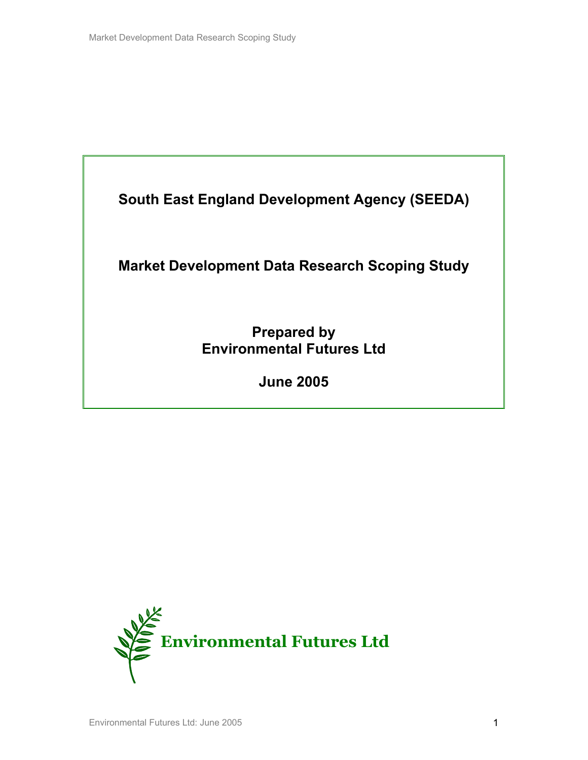# South East England Development Agency (SEEDA)

## Market Development Data Research Scoping Study

**Prepared by**
**Environmental Futures Ltd**

**June 2005**

**Environmental Futures Ltd**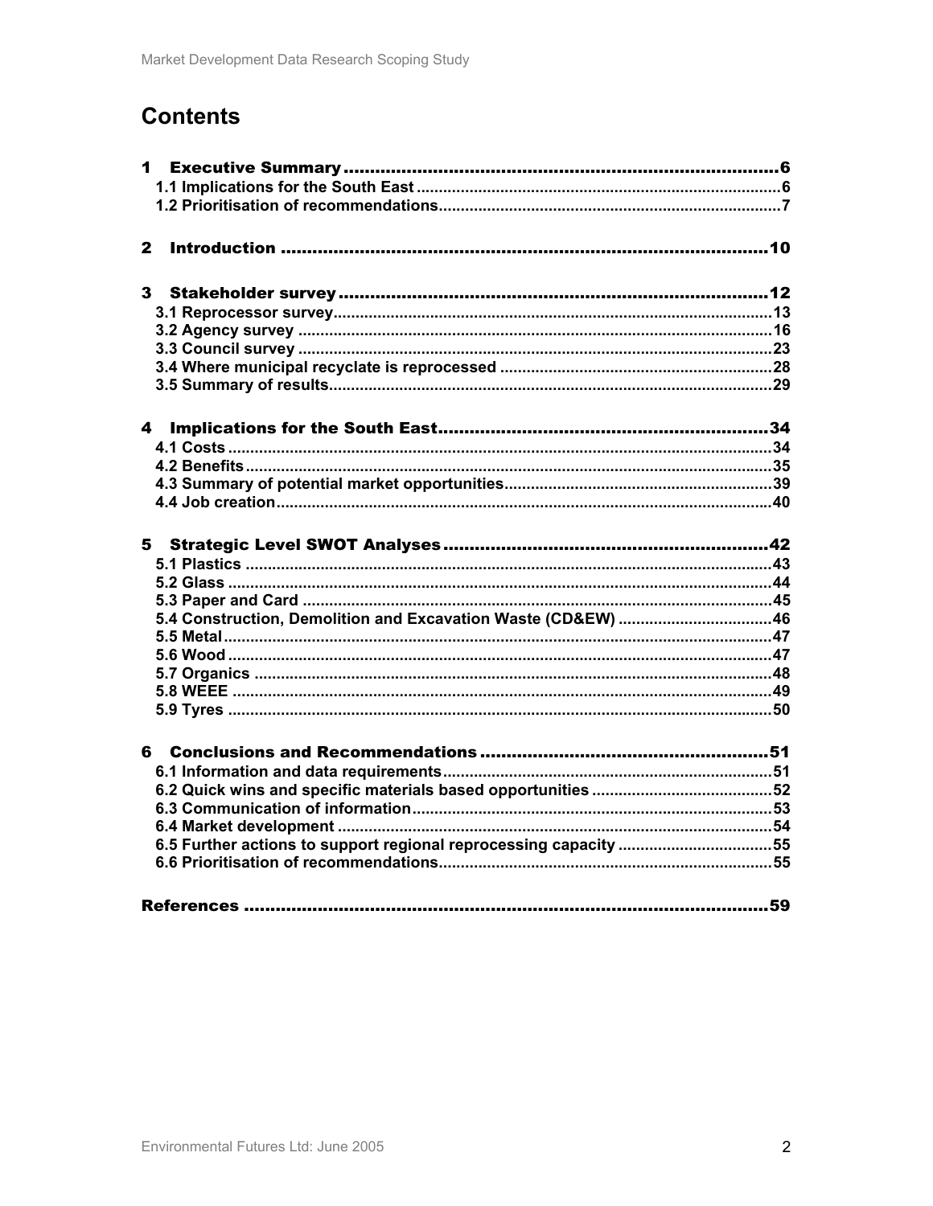# Contents

**1 Executive Summary ........................................................................................ 6**
- 1.1 Implications for the South East ........................................................................ 6
- 1.2 Prioritisation of recommendations ..................................................................... 7

**2 Introduction ................................................................................................. 10**

**3 Stakeholder survey ....................................................................................... 12**
- 3.1 Reprocessor survey ......................................................................................... 13
- 3.2 Agency survey ................................................................................................ 16
- 3.3 Council survey ................................................................................................ 23
- 3.4 Where municipal recyclate is reprocessed ........................................................ 28
- 3.5 Summary of results .......................................................................................... 29

**4 Implications for the South East ..................................................................... 34**
- 4.1 Costs ............................................................................................................... 34
- 4.2 Benefits ........................................................................................................... 35
- 4.3 Summary of potential market opportunities ...................................................... 39
- 4.4 Job creation ..................................................................................................... 40

**5 Strategic Level SWOT Analyses ..................................................................... 42**
- 5.1 Plastics ........................................................................................................... 43
- 5.2 Glass .............................................................................................................. 44
- 5.3 Paper and Card ............................................................................................... 45
- 5.4 Construction, Demolition and Excavation Waste (CD&EW) ................................ 46
- 5.5 Metal ............................................................................................................... 47
- 5.6 Wood .............................................................................................................. 47
- 5.7 Organics .......................................................................................................... 48
- 5.8 WEEE .............................................................................................................. 49
- 5.9 Tyres ............................................................................................................... 50

**6 Conclusions and Recommendations .............................................................. 51**
- 6.1 Information and data requirements ................................................................... 51
- 6.2 Quick wins and specific materials based opportunities ...................................... 52
- 6.3 Communication of information .......................................................................... 53
- 6.4 Market development ........................................................................................ 54
- 6.5 Further actions to support regional reprocessing capacity ................................. 55
- 6.6 Prioritisation of recommendations .................................................................... 55

**References ...................................................................................................... 59**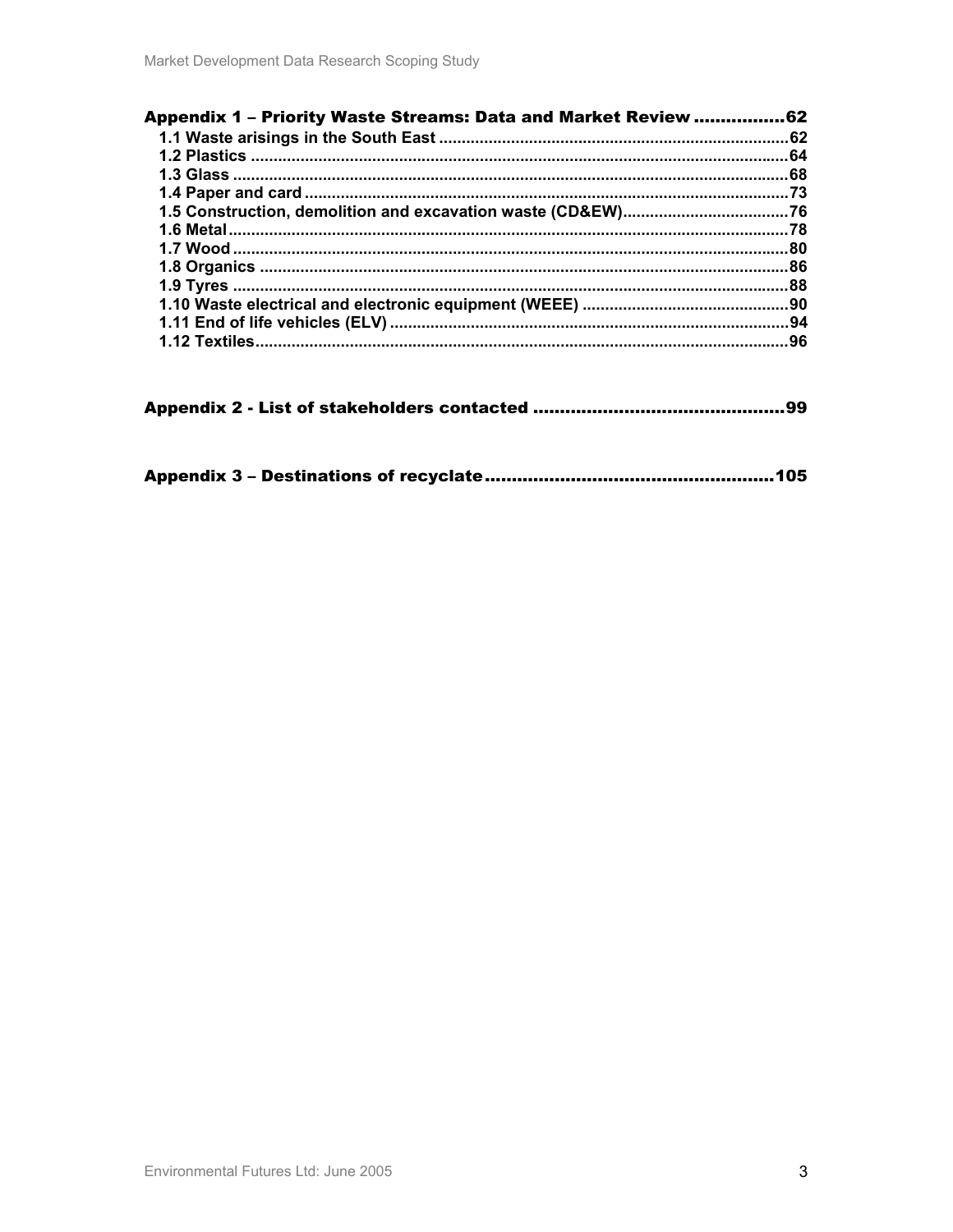**Appendix 1 – Priority Waste Streams: Data and Market Review ................62**

- 1.1 Waste arisings in the South East ............................................................62
- 1.2 Plastics ......................................................................................................64
- 1.3 Glass ..........................................................................................................68
- 1.4 Paper and card ..........................................................................................73
- 1.5 Construction, demolition and excavation waste (CD&EW).....................................76
- 1.6 Metal...........................................................................................................78
- 1.7 Wood ..........................................................................................................80
- 1.8 Organics ....................................................................................................86
- 1.9 Tyres ..........................................................................................................88
- 1.10 Waste electrical and electronic equipment (WEEE) .............................................90
- 1.11 End of life vehicles (ELV) .......................................................................94
- 1.12 Textiles.....................................................................................................96

**Appendix 2 - List of stakeholders contacted ..............................................99**

**Appendix 3 – Destinations of recyclate.....................................................105**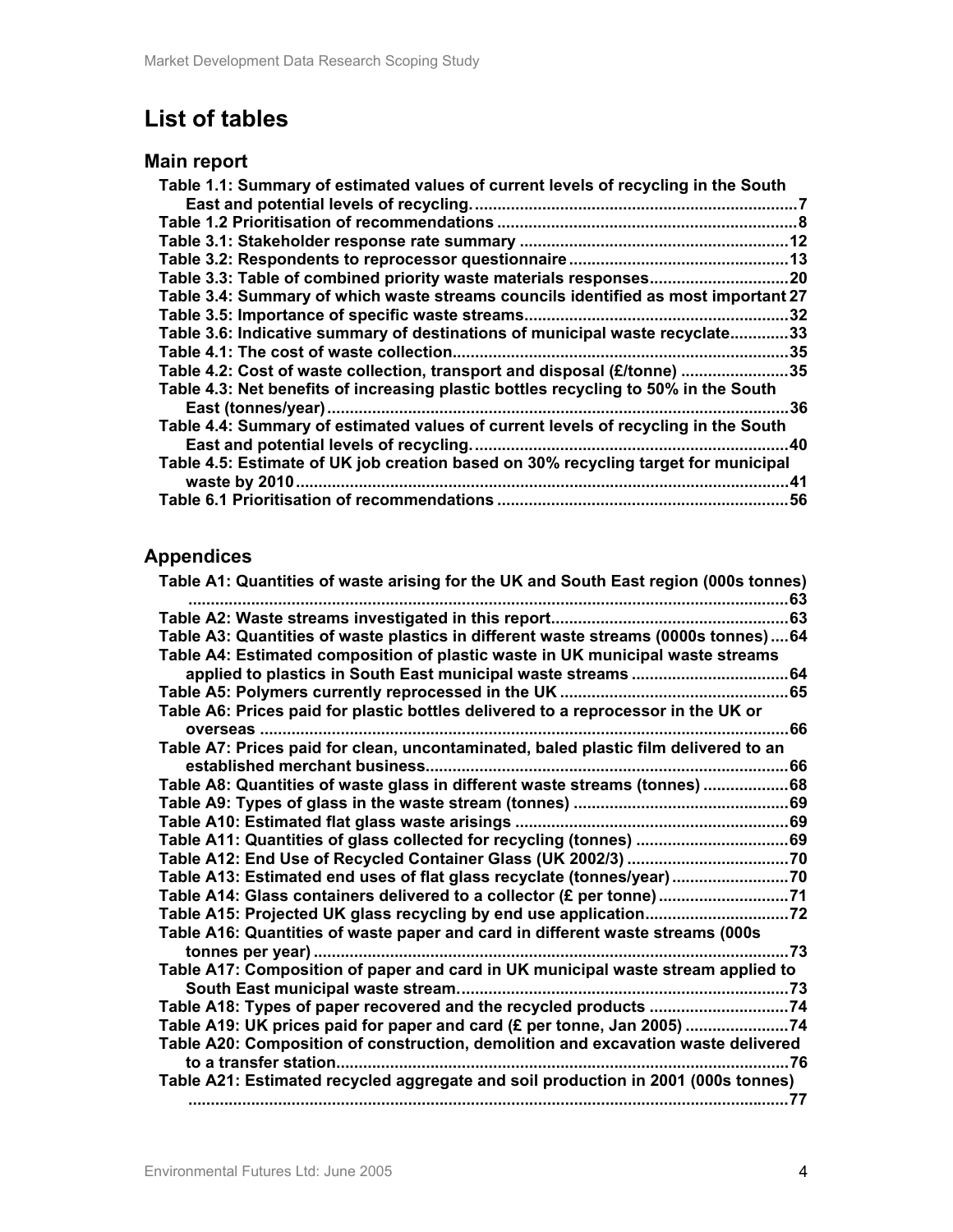# List of tables

## Main report

**Table 1.1: Summary of estimated values of current levels of recycling in the South East and potential levels of recycling. .......... 7**
**Table 1.2 Prioritisation of recommendations .......... 8**
**Table 3.1: Stakeholder response rate summary .......... 12**
**Table 3.2: Respondents to reprocessor questionnaire .......... 13**
**Table 3.3: Table of combined priority waste materials responses .......... 20**
**Table 3.4: Summary of which waste streams councils identified as most important 27**
**Table 3.5: Importance of specific waste streams .......... 32**
**Table 3.6: Indicative summary of destinations of municipal waste recyclate .......... 33**
**Table 4.1: The cost of waste collection .......... 35**
**Table 4.2: Cost of waste collection, transport and disposal (£/tonne) .......... 35**
**Table 4.3: Net benefits of increasing plastic bottles recycling to 50% in the South East (tonnes/year) .......... 36**
**Table 4.4: Summary of estimated values of current levels of recycling in the South East and potential levels of recycling. .......... 40**
**Table 4.5: Estimate of UK job creation based on 30% recycling target for municipal waste by 2010 .......... 41**
**Table 6.1 Prioritisation of recommendations .......... 56**

## Appendices

**Table A1: Quantities of waste arising for the UK and South East region (000s tonnes) .......... 63**
**Table A2: Waste streams investigated in this report .......... 63**
**Table A3: Quantities of waste plastics in different waste streams (0000s tonnes) .... 64**
**Table A4: Estimated composition of plastic waste in UK municipal waste streams applied to plastics in South East municipal waste streams .......... 64**
**Table A5: Polymers currently reprocessed in the UK .......... 65**
**Table A6: Prices paid for plastic bottles delivered to a reprocessor in the UK or overseas .......... 66**
**Table A7: Prices paid for clean, uncontaminated, baled plastic film delivered to an established merchant business .......... 66**
**Table A8: Quantities of waste glass in different waste streams (tonnes) .......... 68**
**Table A9: Types of glass in the waste stream (tonnes) .......... 69**
**Table A10: Estimated flat glass waste arisings .......... 69**
**Table A11: Quantities of glass collected for recycling (tonnes) .......... 69**
**Table A12: End Use of Recycled Container Glass (UK 2002/3) .......... 70**
**Table A13: Estimated end uses of flat glass recyclate (tonnes/year) .......... 70**
**Table A14: Glass containers delivered to a collector (£ per tonne) .......... 71**
**Table A15: Projected UK glass recycling by end use application .......... 72**
**Table A16: Quantities of waste paper and card in different waste streams (000s tonnes per year) .......... 73**
**Table A17: Composition of paper and card in UK municipal waste stream applied to South East municipal waste stream. .......... 73**
**Table A18: Types of paper recovered and the recycled products .......... 74**
**Table A19: UK prices paid for paper and card (£ per tonne, Jan 2005) .......... 74**
**Table A20: Composition of construction, demolition and excavation waste delivered to a transfer station .......... 76**
**Table A21: Estimated recycled aggregate and soil production in 2001 (000s tonnes) .......... 77**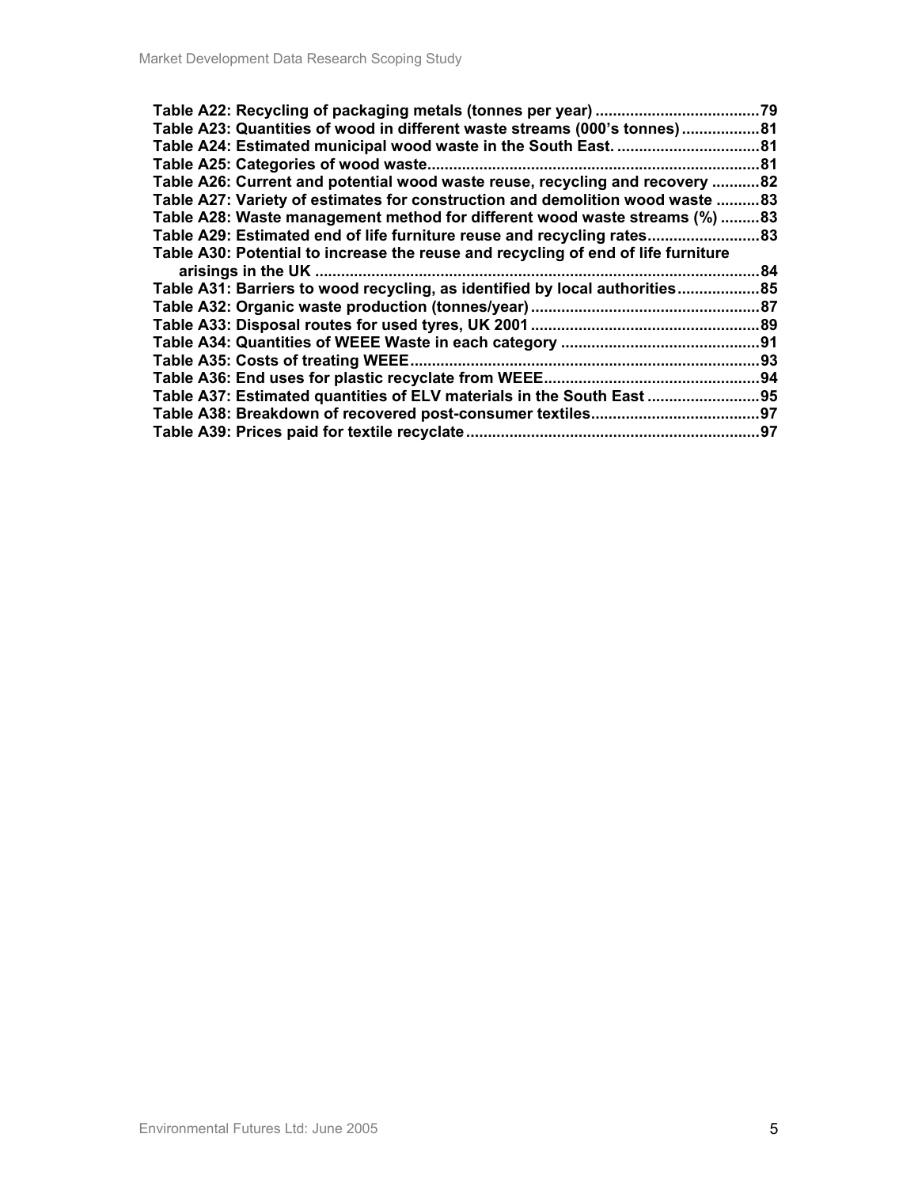**Table A22: Recycling of packaging metals (tonnes per year) ......................................79**
**Table A23: Quantities of wood in different waste streams (000's tonnes) ..................81**
**Table A24: Estimated municipal wood waste in the South East. .................................81**
**Table A25: Categories of wood waste............................................................................81**
**Table A26: Current and potential wood waste reuse, recycling and recovery ...........82**
**Table A27: Variety of estimates for construction and demolition wood waste ..........83**
**Table A28: Waste management method for different wood waste streams (%) .........83**
**Table A29: Estimated end of life furniture reuse and recycling rates..........................83**
**Table A30: Potential to increase the reuse and recycling of end of life furniture arisings in the UK ......................................................................................................84**
**Table A31: Barriers to wood recycling, as identified by local authorities...................85**
**Table A32: Organic waste production (tonnes/year) ....................................................87**
**Table A33: Disposal routes for used tyres, UK 2001 .....................................................89**
**Table A34: Quantities of WEEE Waste in each category ..............................................91**
**Table A35: Costs of treating WEEE.................................................................................93**
**Table A36: End uses for plastic recyclate from WEEE..................................................94**
**Table A37: Estimated quantities of ELV materials in the South East ..........................95**
**Table A38: Breakdown of recovered post-consumer textiles.......................................97**
**Table A39: Prices paid for textile recyclate ...................................................................97**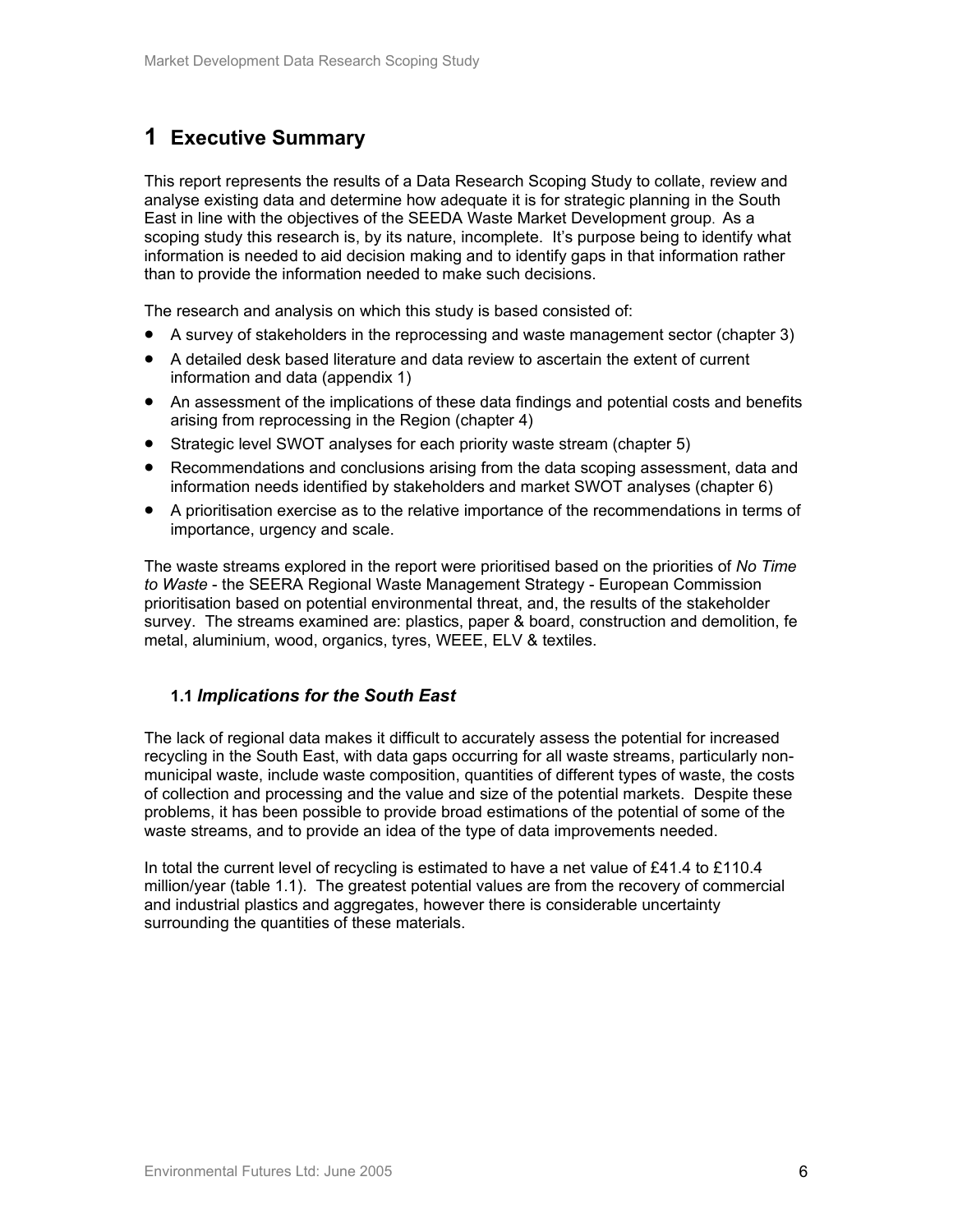# 1 Executive Summary

This report represents the results of a Data Research Scoping Study to collate, review and analyse existing data and determine how adequate it is for strategic planning in the South East in line with the objectives of the SEEDA Waste Market Development group. As a scoping study this research is, by its nature, incomplete. It's purpose being to identify what information is needed to aid decision making and to identify gaps in that information rather than to provide the information needed to make such decisions.

The research and analysis on which this study is based consisted of:

- A survey of stakeholders in the reprocessing and waste management sector (chapter 3)
- A detailed desk based literature and data review to ascertain the extent of current information and data (appendix 1)
- An assessment of the implications of these data findings and potential costs and benefits arising from reprocessing in the Region (chapter 4)
- Strategic level SWOT analyses for each priority waste stream (chapter 5)
- Recommendations and conclusions arising from the data scoping assessment, data and information needs identified by stakeholders and market SWOT analyses (chapter 6)
- A prioritisation exercise as to the relative importance of the recommendations in terms of importance, urgency and scale.

The waste streams explored in the report were prioritised based on the priorities of *No Time to Waste* - the SEERA Regional Waste Management Strategy - European Commission prioritisation based on potential environmental threat, and, the results of the stakeholder survey. The streams examined are: plastics, paper & board, construction and demolition, fe metal, aluminium, wood, organics, tyres, WEEE, ELV & textiles.

### 1.1 *Implications for the South East*

The lack of regional data makes it difficult to accurately assess the potential for increased recycling in the South East, with data gaps occurring for all waste streams, particularly non-municipal waste, include waste composition, quantities of different types of waste, the costs of collection and processing and the value and size of the potential markets. Despite these problems, it has been possible to provide broad estimations of the potential of some of the waste streams, and to provide an idea of the type of data improvements needed.

In total the current level of recycling is estimated to have a net value of £41.4 to £110.4 million/year (table 1.1). The greatest potential values are from the recovery of commercial and industrial plastics and aggregates, however there is considerable uncertainty surrounding the quantities of these materials.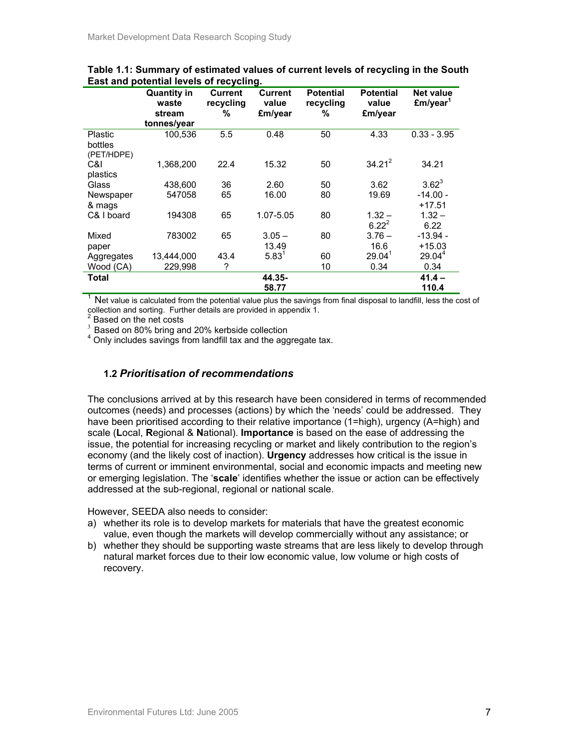**Table 1.1: Summary of estimated values of current levels of recycling in the South East and potential levels of recycling.**

| | Quantity in waste stream tonnes/year | Current recycling % | Current value £m/year | Potential recycling % | Potential value £m/year | Net value £m/year[1] |
|---|---|---|---|---|---|---|
| Plastic bottles (PET/HDPE) | 100,536 | 5.5 | 0.48 | 50 | 4.33 | 0.33 - 3.95 |
| C&I plastics | 1,368,200 | 22.4 | 15.32 | 50 | 34.21[2] | 34.21 |
| Glass | 438,600 | 36 | 2.60 | 50 | 3.62 | 3.62[3] |
| Newspaper & mags | 547058 | 65 | 16.00 | 80 | 19.69 | -14.00 - +17.51 |
| C& I board | 194308 | 65 | 1.07-5.05 | 80 | 1.32 – 6.22[2] | 1.32 – 6.22 |
| Mixed paper | 783002 | 65 | 3.05 – 13.49 | 80 | 3.76 – 16.6 | -13.94 - +15.03 |
| Aggregates | 13,444,000 | 43.4 | 5.83[1] | 60 | 29.04[1] | 29.04[4] |
| Wood (CA) | 229,998 | ? | | 10 | 0.34 | 0.34 |
| **Total** | | | **44.35-58.77** | | | **41.4 – 110.4** |

[1] Net value is calculated from the potential value plus the savings from final disposal to landfill, less the cost of collection and sorting. Further details are provided in appendix 1.

[2] Based on the net costs

[3] Based on 80% bring and 20% kerbside collection

[4] Only includes savings from landfill tax and the aggregate tax.

## 1.2 *Prioritisation of recommendations*

The conclusions arrived at by this research have been considered in terms of recommended outcomes (needs) and processes (actions) by which the 'needs' could be addressed. They have been prioritised according to their relative importance (1=high), urgency (A=high) and scale (**L**ocal, **R**egional & **N**ational). **Importance** is based on the ease of addressing the issue, the potential for increasing recycling or market and likely contribution to the region's economy (and the likely cost of inaction). **Urgency** addresses how critical is the issue in terms of current or imminent environmental, social and economic impacts and meeting new or emerging legislation. The '**scale**' identifies whether the issue or action can be effectively addressed at the sub-regional, regional or national scale.

However, SEEDA also needs to consider:

a) whether its role is to develop markets for materials that have the greatest economic value, even though the markets will develop commercially without any assistance; or
b) whether they should be supporting waste streams that are less likely to develop through natural market forces due to their low economic value, low volume or high costs of recovery.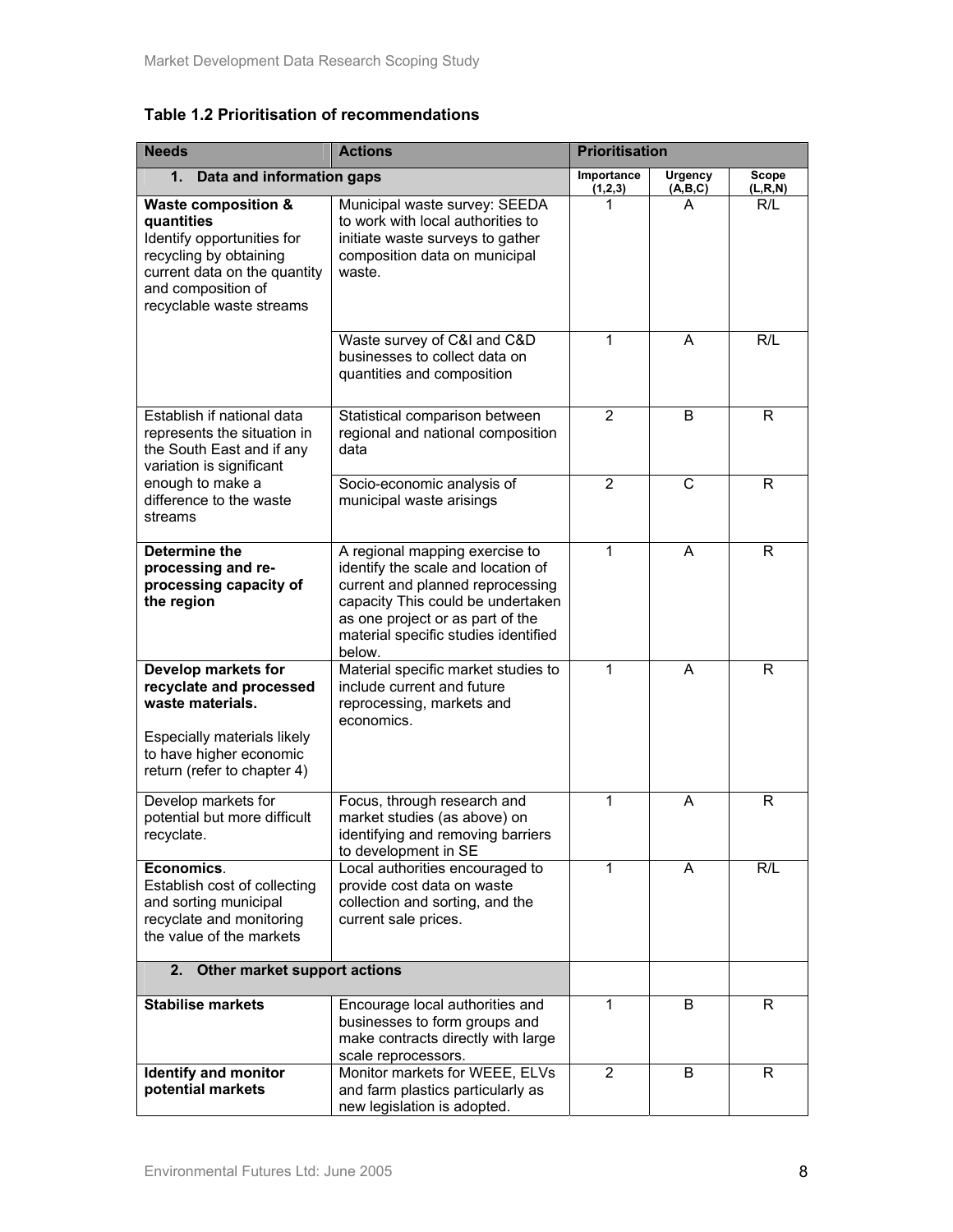**Table 1.2 Prioritisation of recommendations**

| Needs | Actions | Prioritisation | | |
|---|---|---|---|---|
| **1. Data and information gaps** | | Importance (1,2,3) | Urgency (A,B,C) | Scope (L,R,N) |
| **Waste composition & quantities** Identify opportunities for recycling by obtaining current data on the quantity and composition of recyclable waste streams | Municipal waste survey: SEEDA to work with local authorities to initiate waste surveys to gather composition data on municipal waste. | 1 | A | R/L |
| | Waste survey of C&I and C&D businesses to collect data on quantities and composition | 1 | A | R/L |
| Establish if national data represents the situation in the South East and if any variation is significant enough to make a difference to the waste streams | Statistical comparison between regional and national composition data | 2 | B | R |
| | Socio-economic analysis of municipal waste arisings | 2 | C | R |
| **Determine the processing and re-processing capacity of the region** | A regional mapping exercise to identify the scale and location of current and planned reprocessing capacity This could be undertaken as one project or as part of the material specific studies identified below. | 1 | A | R |
| **Develop markets for recyclate and processed waste materials.** Especially materials likely to have higher economic return (refer to chapter 4) | Material specific market studies to include current and future reprocessing, markets and economics. | 1 | A | R |
| Develop markets for potential but more difficult recyclate. | Focus, through research and market studies (as above) on identifying and removing barriers to development in SE | 1 | A | R |
| **Economics**. Establish cost of collecting and sorting municipal recyclate and monitoring the value of the markets | Local authorities encouraged to provide cost data on waste collection and sorting, and the current sale prices. | 1 | A | R/L |
| **2. Other market support actions** | | | | |
| **Stabilise markets** | Encourage local authorities and businesses to form groups and make contracts directly with large scale reprocessors. | 1 | B | R |
| **Identify and monitor potential markets** | Monitor markets for WEEE, ELVs and farm plastics particularly as new legislation is adopted. | 2 | B | R |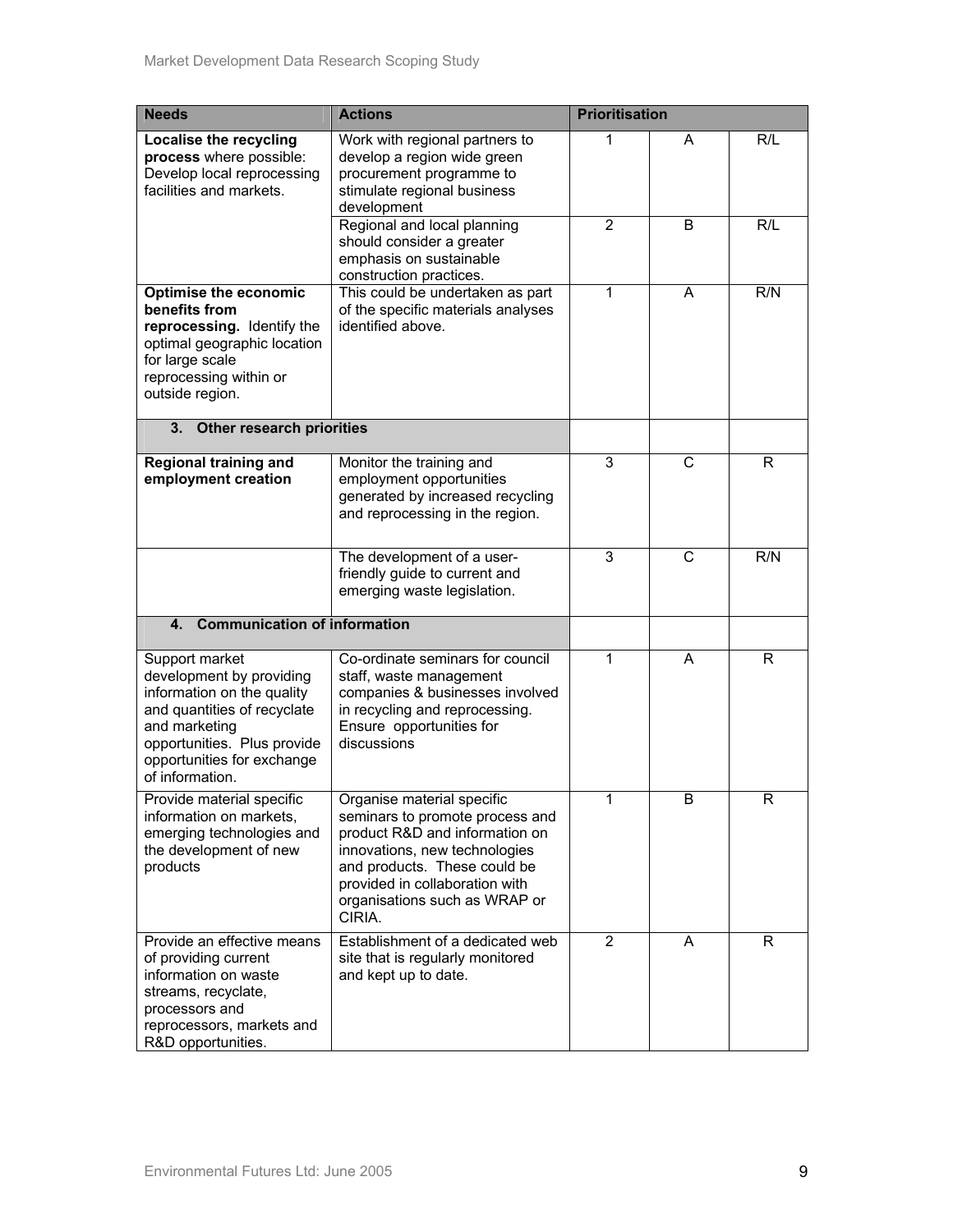| Needs | Actions | Prioritisation | | |
|---|---|---|---|---|
| **Localise the recycling process** where possible: Develop local reprocessing facilities and markets. | Work with regional partners to develop a region wide green procurement programme to stimulate regional business development | 1 | A | R/L |
| | Regional and local planning should consider a greater emphasis on sustainable construction practices. | 2 | B | R/L |
| **Optimise the economic benefits from reprocessing.** Identify the optimal geographic location for large scale reprocessing within or outside region. | This could be undertaken as part of the specific materials analyses identified above. | 1 | A | R/N |
| **3. Other research priorities** | | | | |
| **Regional training and employment creation** | Monitor the training and employment opportunities generated by increased recycling and reprocessing in the region. | 3 | C | R |
| | The development of a user-friendly guide to current and emerging waste legislation. | 3 | C | R/N |
| **4. Communication of information** | | | | |
| Support market development by providing information on the quality and quantities of recyclate and marketing opportunities. Plus provide opportunities for exchange of information. | Co-ordinate seminars for council staff, waste management companies & businesses involved in recycling and reprocessing. Ensure opportunities for discussions | 1 | A | R |
| Provide material specific information on markets, emerging technologies and the development of new products | Organise material specific seminars to promote process and product R&D and information on innovations, new technologies and products. These could be provided in collaboration with organisations such as WRAP or CIRIA. | 1 | B | R |
| Provide an effective means of providing current information on waste streams, recyclate, processors and reprocessors, markets and R&D opportunities. | Establishment of a dedicated web site that is regularly monitored and kept up to date. | 2 | A | R |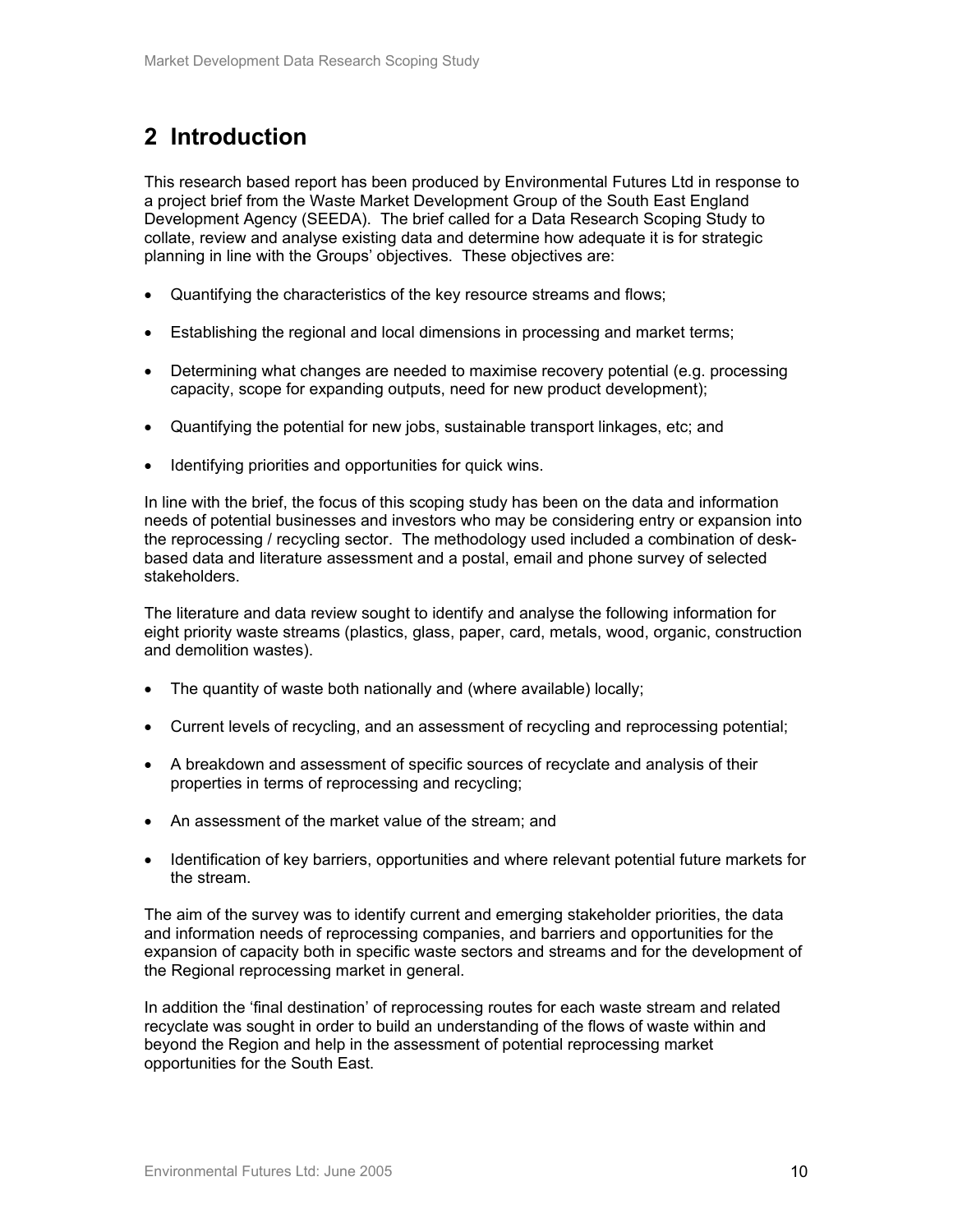# 2 Introduction

This research based report has been produced by Environmental Futures Ltd in response to a project brief from the Waste Market Development Group of the South East England Development Agency (SEEDA). The brief called for a Data Research Scoping Study to collate, review and analyse existing data and determine how adequate it is for strategic planning in line with the Groups' objectives. These objectives are:

- Quantifying the characteristics of the key resource streams and flows;
- Establishing the regional and local dimensions in processing and market terms;
- Determining what changes are needed to maximise recovery potential (e.g. processing capacity, scope for expanding outputs, need for new product development);
- Quantifying the potential for new jobs, sustainable transport linkages, etc; and
- Identifying priorities and opportunities for quick wins.

In line with the brief, the focus of this scoping study has been on the data and information needs of potential businesses and investors who may be considering entry or expansion into the reprocessing / recycling sector. The methodology used included a combination of desk-based data and literature assessment and a postal, email and phone survey of selected stakeholders.

The literature and data review sought to identify and analyse the following information for eight priority waste streams (plastics, glass, paper, card, metals, wood, organic, construction and demolition wastes).

- The quantity of waste both nationally and (where available) locally;
- Current levels of recycling, and an assessment of recycling and reprocessing potential;
- A breakdown and assessment of specific sources of recyclate and analysis of their properties in terms of reprocessing and recycling;
- An assessment of the market value of the stream; and
- Identification of key barriers, opportunities and where relevant potential future markets for the stream.

The aim of the survey was to identify current and emerging stakeholder priorities, the data and information needs of reprocessing companies, and barriers and opportunities for the expansion of capacity both in specific waste sectors and streams and for the development of the Regional reprocessing market in general.

In addition the 'final destination' of reprocessing routes for each waste stream and related recyclate was sought in order to build an understanding of the flows of waste within and beyond the Region and help in the assessment of potential reprocessing market opportunities for the South East.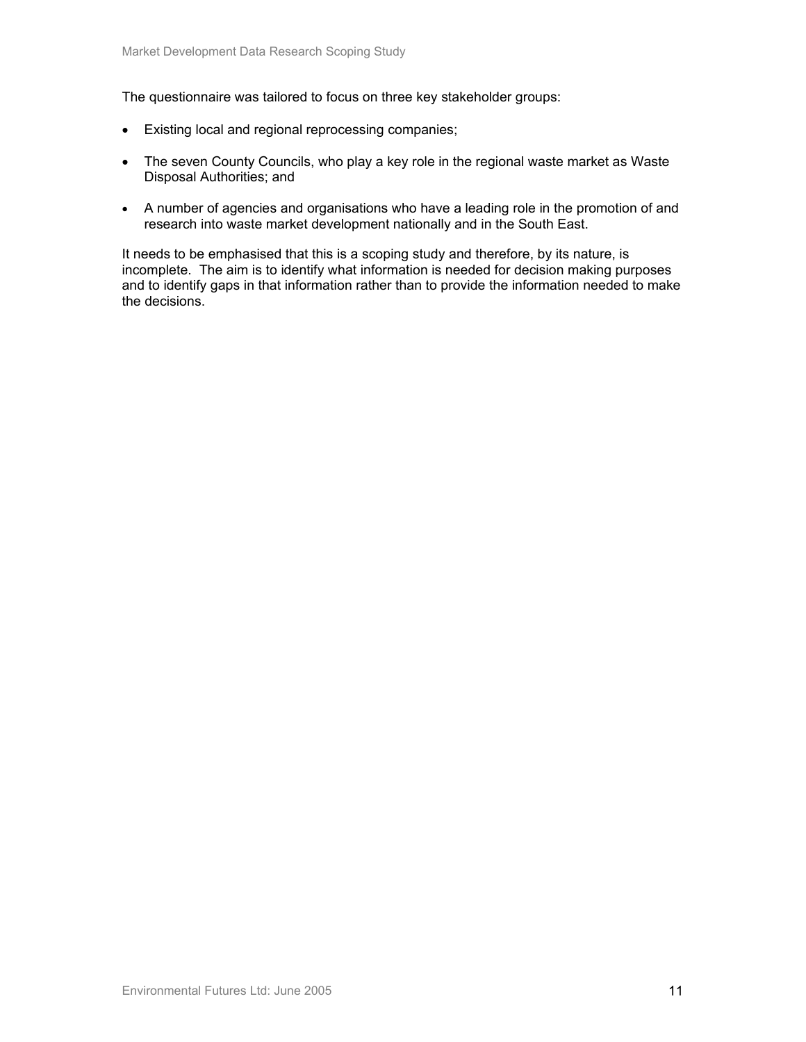The questionnaire was tailored to focus on three key stakeholder groups:

- Existing local and regional reprocessing companies;
- The seven County Councils, who play a key role in the regional waste market as Waste Disposal Authorities; and
- A number of agencies and organisations who have a leading role in the promotion of and research into waste market development nationally and in the South East.

It needs to be emphasised that this is a scoping study and therefore, by its nature, is incomplete. The aim is to identify what information is needed for decision making purposes and to identify gaps in that information rather than to provide the information needed to make the decisions.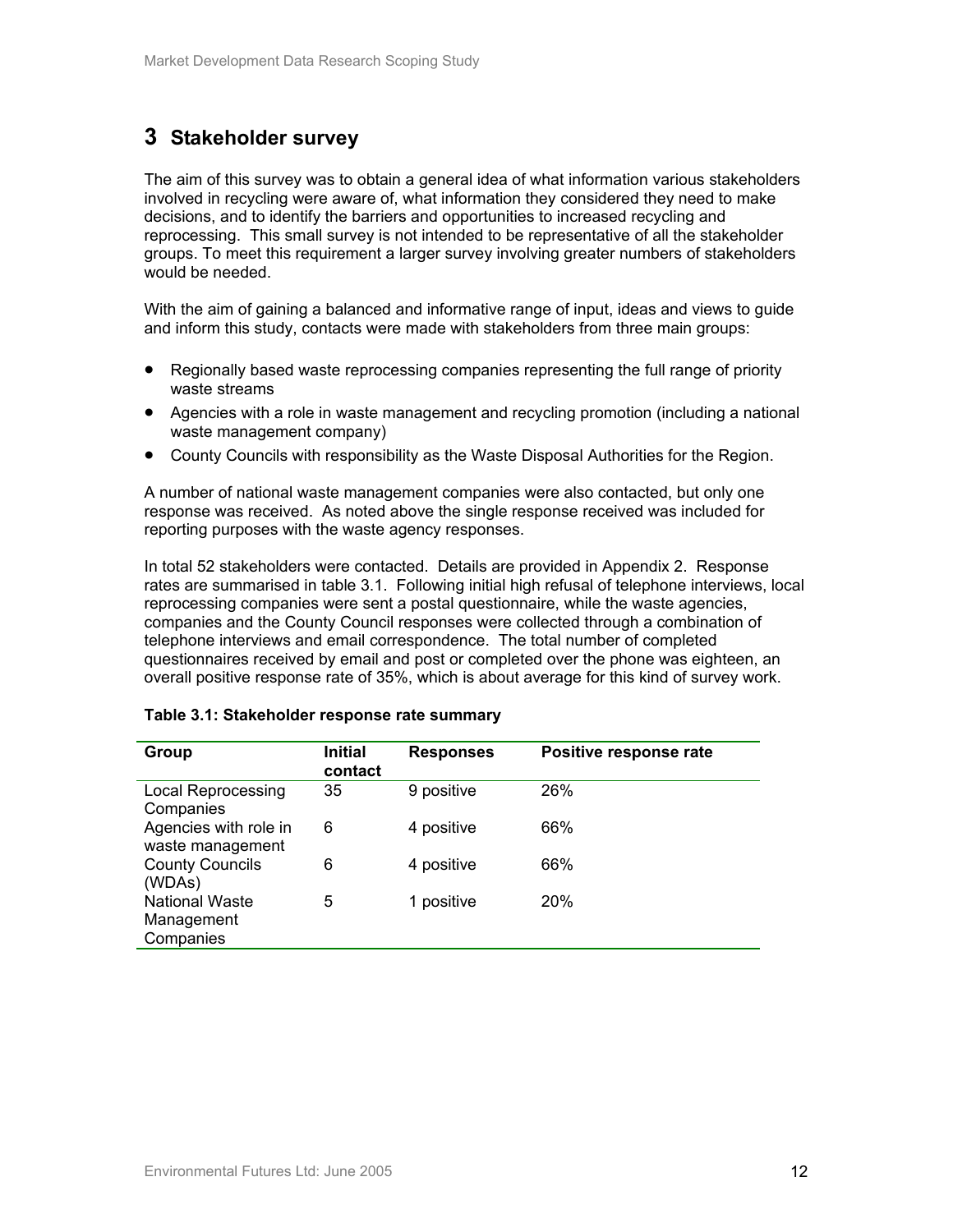# 3 Stakeholder survey

The aim of this survey was to obtain a general idea of what information various stakeholders involved in recycling were aware of, what information they considered they need to make decisions, and to identify the barriers and opportunities to increased recycling and reprocessing. This small survey is not intended to be representative of all the stakeholder groups. To meet this requirement a larger survey involving greater numbers of stakeholders would be needed.

With the aim of gaining a balanced and informative range of input, ideas and views to guide and inform this study, contacts were made with stakeholders from three main groups:

- Regionally based waste reprocessing companies representing the full range of priority waste streams
- Agencies with a role in waste management and recycling promotion (including a national waste management company)
- County Councils with responsibility as the Waste Disposal Authorities for the Region.

A number of national waste management companies were also contacted, but only one response was received. As noted above the single response received was included for reporting purposes with the waste agency responses.

In total 52 stakeholders were contacted. Details are provided in Appendix 2. Response rates are summarised in table 3.1. Following initial high refusal of telephone interviews, local reprocessing companies were sent a postal questionnaire, while the waste agencies, companies and the County Council responses were collected through a combination of telephone interviews and email correspondence. The total number of completed questionnaires received by email and post or completed over the phone was eighteen, an overall positive response rate of 35%, which is about average for this kind of survey work.

**Table 3.1: Stakeholder response rate summary**

| Group | Initial contact | Responses | Positive response rate |
|---|---|---|---|
| Local Reprocessing Companies | 35 | 9 positive | 26% |
| Agencies with role in waste management | 6 | 4 positive | 66% |
| County Councils (WDAs) | 6 | 4 positive | 66% |
| National Waste Management Companies | 5 | 1 positive | 20% |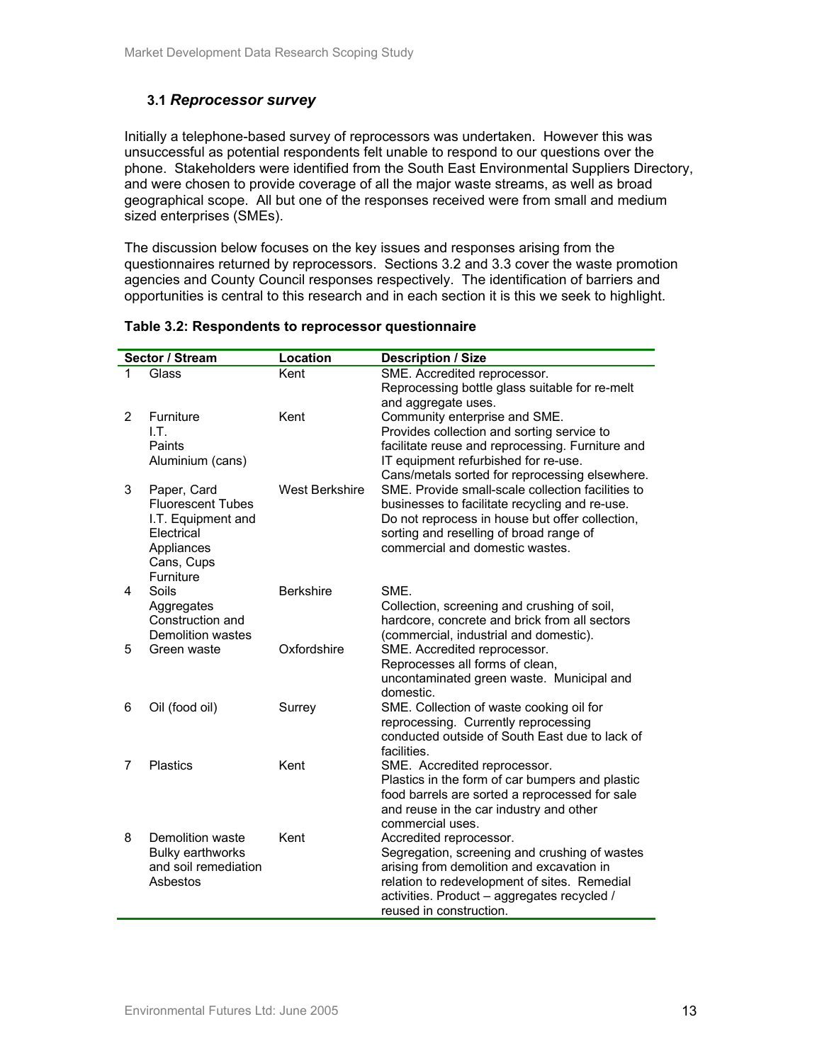### 3.1 *Reprocessor survey*

Initially a telephone-based survey of reprocessors was undertaken. However this was unsuccessful as potential respondents felt unable to respond to our questions over the phone. Stakeholders were identified from the South East Environmental Suppliers Directory, and were chosen to provide coverage of all the major waste streams, as well as broad geographical scope. All but one of the responses received were from small and medium sized enterprises (SMEs).

The discussion below focuses on the key issues and responses arising from the questionnaires returned by reprocessors. Sections 3.2 and 3.3 cover the waste promotion agencies and County Council responses respectively. The identification of barriers and opportunities is central to this research and in each section it is this we seek to highlight.

**Table 3.2: Respondents to reprocessor questionnaire**

| | Sector / Stream | Location | Description / Size |
|---|---|---|---|
| 1 | Glass | Kent | SME. Accredited reprocessor. Reprocessing bottle glass suitable for re-melt and aggregate uses. |
| 2 | Furniture<br>I.T.<br>Paints<br>Aluminium (cans) | Kent | Community enterprise and SME. Provides collection and sorting service to facilitate reuse and reprocessing. Furniture and IT equipment refurbished for re-use. Cans/metals sorted for reprocessing elsewhere. |
| 3 | Paper, Card<br>Fluorescent Tubes<br>I.T. Equipment and Electrical Appliances<br>Cans, Cups<br>Furniture | West Berkshire | SME. Provide small-scale collection facilities to businesses to facilitate recycling and re-use. Do not reprocess in house but offer collection, sorting and reselling of broad range of commercial and domestic wastes. |
| 4 | Soils<br>Aggregates<br>Construction and Demolition wastes | Berkshire | SME. Collection, screening and crushing of soil, hardcore, concrete and brick from all sectors (commercial, industrial and domestic). |
| 5 | Green waste | Oxfordshire | SME. Accredited reprocessor. Reprocesses all forms of clean, uncontaminated green waste. Municipal and domestic. |
| 6 | Oil (food oil) | Surrey | SME. Collection of waste cooking oil for reprocessing. Currently reprocessing conducted outside of South East due to lack of facilities. |
| 7 | Plastics | Kent | SME. Accredited reprocessor. Plastics in the form of car bumpers and plastic food barrels are sorted a reprocessed for sale and reuse in the car industry and other commercial uses. |
| 8 | Demolition waste<br>Bulky earthworks and soil remediation<br>Asbestos | Kent | Accredited reprocessor. Segregation, screening and crushing of wastes arising from demolition and excavation in relation to redevelopment of sites. Remedial activities. Product – aggregates recycled / reused in construction. |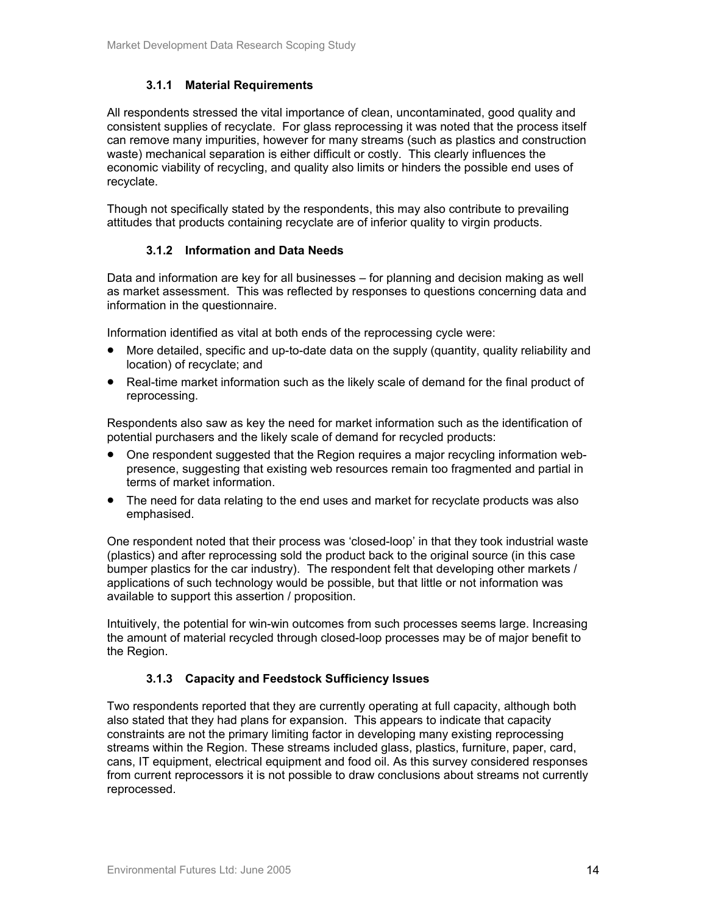### 3.1.1 Material Requirements

All respondents stressed the vital importance of clean, uncontaminated, good quality and consistent supplies of recyclate. For glass reprocessing it was noted that the process itself can remove many impurities, however for many streams (such as plastics and construction waste) mechanical separation is either difficult or costly. This clearly influences the economic viability of recycling, and quality also limits or hinders the possible end uses of recyclate.

Though not specifically stated by the respondents, this may also contribute to prevailing attitudes that products containing recyclate are of inferior quality to virgin products.

### 3.1.2 Information and Data Needs

Data and information are key for all businesses – for planning and decision making as well as market assessment. This was reflected by responses to questions concerning data and information in the questionnaire.

Information identified as vital at both ends of the reprocessing cycle were:

- More detailed, specific and up-to-date data on the supply (quantity, quality reliability and location) of recyclate; and
- Real-time market information such as the likely scale of demand for the final product of reprocessing.

Respondents also saw as key the need for market information such as the identification of potential purchasers and the likely scale of demand for recycled products:

- One respondent suggested that the Region requires a major recycling information web-presence, suggesting that existing web resources remain too fragmented and partial in terms of market information.
- The need for data relating to the end uses and market for recyclate products was also emphasised.

One respondent noted that their process was 'closed-loop' in that they took industrial waste (plastics) and after reprocessing sold the product back to the original source (in this case bumper plastics for the car industry). The respondent felt that developing other markets / applications of such technology would be possible, but that little or not information was available to support this assertion / proposition.

Intuitively, the potential for win-win outcomes from such processes seems large. Increasing the amount of material recycled through closed-loop processes may be of major benefit to the Region.

### 3.1.3 Capacity and Feedstock Sufficiency Issues

Two respondents reported that they are currently operating at full capacity, although both also stated that they had plans for expansion. This appears to indicate that capacity constraints are not the primary limiting factor in developing many existing reprocessing streams within the Region. These streams included glass, plastics, furniture, paper, card, cans, IT equipment, electrical equipment and food oil. As this survey considered responses from current reprocessors it is not possible to draw conclusions about streams not currently reprocessed.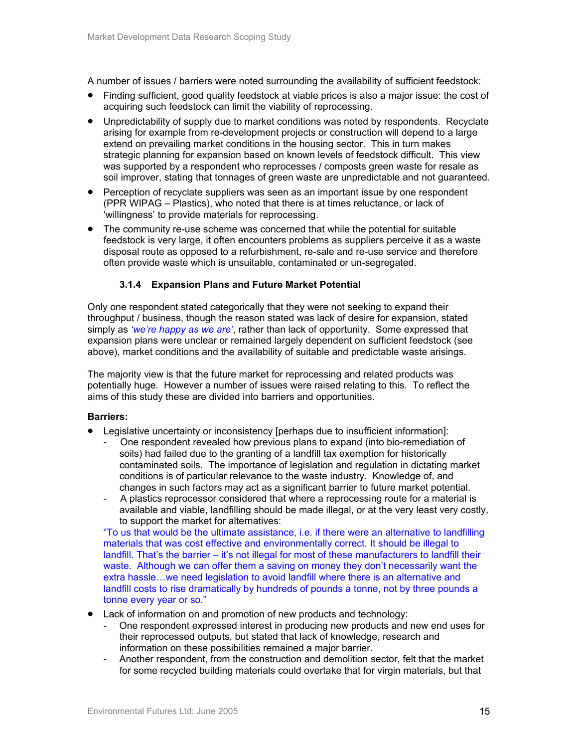A number of issues / barriers were noted surrounding the availability of sufficient feedstock:

- Finding sufficient, good quality feedstock at viable prices is also a major issue: the cost of acquiring such feedstock can limit the viability of reprocessing.
- Unpredictability of supply due to market conditions was noted by respondents. Recyclate arising for example from re-development projects or construction will depend to a large extend on prevailing market conditions in the housing sector. This in turn makes strategic planning for expansion based on known levels of feedstock difficult. This view was supported by a respondent who reprocesses / composts green waste for resale as soil improver, stating that tonnages of green waste are unpredictable and not guaranteed.
- Perception of recyclate suppliers was seen as an important issue by one respondent (PPR WIPAG – Plastics), who noted that there is at times reluctance, or lack of 'willingness' to provide materials for reprocessing.
- The community re-use scheme was concerned that while the potential for suitable feedstock is very large, it often encounters problems as suppliers perceive it as a waste disposal route as opposed to a refurbishment, re-sale and re-use service and therefore often provide waste which is unsuitable, contaminated or un-segregated.

### 3.1.4 Expansion Plans and Future Market Potential

Only one respondent stated categorically that they were not seeking to expand their throughput / business, though the reason stated was lack of desire for expansion, stated simply as *'we're happy as we are'*, rather than lack of opportunity. Some expressed that expansion plans were unclear or remained largely dependent on sufficient feedstock (see above), market conditions and the availability of suitable and predictable waste arisings.

The majority view is that the future market for reprocessing and related products was potentially huge. However a number of issues were raised relating to this. To reflect the aims of this study these are divided into barriers and opportunities.

**Barriers:**

- Legislative uncertainty or inconsistency [perhaps due to insufficient information]:
  - One respondent revealed how previous plans to expand (into bio-remediation of soils) had failed due to the granting of a landfill tax exemption for historically contaminated soils. The importance of legislation and regulation in dictating market conditions is of particular relevance to the waste industry. Knowledge of, and changes in such factors may act as a significant barrier to future market potential.
  - A plastics reprocessor considered that where a reprocessing route for a material is available and viable, landfilling should be made illegal, or at the very least very costly, to support the market for alternatives:

  "To us that would be the ultimate assistance, i.e. if there were an alternative to landfilling materials that was cost effective and environmentally correct. It should be illegal to landfill. That's the barrier – it's not illegal for most of these manufacturers to landfill their waste. Although we can offer them a saving on money they don't necessarily want the extra hassle…we need legislation to avoid landfill where there is an alternative and landfill costs to rise dramatically by hundreds of pounds a tonne, not by three pounds a tonne every year or so."
- Lack of information on and promotion of new products and technology:
  - One respondent expressed interest in producing new products and new end uses for their reprocessed outputs, but stated that lack of knowledge, research and information on these possibilities remained a major barrier.
  - Another respondent, from the construction and demolition sector, felt that the market for some recycled building materials could overtake that for virgin materials, but that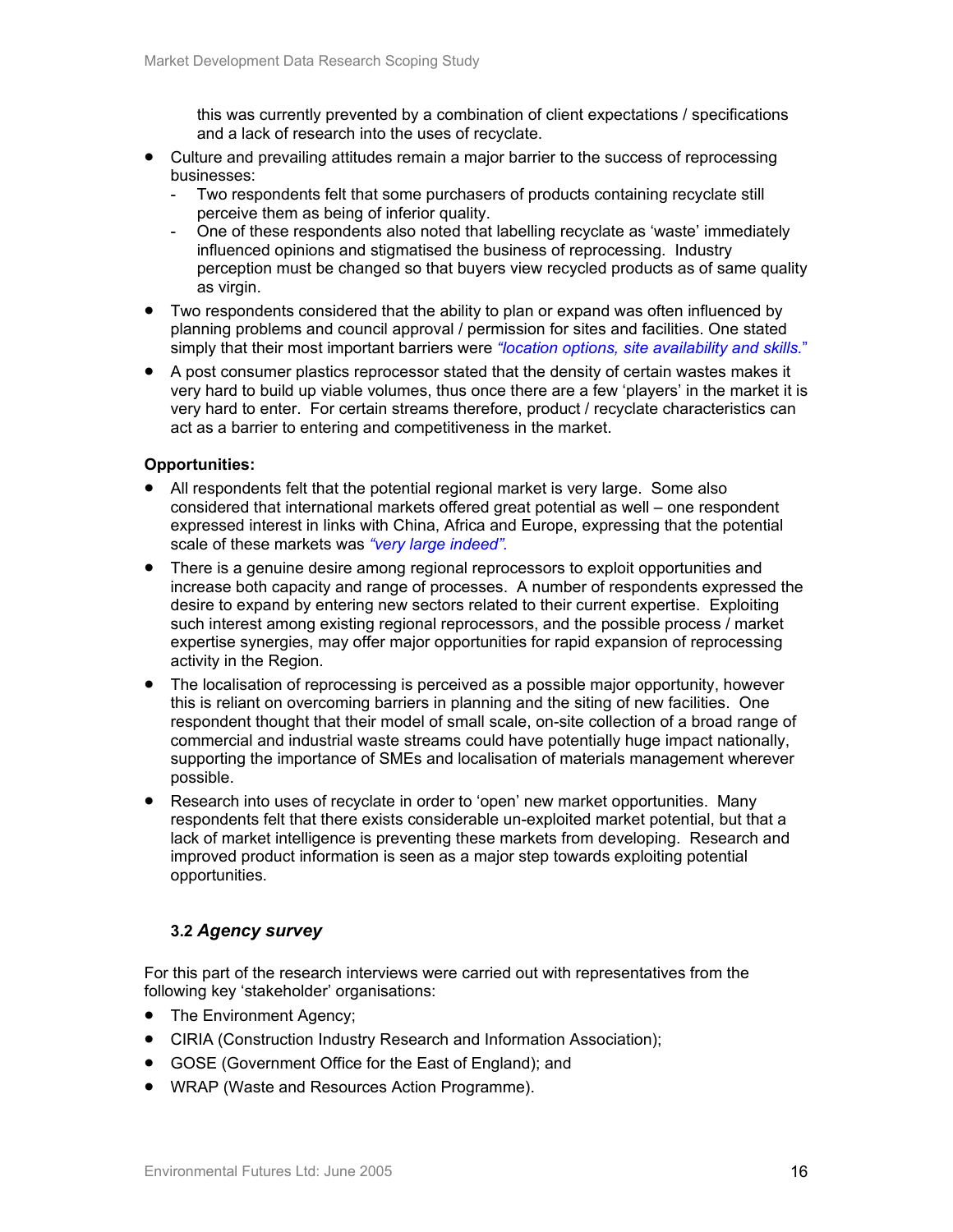this was currently prevented by a combination of client expectations / specifications and a lack of research into the uses of recyclate.

- Culture and prevailing attitudes remain a major barrier to the success of reprocessing businesses:
  - Two respondents felt that some purchasers of products containing recyclate still perceive them as being of inferior quality.
  - One of these respondents also noted that labelling recyclate as 'waste' immediately influenced opinions and stigmatised the business of reprocessing. Industry perception must be changed so that buyers view recycled products as of same quality as virgin.
- Two respondents considered that the ability to plan or expand was often influenced by planning problems and council approval / permission for sites and facilities. One stated simply that their most important barriers were *"location options, site availability and skills."*
- A post consumer plastics reprocessor stated that the density of certain wastes makes it very hard to build up viable volumes, thus once there are a few 'players' in the market it is very hard to enter. For certain streams therefore, product / recyclate characteristics can act as a barrier to entering and competitiveness in the market.

**Opportunities:**

- All respondents felt that the potential regional market is very large. Some also considered that international markets offered great potential as well – one respondent expressed interest in links with China, Africa and Europe, expressing that the potential scale of these markets was *"very large indeed"*.
- There is a genuine desire among regional reprocessors to exploit opportunities and increase both capacity and range of processes. A number of respondents expressed the desire to expand by entering new sectors related to their current expertise. Exploiting such interest among existing regional reprocessors, and the possible process / market expertise synergies, may offer major opportunities for rapid expansion of reprocessing activity in the Region.
- The localisation of reprocessing is perceived as a possible major opportunity, however this is reliant on overcoming barriers in planning and the siting of new facilities. One respondent thought that their model of small scale, on-site collection of a broad range of commercial and industrial waste streams could have potentially huge impact nationally, supporting the importance of SMEs and localisation of materials management wherever possible.
- Research into uses of recyclate in order to 'open' new market opportunities. Many respondents felt that there exists considerable un-exploited market potential, but that a lack of market intelligence is preventing these markets from developing. Research and improved product information is seen as a major step towards exploiting potential opportunities.

### 3.2 *Agency survey*

For this part of the research interviews were carried out with representatives from the following key 'stakeholder' organisations:

- The Environment Agency;
- CIRIA (Construction Industry Research and Information Association);
- GOSE (Government Office for the East of England); and
- WRAP (Waste and Resources Action Programme).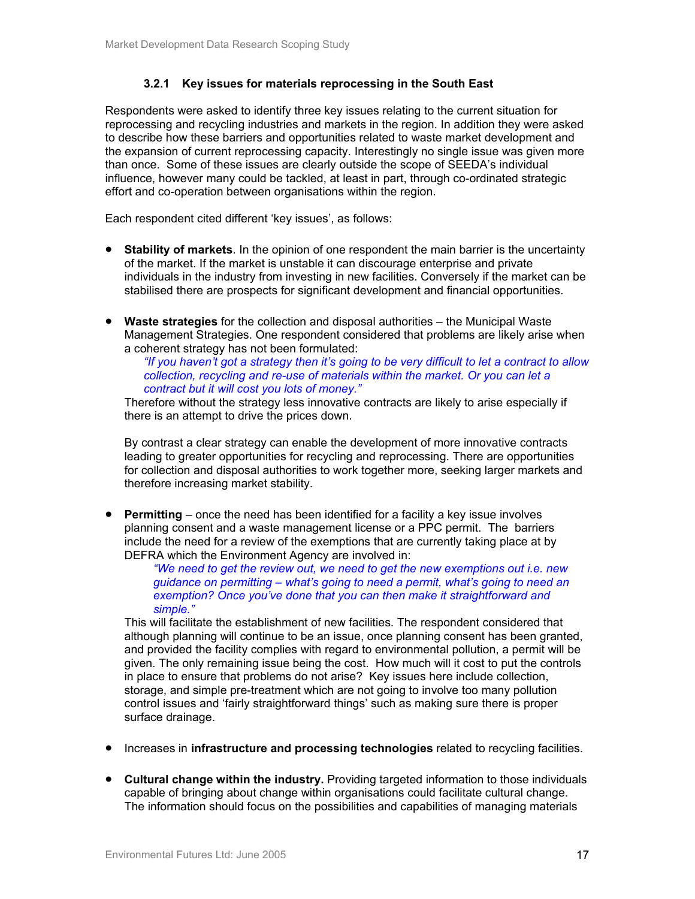### 3.2.1 Key issues for materials reprocessing in the South East

Respondents were asked to identify three key issues relating to the current situation for reprocessing and recycling industries and markets in the region. In addition they were asked to describe how these barriers and opportunities related to waste market development and the expansion of current reprocessing capacity. Interestingly no single issue was given more than once. Some of these issues are clearly outside the scope of SEEDA's individual influence, however many could be tackled, at least in part, through co-ordinated strategic effort and co-operation between organisations within the region.

Each respondent cited different 'key issues', as follows:

- **Stability of markets**. In the opinion of one respondent the main barrier is the uncertainty of the market. If the market is unstable it can discourage enterprise and private individuals in the industry from investing in new facilities. Conversely if the market can be stabilised there are prospects for significant development and financial opportunities.

- **Waste strategies** for the collection and disposal authorities – the Municipal Waste Management Strategies. One respondent considered that problems are likely arise when a coherent strategy has not been formulated:

  > *"If you haven't got a strategy then it's going to be very difficult to let a contract to allow collection, recycling and re-use of materials within the market. Or you can let a contract but it will cost you lots of money."*

  Therefore without the strategy less innovative contracts are likely to arise especially if there is an attempt to drive the prices down.

  By contrast a clear strategy can enable the development of more innovative contracts leading to greater opportunities for recycling and reprocessing. There are opportunities for collection and disposal authorities to work together more, seeking larger markets and therefore increasing market stability.

- **Permitting** – once the need has been identified for a facility a key issue involves planning consent and a waste management license or a PPC permit. The barriers include the need for a review of the exemptions that are currently taking place at by DEFRA which the Environment Agency are involved in:

  > *"We need to get the review out, we need to get the new exemptions out i.e. new guidance on permitting – what's going to need a permit, what's going to need an exemption? Once you've done that you can then make it straightforward and simple."*

  This will facilitate the establishment of new facilities. The respondent considered that although planning will continue to be an issue, once planning consent has been granted, and provided the facility complies with regard to environmental pollution, a permit will be given. The only remaining issue being the cost. How much will it cost to put the controls in place to ensure that problems do not arise? Key issues here include collection, storage, and simple pre-treatment which are not going to involve too many pollution control issues and 'fairly straightforward things' such as making sure there is proper surface drainage.

- Increases in **infrastructure and processing technologies** related to recycling facilities.

- **Cultural change within the industry.** Providing targeted information to those individuals capable of bringing about change within organisations could facilitate cultural change. The information should focus on the possibilities and capabilities of managing materials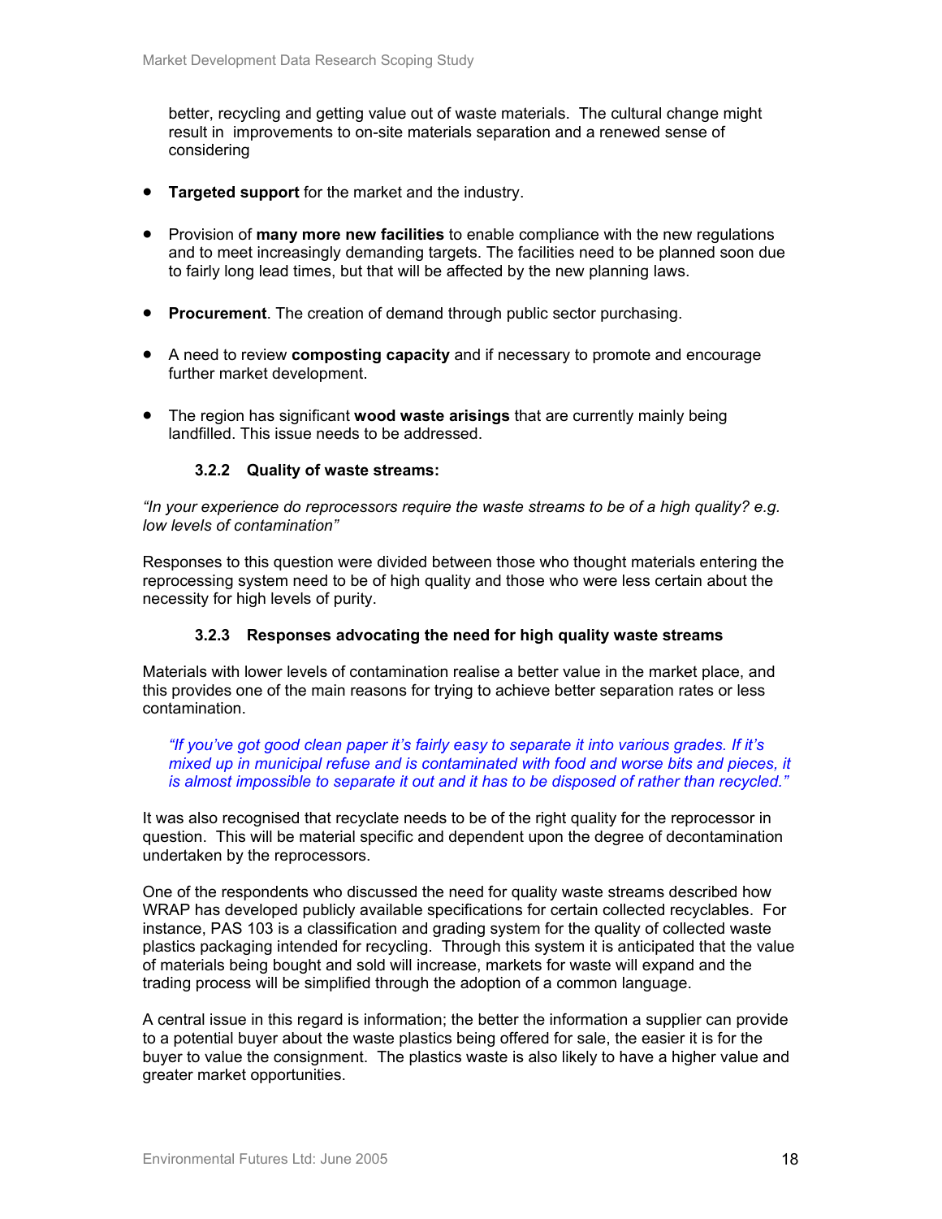better, recycling and getting value out of waste materials. The cultural change might result in improvements to on-site materials separation and a renewed sense of considering

- **Targeted support** for the market and the industry.

- Provision of **many more new facilities** to enable compliance with the new regulations and to meet increasingly demanding targets. The facilities need to be planned soon due to fairly long lead times, but that will be affected by the new planning laws.

- **Procurement**. The creation of demand through public sector purchasing.

- A need to review **composting capacity** and if necessary to promote and encourage further market development.

- The region has significant **wood waste arisings** that are currently mainly being landfilled. This issue needs to be addressed.

### 3.2.2 Quality of waste streams:

*"In your experience do reprocessors require the waste streams to be of a high quality? e.g. low levels of contamination"*

Responses to this question were divided between those who thought materials entering the reprocessing system need to be of high quality and those who were less certain about the necessity for high levels of purity.

### 3.2.3 Responses advocating the need for high quality waste streams

Materials with lower levels of contamination realise a better value in the market place, and this provides one of the main reasons for trying to achieve better separation rates or less contamination.

> *"If you've got good clean paper it's fairly easy to separate it into various grades. If it's mixed up in municipal refuse and is contaminated with food and worse bits and pieces, it is almost impossible to separate it out and it has to be disposed of rather than recycled."*

It was also recognised that recyclate needs to be of the right quality for the reprocessor in question. This will be material specific and dependent upon the degree of decontamination undertaken by the reprocessors.

One of the respondents who discussed the need for quality waste streams described how WRAP has developed publicly available specifications for certain collected recyclables. For instance, PAS 103 is a classification and grading system for the quality of collected waste plastics packaging intended for recycling. Through this system it is anticipated that the value of materials being bought and sold will increase, markets for waste will expand and the trading process will be simplified through the adoption of a common language.

A central issue in this regard is information; the better the information a supplier can provide to a potential buyer about the waste plastics being offered for sale, the easier it is for the buyer to value the consignment. The plastics waste is also likely to have a higher value and greater market opportunities.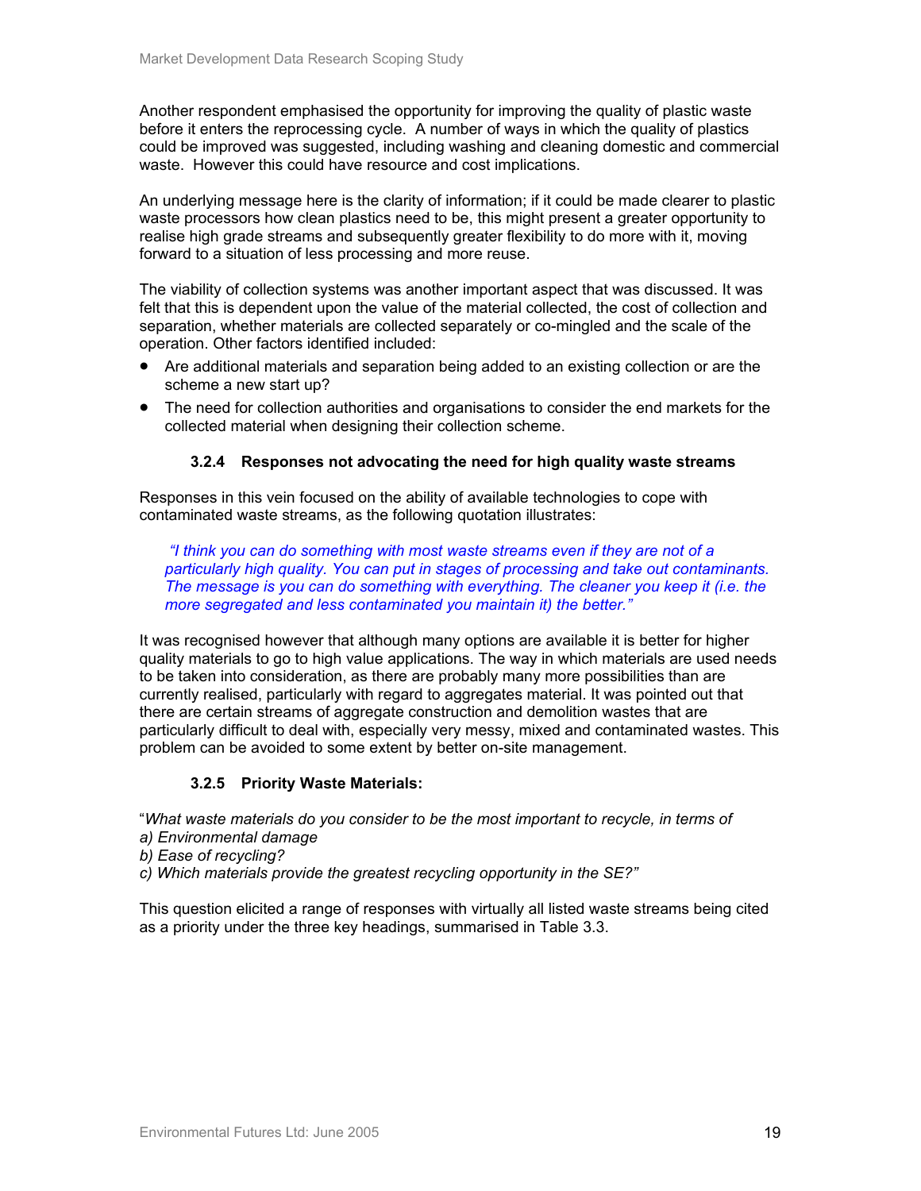Another respondent emphasised the opportunity for improving the quality of plastic waste before it enters the reprocessing cycle. A number of ways in which the quality of plastics could be improved was suggested, including washing and cleaning domestic and commercial waste. However this could have resource and cost implications.

An underlying message here is the clarity of information; if it could be made clearer to plastic waste processors how clean plastics need to be, this might present a greater opportunity to realise high grade streams and subsequently greater flexibility to do more with it, moving forward to a situation of less processing and more reuse.

The viability of collection systems was another important aspect that was discussed. It was felt that this is dependent upon the value of the material collected, the cost of collection and separation, whether materials are collected separately or co-mingled and the scale of the operation. Other factors identified included:

- Are additional materials and separation being added to an existing collection or are the scheme a new start up?
- The need for collection authorities and organisations to consider the end markets for the collected material when designing their collection scheme.

### 3.2.4 Responses not advocating the need for high quality waste streams

Responses in this vein focused on the ability of available technologies to cope with contaminated waste streams, as the following quotation illustrates:

> *"I think you can do something with most waste streams even if they are not of a particularly high quality. You can put in stages of processing and take out contaminants. The message is you can do something with everything. The cleaner you keep it (i.e. the more segregated and less contaminated you maintain it) the better."*

It was recognised however that although many options are available it is better for higher quality materials to go to high value applications. The way in which materials are used needs to be taken into consideration, as there are probably many more possibilities than are currently realised, particularly with regard to aggregates material. It was pointed out that there are certain streams of aggregate construction and demolition wastes that are particularly difficult to deal with, especially very messy, mixed and contaminated wastes. This problem can be avoided to some extent by better on-site management.

### 3.2.5 Priority Waste Materials:

"*What waste materials do you consider to be the most important to recycle, in terms of*
*a) Environmental damage*
*b) Ease of recycling?*
*c) Which materials provide the greatest recycling opportunity in the SE?"*

This question elicited a range of responses with virtually all listed waste streams being cited as a priority under the three key headings, summarised in Table 3.3.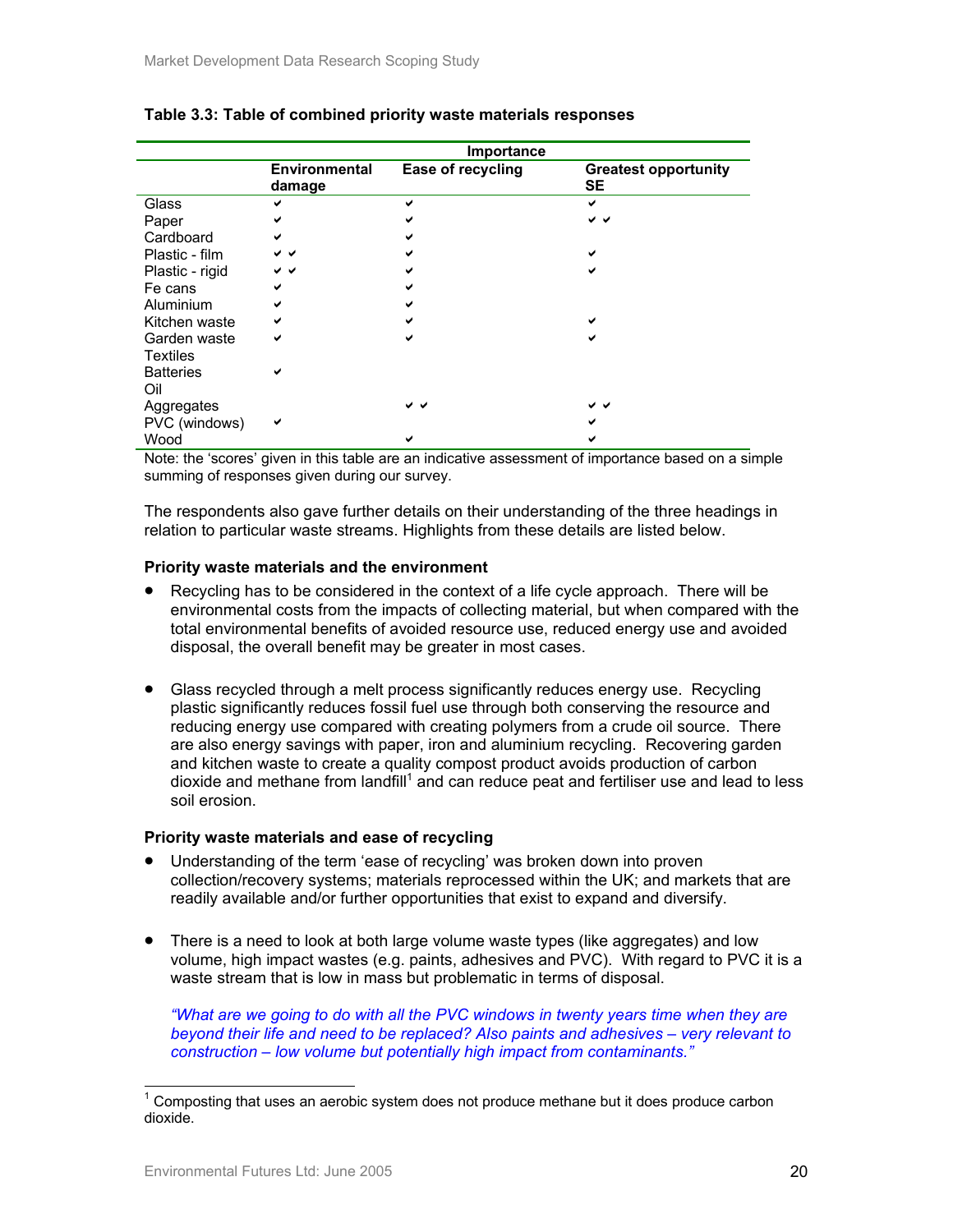**Table 3.3: Table of combined priority waste materials responses**

| | Importance | | |
|---|---|---|---|
| | **Environmental damage** | **Ease of recycling** | **Greatest opportunity SE** |
| Glass | ✔ | ✔ | ✔ |
| Paper | ✔ | ✔ | ✔ ✔ |
| Cardboard | ✔ | ✔ | |
| Plastic - film | ✔ ✔ | ✔ | ✔ |
| Plastic - rigid | ✔ ✔ | ✔ | ✔ |
| Fe cans | ✔ | ✔ | |
| Aluminium | ✔ | ✔ | |
| Kitchen waste | ✔ | ✔ | ✔ |
| Garden waste | ✔ | ✔ | ✔ |
| Textiles | | | |
| Batteries | ✔ | | |
| Oil | | | |
| Aggregates | | ✔ ✔ | ✔ ✔ |
| PVC (windows) | ✔ | | ✔ |
| Wood | | ✔ | ✔ |

Note: the 'scores' given in this table are an indicative assessment of importance based on a simple summing of responses given during our survey.

The respondents also gave further details on their understanding of the three headings in relation to particular waste streams. Highlights from these details are listed below.

**Priority waste materials and the environment**

- Recycling has to be considered in the context of a life cycle approach. There will be environmental costs from the impacts of collecting material, but when compared with the total environmental benefits of avoided resource use, reduced energy use and avoided disposal, the overall benefit may be greater in most cases.

- Glass recycled through a melt process significantly reduces energy use. Recycling plastic significantly reduces fossil fuel use through both conserving the resource and reducing energy use compared with creating polymers from a crude oil source. There are also energy savings with paper, iron and aluminium recycling. Recovering garden and kitchen waste to create a quality compost product avoids production of carbon dioxide and methane from landfill[1] and can reduce peat and fertiliser use and lead to less soil erosion.

**Priority waste materials and ease of recycling**

- Understanding of the term 'ease of recycling' was broken down into proven collection/recovery systems; materials reprocessed within the UK; and markets that are readily available and/or further opportunities that exist to expand and diversify.

- There is a need to look at both large volume waste types (like aggregates) and low volume, high impact wastes (e.g. paints, adhesives and PVC). With regard to PVC it is a waste stream that is low in mass but problematic in terms of disposal.

  *"What are we going to do with all the PVC windows in twenty years time when they are beyond their life and need to be replaced? Also paints and adhesives – very relevant to construction – low volume but potentially high impact from contaminants."*

[1] Composting that uses an aerobic system does not produce methane but it does produce carbon dioxide.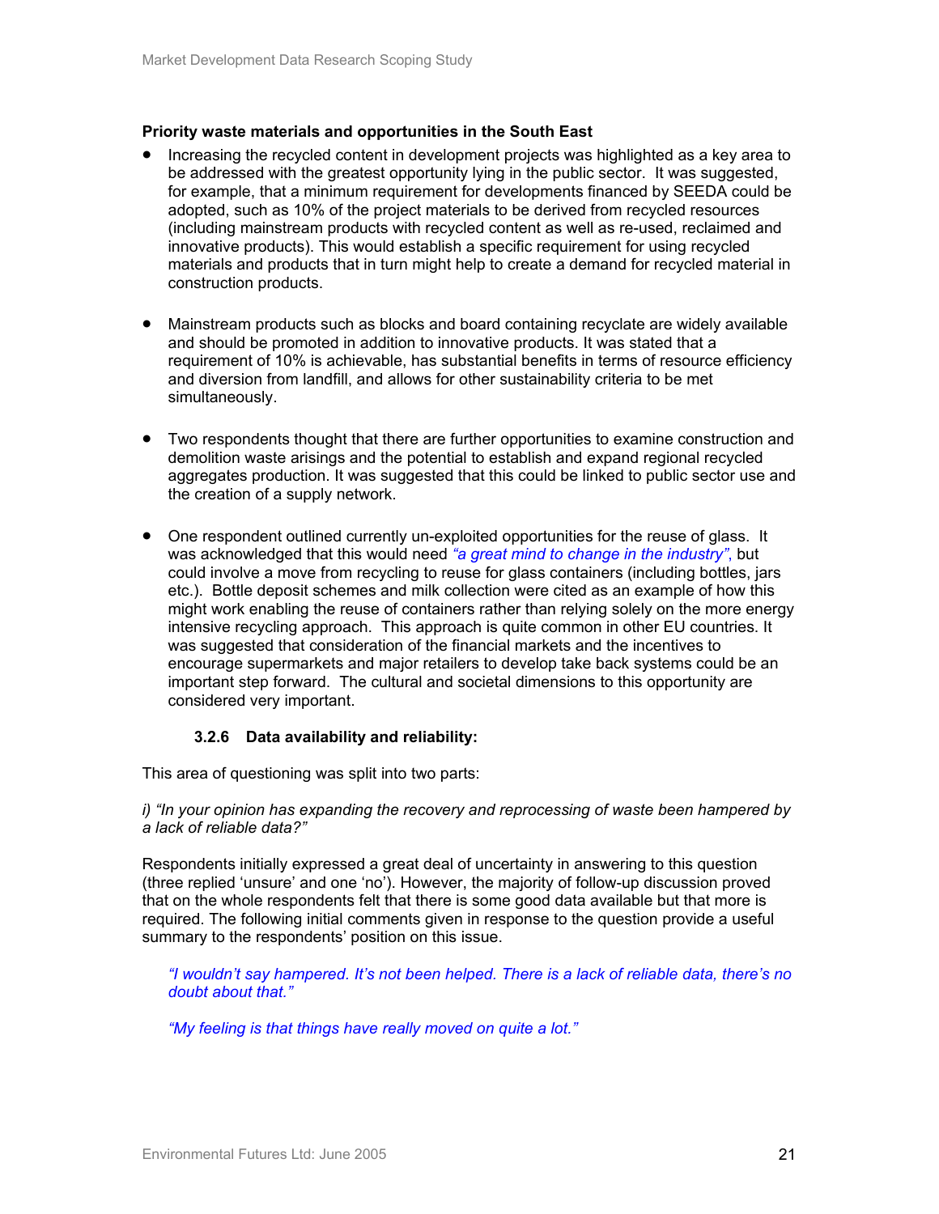**Priority waste materials and opportunities in the South East**

- Increasing the recycled content in development projects was highlighted as a key area to be addressed with the greatest opportunity lying in the public sector. It was suggested, for example, that a minimum requirement for developments financed by SEEDA could be adopted, such as 10% of the project materials to be derived from recycled resources (including mainstream products with recycled content as well as re-used, reclaimed and innovative products). This would establish a specific requirement for using recycled materials and products that in turn might help to create a demand for recycled material in construction products.

- Mainstream products such as blocks and board containing recyclate are widely available and should be promoted in addition to innovative products. It was stated that a requirement of 10% is achievable, has substantial benefits in terms of resource efficiency and diversion from landfill, and allows for other sustainability criteria to be met simultaneously.

- Two respondents thought that there are further opportunities to examine construction and demolition waste arisings and the potential to establish and expand regional recycled aggregates production. It was suggested that this could be linked to public sector use and the creation of a supply network.

- One respondent outlined currently un-exploited opportunities for the reuse of glass. It was acknowledged that this would need *"a great mind to change in the industry"*, but could involve a move from recycling to reuse for glass containers (including bottles, jars etc.). Bottle deposit schemes and milk collection were cited as an example of how this might work enabling the reuse of containers rather than relying solely on the more energy intensive recycling approach. This approach is quite common in other EU countries. It was suggested that consideration of the financial markets and the incentives to encourage supermarkets and major retailers to develop take back systems could be an important step forward. The cultural and societal dimensions to this opportunity are considered very important.

### 3.2.6 Data availability and reliability:

This area of questioning was split into two parts:

*i) "In your opinion has expanding the recovery and reprocessing of waste been hampered by a lack of reliable data?"*

Respondents initially expressed a great deal of uncertainty in answering to this question (three replied 'unsure' and one 'no'). However, the majority of follow-up discussion proved that on the whole respondents felt that there is some good data available but that more is required. The following initial comments given in response to the question provide a useful summary to the respondents' position on this issue.

> *"I wouldn't say hampered. It's not been helped. There is a lack of reliable data, there's no doubt about that."*
>
> *"My feeling is that things have really moved on quite a lot."*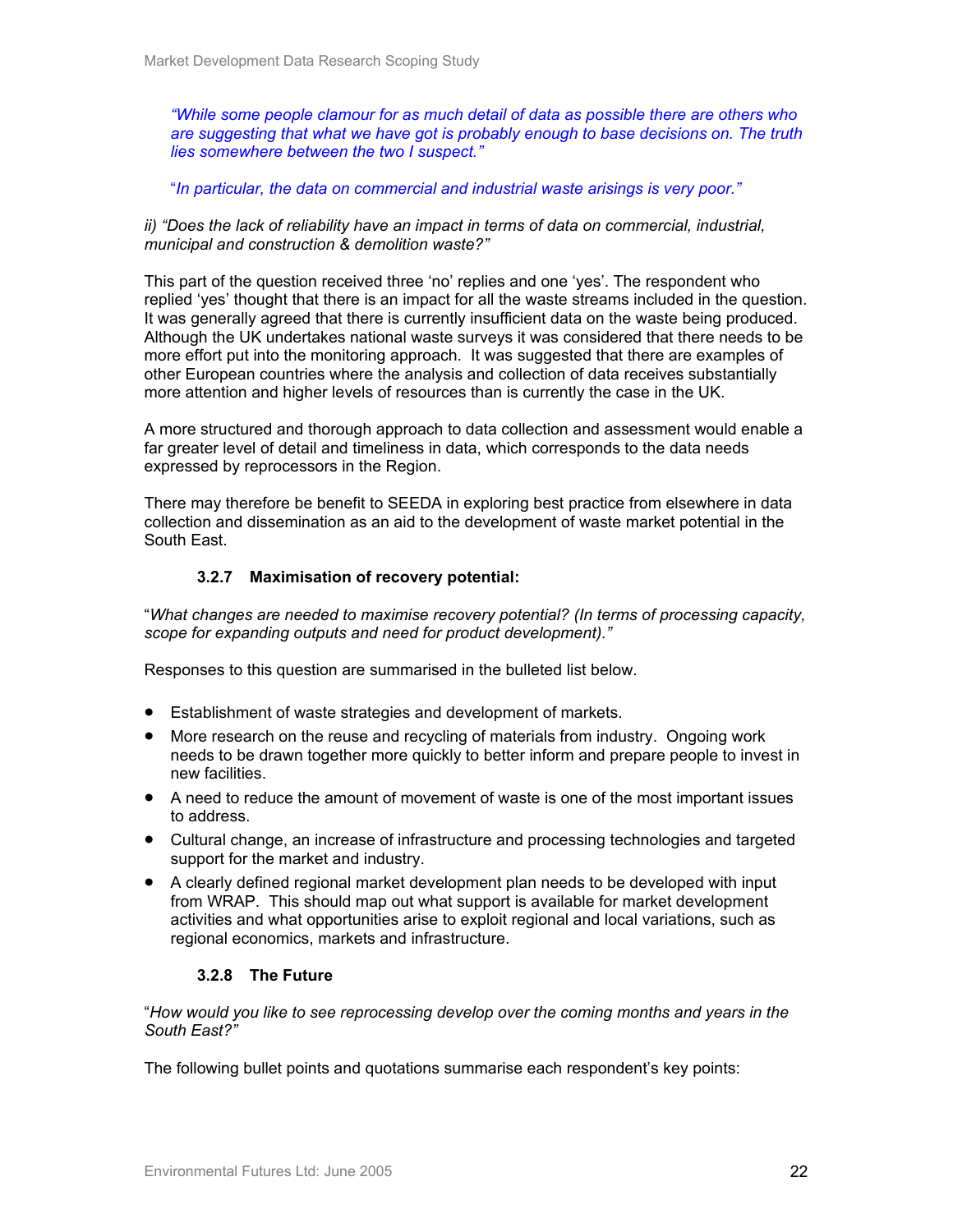*"While some people clamour for as much detail of data as possible there are others who are suggesting that what we have got is probably enough to base decisions on. The truth lies somewhere between the two I suspect."*

*"In particular, the data on commercial and industrial waste arisings is very poor."*

*ii) "Does the lack of reliability have an impact in terms of data on commercial, industrial, municipal and construction & demolition waste?"*

This part of the question received three 'no' replies and one 'yes'. The respondent who replied 'yes' thought that there is an impact for all the waste streams included in the question. It was generally agreed that there is currently insufficient data on the waste being produced. Although the UK undertakes national waste surveys it was considered that there needs to be more effort put into the monitoring approach. It was suggested that there are examples of other European countries where the analysis and collection of data receives substantially more attention and higher levels of resources than is currently the case in the UK.

A more structured and thorough approach to data collection and assessment would enable a far greater level of detail and timeliness in data, which corresponds to the data needs expressed by reprocessors in the Region.

There may therefore be benefit to SEEDA in exploring best practice from elsewhere in data collection and dissemination as an aid to the development of waste market potential in the South East.

#### 3.2.7 Maximisation of recovery potential:

"*What changes are needed to maximise recovery potential? (In terms of processing capacity, scope for expanding outputs and need for product development)."*

Responses to this question are summarised in the bulleted list below.

- Establishment of waste strategies and development of markets.
- More research on the reuse and recycling of materials from industry. Ongoing work needs to be drawn together more quickly to better inform and prepare people to invest in new facilities.
- A need to reduce the amount of movement of waste is one of the most important issues to address.
- Cultural change, an increase of infrastructure and processing technologies and targeted support for the market and industry.
- A clearly defined regional market development plan needs to be developed with input from WRAP. This should map out what support is available for market development activities and what opportunities arise to exploit regional and local variations, such as regional economics, markets and infrastructure.

#### 3.2.8 The Future

"*How would you like to see reprocessing develop over the coming months and years in the South East?"*

The following bullet points and quotations summarise each respondent's key points: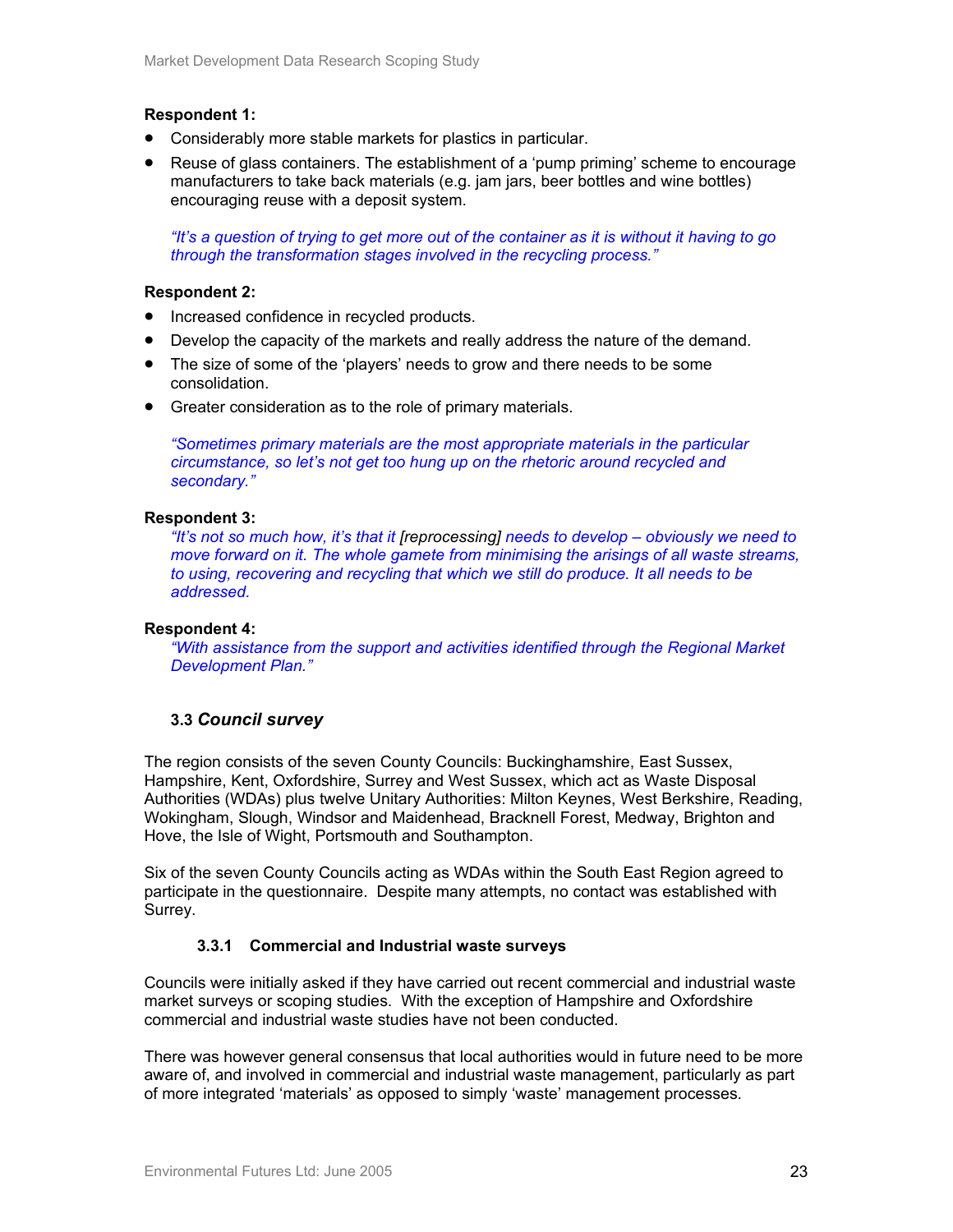**Respondent 1:**

- Considerably more stable markets for plastics in particular.
- Reuse of glass containers. The establishment of a 'pump priming' scheme to encourage manufacturers to take back materials (e.g. jam jars, beer bottles and wine bottles) encouraging reuse with a deposit system.

  *"It's a question of trying to get more out of the container as it is without it having to go through the transformation stages involved in the recycling process."*

**Respondent 2:**

- Increased confidence in recycled products.
- Develop the capacity of the markets and really address the nature of the demand.
- The size of some of the 'players' needs to grow and there needs to be some consolidation.
- Greater consideration as to the role of primary materials.

  *"Sometimes primary materials are the most appropriate materials in the particular circumstance, so let's not get too hung up on the rhetoric around recycled and secondary."*

**Respondent 3:**

*"It's not so much how, it's that it* [reprocessing] *needs to develop – obviously we need to move forward on it. The whole gamete from minimising the arisings of all waste streams, to using, recovering and recycling that which we still do produce. It all needs to be addressed.*

**Respondent 4:**

*"With assistance from the support and activities identified through the Regional Market Development Plan."*

### 3.3 *Council survey*

The region consists of the seven County Councils: Buckinghamshire, East Sussex, Hampshire, Kent, Oxfordshire, Surrey and West Sussex, which act as Waste Disposal Authorities (WDAs) plus twelve Unitary Authorities: Milton Keynes, West Berkshire, Reading, Wokingham, Slough, Windsor and Maidenhead, Bracknell Forest, Medway, Brighton and Hove, the Isle of Wight, Portsmouth and Southampton.

Six of the seven County Councils acting as WDAs within the South East Region agreed to participate in the questionnaire. Despite many attempts, no contact was established with Surrey.

#### 3.3.1 Commercial and Industrial waste surveys

Councils were initially asked if they have carried out recent commercial and industrial waste market surveys or scoping studies. With the exception of Hampshire and Oxfordshire commercial and industrial waste studies have not been conducted.

There was however general consensus that local authorities would in future need to be more aware of, and involved in commercial and industrial waste management, particularly as part of more integrated 'materials' as opposed to simply 'waste' management processes.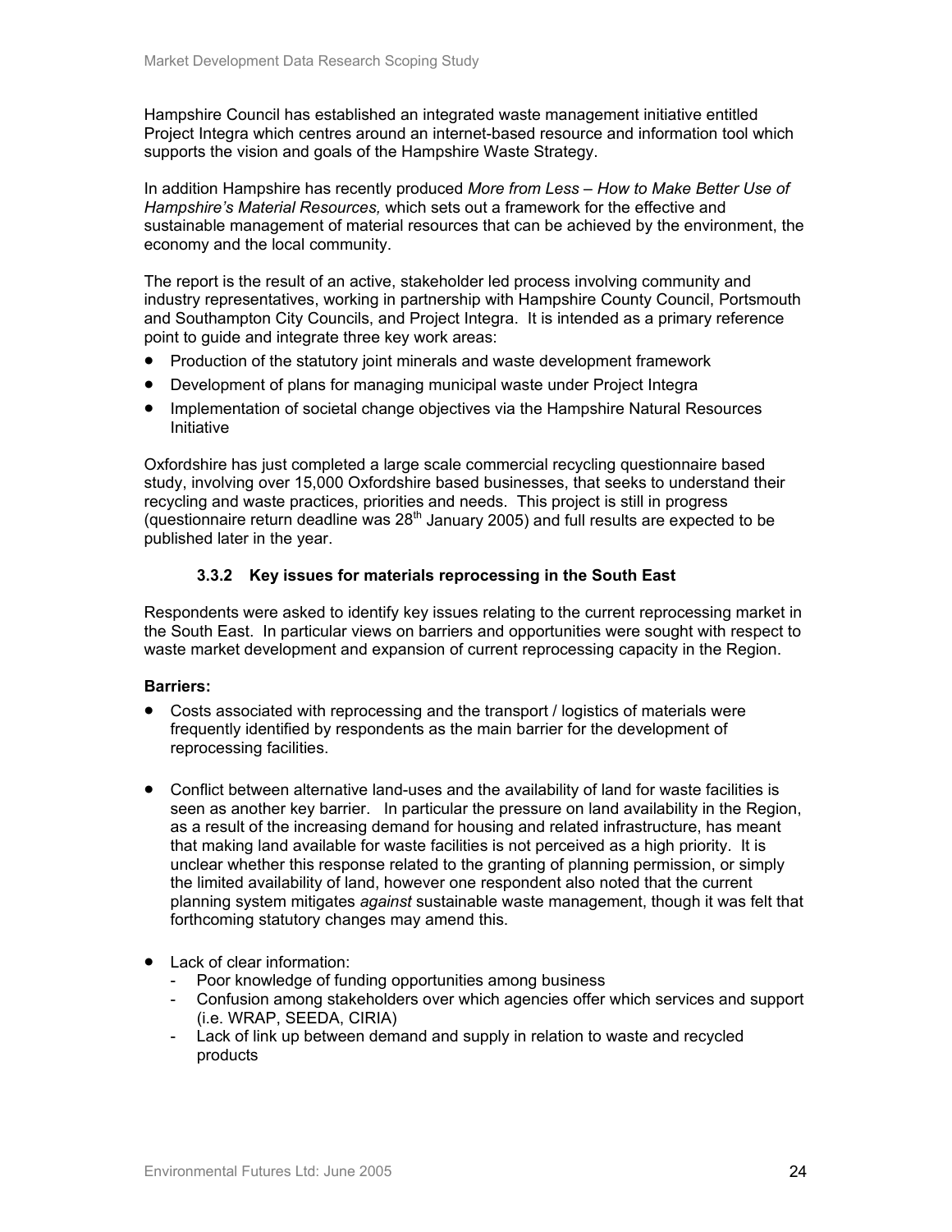Hampshire Council has established an integrated waste management initiative entitled Project Integra which centres around an internet-based resource and information tool which supports the vision and goals of the Hampshire Waste Strategy.

In addition Hampshire has recently produced *More from Less – How to Make Better Use of Hampshire's Material Resources,* which sets out a framework for the effective and sustainable management of material resources that can be achieved by the environment, the economy and the local community.

The report is the result of an active, stakeholder led process involving community and industry representatives, working in partnership with Hampshire County Council, Portsmouth and Southampton City Councils, and Project Integra. It is intended as a primary reference point to guide and integrate three key work areas:

- Production of the statutory joint minerals and waste development framework
- Development of plans for managing municipal waste under Project Integra
- Implementation of societal change objectives via the Hampshire Natural Resources Initiative

Oxfordshire has just completed a large scale commercial recycling questionnaire based study, involving over 15,000 Oxfordshire based businesses, that seeks to understand their recycling and waste practices, priorities and needs. This project is still in progress (questionnaire return deadline was 28th January 2005) and full results are expected to be published later in the year.

### 3.3.2 Key issues for materials reprocessing in the South East

Respondents were asked to identify key issues relating to the current reprocessing market in the South East. In particular views on barriers and opportunities were sought with respect to waste market development and expansion of current reprocessing capacity in the Region.

**Barriers:**

- Costs associated with reprocessing and the transport / logistics of materials were frequently identified by respondents as the main barrier for the development of reprocessing facilities.

- Conflict between alternative land-uses and the availability of land for waste facilities is seen as another key barrier. In particular the pressure on land availability in the Region, as a result of the increasing demand for housing and related infrastructure, has meant that making land available for waste facilities is not perceived as a high priority. It is unclear whether this response related to the granting of planning permission, or simply the limited availability of land, however one respondent also noted that the current planning system mitigates *against* sustainable waste management, though it was felt that forthcoming statutory changes may amend this.

- Lack of clear information:
  - Poor knowledge of funding opportunities among business
  - Confusion among stakeholders over which agencies offer which services and support (i.e. WRAP, SEEDA, CIRIA)
  - Lack of link up between demand and supply in relation to waste and recycled products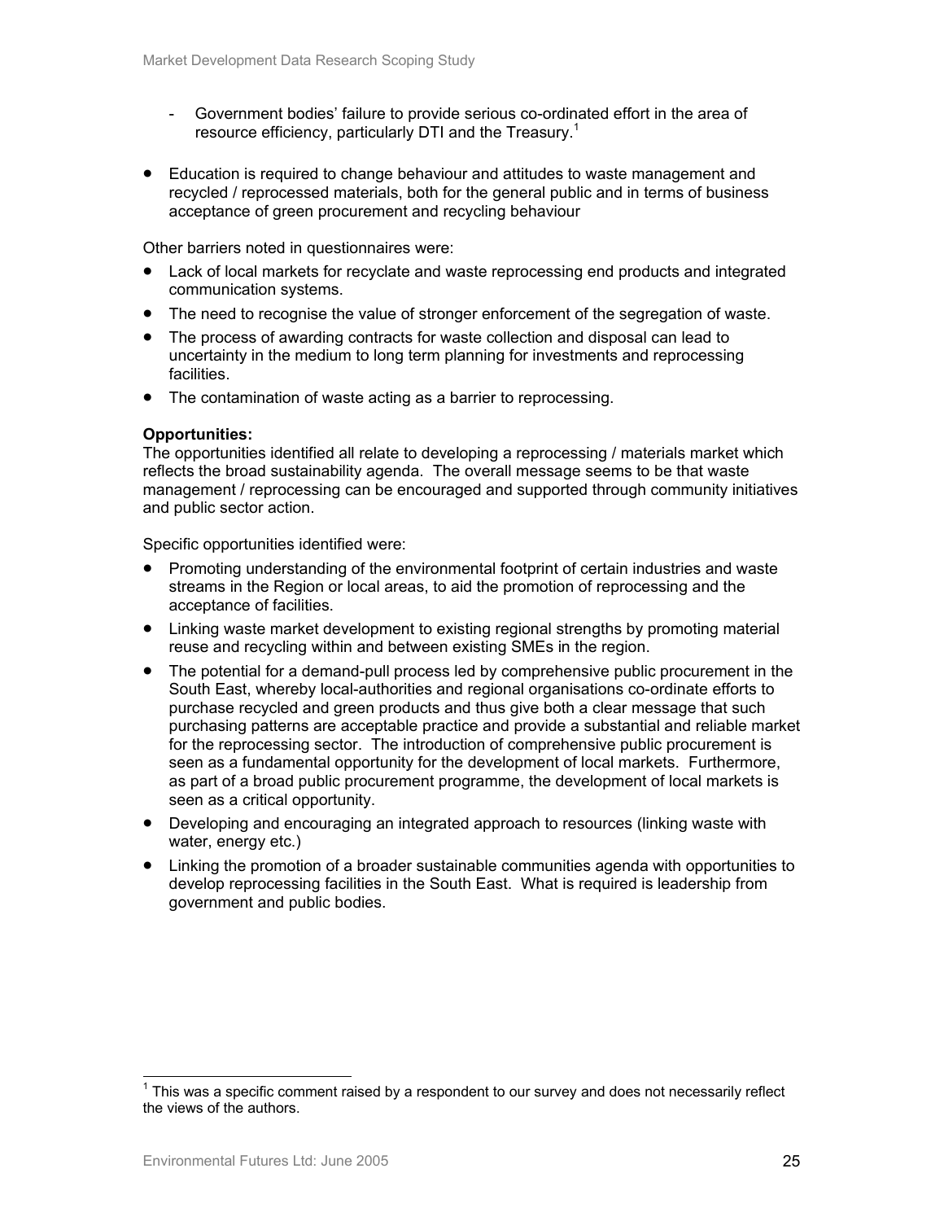- Government bodies' failure to provide serious co-ordinated effort in the area of resource efficiency, particularly DTI and the Treasury.[1]

- Education is required to change behaviour and attitudes to waste management and recycled / reprocessed materials, both for the general public and in terms of business acceptance of green procurement and recycling behaviour

Other barriers noted in questionnaires were:

- Lack of local markets for recyclate and waste reprocessing end products and integrated communication systems.
- The need to recognise the value of stronger enforcement of the segregation of waste.
- The process of awarding contracts for waste collection and disposal can lead to uncertainty in the medium to long term planning for investments and reprocessing facilities.
- The contamination of waste acting as a barrier to reprocessing.

**Opportunities:**
The opportunities identified all relate to developing a reprocessing / materials market which reflects the broad sustainability agenda. The overall message seems to be that waste management / reprocessing can be encouraged and supported through community initiatives and public sector action.

Specific opportunities identified were:

- Promoting understanding of the environmental footprint of certain industries and waste streams in the Region or local areas, to aid the promotion of reprocessing and the acceptance of facilities.
- Linking waste market development to existing regional strengths by promoting material reuse and recycling within and between existing SMEs in the region.
- The potential for a demand-pull process led by comprehensive public procurement in the South East, whereby local-authorities and regional organisations co-ordinate efforts to purchase recycled and green products and thus give both a clear message that such purchasing patterns are acceptable practice and provide a substantial and reliable market for the reprocessing sector. The introduction of comprehensive public procurement is seen as a fundamental opportunity for the development of local markets. Furthermore, as part of a broad public procurement programme, the development of local markets is seen as a critical opportunity.
- Developing and encouraging an integrated approach to resources (linking waste with water, energy etc.)
- Linking the promotion of a broader sustainable communities agenda with opportunities to develop reprocessing facilities in the South East. What is required is leadership from government and public bodies.

[1] This was a specific comment raised by a respondent to our survey and does not necessarily reflect the views of the authors.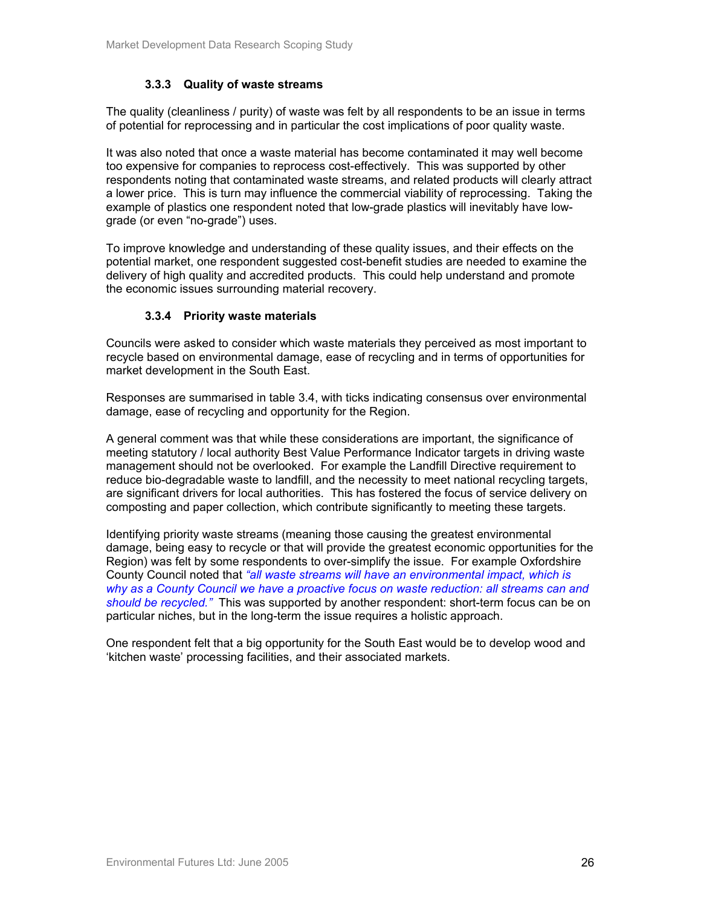### 3.3.3 Quality of waste streams

The quality (cleanliness / purity) of waste was felt by all respondents to be an issue in terms of potential for reprocessing and in particular the cost implications of poor quality waste.

It was also noted that once a waste material has become contaminated it may well become too expensive for companies to reprocess cost-effectively. This was supported by other respondents noting that contaminated waste streams, and related products will clearly attract a lower price. This is turn may influence the commercial viability of reprocessing. Taking the example of plastics one respondent noted that low-grade plastics will inevitably have low-grade (or even "no-grade") uses.

To improve knowledge and understanding of these quality issues, and their effects on the potential market, one respondent suggested cost-benefit studies are needed to examine the delivery of high quality and accredited products. This could help understand and promote the economic issues surrounding material recovery.

### 3.3.4 Priority waste materials

Councils were asked to consider which waste materials they perceived as most important to recycle based on environmental damage, ease of recycling and in terms of opportunities for market development in the South East.

Responses are summarised in table 3.4, with ticks indicating consensus over environmental damage, ease of recycling and opportunity for the Region.

A general comment was that while these considerations are important, the significance of meeting statutory / local authority Best Value Performance Indicator targets in driving waste management should not be overlooked. For example the Landfill Directive requirement to reduce bio-degradable waste to landfill, and the necessity to meet national recycling targets, are significant drivers for local authorities. This has fostered the focus of service delivery on composting and paper collection, which contribute significantly to meeting these targets.

Identifying priority waste streams (meaning those causing the greatest environmental damage, being easy to recycle or that will provide the greatest economic opportunities for the Region) was felt by some respondents to over-simplify the issue. For example Oxfordshire County Council noted that *"all waste streams will have an environmental impact, which is why as a County Council we have a proactive focus on waste reduction: all streams can and should be recycled."* This was supported by another respondent: short-term focus can be on particular niches, but in the long-term the issue requires a holistic approach.

One respondent felt that a big opportunity for the South East would be to develop wood and 'kitchen waste' processing facilities, and their associated markets.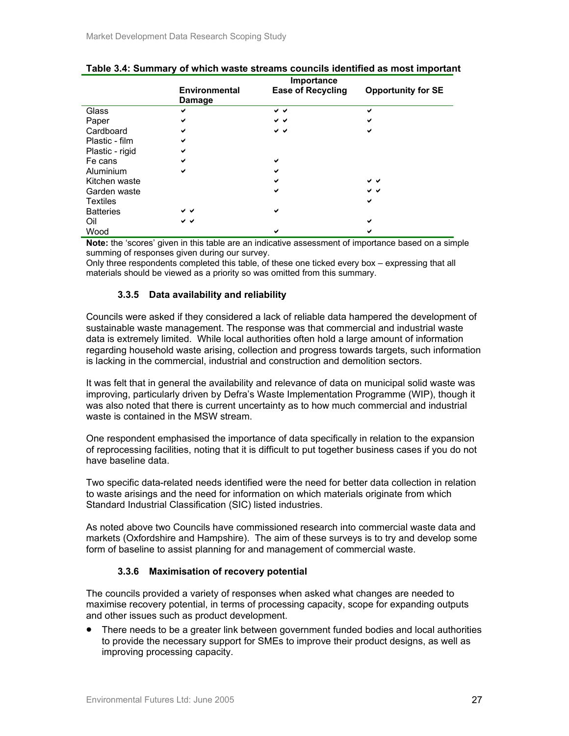**Table 3.4: Summary of which waste streams councils identified as most important**

| | Importance | | |
|---|---|---|---|
| | **Environmental Damage** | **Ease of Recycling** | **Opportunity for SE** |
| Glass | ✔ | ✔✔ | ✔ |
| Paper | ✔ | ✔✔ | ✔ |
| Cardboard | ✔ | ✔✔ | ✔ |
| Plastic - film | ✔ | | |
| Plastic - rigid | ✔ | | |
| Fe cans | ✔ | ✔ | |
| Aluminium | ✔ | ✔ | |
| Kitchen waste | | ✔ | ✔✔ |
| Garden waste | | ✔ | ✔✔ |
| Textiles | | | ✔ |
| Batteries | ✔✔ | ✔ | |
| Oil | ✔✔ | | ✔ |
| Wood | | ✔ | ✔ |

**Note:** the 'scores' given in this table are an indicative assessment of importance based on a simple summing of responses given during our survey.
Only three respondents completed this table, of these one ticked every box – expressing that all materials should be viewed as a priority so was omitted from this summary.

### 3.3.5 Data availability and reliability

Councils were asked if they considered a lack of reliable data hampered the development of sustainable waste management. The response was that commercial and industrial waste data is extremely limited. While local authorities often hold a large amount of information regarding household waste arising, collection and progress towards targets, such information is lacking in the commercial, industrial and construction and demolition sectors.

It was felt that in general the availability and relevance of data on municipal solid waste was improving, particularly driven by Defra's Waste Implementation Programme (WIP), though it was also noted that there is current uncertainty as to how much commercial and industrial waste is contained in the MSW stream.

One respondent emphasised the importance of data specifically in relation to the expansion of reprocessing facilities, noting that it is difficult to put together business cases if you do not have baseline data.

Two specific data-related needs identified were the need for better data collection in relation to waste arisings and the need for information on which materials originate from which Standard Industrial Classification (SIC) listed industries.

As noted above two Councils have commissioned research into commercial waste data and markets (Oxfordshire and Hampshire). The aim of these surveys is to try and develop some form of baseline to assist planning for and management of commercial waste.

### 3.3.6 Maximisation of recovery potential

The councils provided a variety of responses when asked what changes are needed to maximise recovery potential, in terms of processing capacity, scope for expanding outputs and other issues such as product development.

- There needs to be a greater link between government funded bodies and local authorities to provide the necessary support for SMEs to improve their product designs, as well as improving processing capacity.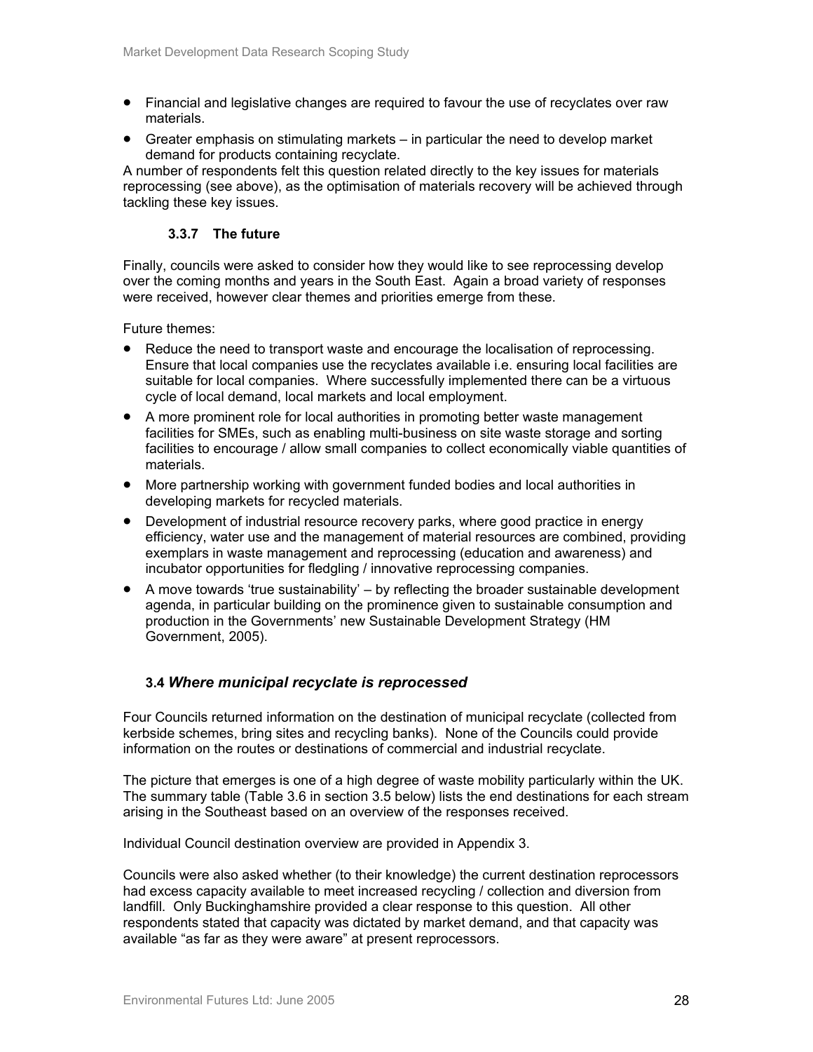- Financial and legislative changes are required to favour the use of recyclates over raw materials.
- Greater emphasis on stimulating markets – in particular the need to develop market demand for products containing recyclate.

A number of respondents felt this question related directly to the key issues for materials reprocessing (see above), as the optimisation of materials recovery will be achieved through tackling these key issues.

#### 3.3.7 The future

Finally, councils were asked to consider how they would like to see reprocessing develop over the coming months and years in the South East. Again a broad variety of responses were received, however clear themes and priorities emerge from these.

Future themes:

- Reduce the need to transport waste and encourage the localisation of reprocessing. Ensure that local companies use the recyclates available i.e. ensuring local facilities are suitable for local companies. Where successfully implemented there can be a virtuous cycle of local demand, local markets and local employment.
- A more prominent role for local authorities in promoting better waste management facilities for SMEs, such as enabling multi-business on site waste storage and sorting facilities to encourage / allow small companies to collect economically viable quantities of materials.
- More partnership working with government funded bodies and local authorities in developing markets for recycled materials.
- Development of industrial resource recovery parks, where good practice in energy efficiency, water use and the management of material resources are combined, providing exemplars in waste management and reprocessing (education and awareness) and incubator opportunities for fledgling / innovative reprocessing companies.
- A move towards 'true sustainability' – by reflecting the broader sustainable development agenda, in particular building on the prominence given to sustainable consumption and production in the Governments' new Sustainable Development Strategy (HM Government, 2005).

### 3.4 *Where municipal recyclate is reprocessed*

Four Councils returned information on the destination of municipal recyclate (collected from kerbside schemes, bring sites and recycling banks). None of the Councils could provide information on the routes or destinations of commercial and industrial recyclate.

The picture that emerges is one of a high degree of waste mobility particularly within the UK. The summary table (Table 3.6 in section 3.5 below) lists the end destinations for each stream arising in the Southeast based on an overview of the responses received.

Individual Council destination overview are provided in Appendix 3.

Councils were also asked whether (to their knowledge) the current destination reprocessors had excess capacity available to meet increased recycling / collection and diversion from landfill. Only Buckinghamshire provided a clear response to this question. All other respondents stated that capacity was dictated by market demand, and that capacity was available "as far as they were aware" at present reprocessors.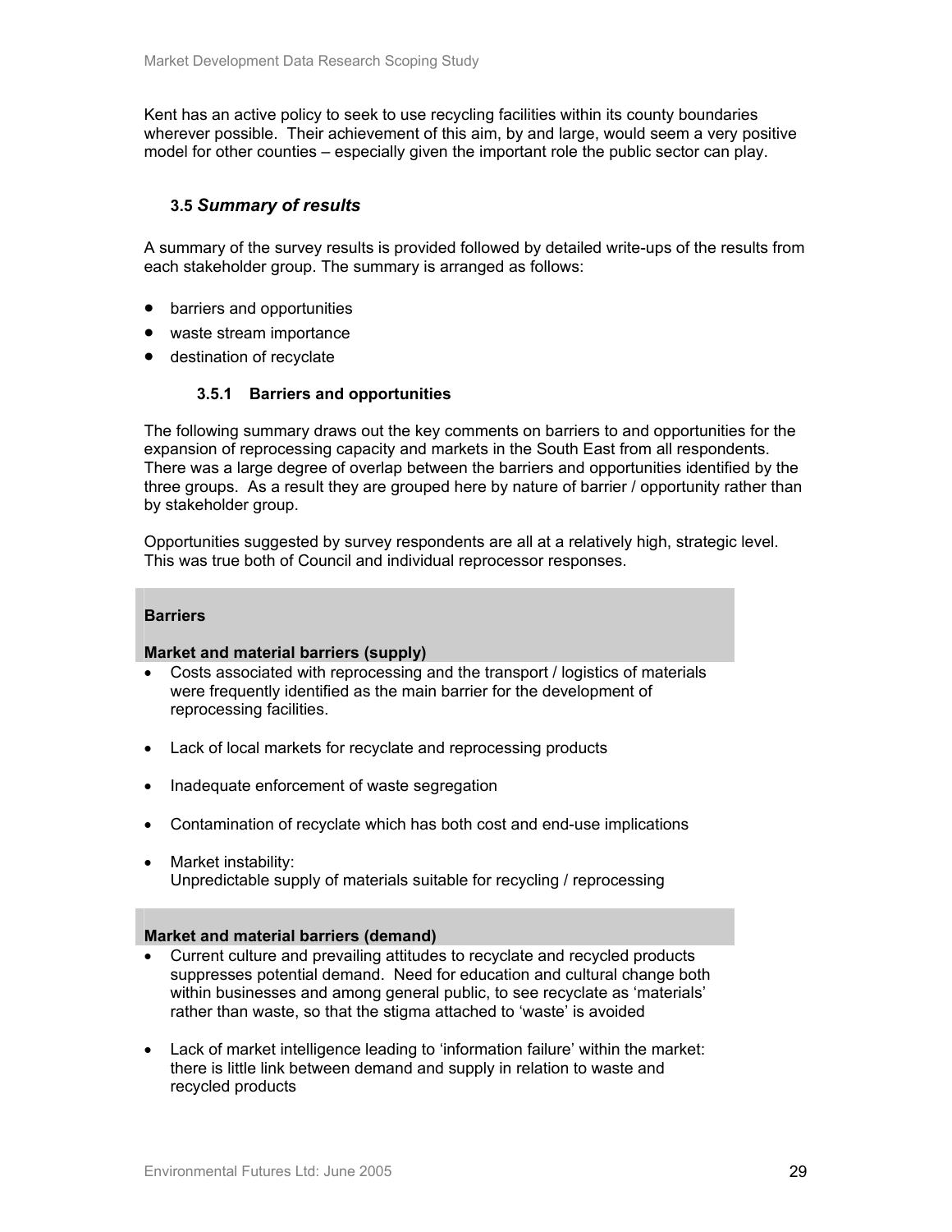Kent has an active policy to seek to use recycling facilities within its county boundaries wherever possible. Their achievement of this aim, by and large, would seem a very positive model for other counties – especially given the important role the public sector can play.

### 3.5 *Summary of results*

A summary of the survey results is provided followed by detailed write-ups of the results from each stakeholder group. The summary is arranged as follows:

- barriers and opportunities
- waste stream importance
- destination of recyclate

#### 3.5.1 Barriers and opportunities

The following summary draws out the key comments on barriers to and opportunities for the expansion of reprocessing capacity and markets in the South East from all respondents. There was a large degree of overlap between the barriers and opportunities identified by the three groups. As a result they are grouped here by nature of barrier / opportunity rather than by stakeholder group.

Opportunities suggested by survey respondents are all at a relatively high, strategic level. This was true both of Council and individual reprocessor responses.

**Barriers**

**Market and material barriers (supply)**

- Costs associated with reprocessing and the transport / logistics of materials were frequently identified as the main barrier for the development of reprocessing facilities.
- Lack of local markets for recyclate and reprocessing products
- Inadequate enforcement of waste segregation
- Contamination of recyclate which has both cost and end-use implications
- Market instability:
  Unpredictable supply of materials suitable for recycling / reprocessing

**Market and material barriers (demand)**

- Current culture and prevailing attitudes to recyclate and recycled products suppresses potential demand. Need for education and cultural change both within businesses and among general public, to see recyclate as 'materials' rather than waste, so that the stigma attached to 'waste' is avoided
- Lack of market intelligence leading to 'information failure' within the market: there is little link between demand and supply in relation to waste and recycled products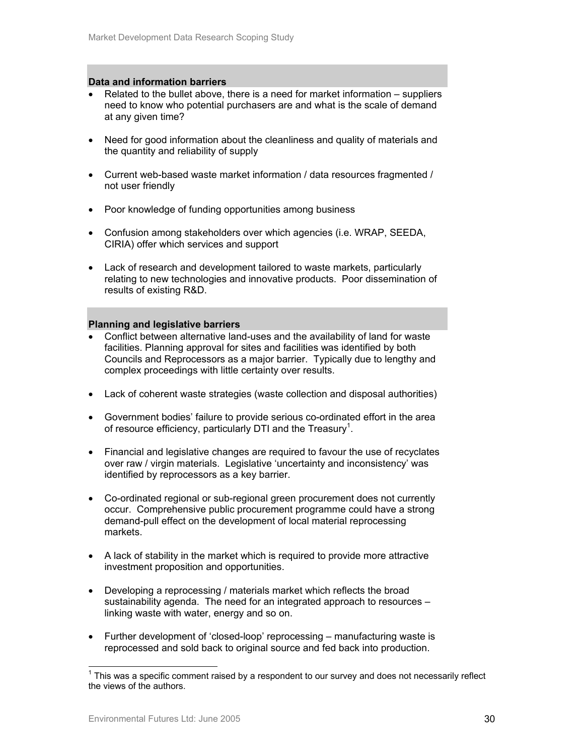### Data and information barriers

- Related to the bullet above, there is a need for market information – suppliers need to know who potential purchasers are and what is the scale of demand at any given time?

- Need for good information about the cleanliness and quality of materials and the quantity and reliability of supply

- Current web-based waste market information / data resources fragmented / not user friendly

- Poor knowledge of funding opportunities among business

- Confusion among stakeholders over which agencies (i.e. WRAP, SEEDA, CIRIA) offer which services and support

- Lack of research and development tailored to waste markets, particularly relating to new technologies and innovative products. Poor dissemination of results of existing R&D.

### Planning and legislative barriers

- Conflict between alternative land-uses and the availability of land for waste facilities. Planning approval for sites and facilities was identified by both Councils and Reprocessors as a major barrier. Typically due to lengthy and complex proceedings with little certainty over results.

- Lack of coherent waste strategies (waste collection and disposal authorities)

- Government bodies' failure to provide serious co-ordinated effort in the area of resource efficiency, particularly DTI and the Treasury[1].

- Financial and legislative changes are required to favour the use of recyclates over raw / virgin materials. Legislative 'uncertainty and inconsistency' was identified by reprocessors as a key barrier.

- Co-ordinated regional or sub-regional green procurement does not currently occur. Comprehensive public procurement programme could have a strong demand-pull effect on the development of local material reprocessing markets.

- A lack of stability in the market which is required to provide more attractive investment proposition and opportunities.

- Developing a reprocessing / materials market which reflects the broad sustainability agenda. The need for an integrated approach to resources – linking waste with water, energy and so on.

- Further development of 'closed-loop' reprocessing – manufacturing waste is reprocessed and sold back to original source and fed back into production.

[1] This was a specific comment raised by a respondent to our survey and does not necessarily reflect the views of the authors.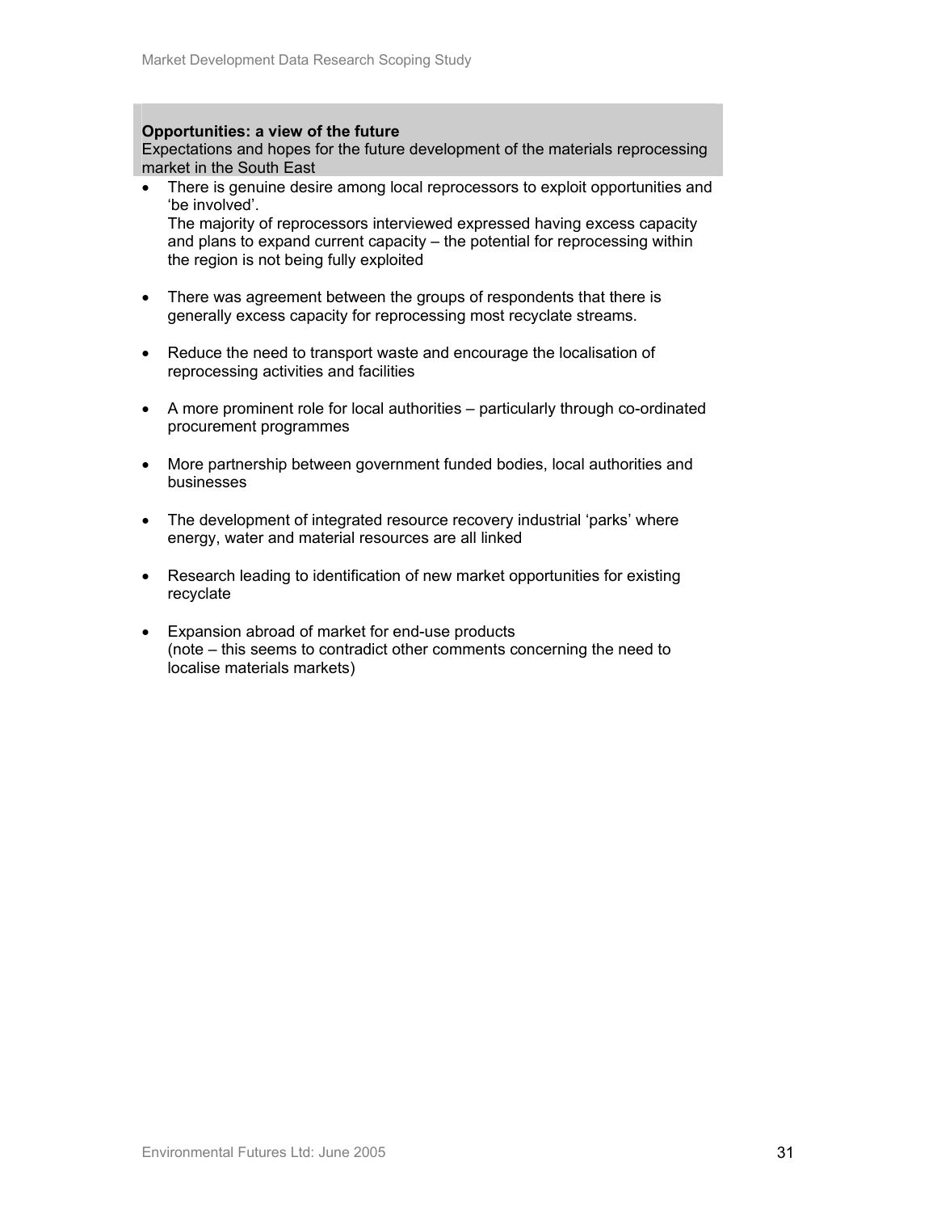**Opportunities: a view of the future**
Expectations and hopes for the future development of the materials reprocessing market in the South East

- There is genuine desire among local reprocessors to exploit opportunities and 'be involved'.
  The majority of reprocessors interviewed expressed having excess capacity and plans to expand current capacity – the potential for reprocessing within the region is not being fully exploited

- There was agreement between the groups of respondents that there is generally excess capacity for reprocessing most recyclate streams.

- Reduce the need to transport waste and encourage the localisation of reprocessing activities and facilities

- A more prominent role for local authorities – particularly through co-ordinated procurement programmes

- More partnership between government funded bodies, local authorities and businesses

- The development of integrated resource recovery industrial 'parks' where energy, water and material resources are all linked

- Research leading to identification of new market opportunities for existing recyclate

- Expansion abroad of market for end-use products
  (note – this seems to contradict other comments concerning the need to localise materials markets)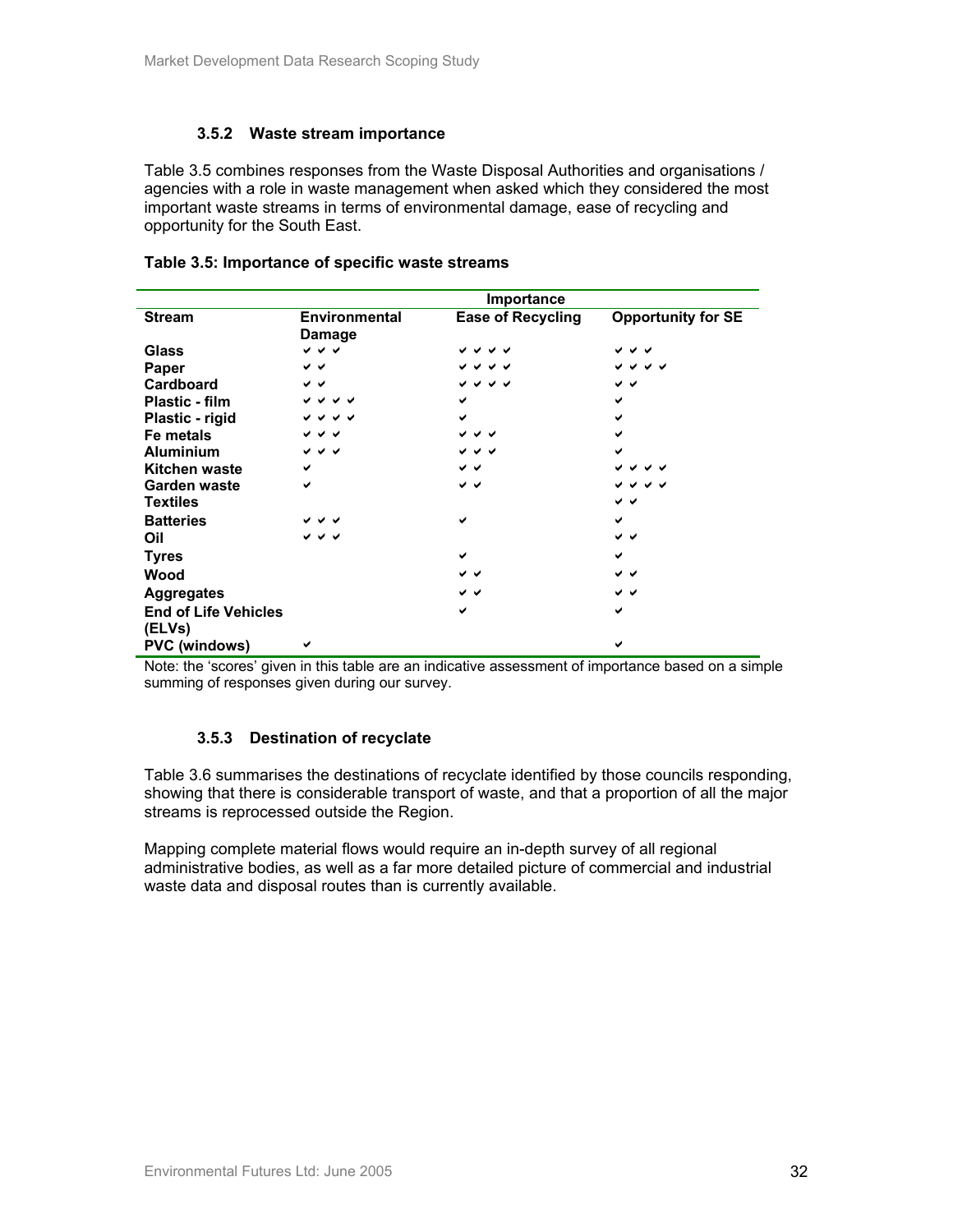### 3.5.2 Waste stream importance

Table 3.5 combines responses from the Waste Disposal Authorities and organisations / agencies with a role in waste management when asked which they considered the most important waste streams in terms of environmental damage, ease of recycling and opportunity for the South East.

**Table 3.5: Importance of specific waste streams**

| | Importance | | |
|---|---|---|---|
| **Stream** | **Environmental Damage** | **Ease of Recycling** | **Opportunity for SE** |
| **Glass** | ✔✔✔ | ✔✔✔✔ | ✔✔✔ |
| **Paper** | ✔✔ | ✔✔✔✔ | ✔✔✔✔ |
| **Cardboard** | ✔✔ | ✔✔✔✔ | ✔✔ |
| **Plastic - film** | ✔✔✔✔ | ✔ | ✔ |
| **Plastic - rigid** | ✔✔✔✔ | ✔ | ✔ |
| **Fe metals** | ✔✔✔ | ✔✔✔ | ✔ |
| **Aluminium** | ✔✔✔ | ✔✔✔ | ✔ |
| **Kitchen waste** | ✔ | ✔✔ | ✔✔✔✔ |
| **Garden waste** | ✔ | ✔✔ | ✔✔✔✔ |
| **Textiles** | | | ✔✔ |
| **Batteries** | ✔✔✔ | ✔ | ✔ |
| **Oil** | ✔✔✔ | | ✔✔ |
| **Tyres** | | ✔ | ✔ |
| **Wood** | | ✔✔ | ✔✔ |
| **Aggregates** | | ✔✔ | ✔✔ |
| **End of Life Vehicles (ELVs)** | | ✔ | ✔ |
| **PVC (windows)** | ✔ | | ✔ |

Note: the 'scores' given in this table are an indicative assessment of importance based on a simple summing of responses given during our survey.

### 3.5.3 Destination of recyclate

Table 3.6 summarises the destinations of recyclate identified by those councils responding, showing that there is considerable transport of waste, and that a proportion of all the major streams is reprocessed outside the Region.

Mapping complete material flows would require an in-depth survey of all regional administrative bodies, as well as a far more detailed picture of commercial and industrial waste data and disposal routes than is currently available.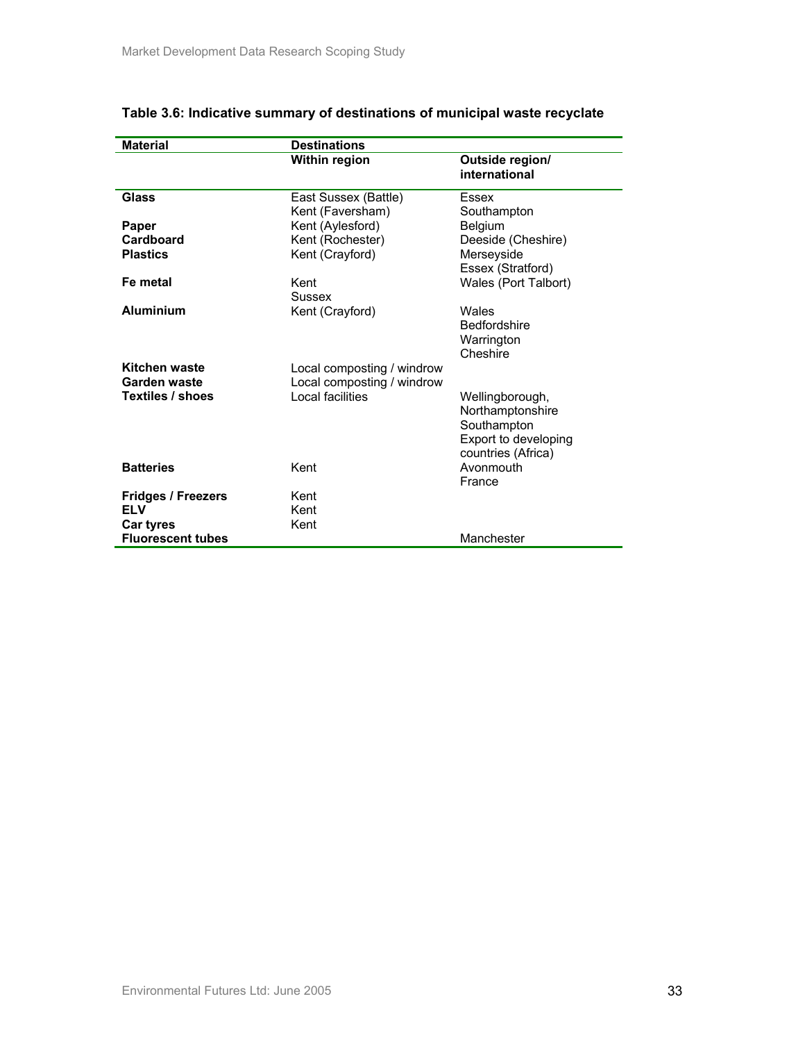**Table 3.6: Indicative summary of destinations of municipal waste recyclate**

| Material | Destinations | |
|---|---|---|
| | **Within region** | **Outside region/ international** |
| **Glass** | East Sussex (Battle)<br>Kent (Faversham) | Essex<br>Southampton |
| **Paper** | Kent (Aylesford) | Belgium |
| **Cardboard** | Kent (Rochester) | Deeside (Cheshire) |
| **Plastics** | Kent (Crayford) | Merseyside<br>Essex (Stratford) |
| **Fe metal** | Kent<br>Sussex | Wales (Port Talbort) |
| **Aluminium** | Kent (Crayford) | Wales<br>Bedfordshire<br>Warrington<br>Cheshire |
| **Kitchen waste** | Local composting / windrow | |
| **Garden waste** | Local composting / windrow | |
| **Textiles / shoes** | Local facilities | Wellingborough, Northamptonshire<br>Southampton<br>Export to developing countries (Africa) |
| **Batteries** | Kent | Avonmouth<br>France |
| **Fridges / Freezers** | Kent | |
| **ELV** | Kent | |
| **Car tyres** | Kent | |
| **Fluorescent tubes** | | Manchester |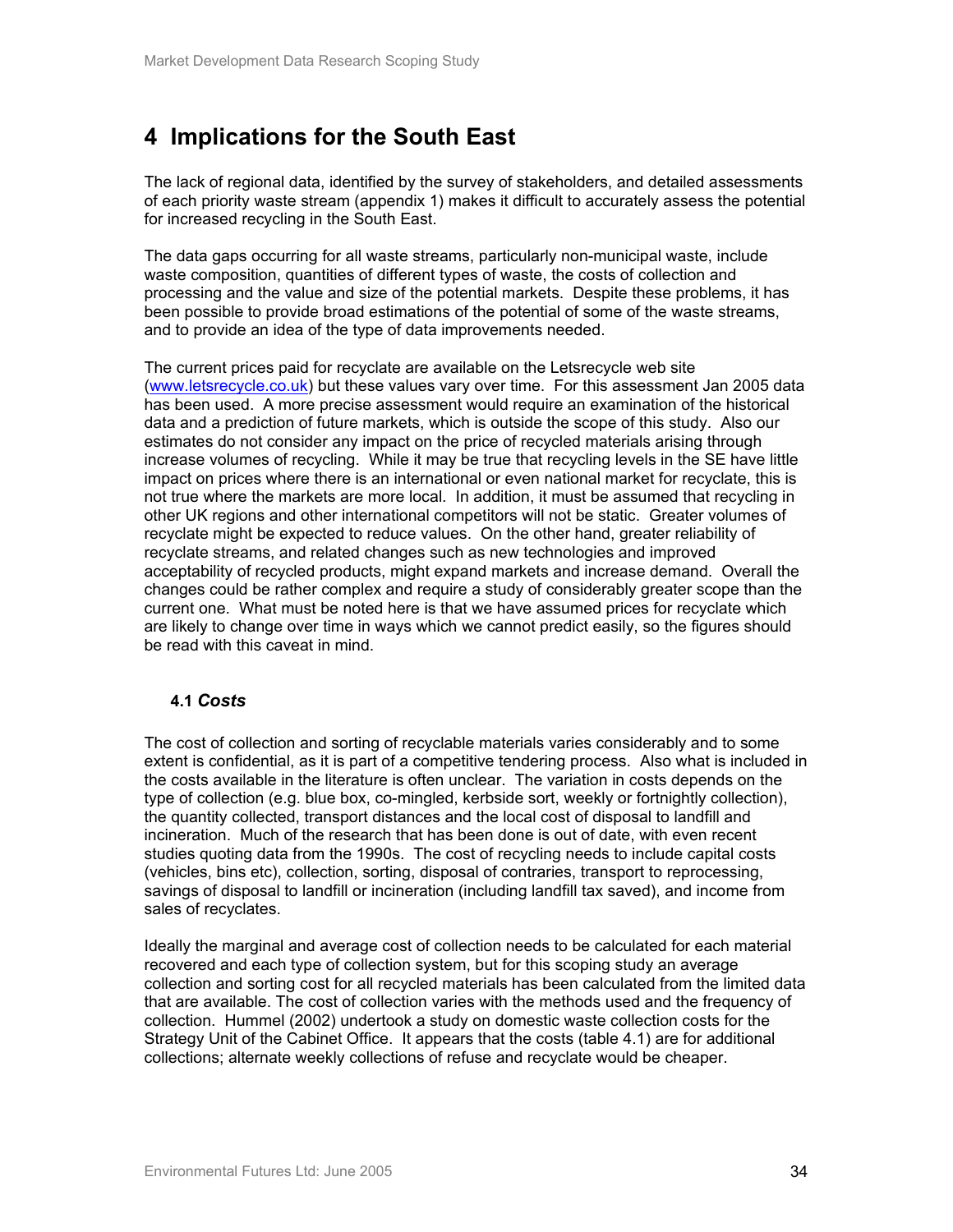# 4 Implications for the South East

The lack of regional data, identified by the survey of stakeholders, and detailed assessments of each priority waste stream (appendix 1) makes it difficult to accurately assess the potential for increased recycling in the South East.

The data gaps occurring for all waste streams, particularly non-municipal waste, include waste composition, quantities of different types of waste, the costs of collection and processing and the value and size of the potential markets. Despite these problems, it has been possible to provide broad estimations of the potential of some of the waste streams, and to provide an idea of the type of data improvements needed.

The current prices paid for recyclate are available on the Letsrecycle web site (www.letsrecycle.co.uk) but these values vary over time. For this assessment Jan 2005 data has been used. A more precise assessment would require an examination of the historical data and a prediction of future markets, which is outside the scope of this study. Also our estimates do not consider any impact on the price of recycled materials arising through increase volumes of recycling. While it may be true that recycling levels in the SE have little impact on prices where there is an international or even national market for recyclate, this is not true where the markets are more local. In addition, it must be assumed that recycling in other UK regions and other international competitors will not be static. Greater volumes of recyclate might be expected to reduce values. On the other hand, greater reliability of recyclate streams, and related changes such as new technologies and improved acceptability of recycled products, might expand markets and increase demand. Overall the changes could be rather complex and require a study of considerably greater scope than the current one. What must be noted here is that we have assumed prices for recyclate which are likely to change over time in ways which we cannot predict easily, so the figures should be read with this caveat in mind.

## 4.1 *Costs*

The cost of collection and sorting of recyclable materials varies considerably and to some extent is confidential, as it is part of a competitive tendering process. Also what is included in the costs available in the literature is often unclear. The variation in costs depends on the type of collection (e.g. blue box, co-mingled, kerbside sort, weekly or fortnightly collection), the quantity collected, transport distances and the local cost of disposal to landfill and incineration. Much of the research that has been done is out of date, with even recent studies quoting data from the 1990s. The cost of recycling needs to include capital costs (vehicles, bins etc), collection, sorting, disposal of contraries, transport to reprocessing, savings of disposal to landfill or incineration (including landfill tax saved), and income from sales of recyclates.

Ideally the marginal and average cost of collection needs to be calculated for each material recovered and each type of collection system, but for this scoping study an average collection and sorting cost for all recycled materials has been calculated from the limited data that are available. The cost of collection varies with the methods used and the frequency of collection. Hummel (2002) undertook a study on domestic waste collection costs for the Strategy Unit of the Cabinet Office. It appears that the costs (table 4.1) are for additional collections; alternate weekly collections of refuse and recyclate would be cheaper.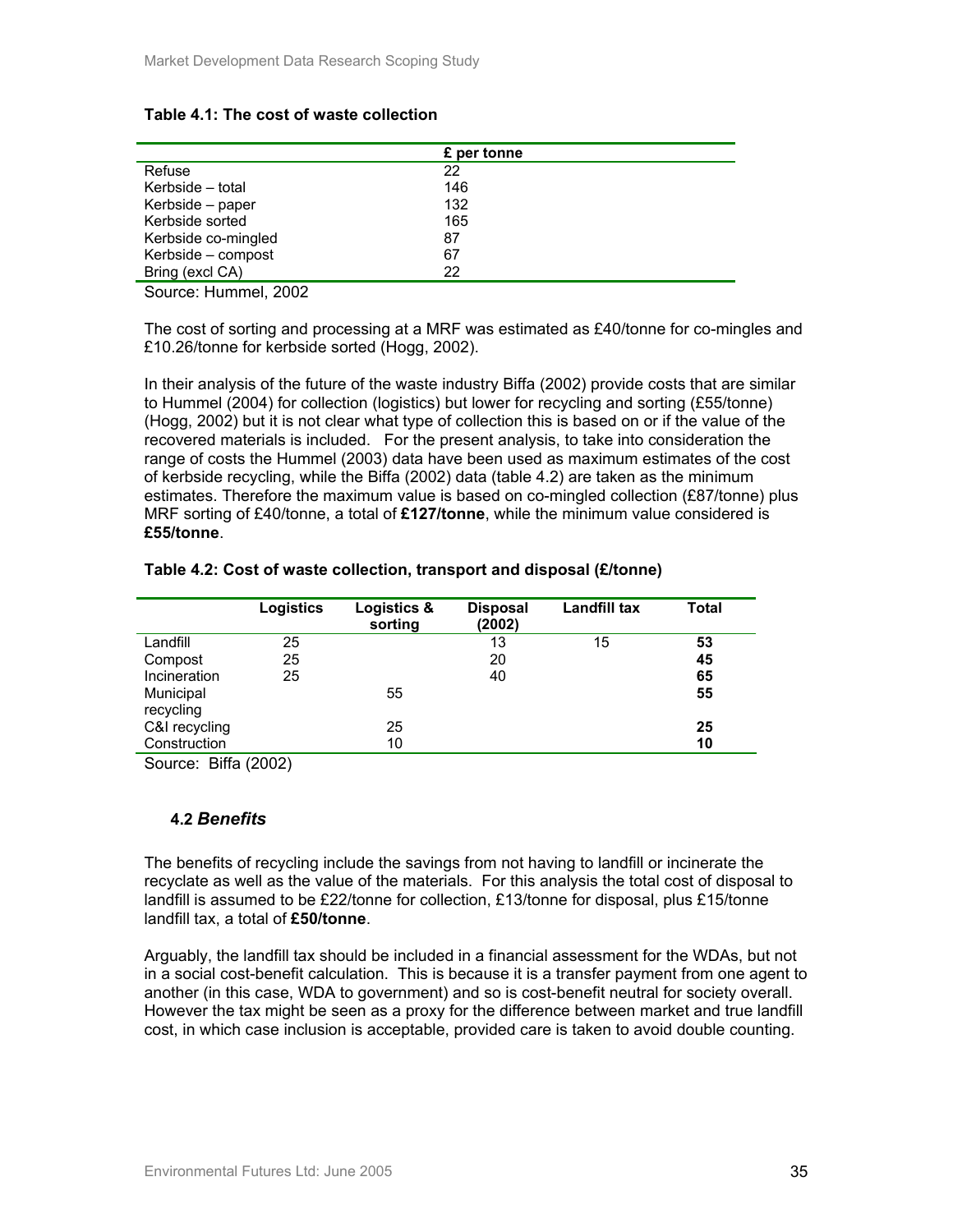**Table 4.1: The cost of waste collection**

| | £ per tonne |
|---|---|
| Refuse | 22 |
| Kerbside – total | 146 |
| Kerbside – paper | 132 |
| Kerbside sorted | 165 |
| Kerbside co-mingled | 87 |
| Kerbside – compost | 67 |
| Bring (excl CA) | 22 |

Source: Hummel, 2002

The cost of sorting and processing at a MRF was estimated as £40/tonne for co-mingles and £10.26/tonne for kerbside sorted (Hogg, 2002).

In their analysis of the future of the waste industry Biffa (2002) provide costs that are similar to Hummel (2004) for collection (logistics) but lower for recycling and sorting (£55/tonne) (Hogg, 2002) but it is not clear what type of collection this is based on or if the value of the recovered materials is included. For the present analysis, to take into consideration the range of costs the Hummel (2003) data have been used as maximum estimates of the cost of kerbside recycling, while the Biffa (2002) data (table 4.2) are taken as the minimum estimates. Therefore the maximum value is based on co-mingled collection (£87/tonne) plus MRF sorting of £40/tonne, a total of **£127/tonne**, while the minimum value considered is **£55/tonne**.

**Table 4.2: Cost of waste collection, transport and disposal (£/tonne)**

| | Logistics | Logistics & sorting | Disposal (2002) | Landfill tax | Total |
|---|---|---|---|---|---|
| Landfill | 25 | | 13 | 15 | **53** |
| Compost | 25 | | 20 | | **45** |
| Incineration | 25 | | 40 | | **65** |
| Municipal recycling | | 55 | | | **55** |
| C&I recycling | | 25 | | | **25** |
| Construction | | 10 | | | **10** |

Source: Biffa (2002)

## 4.2 *Benefits*

The benefits of recycling include the savings from not having to landfill or incinerate the recyclate as well as the value of the materials. For this analysis the total cost of disposal to landfill is assumed to be £22/tonne for collection, £13/tonne for disposal, plus £15/tonne landfill tax, a total of **£50/tonne**.

Arguably, the landfill tax should be included in a financial assessment for the WDAs, but not in a social cost-benefit calculation. This is because it is a transfer payment from one agent to another (in this case, WDA to government) and so is cost-benefit neutral for society overall. However the tax might be seen as a proxy for the difference between market and true landfill cost, in which case inclusion is acceptable, provided care is taken to avoid double counting.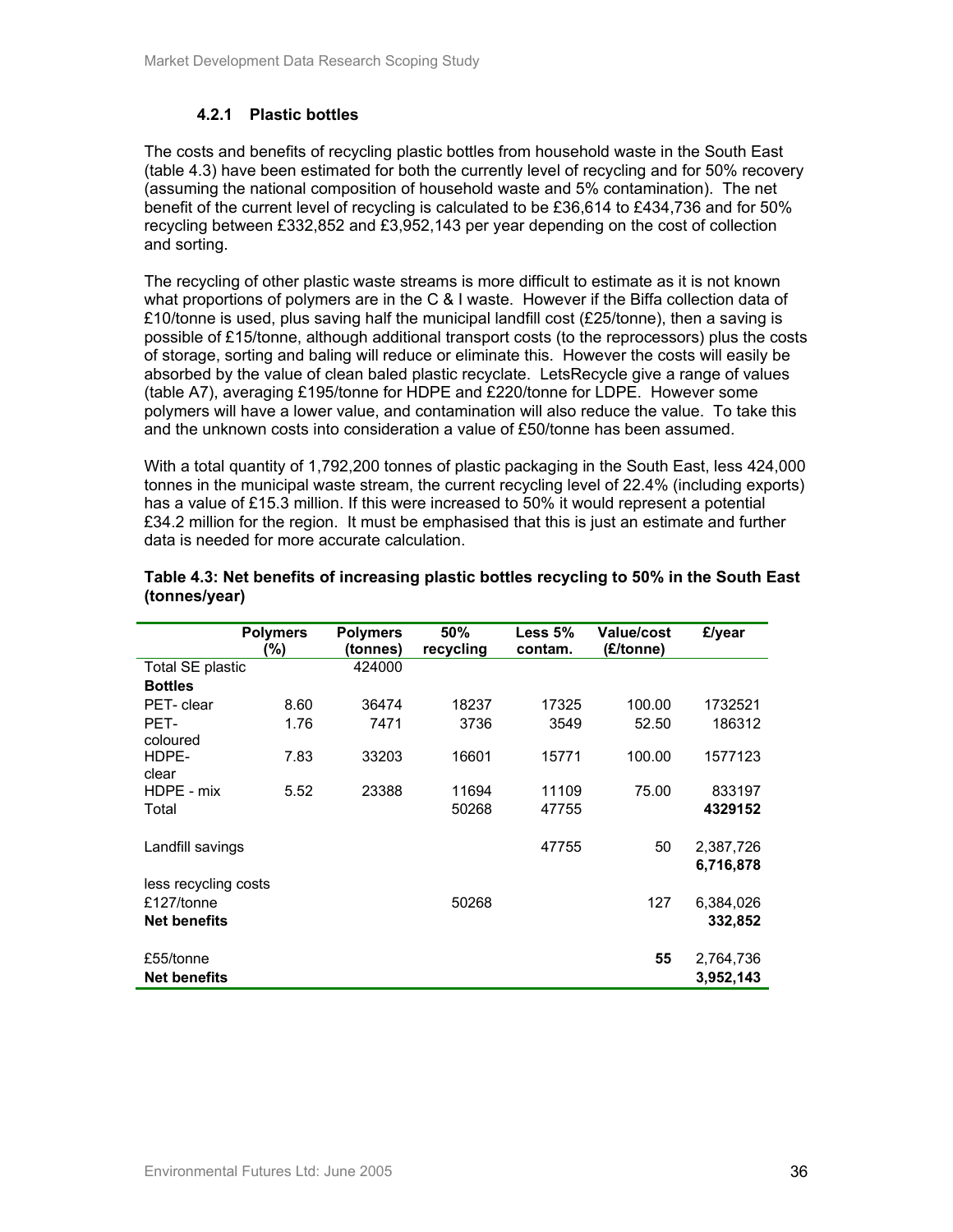### 4.2.1 Plastic bottles

The costs and benefits of recycling plastic bottles from household waste in the South East (table 4.3) have been estimated for both the currently level of recycling and for 50% recovery (assuming the national composition of household waste and 5% contamination). The net benefit of the current level of recycling is calculated to be £36,614 to £434,736 and for 50% recycling between £332,852 and £3,952,143 per year depending on the cost of collection and sorting.

The recycling of other plastic waste streams is more difficult to estimate as it is not known what proportions of polymers are in the C & I waste. However if the Biffa collection data of £10/tonne is used, plus saving half the municipal landfill cost (£25/tonne), then a saving is possible of £15/tonne, although additional transport costs (to the reprocessors) plus the costs of storage, sorting and baling will reduce or eliminate this. However the costs will easily be absorbed by the value of clean baled plastic recyclate. LetsRecycle give a range of values (table A7), averaging £195/tonne for HDPE and £220/tonne for LDPE. However some polymers will have a lower value, and contamination will also reduce the value. To take this and the unknown costs into consideration a value of £50/tonne has been assumed.

With a total quantity of 1,792,200 tonnes of plastic packaging in the South East, less 424,000 tonnes in the municipal waste stream, the current recycling level of 22.4% (including exports) has a value of £15.3 million. If this were increased to 50% it would represent a potential £34.2 million for the region. It must be emphasised that this is just an estimate and further data is needed for more accurate calculation.

**Table 4.3: Net benefits of increasing plastic bottles recycling to 50% in the South East (tonnes/year)**

| | Polymers (%) | Polymers (tonnes) | 50% recycling | Less 5% contam. | Value/cost (£/tonne) | £/year |
|---|---|---|---|---|---|---|
| Total SE plastic | | 424000 | | | | |
| **Bottles** | | | | | | |
| PET- clear | 8.60 | 36474 | 18237 | 17325 | 100.00 | 1732521 |
| PET-coloured | 1.76 | 7471 | 3736 | 3549 | 52.50 | 186312 |
| HDPE-clear | 7.83 | 33203 | 16601 | 15771 | 100.00 | 1577123 |
| HDPE - mix | 5.52 | 23388 | 11694 | 11109 | 75.00 | 833197 |
| Total | | | 50268 | 47755 | | **4329152** |
| Landfill savings | | | | 47755 | 50 | 2,387,726 |
| | | | | | | **6,716,878** |
| less recycling costs | | | | | | |
| £127/tonne | | | 50268 | | 127 | 6,384,026 |
| **Net benefits** | | | | | | **332,852** |
| £55/tonne | | | | | **55** | 2,764,736 |
| **Net benefits** | | | | | | **3,952,143** |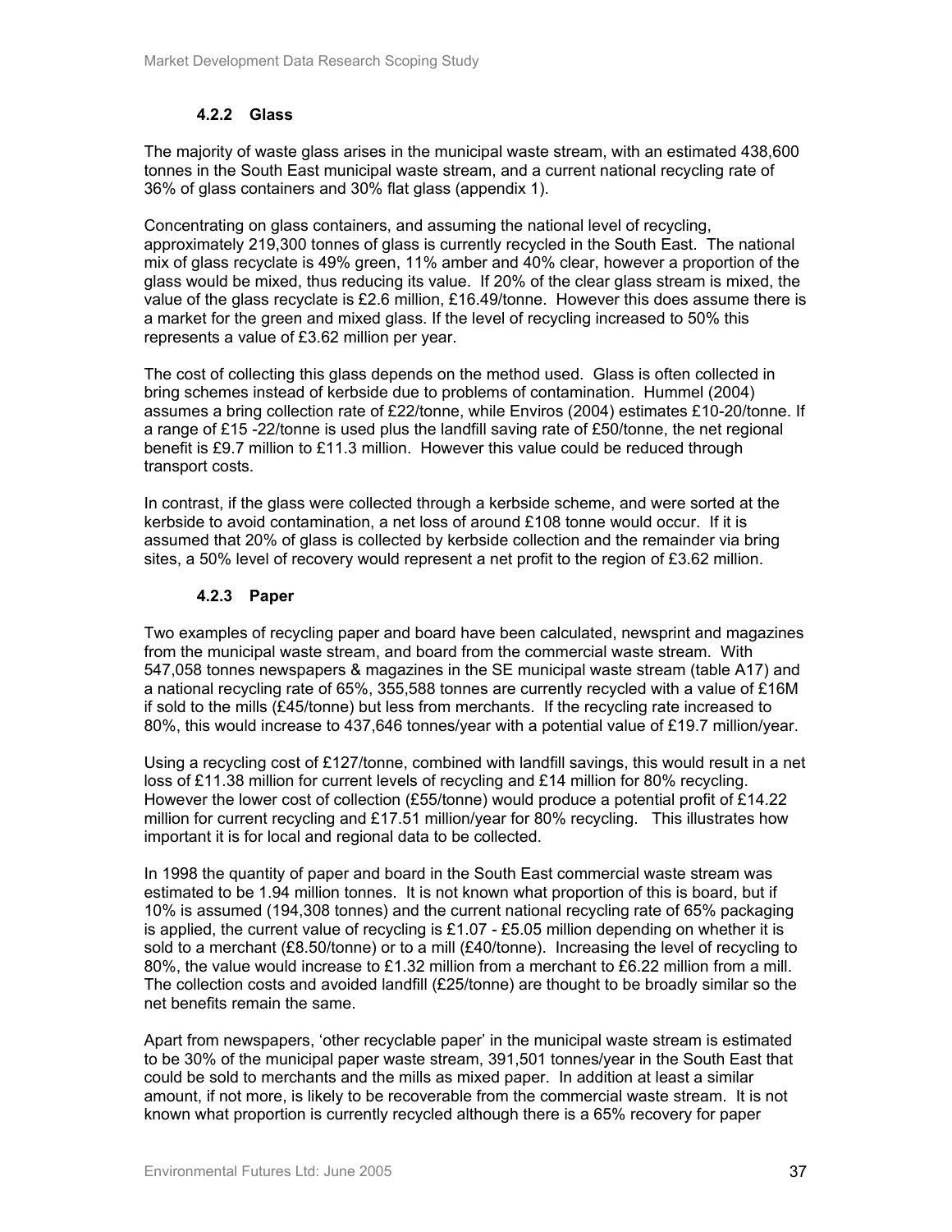#### 4.2.2 Glass

The majority of waste glass arises in the municipal waste stream, with an estimated 438,600 tonnes in the South East municipal waste stream, and a current national recycling rate of 36% of glass containers and 30% flat glass (appendix 1).

Concentrating on glass containers, and assuming the national level of recycling, approximately 219,300 tonnes of glass is currently recycled in the South East. The national mix of glass recyclate is 49% green, 11% amber and 40% clear, however a proportion of the glass would be mixed, thus reducing its value. If 20% of the clear glass stream is mixed, the value of the glass recyclate is £2.6 million, £16.49/tonne. However this does assume there is a market for the green and mixed glass. If the level of recycling increased to 50% this represents a value of £3.62 million per year.

The cost of collecting this glass depends on the method used. Glass is often collected in bring schemes instead of kerbside due to problems of contamination. Hummel (2004) assumes a bring collection rate of £22/tonne, while Enviros (2004) estimates £10-20/tonne. If a range of £15 -22/tonne is used plus the landfill saving rate of £50/tonne, the net regional benefit is £9.7 million to £11.3 million. However this value could be reduced through transport costs.

In contrast, if the glass were collected through a kerbside scheme, and were sorted at the kerbside to avoid contamination, a net loss of around £108 tonne would occur. If it is assumed that 20% of glass is collected by kerbside collection and the remainder via bring sites, a 50% level of recovery would represent a net profit to the region of £3.62 million.

#### 4.2.3 Paper

Two examples of recycling paper and board have been calculated, newsprint and magazines from the municipal waste stream, and board from the commercial waste stream. With 547,058 tonnes newspapers & magazines in the SE municipal waste stream (table A17) and a national recycling rate of 65%, 355,588 tonnes are currently recycled with a value of £16M if sold to the mills (£45/tonne) but less from merchants. If the recycling rate increased to 80%, this would increase to 437,646 tonnes/year with a potential value of £19.7 million/year.

Using a recycling cost of £127/tonne, combined with landfill savings, this would result in a net loss of £11.38 million for current levels of recycling and £14 million for 80% recycling. However the lower cost of collection (£55/tonne) would produce a potential profit of £14.22 million for current recycling and £17.51 million/year for 80% recycling. This illustrates how important it is for local and regional data to be collected.

In 1998 the quantity of paper and board in the South East commercial waste stream was estimated to be 1.94 million tonnes. It is not known what proportion of this is board, but if 10% is assumed (194,308 tonnes) and the current national recycling rate of 65% packaging is applied, the current value of recycling is £1.07 - £5.05 million depending on whether it is sold to a merchant (£8.50/tonne) or to a mill (£40/tonne). Increasing the level of recycling to 80%, the value would increase to £1.32 million from a merchant to £6.22 million from a mill. The collection costs and avoided landfill (£25/tonne) are thought to be broadly similar so the net benefits remain the same.

Apart from newspapers, 'other recyclable paper' in the municipal waste stream is estimated to be 30% of the municipal paper waste stream, 391,501 tonnes/year in the South East that could be sold to merchants and the mills as mixed paper. In addition at least a similar amount, if not more, is likely to be recoverable from the commercial waste stream. It is not known what proportion is currently recycled although there is a 65% recovery for paper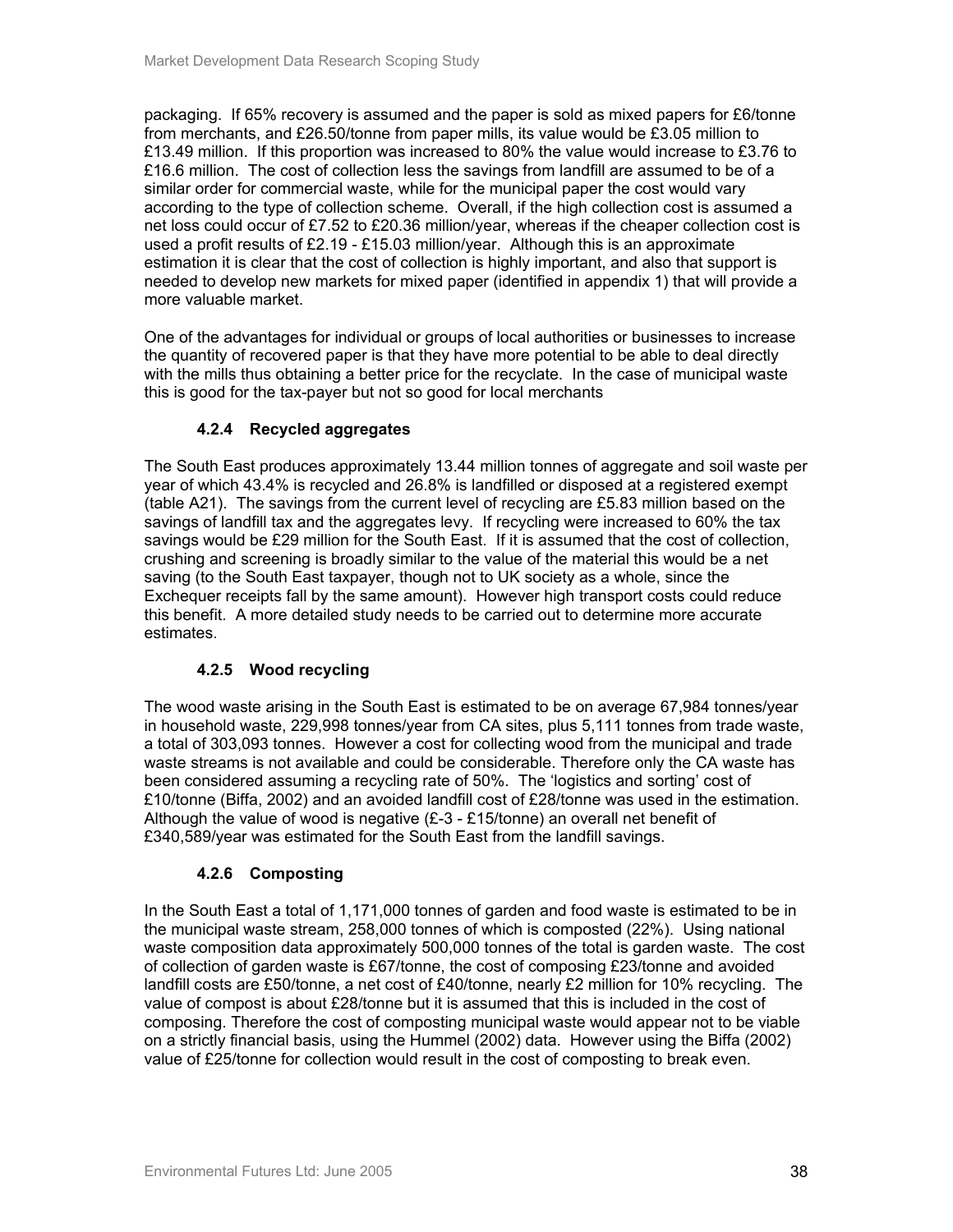packaging. If 65% recovery is assumed and the paper is sold as mixed papers for £6/tonne from merchants, and £26.50/tonne from paper mills, its value would be £3.05 million to £13.49 million. If this proportion was increased to 80% the value would increase to £3.76 to £16.6 million. The cost of collection less the savings from landfill are assumed to be of a similar order for commercial waste, while for the municipal paper the cost would vary according to the type of collection scheme. Overall, if the high collection cost is assumed a net loss could occur of £7.52 to £20.36 million/year, whereas if the cheaper collection cost is used a profit results of £2.19 - £15.03 million/year. Although this is an approximate estimation it is clear that the cost of collection is highly important, and also that support is needed to develop new markets for mixed paper (identified in appendix 1) that will provide a more valuable market.

One of the advantages for individual or groups of local authorities or businesses to increase the quantity of recovered paper is that they have more potential to be able to deal directly with the mills thus obtaining a better price for the recyclate. In the case of municipal waste this is good for the tax-payer but not so good for local merchants

#### 4.2.4 Recycled aggregates

The South East produces approximately 13.44 million tonnes of aggregate and soil waste per year of which 43.4% is recycled and 26.8% is landfilled or disposed at a registered exempt (table A21). The savings from the current level of recycling are £5.83 million based on the savings of landfill tax and the aggregates levy. If recycling were increased to 60% the tax savings would be £29 million for the South East. If it is assumed that the cost of collection, crushing and screening is broadly similar to the value of the material this would be a net saving (to the South East taxpayer, though not to UK society as a whole, since the Exchequer receipts fall by the same amount). However high transport costs could reduce this benefit. A more detailed study needs to be carried out to determine more accurate estimates.

#### 4.2.5 Wood recycling

The wood waste arising in the South East is estimated to be on average 67,984 tonnes/year in household waste, 229,998 tonnes/year from CA sites, plus 5,111 tonnes from trade waste, a total of 303,093 tonnes. However a cost for collecting wood from the municipal and trade waste streams is not available and could be considerable. Therefore only the CA waste has been considered assuming a recycling rate of 50%. The 'logistics and sorting' cost of £10/tonne (Biffa, 2002) and an avoided landfill cost of £28/tonne was used in the estimation. Although the value of wood is negative (£-3 - £15/tonne) an overall net benefit of £340,589/year was estimated for the South East from the landfill savings.

#### 4.2.6 Composting

In the South East a total of 1,171,000 tonnes of garden and food waste is estimated to be in the municipal waste stream, 258,000 tonnes of which is composted (22%). Using national waste composition data approximately 500,000 tonnes of the total is garden waste. The cost of collection of garden waste is £67/tonne, the cost of composing £23/tonne and avoided landfill costs are £50/tonne, a net cost of £40/tonne, nearly £2 million for 10% recycling. The value of compost is about £28/tonne but it is assumed that this is included in the cost of composing. Therefore the cost of composting municipal waste would appear not to be viable on a strictly financial basis, using the Hummel (2002) data. However using the Biffa (2002) value of £25/tonne for collection would result in the cost of composting to break even.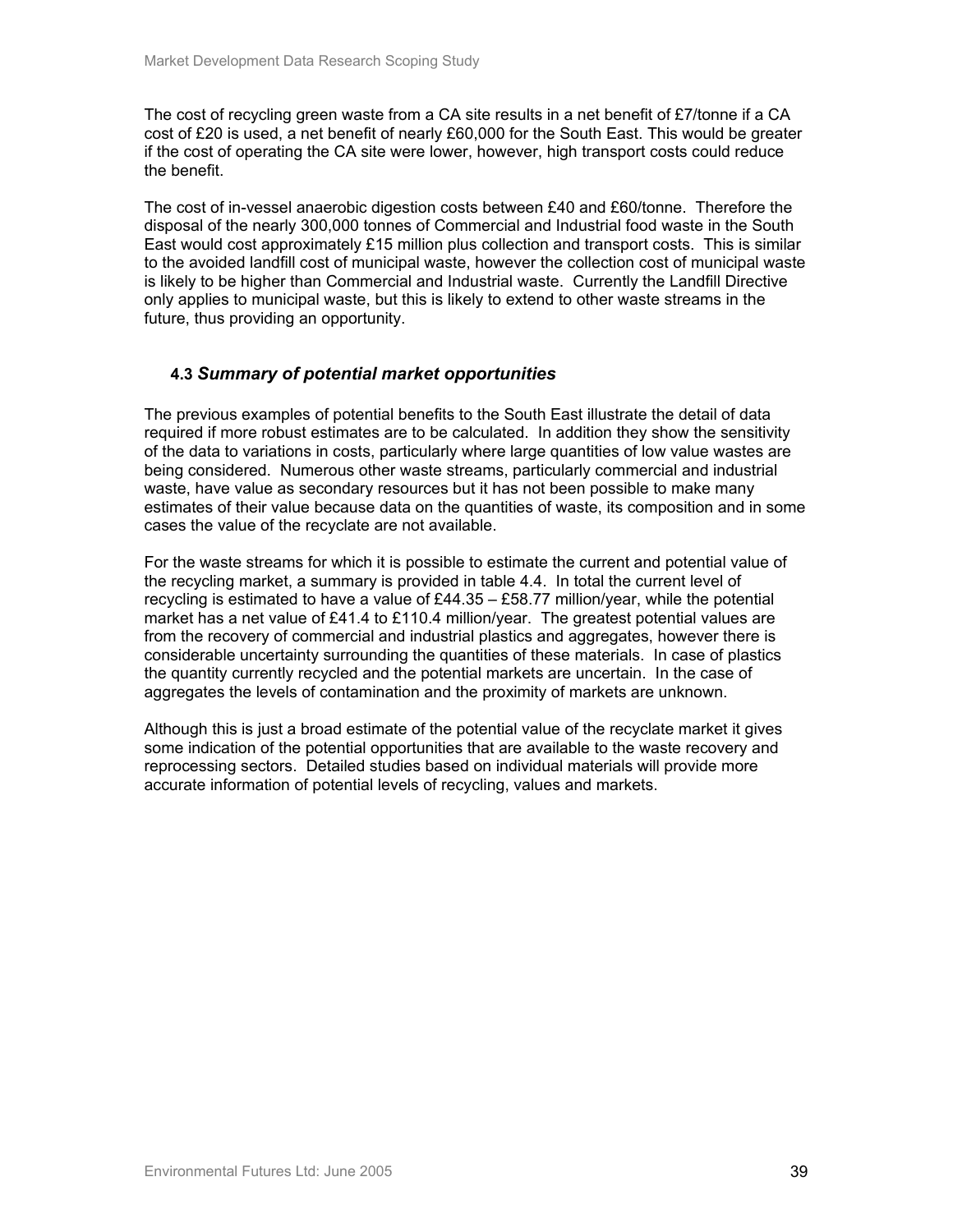The cost of recycling green waste from a CA site results in a net benefit of £7/tonne if a CA cost of £20 is used, a net benefit of nearly £60,000 for the South East. This would be greater if the cost of operating the CA site were lower, however, high transport costs could reduce the benefit.

The cost of in-vessel anaerobic digestion costs between £40 and £60/tonne. Therefore the disposal of the nearly 300,000 tonnes of Commercial and Industrial food waste in the South East would cost approximately £15 million plus collection and transport costs. This is similar to the avoided landfill cost of municipal waste, however the collection cost of municipal waste is likely to be higher than Commercial and Industrial waste. Currently the Landfill Directive only applies to municipal waste, but this is likely to extend to other waste streams in the future, thus providing an opportunity.

### 4.3 *Summary of potential market opportunities*

The previous examples of potential benefits to the South East illustrate the detail of data required if more robust estimates are to be calculated. In addition they show the sensitivity of the data to variations in costs, particularly where large quantities of low value wastes are being considered. Numerous other waste streams, particularly commercial and industrial waste, have value as secondary resources but it has not been possible to make many estimates of their value because data on the quantities of waste, its composition and in some cases the value of the recyclate are not available.

For the waste streams for which it is possible to estimate the current and potential value of the recycling market, a summary is provided in table 4.4. In total the current level of recycling is estimated to have a value of £44.35 – £58.77 million/year, while the potential market has a net value of £41.4 to £110.4 million/year. The greatest potential values are from the recovery of commercial and industrial plastics and aggregates, however there is considerable uncertainty surrounding the quantities of these materials. In case of plastics the quantity currently recycled and the potential markets are uncertain. In the case of aggregates the levels of contamination and the proximity of markets are unknown.

Although this is just a broad estimate of the potential value of the recyclate market it gives some indication of the potential opportunities that are available to the waste recovery and reprocessing sectors. Detailed studies based on individual materials will provide more accurate information of potential levels of recycling, values and markets.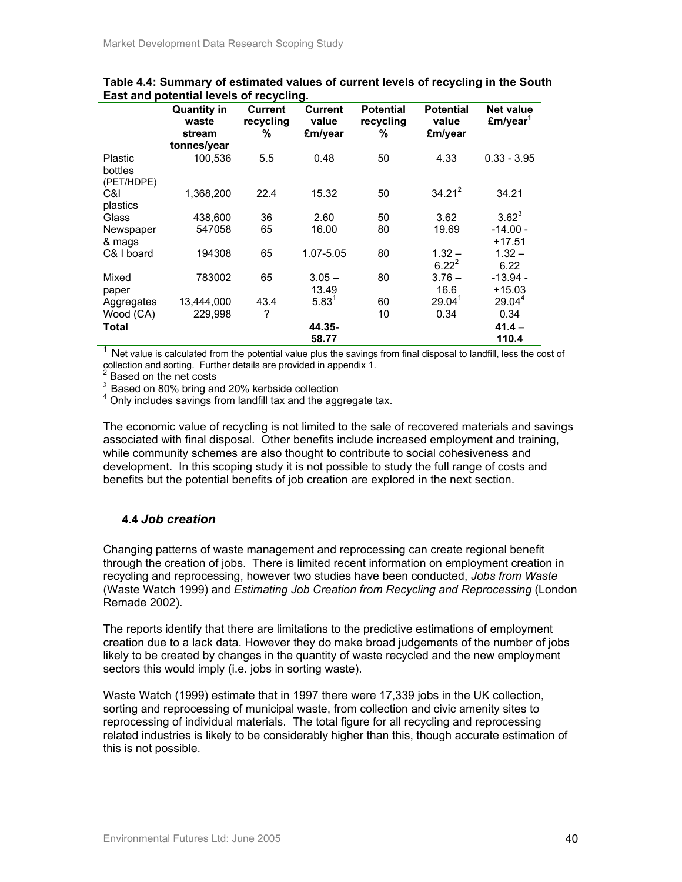**Table 4.4: Summary of estimated values of current levels of recycling in the South East and potential levels of recycling.**

| | Quantity in waste stream tonnes/year | Current recycling % | Current value £m/year | Potential recycling % | Potential value £m/year | Net value £m/year[1] |
|---|---|---|---|---|---|---|
| Plastic bottles (PET/HDPE) | 100,536 | 5.5 | 0.48 | 50 | 4.33 | 0.33 - 3.95 |
| C&I plastics | 1,368,200 | 22.4 | 15.32 | 50 | 34.21[2] | 34.21 |
| Glass | 438,600 | 36 | 2.60 | 50 | 3.62 | 3.62[3] |
| Newspaper & mags | 547058 | 65 | 16.00 | 80 | 19.69 | -14.00 - +17.51 |
| C& I board | 194308 | 65 | 1.07-5.05 | 80 | 1.32 – 6.22[2] | 1.32 – 6.22 |
| Mixed paper | 783002 | 65 | 3.05 – 13.49 | 80 | 3.76 – 16.6 | -13.94 - +15.03 |
| Aggregates | 13,444,000 | 43.4 | 5.83[1] | 60 | 29.04[1] | 29.04[4] |
| Wood (CA) | 229,998 | ? | | 10 | 0.34 | 0.34 |
| **Total** | | | **44.35-58.77** | | | **41.4 – 110.4** |

[1] Net value is calculated from the potential value plus the savings from final disposal to landfill, less the cost of collection and sorting. Further details are provided in appendix 1.
[2] Based on the net costs
[3] Based on 80% bring and 20% kerbside collection
[4] Only includes savings from landfill tax and the aggregate tax.

The economic value of recycling is not limited to the sale of recovered materials and savings associated with final disposal. Other benefits include increased employment and training, while community schemes are also thought to contribute to social cohesiveness and development. In this scoping study it is not possible to study the full range of costs and benefits but the potential benefits of job creation are explored in the next section.

### 4.4 *Job creation*

Changing patterns of waste management and reprocessing can create regional benefit through the creation of jobs. There is limited recent information on employment creation in recycling and reprocessing, however two studies have been conducted, *Jobs from Waste* (Waste Watch 1999) and *Estimating Job Creation from Recycling and Reprocessing* (London Remade 2002).

The reports identify that there are limitations to the predictive estimations of employment creation due to a lack data. However they do make broad judgements of the number of jobs likely to be created by changes in the quantity of waste recycled and the new employment sectors this would imply (i.e. jobs in sorting waste).

Waste Watch (1999) estimate that in 1997 there were 17,339 jobs in the UK collection, sorting and reprocessing of municipal waste, from collection and civic amenity sites to reprocessing of individual materials. The total figure for all recycling and reprocessing related industries is likely to be considerably higher than this, though accurate estimation of this is not possible.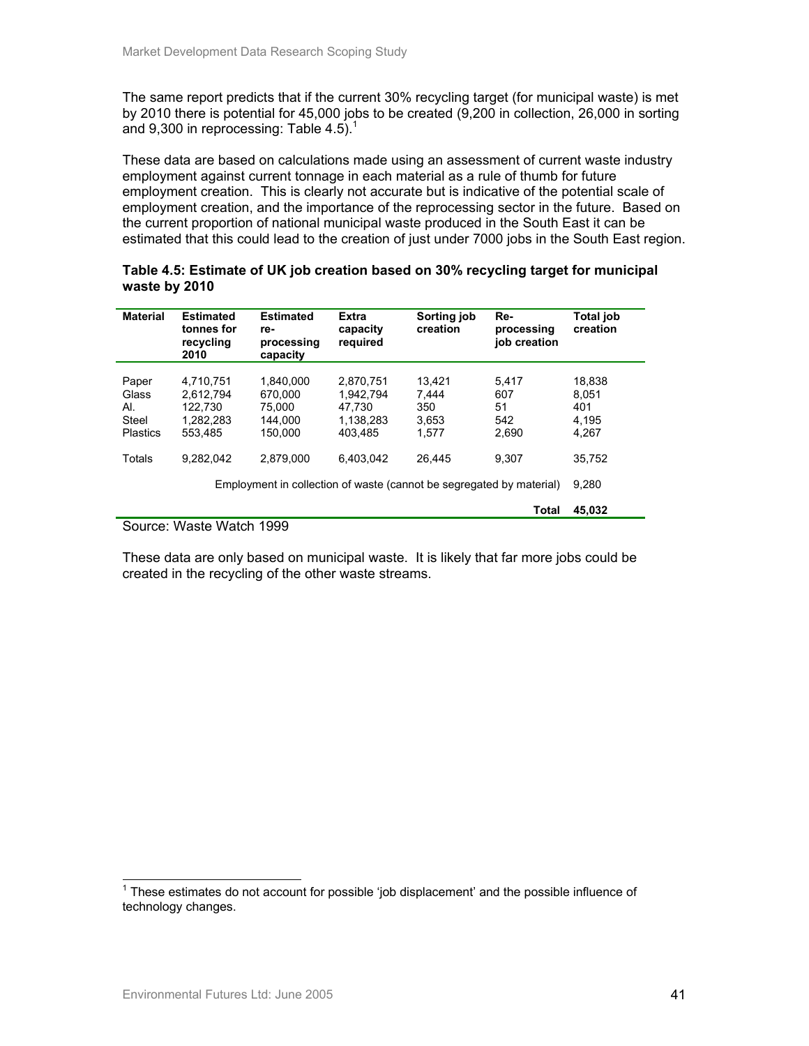The same report predicts that if the current 30% recycling target (for municipal waste) is met by 2010 there is potential for 45,000 jobs to be created (9,200 in collection, 26,000 in sorting and 9,300 in reprocessing: Table 4.5).[1]

These data are based on calculations made using an assessment of current waste industry employment against current tonnage in each material as a rule of thumb for future employment creation. This is clearly not accurate but is indicative of the potential scale of employment creation, and the importance of the reprocessing sector in the future. Based on the current proportion of national municipal waste produced in the South East it can be estimated that this could lead to the creation of just under 7000 jobs in the South East region.

**Table 4.5: Estimate of UK job creation based on 30% recycling target for municipal waste by 2010**

| Material | Estimated tonnes for recycling 2010 | Estimated re-processing capacity | Extra capacity required | Sorting job creation | Re-processing job creation | Total job creation |
|---|---|---|---|---|---|---|
| Paper | 4,710,751 | 1,840,000 | 2,870,751 | 13,421 | 5,417 | 18,838 |
| Glass | 2,612,794 | 670,000 | 1,942,794 | 7,444 | 607 | 8,051 |
| Al. | 122,730 | 75,000 | 47,730 | 350 | 51 | 401 |
| Steel | 1,282,283 | 144,000 | 1,138,283 | 3,653 | 542 | 4,195 |
| Plastics | 553,485 | 150,000 | 403,485 | 1,577 | 2,690 | 4,267 |
| Totals | 9,282,042 | 2,879,000 | 6,403,042 | 26,445 | 9,307 | 35,752 |
| Employment in collection of waste (cannot be segregated by material) | | | | | | 9,280 |
| | | | | | **Total** | **45,032** |

Source: Waste Watch 1999

These data are only based on municipal waste. It is likely that far more jobs could be created in the recycling of the other waste streams.

[1] These estimates do not account for possible 'job displacement' and the possible influence of technology changes.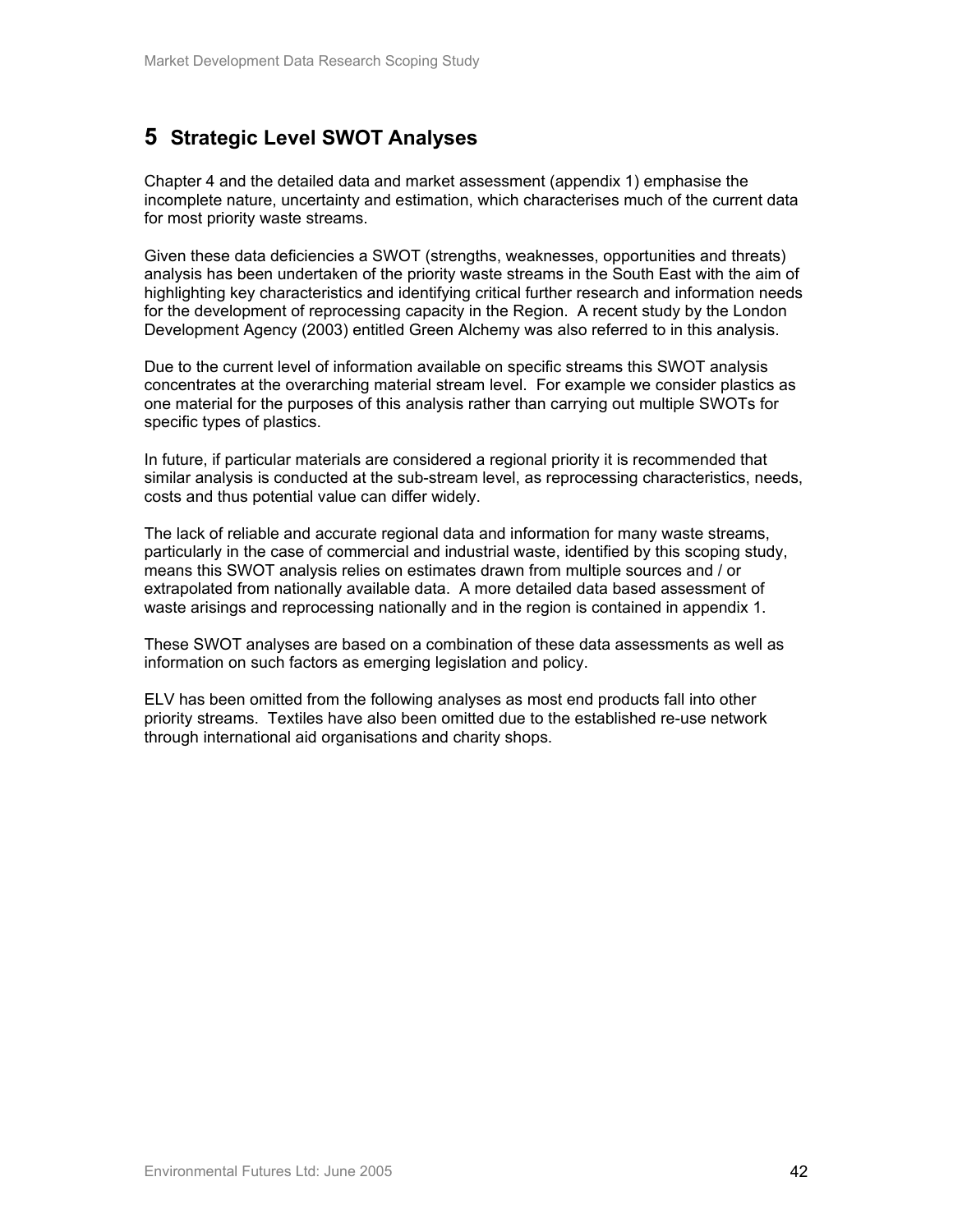# 5 Strategic Level SWOT Analyses

Chapter 4 and the detailed data and market assessment (appendix 1) emphasise the incomplete nature, uncertainty and estimation, which characterises much of the current data for most priority waste streams.

Given these data deficiencies a SWOT (strengths, weaknesses, opportunities and threats) analysis has been undertaken of the priority waste streams in the South East with the aim of highlighting key characteristics and identifying critical further research and information needs for the development of reprocessing capacity in the Region. A recent study by the London Development Agency (2003) entitled Green Alchemy was also referred to in this analysis.

Due to the current level of information available on specific streams this SWOT analysis concentrates at the overarching material stream level. For example we consider plastics as one material for the purposes of this analysis rather than carrying out multiple SWOTs for specific types of plastics.

In future, if particular materials are considered a regional priority it is recommended that similar analysis is conducted at the sub-stream level, as reprocessing characteristics, needs, costs and thus potential value can differ widely.

The lack of reliable and accurate regional data and information for many waste streams, particularly in the case of commercial and industrial waste, identified by this scoping study, means this SWOT analysis relies on estimates drawn from multiple sources and / or extrapolated from nationally available data. A more detailed data based assessment of waste arisings and reprocessing nationally and in the region is contained in appendix 1.

These SWOT analyses are based on a combination of these data assessments as well as information on such factors as emerging legislation and policy.

ELV has been omitted from the following analyses as most end products fall into other priority streams. Textiles have also been omitted due to the established re-use network through international aid organisations and charity shops.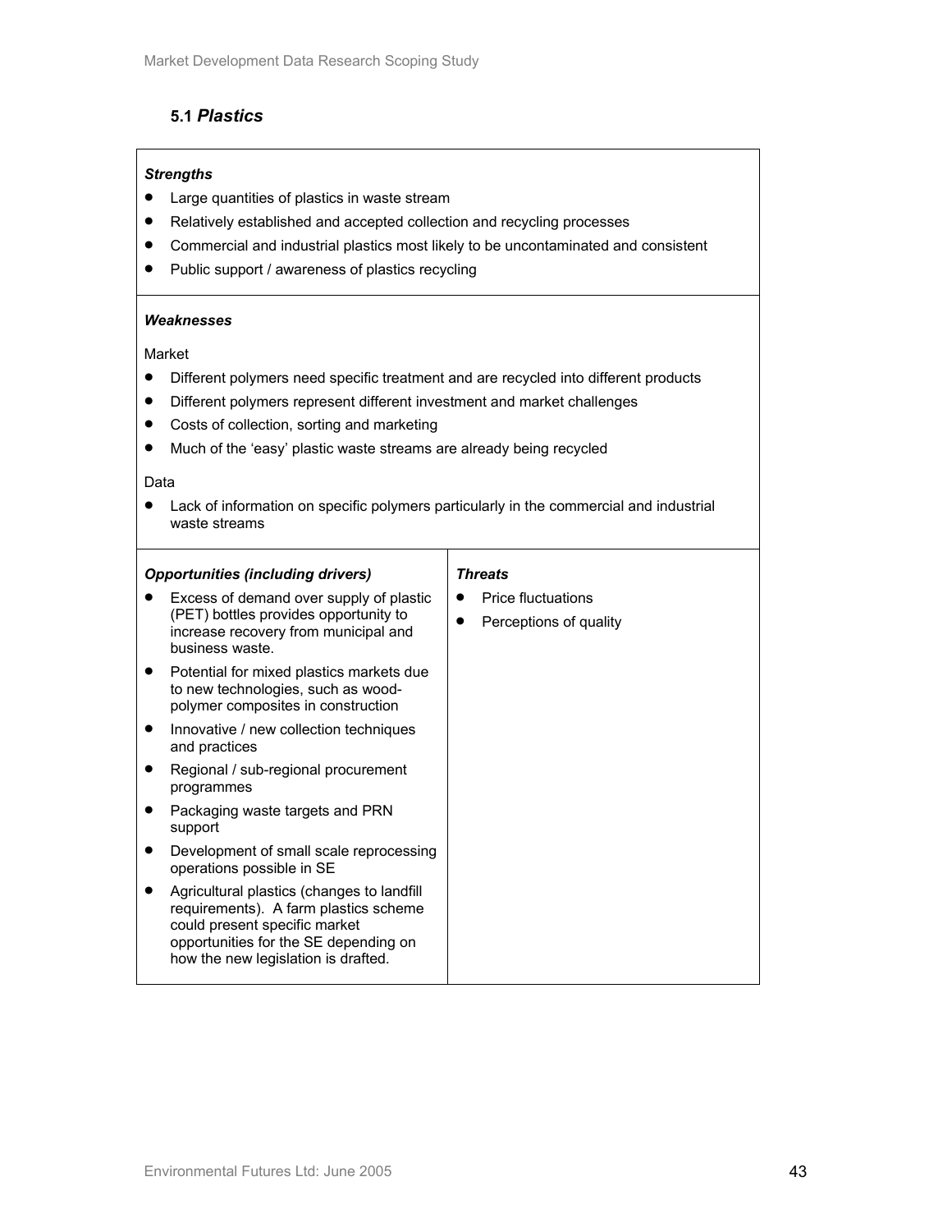### 5.1 *Plastics*

***Strengths***

- Large quantities of plastics in waste stream
- Relatively established and accepted collection and recycling processes
- Commercial and industrial plastics most likely to be uncontaminated and consistent
- Public support / awareness of plastics recycling

***Weaknesses***

Market

- Different polymers need specific treatment and are recycled into different products
- Different polymers represent different investment and market challenges
- Costs of collection, sorting and marketing
- Much of the 'easy' plastic waste streams are already being recycled

Data

- Lack of information on specific polymers particularly in the commercial and industrial waste streams

***Opportunities (including drivers)***

- Excess of demand over supply of plastic (PET) bottles provides opportunity to increase recovery from municipal and business waste.
- Potential for mixed plastics markets due to new technologies, such as wood-polymer composites in construction
- Innovative / new collection techniques and practices
- Regional / sub-regional procurement programmes
- Packaging waste targets and PRN support
- Development of small scale reprocessing operations possible in SE
- Agricultural plastics (changes to landfill requirements). A farm plastics scheme could present specific market opportunities for the SE depending on how the new legislation is drafted.

***Threats***

- Price fluctuations
- Perceptions of quality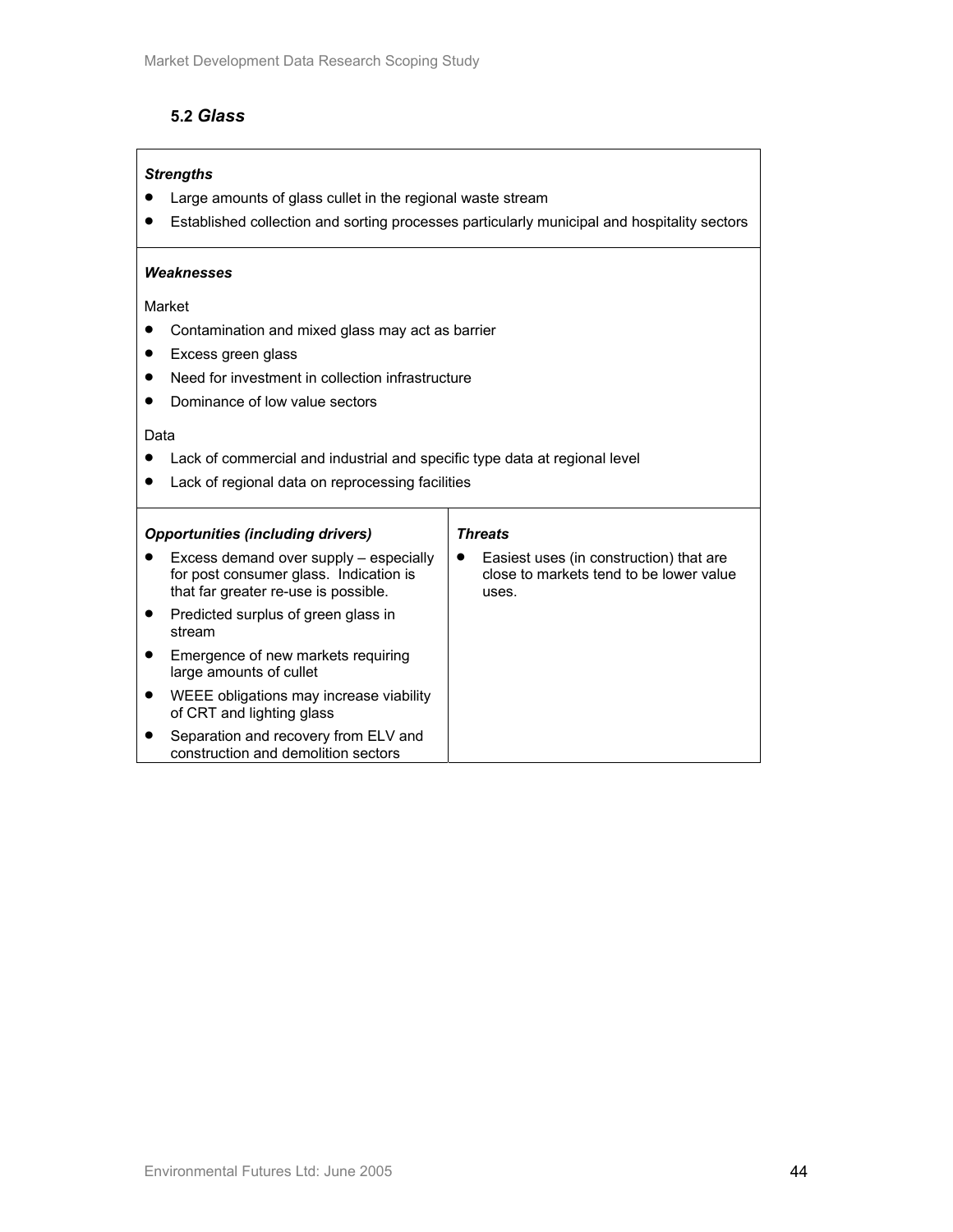## 5.2 *Glass*

***Strengths***

- Large amounts of glass cullet in the regional waste stream
- Established collection and sorting processes particularly municipal and hospitality sectors

***Weaknesses***

Market

- Contamination and mixed glass may act as barrier
- Excess green glass
- Need for investment in collection infrastructure
- Dominance of low value sectors

Data

- Lack of commercial and industrial and specific type data at regional level
- Lack of regional data on reprocessing facilities

| *Opportunities (including drivers)* | *Threats* |
|---|---|
| • Excess demand over supply – especially for post consumer glass. Indication is that far greater re-use is possible.<br>• Predicted surplus of green glass in stream<br>• Emergence of new markets requiring large amounts of cullet<br>• WEEE obligations may increase viability of CRT and lighting glass<br>• Separation and recovery from ELV and construction and demolition sectors | • Easiest uses (in construction) that are close to markets tend to be lower value uses. |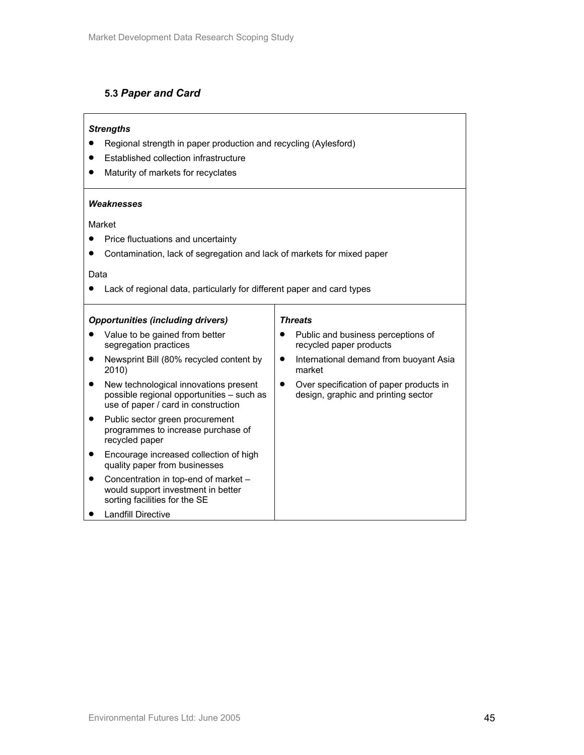### 5.3 *Paper and Card*

***Strengths***

- Regional strength in paper production and recycling (Aylesford)
- Established collection infrastructure
- Maturity of markets for recyclates

***Weaknesses***

Market

- Price fluctuations and uncertainty
- Contamination, lack of segregation and lack of markets for mixed paper

Data

- Lack of regional data, particularly for different paper and card types

***Opportunities (including drivers)***

- Value to be gained from better segregation practices
- Newsprint Bill (80% recycled content by 2010)
- New technological innovations present possible regional opportunities – such as use of paper / card in construction
- Public sector green procurement programmes to increase purchase of recycled paper
- Encourage increased collection of high quality paper from businesses
- Concentration in top-end of market – would support investment in better sorting facilities for the SE
- Landfill Directive

***Threats***

- Public and business perceptions of recycled paper products
- International demand from buoyant Asia market
- Over specification of paper products in design, graphic and printing sector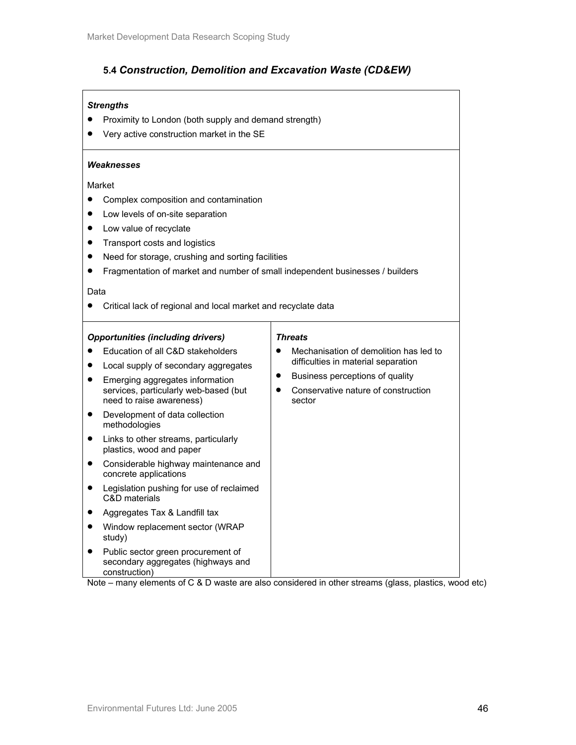### 5.4 *Construction, Demolition and Excavation Waste (CD&EW)*

***Strengths***

- Proximity to London (both supply and demand strength)
- Very active construction market in the SE

***Weaknesses***

Market

- Complex composition and contamination
- Low levels of on-site separation
- Low value of recyclate
- Transport costs and logistics
- Need for storage, crushing and sorting facilities
- Fragmentation of market and number of small independent businesses / builders

Data

- Critical lack of regional and local market and recyclate data

***Opportunities (including drivers)***

- Education of all C&D stakeholders
- Local supply of secondary aggregates
- Emerging aggregates information services, particularly web-based (but need to raise awareness)
- Development of data collection methodologies
- Links to other streams, particularly plastics, wood and paper
- Considerable highway maintenance and concrete applications
- Legislation pushing for use of reclaimed C&D materials
- Aggregates Tax & Landfill tax
- Window replacement sector (WRAP study)
- Public sector green procurement of secondary aggregates (highways and construction)

***Threats***

- Mechanisation of demolition has led to difficulties in material separation
- Business perceptions of quality
- Conservative nature of construction sector

Note – many elements of C & D waste are also considered in other streams (glass, plastics, wood etc)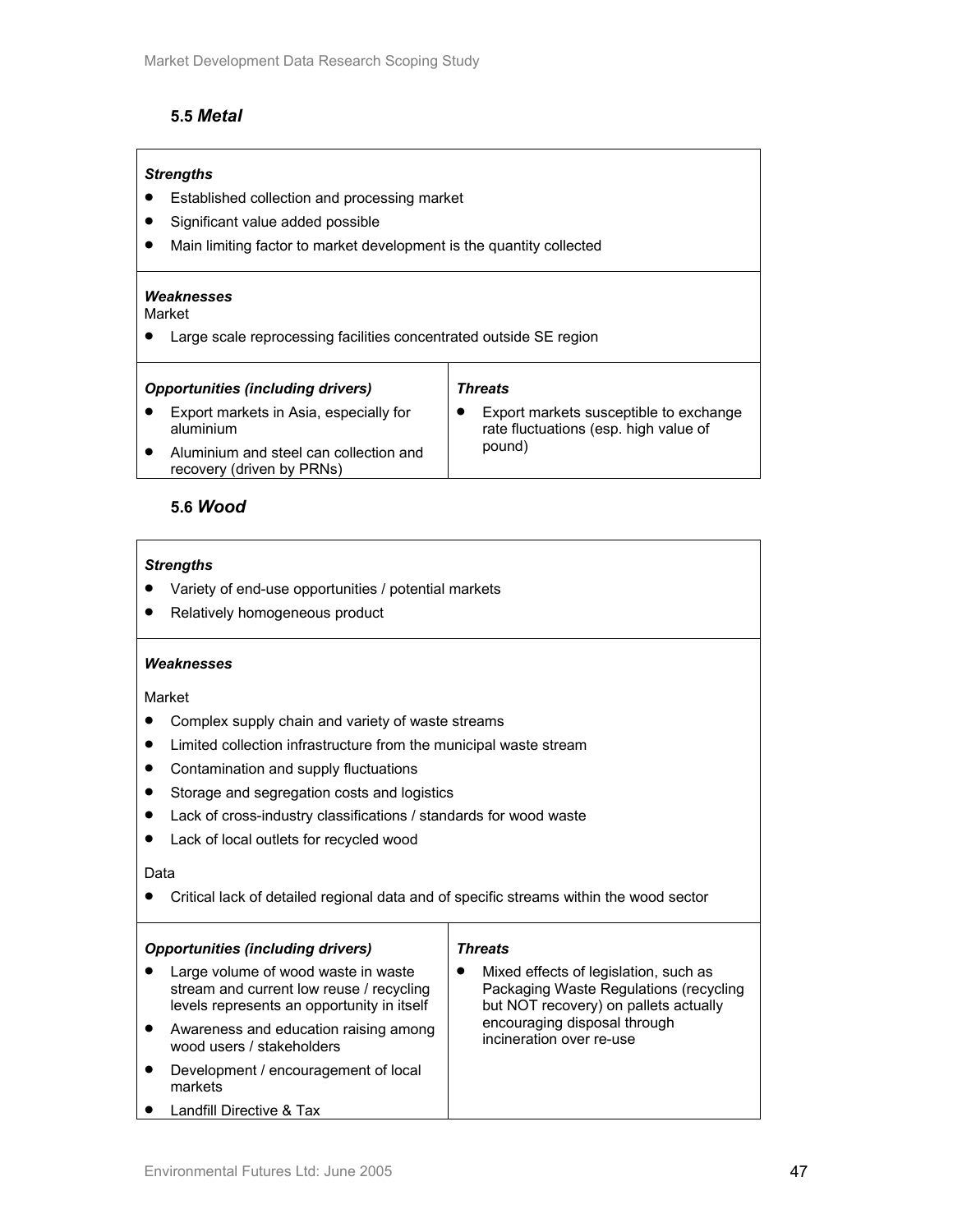### 5.5 *Metal*

***Strengths***

- Established collection and processing market
- Significant value added possible
- Main limiting factor to market development is the quantity collected

***Weaknesses***

Market

- Large scale reprocessing facilities concentrated outside SE region

| ***Opportunities (including drivers)*** | ***Threats*** |
|---|---|
| • Export markets in Asia, especially for aluminium<br>• Aluminium and steel can collection and recovery (driven by PRNs) | • Export markets susceptible to exchange rate fluctuations (esp. high value of pound) |

### 5.6 *Wood*

***Strengths***

- Variety of end-use opportunities / potential markets
- Relatively homogeneous product

***Weaknesses***

Market

- Complex supply chain and variety of waste streams
- Limited collection infrastructure from the municipal waste stream
- Contamination and supply fluctuations
- Storage and segregation costs and logistics
- Lack of cross-industry classifications / standards for wood waste
- Lack of local outlets for recycled wood

Data

- Critical lack of detailed regional data and of specific streams within the wood sector

| ***Opportunities (including drivers)*** | ***Threats*** |
|---|---|
| • Large volume of wood waste in waste stream and current low reuse / recycling levels represents an opportunity in itself<br>• Awareness and education raising among wood users / stakeholders<br>• Development / encouragement of local markets<br>• Landfill Directive & Tax | • Mixed effects of legislation, such as Packaging Waste Regulations (recycling but NOT recovery) on pallets actually encouraging disposal through incineration over re-use |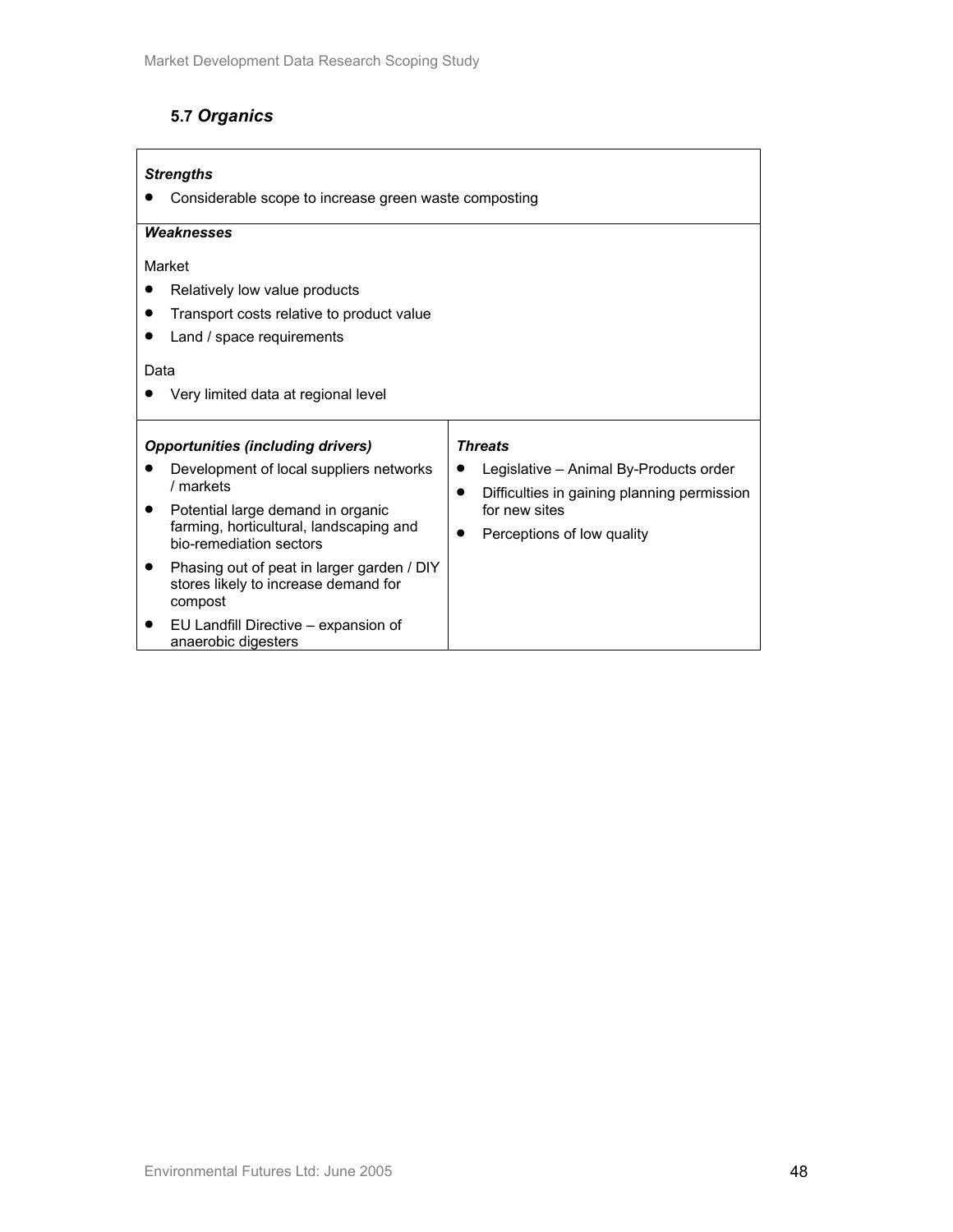## 5.7 *Organics*

***Strengths***

- Considerable scope to increase green waste composting

***Weaknesses***

Market

- Relatively low value products
- Transport costs relative to product value
- Land / space requirements

Data

- Very limited data at regional level

***Opportunities (including drivers)***

- Development of local suppliers networks / markets
- Potential large demand in organic farming, horticultural, landscaping and bio-remediation sectors
- Phasing out of peat in larger garden / DIY stores likely to increase demand for compost
- EU Landfill Directive – expansion of anaerobic digesters

***Threats***

- Legislative – Animal By-Products order
- Difficulties in gaining planning permission for new sites
- Perceptions of low quality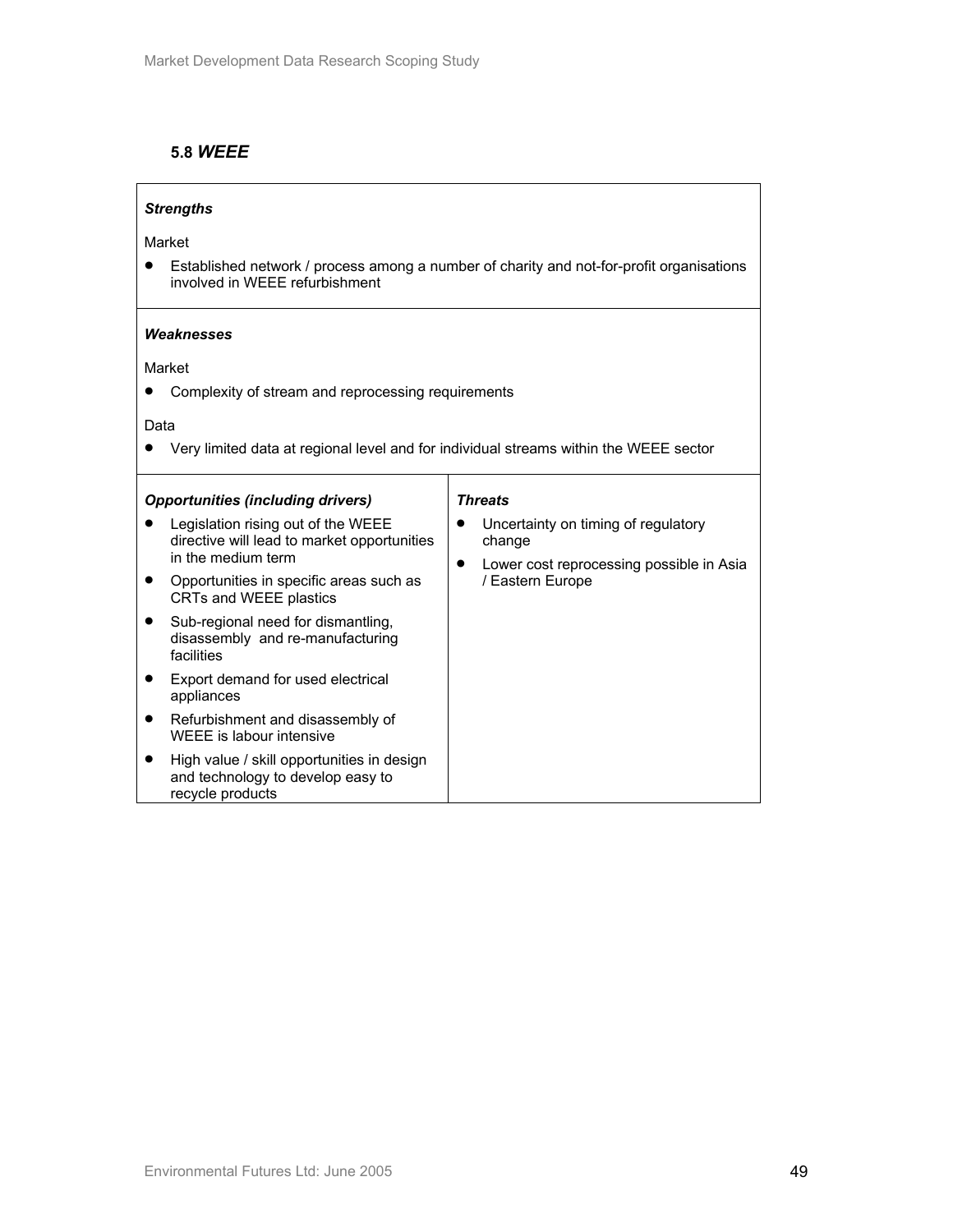### 5.8 *WEEE*

***Strengths***

Market

- Established network / process among a number of charity and not-for-profit organisations involved in WEEE refurbishment

***Weaknesses***

Market

- Complexity of stream and reprocessing requirements

Data

- Very limited data at regional level and for individual streams within the WEEE sector

***Opportunities (including drivers)***

- Legislation rising out of the WEEE directive will lead to market opportunities in the medium term
- Opportunities in specific areas such as CRTs and WEEE plastics
- Sub-regional need for dismantling, disassembly and re-manufacturing facilities
- Export demand for used electrical appliances
- Refurbishment and disassembly of WEEE is labour intensive
- High value / skill opportunities in design and technology to develop easy to recycle products

***Threats***

- Uncertainty on timing of regulatory change
- Lower cost reprocessing possible in Asia / Eastern Europe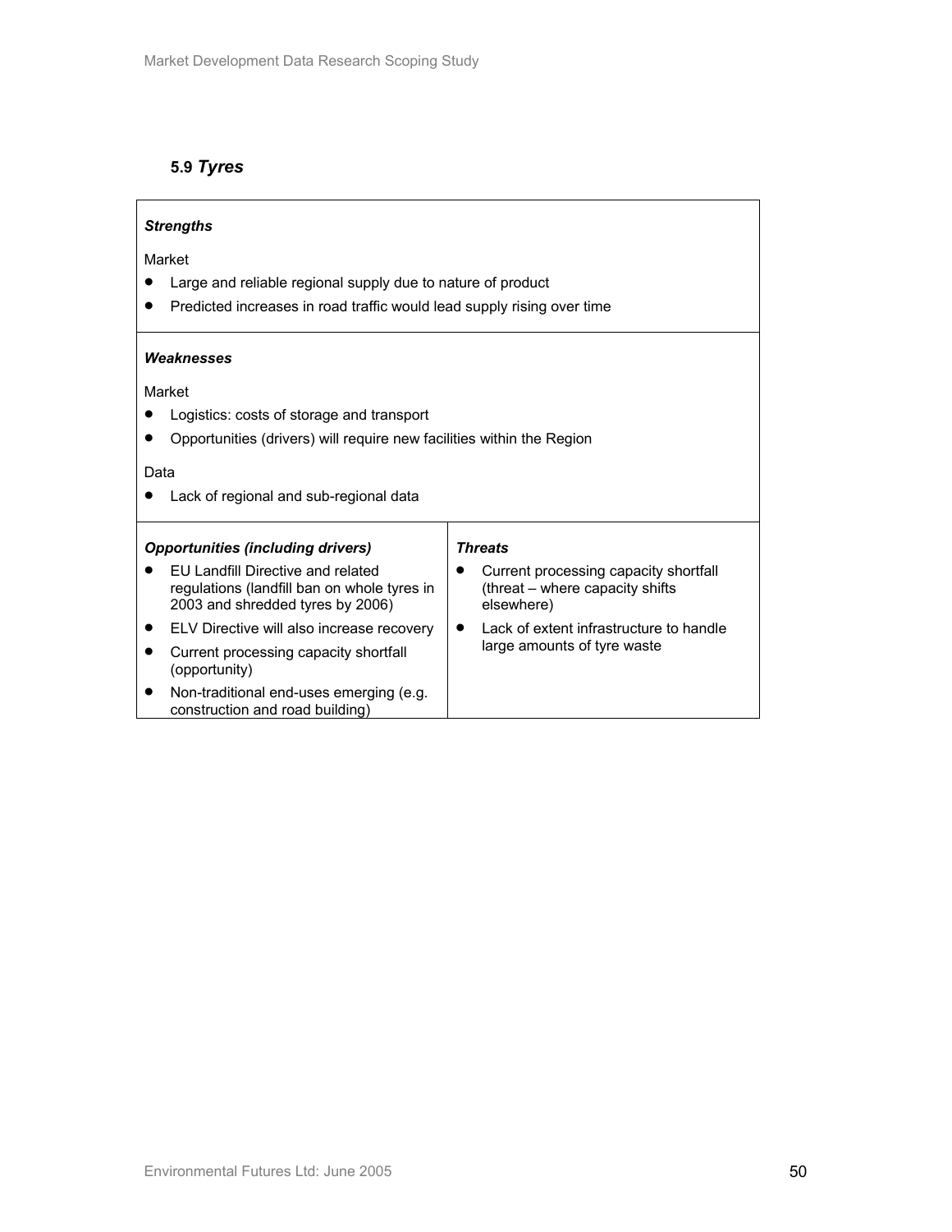### 5.9 *Tyres*

***Strengths***

Market

- Large and reliable regional supply due to nature of product
- Predicted increases in road traffic would lead supply rising over time

***Weaknesses***

Market

- Logistics: costs of storage and transport
- Opportunities (drivers) will require new facilities within the Region

Data

- Lack of regional and sub-regional data

| ***Opportunities (including drivers)*** | ***Threats*** |
|---|---|
| • EU Landfill Directive and related regulations (landfill ban on whole tyres in 2003 and shredded tyres by 2006)<br>• ELV Directive will also increase recovery<br>• Current processing capacity shortfall (opportunity)<br>• Non-traditional end-uses emerging (e.g. construction and road building) | • Current processing capacity shortfall (threat – where capacity shifts elsewhere)<br>• Lack of extent infrastructure to handle large amounts of tyre waste |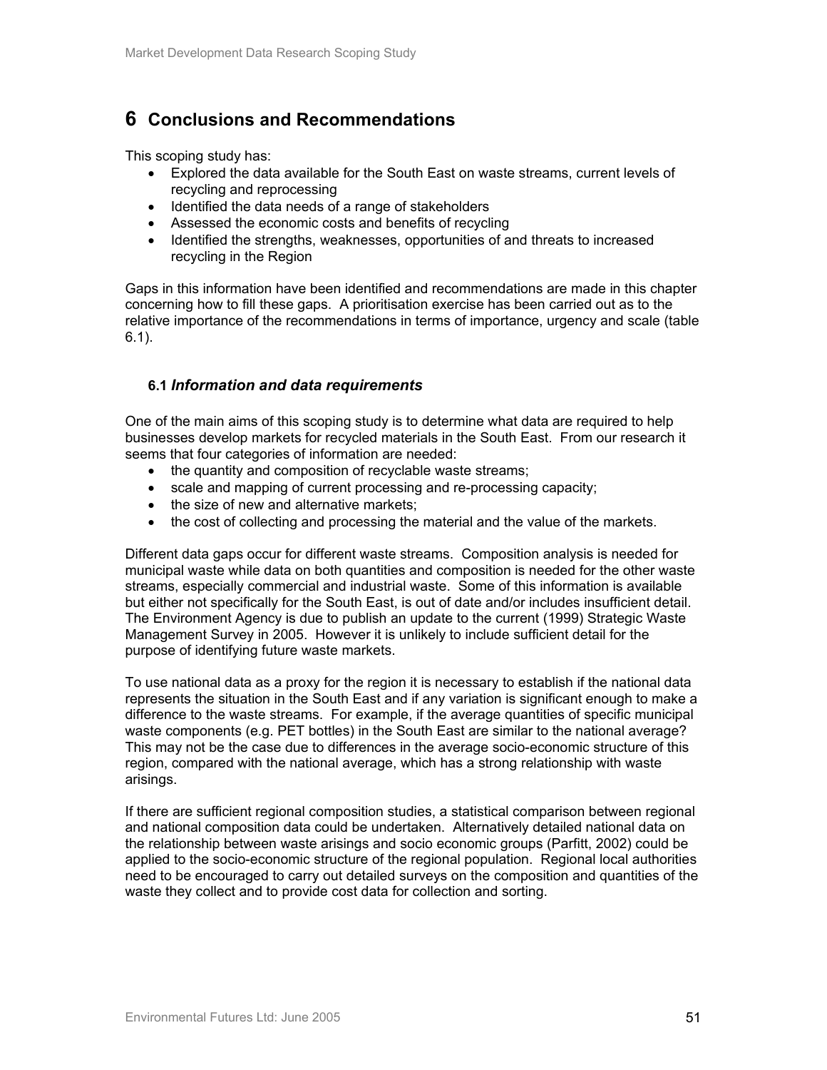# 6 Conclusions and Recommendations

This scoping study has:

- Explored the data available for the South East on waste streams, current levels of recycling and reprocessing
- Identified the data needs of a range of stakeholders
- Assessed the economic costs and benefits of recycling
- Identified the strengths, weaknesses, opportunities of and threats to increased recycling in the Region

Gaps in this information have been identified and recommendations are made in this chapter concerning how to fill these gaps. A prioritisation exercise has been carried out as to the relative importance of the recommendations in terms of importance, urgency and scale (table 6.1).

## 6.1 *Information and data requirements*

One of the main aims of this scoping study is to determine what data are required to help businesses develop markets for recycled materials in the South East. From our research it seems that four categories of information are needed:

- the quantity and composition of recyclable waste streams;
- scale and mapping of current processing and re-processing capacity;
- the size of new and alternative markets;
- the cost of collecting and processing the material and the value of the markets.

Different data gaps occur for different waste streams. Composition analysis is needed for municipal waste while data on both quantities and composition is needed for the other waste streams, especially commercial and industrial waste. Some of this information is available but either not specifically for the South East, is out of date and/or includes insufficient detail. The Environment Agency is due to publish an update to the current (1999) Strategic Waste Management Survey in 2005. However it is unlikely to include sufficient detail for the purpose of identifying future waste markets.

To use national data as a proxy for the region it is necessary to establish if the national data represents the situation in the South East and if any variation is significant enough to make a difference to the waste streams. For example, if the average quantities of specific municipal waste components (e.g. PET bottles) in the South East are similar to the national average? This may not be the case due to differences in the average socio-economic structure of this region, compared with the national average, which has a strong relationship with waste arisings.

If there are sufficient regional composition studies, a statistical comparison between regional and national composition data could be undertaken. Alternatively detailed national data on the relationship between waste arisings and socio economic groups (Parfitt, 2002) could be applied to the socio-economic structure of the regional population. Regional local authorities need to be encouraged to carry out detailed surveys on the composition and quantities of the waste they collect and to provide cost data for collection and sorting.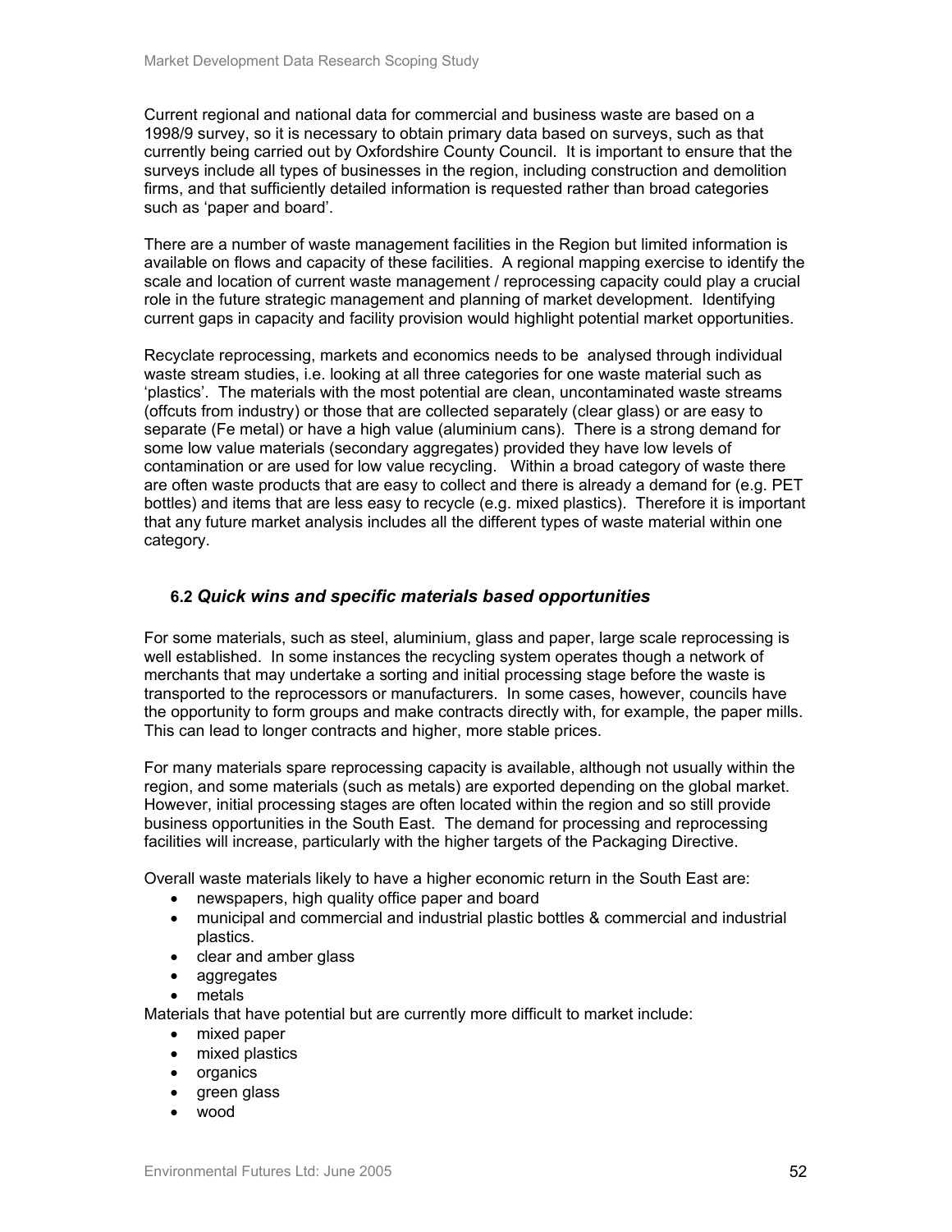Current regional and national data for commercial and business waste are based on a 1998/9 survey, so it is necessary to obtain primary data based on surveys, such as that currently being carried out by Oxfordshire County Council. It is important to ensure that the surveys include all types of businesses in the region, including construction and demolition firms, and that sufficiently detailed information is requested rather than broad categories such as 'paper and board'.

There are a number of waste management facilities in the Region but limited information is available on flows and capacity of these facilities. A regional mapping exercise to identify the scale and location of current waste management / reprocessing capacity could play a crucial role in the future strategic management and planning of market development. Identifying current gaps in capacity and facility provision would highlight potential market opportunities.

Recyclate reprocessing, markets and economics needs to be analysed through individual waste stream studies, i.e. looking at all three categories for one waste material such as 'plastics'. The materials with the most potential are clean, uncontaminated waste streams (offcuts from industry) or those that are collected separately (clear glass) or are easy to separate (Fe metal) or have a high value (aluminium cans). There is a strong demand for some low value materials (secondary aggregates) provided they have low levels of contamination or are used for low value recycling. Within a broad category of waste there are often waste products that are easy to collect and there is already a demand for (e.g. PET bottles) and items that are less easy to recycle (e.g. mixed plastics). Therefore it is important that any future market analysis includes all the different types of waste material within one category.

### 6.2 *Quick wins and specific materials based opportunities*

For some materials, such as steel, aluminium, glass and paper, large scale reprocessing is well established. In some instances the recycling system operates though a network of merchants that may undertake a sorting and initial processing stage before the waste is transported to the reprocessors or manufacturers. In some cases, however, councils have the opportunity to form groups and make contracts directly with, for example, the paper mills. This can lead to longer contracts and higher, more stable prices.

For many materials spare reprocessing capacity is available, although not usually within the region, and some materials (such as metals) are exported depending on the global market. However, initial processing stages are often located within the region and so still provide business opportunities in the South East. The demand for processing and reprocessing facilities will increase, particularly with the higher targets of the Packaging Directive.

Overall waste materials likely to have a higher economic return in the South East are:

- newspapers, high quality office paper and board
- municipal and commercial and industrial plastic bottles & commercial and industrial plastics.
- clear and amber glass
- aggregates
- metals

Materials that have potential but are currently more difficult to market include:

- mixed paper
- mixed plastics
- organics
- green glass
- wood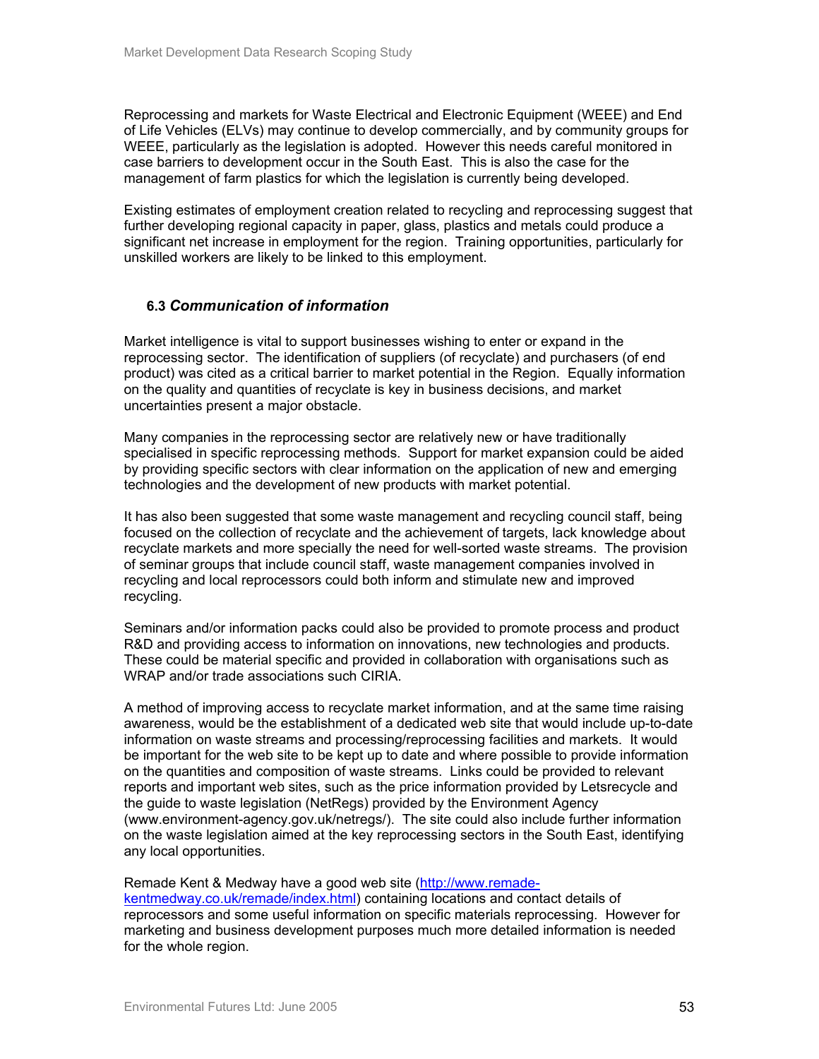Reprocessing and markets for Waste Electrical and Electronic Equipment (WEEE) and End of Life Vehicles (ELVs) may continue to develop commercially, and by community groups for WEEE, particularly as the legislation is adopted. However this needs careful monitored in case barriers to development occur in the South East. This is also the case for the management of farm plastics for which the legislation is currently being developed.

Existing estimates of employment creation related to recycling and reprocessing suggest that further developing regional capacity in paper, glass, plastics and metals could produce a significant net increase in employment for the region. Training opportunities, particularly for unskilled workers are likely to be linked to this employment.

### 6.3 *Communication of information*

Market intelligence is vital to support businesses wishing to enter or expand in the reprocessing sector. The identification of suppliers (of recyclate) and purchasers (of end product) was cited as a critical barrier to market potential in the Region. Equally information on the quality and quantities of recyclate is key in business decisions, and market uncertainties present a major obstacle.

Many companies in the reprocessing sector are relatively new or have traditionally specialised in specific reprocessing methods. Support for market expansion could be aided by providing specific sectors with clear information on the application of new and emerging technologies and the development of new products with market potential.

It has also been suggested that some waste management and recycling council staff, being focused on the collection of recyclate and the achievement of targets, lack knowledge about recyclate markets and more specially the need for well-sorted waste streams. The provision of seminar groups that include council staff, waste management companies involved in recycling and local reprocessors could both inform and stimulate new and improved recycling.

Seminars and/or information packs could also be provided to promote process and product R&D and providing access to information on innovations, new technologies and products. These could be material specific and provided in collaboration with organisations such as WRAP and/or trade associations such CIRIA.

A method of improving access to recyclate market information, and at the same time raising awareness, would be the establishment of a dedicated web site that would include up-to-date information on waste streams and processing/reprocessing facilities and markets. It would be important for the web site to be kept up to date and where possible to provide information on the quantities and composition of waste streams. Links could be provided to relevant reports and important web sites, such as the price information provided by Letsrecycle and the guide to waste legislation (NetRegs) provided by the Environment Agency (www.environment-agency.gov.uk/netregs/). The site could also include further information on the waste legislation aimed at the key reprocessing sectors in the South East, identifying any local opportunities.

Remade Kent & Medway have a good web site (http://www.remade-kentmedway.co.uk/remade/index.html) containing locations and contact details of reprocessors and some useful information on specific materials reprocessing. However for marketing and business development purposes much more detailed information is needed for the whole region.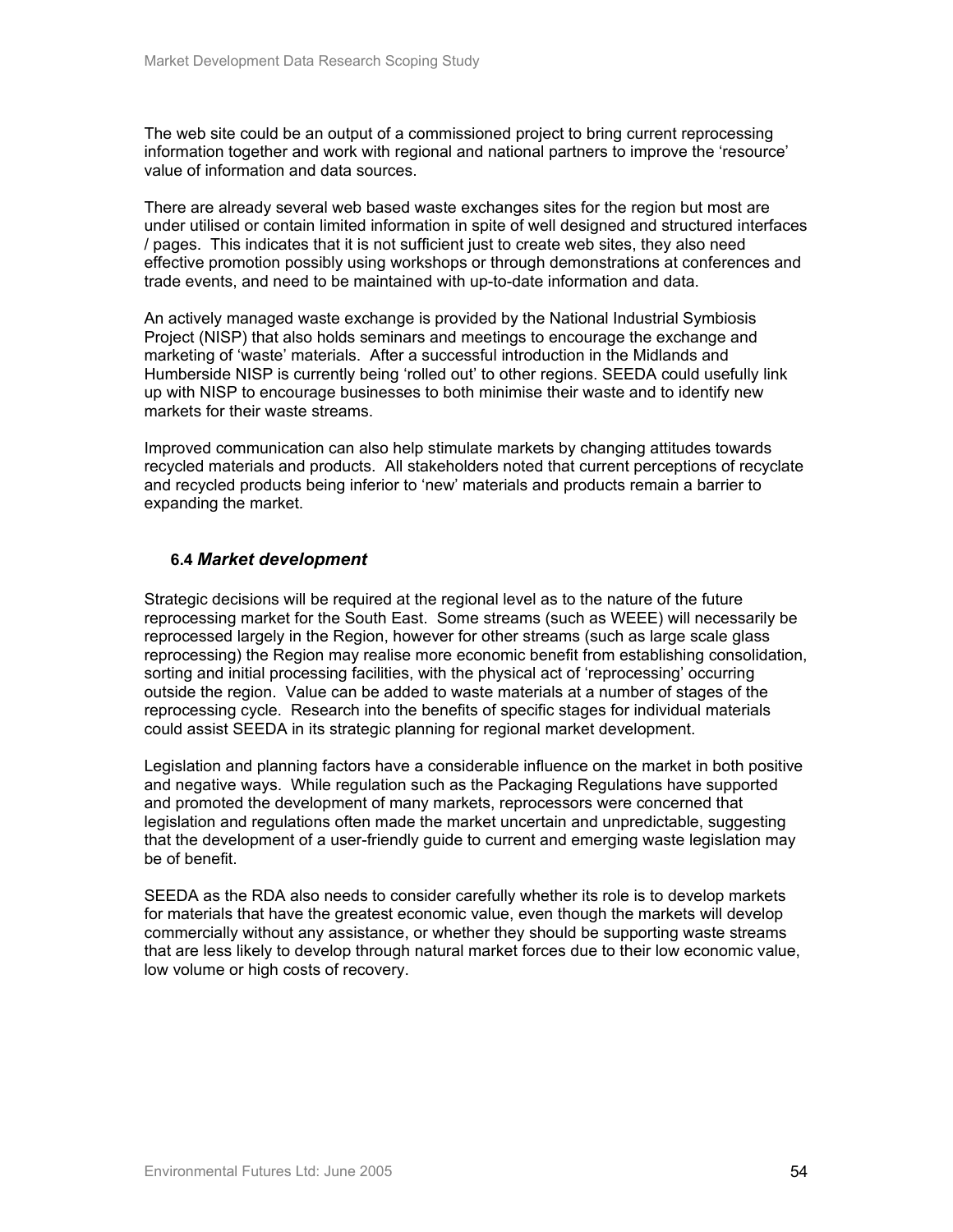The web site could be an output of a commissioned project to bring current reprocessing information together and work with regional and national partners to improve the 'resource' value of information and data sources.

There are already several web based waste exchanges sites for the region but most are under utilised or contain limited information in spite of well designed and structured interfaces / pages. This indicates that it is not sufficient just to create web sites, they also need effective promotion possibly using workshops or through demonstrations at conferences and trade events, and need to be maintained with up-to-date information and data.

An actively managed waste exchange is provided by the National Industrial Symbiosis Project (NISP) that also holds seminars and meetings to encourage the exchange and marketing of 'waste' materials. After a successful introduction in the Midlands and Humberside NISP is currently being 'rolled out' to other regions. SEEDA could usefully link up with NISP to encourage businesses to both minimise their waste and to identify new markets for their waste streams.

Improved communication can also help stimulate markets by changing attitudes towards recycled materials and products. All stakeholders noted that current perceptions of recyclate and recycled products being inferior to 'new' materials and products remain a barrier to expanding the market.

### 6.4 *Market development*

Strategic decisions will be required at the regional level as to the nature of the future reprocessing market for the South East. Some streams (such as WEEE) will necessarily be reprocessed largely in the Region, however for other streams (such as large scale glass reprocessing) the Region may realise more economic benefit from establishing consolidation, sorting and initial processing facilities, with the physical act of 'reprocessing' occurring outside the region. Value can be added to waste materials at a number of stages of the reprocessing cycle. Research into the benefits of specific stages for individual materials could assist SEEDA in its strategic planning for regional market development.

Legislation and planning factors have a considerable influence on the market in both positive and negative ways. While regulation such as the Packaging Regulations have supported and promoted the development of many markets, reprocessors were concerned that legislation and regulations often made the market uncertain and unpredictable, suggesting that the development of a user-friendly guide to current and emerging waste legislation may be of benefit.

SEEDA as the RDA also needs to consider carefully whether its role is to develop markets for materials that have the greatest economic value, even though the markets will develop commercially without any assistance, or whether they should be supporting waste streams that are less likely to develop through natural market forces due to their low economic value, low volume or high costs of recovery.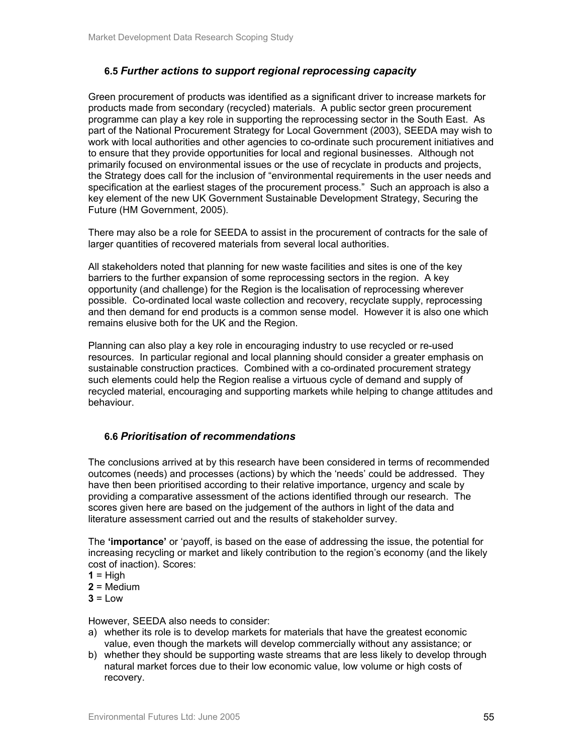### 6.5 *Further actions to support regional reprocessing capacity*

Green procurement of products was identified as a significant driver to increase markets for products made from secondary (recycled) materials. A public sector green procurement programme can play a key role in supporting the reprocessing sector in the South East. As part of the National Procurement Strategy for Local Government (2003), SEEDA may wish to work with local authorities and other agencies to co-ordinate such procurement initiatives and to ensure that they provide opportunities for local and regional businesses. Although not primarily focused on environmental issues or the use of recyclate in products and projects, the Strategy does call for the inclusion of "environmental requirements in the user needs and specification at the earliest stages of the procurement process." Such an approach is also a key element of the new UK Government Sustainable Development Strategy, Securing the Future (HM Government, 2005).

There may also be a role for SEEDA to assist in the procurement of contracts for the sale of larger quantities of recovered materials from several local authorities.

All stakeholders noted that planning for new waste facilities and sites is one of the key barriers to the further expansion of some reprocessing sectors in the region. A key opportunity (and challenge) for the Region is the localisation of reprocessing wherever possible. Co-ordinated local waste collection and recovery, recyclate supply, reprocessing and then demand for end products is a common sense model. However it is also one which remains elusive both for the UK and the Region.

Planning can also play a key role in encouraging industry to use recycled or re-used resources. In particular regional and local planning should consider a greater emphasis on sustainable construction practices. Combined with a co-ordinated procurement strategy such elements could help the Region realise a virtuous cycle of demand and supply of recycled material, encouraging and supporting markets while helping to change attitudes and behaviour.

### 6.6 *Prioritisation of recommendations*

The conclusions arrived at by this research have been considered in terms of recommended outcomes (needs) and processes (actions) by which the 'needs' could be addressed. They have then been prioritised according to their relative importance, urgency and scale by providing a comparative assessment of the actions identified through our research. The scores given here are based on the judgement of the authors in light of the data and literature assessment carried out and the results of stakeholder survey.

The **'importance'** or 'payoff, is based on the ease of addressing the issue, the potential for increasing recycling or market and likely contribution to the region's economy (and the likely cost of inaction). Scores:

**1** = High
**2** = Medium
**3** = Low

However, SEEDA also needs to consider:

a) whether its role is to develop markets for materials that have the greatest economic value, even though the markets will develop commercially without any assistance; or
b) whether they should be supporting waste streams that are less likely to develop through natural market forces due to their low economic value, low volume or high costs of recovery.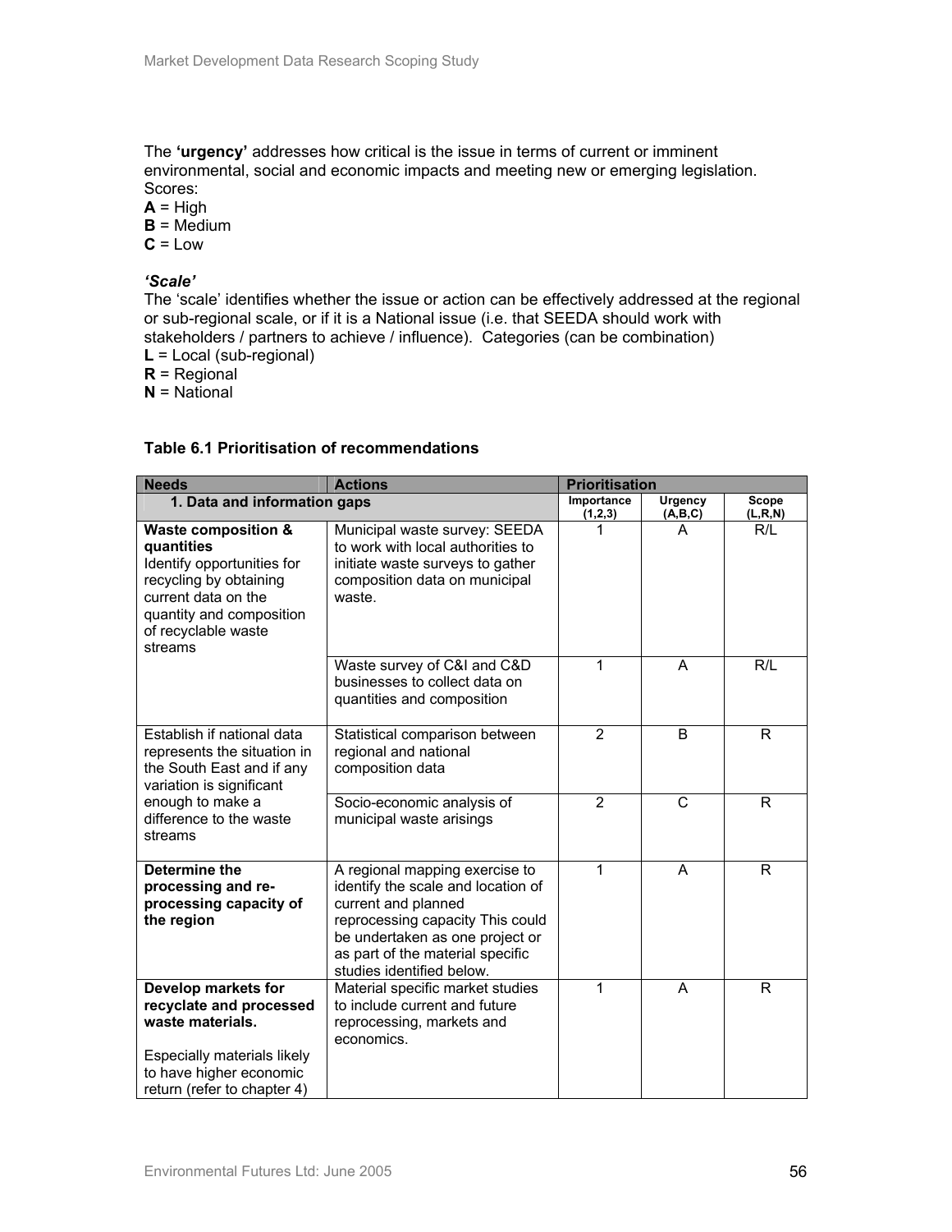The **'urgency'** addresses how critical is the issue in terms of current or imminent environmental, social and economic impacts and meeting new or emerging legislation. Scores:

**A** = High
**B** = Medium
**C** = Low

***'Scale'***

The 'scale' identifies whether the issue or action can be effectively addressed at the regional or sub-regional scale, or if it is a National issue (i.e. that SEEDA should work with stakeholders / partners to achieve / influence). Categories (can be combination)

**L** = Local (sub-regional)
**R** = Regional
**N** = National

**Table 6.1 Prioritisation of recommendations**

| Needs | Actions | Prioritisation | | |
|---|---|---|---|---|
| **1. Data and information gaps** | | Importance (1,2,3) | Urgency (A,B,C) | Scope (L,R,N) |
| **Waste composition & quantities** Identify opportunities for recycling by obtaining current data on the quantity and composition of recyclable waste streams | Municipal waste survey: SEEDA to work with local authorities to initiate waste surveys to gather composition data on municipal waste. | 1 | A | R/L |
| | Waste survey of C&I and C&D businesses to collect data on quantities and composition | 1 | A | R/L |
| Establish if national data represents the situation in the South East and if any variation is significant enough to make a difference to the waste streams | Statistical comparison between regional and national composition data | 2 | B | R |
| | Socio-economic analysis of municipal waste arisings | 2 | C | R |
| **Determine the processing and re-processing capacity of the region** | A regional mapping exercise to identify the scale and location of current and planned reprocessing capacity This could be undertaken as one project or as part of the material specific studies identified below. | 1 | A | R |
| **Develop markets for recyclate and processed waste materials.** Especially materials likely to have higher economic return (refer to chapter 4) | Material specific market studies to include current and future reprocessing, markets and economics. | 1 | A | R |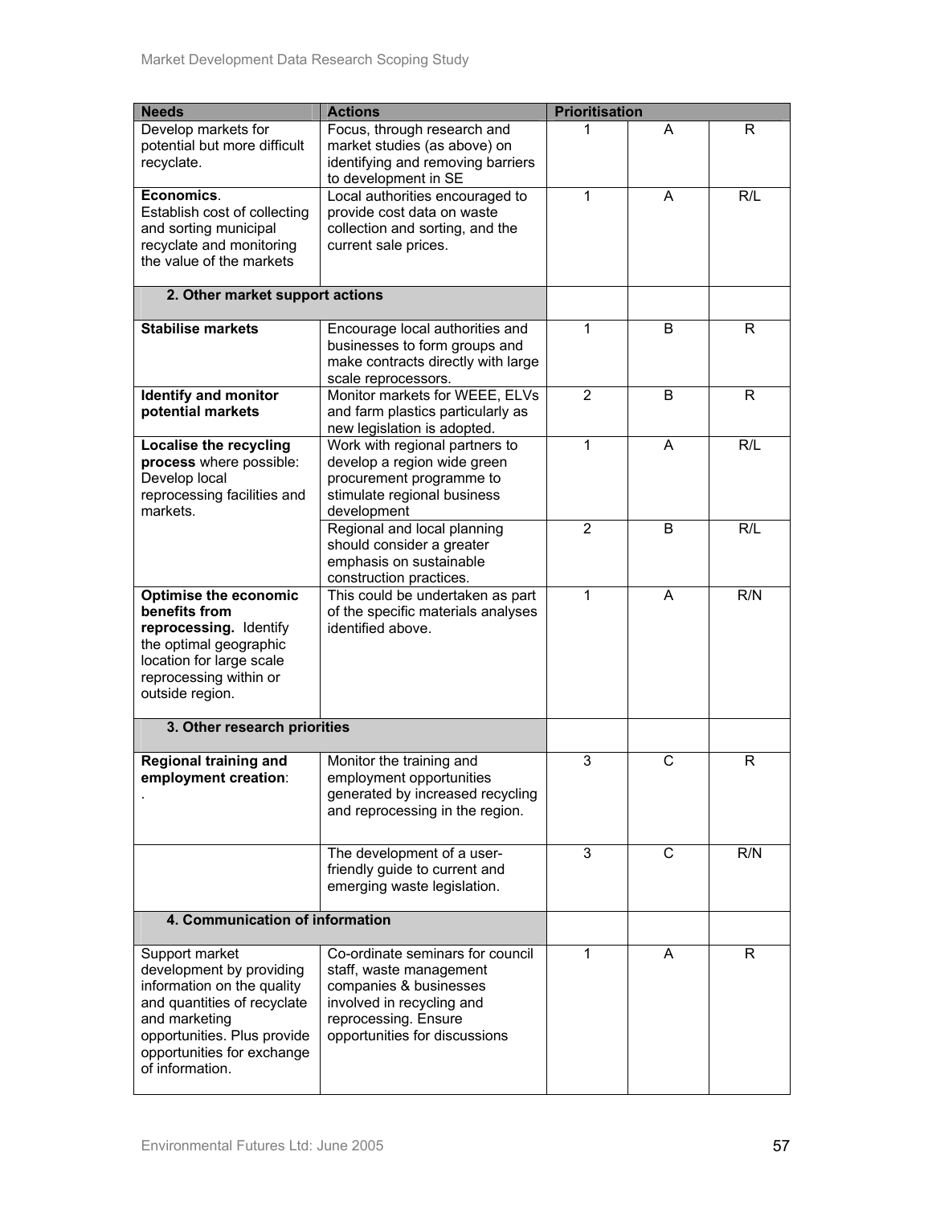| Needs | Actions | Prioritisation | | |
|---|---|---|---|---|
| Develop markets for potential but more difficult recyclate. | Focus, through research and market studies (as above) on identifying and removing barriers to development in SE | 1 | A | R |
| **Economics**. Establish cost of collecting and sorting municipal recyclate and monitoring the value of the markets | Local authorities encouraged to provide cost data on waste collection and sorting, and the current sale prices. | 1 | A | R/L |
| **2. Other market support actions** | | | | |
| **Stabilise markets** | Encourage local authorities and businesses to form groups and make contracts directly with large scale reprocessors. | 1 | B | R |
| **Identify and monitor potential markets** | Monitor markets for WEEE, ELVs and farm plastics particularly as new legislation is adopted. | 2 | B | R |
| **Localise the recycling process** where possible: Develop local reprocessing facilities and markets. | Work with regional partners to develop a region wide green procurement programme to stimulate regional business development | 1 | A | R/L |
| | Regional and local planning should consider a greater emphasis on sustainable construction practices. | 2 | B | R/L |
| **Optimise the economic benefits from reprocessing.** Identify the optimal geographic location for large scale reprocessing within or outside region. | This could be undertaken as part of the specific materials analyses identified above. | 1 | A | R/N |
| **3. Other research priorities** | | | | |
| **Regional training and employment creation**: . | Monitor the training and employment opportunities generated by increased recycling and reprocessing in the region. | 3 | C | R |
| | The development of a user-friendly guide to current and emerging waste legislation. | 3 | C | R/N |
| **4. Communication of information** | | | | |
| Support market development by providing information on the quality and quantities of recyclate and marketing opportunities. Plus provide opportunities for exchange of information. | Co-ordinate seminars for council staff, waste management companies & businesses involved in recycling and reprocessing. Ensure opportunities for discussions | 1 | A | R |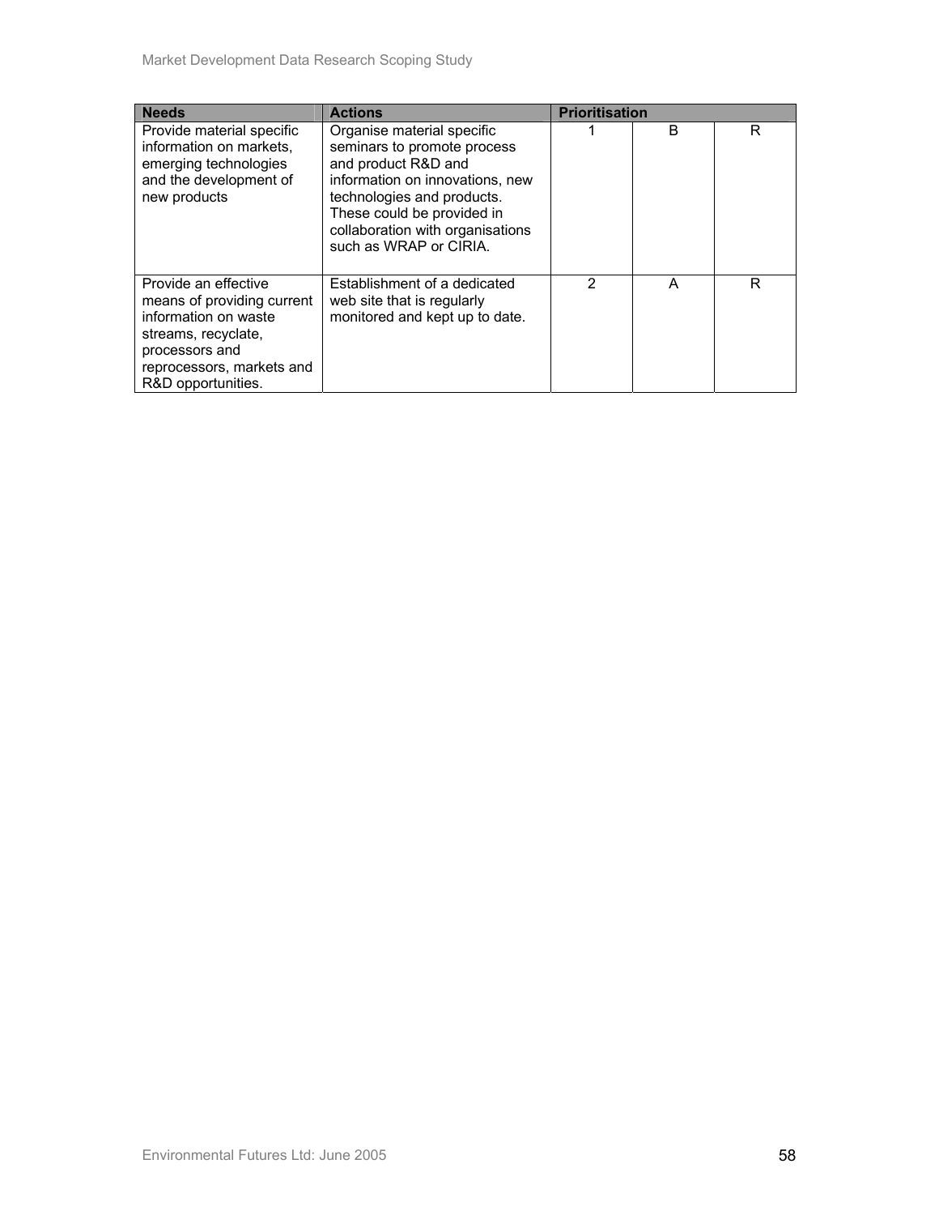| Needs | Actions | Prioritisation | | |
|---|---|---|---|---|
| Provide material specific information on markets, emerging technologies and the development of new products | Organise material specific seminars to promote process and product R&D and information on innovations, new technologies and products. These could be provided in collaboration with organisations such as WRAP or CIRIA. | 1 | B | R |
| Provide an effective means of providing current information on waste streams, recyclate, processors and reprocessors, markets and R&D opportunities. | Establishment of a dedicated web site that is regularly monitored and kept up to date. | 2 | A | R |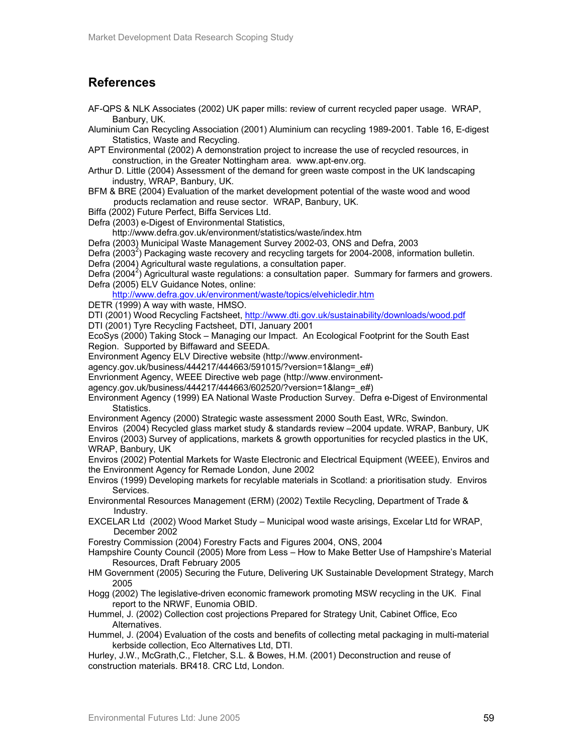## References

AF-QPS & NLK Associates (2002) UK paper mills: review of current recycled paper usage. WRAP, Banbury, UK.

Aluminium Can Recycling Association (2001) Aluminium can recycling 1989-2001. Table 16, E-digest Statistics, Waste and Recycling.

APT Environmental (2002) A demonstration project to increase the use of recycled resources, in construction, in the Greater Nottingham area. www.apt-env.org.

Arthur D. Little (2004) Assessment of the demand for green waste compost in the UK landscaping industry, WRAP, Banbury, UK.

BFM & BRE (2004) Evaluation of the market development potential of the waste wood and wood products reclamation and reuse sector. WRAP, Banbury, UK.

Biffa (2002) Future Perfect, Biffa Services Ltd.

Defra (2003) e-Digest of Environmental Statistics, http://www.defra.gov.uk/environment/statistics/waste/index.htm

Defra (2003) Municipal Waste Management Survey 2002-03, ONS and Defra, 2003

Defra (2003[2]) Packaging waste recovery and recycling targets for 2004-2008, information bulletin.

Defra (2004) Agricultural waste regulations, a consultation paper.

Defra (2004[2]) Agricultural waste regulations: a consultation paper. Summary for farmers and growers.

Defra (2005) ELV Guidance Notes, online: http://www.defra.gov.uk/environment/waste/topics/elvehicledir.htm

DETR (1999) A way with waste, HMSO.

DTI (2001) Wood Recycling Factsheet, http://www.dti.gov.uk/sustainability/downloads/wood.pdf

DTI (2001) Tyre Recycling Factsheet, DTI, January 2001

EcoSys (2000) Taking Stock – Managing our Impact. An Ecological Footprint for the South East Region. Supported by Biffaward and SEEDA.

Environment Agency ELV Directive website (http://www.environment-agency.gov.uk/business/444217/444663/591015/?version=1&lang=_e#)

Envrionment Agency, WEEE Directive web page (http://www.environment-agency.gov.uk/business/444217/444663/602520/?version=1&lang=_e#)

Environment Agency (1999) EA National Waste Production Survey. Defra e-Digest of Environmental Statistics.

Environment Agency (2000) Strategic waste assessment 2000 South East, WRc, Swindon.

Enviros (2004) Recycled glass market study & standards review –2004 update. WRAP, Banbury, UK

Enviros (2003) Survey of applications, markets & growth opportunities for recycled plastics in the UK, WRAP, Banbury, UK

Enviros (2002) Potential Markets for Waste Electronic and Electrical Equipment (WEEE), Enviros and the Environment Agency for Remade London, June 2002

Enviros (1999) Developing markets for recylable materials in Scotland: a prioritisation study. Enviros Services.

Environmental Resources Management (ERM) (2002) Textile Recycling, Department of Trade & Industry.

EXCELAR Ltd (2002) Wood Market Study – Municipal wood waste arisings, Excelar Ltd for WRAP, December 2002

Forestry Commission (2004) Forestry Facts and Figures 2004, ONS, 2004

Hampshire County Council (2005) More from Less – How to Make Better Use of Hampshire's Material Resources, Draft February 2005

HM Government (2005) Securing the Future, Delivering UK Sustainable Development Strategy, March 2005

Hogg (2002) The legislative-driven economic framework promoting MSW recycling in the UK. Final report to the NRWF, Eunomia OBID.

Hummel, J. (2002) Collection cost projections Prepared for Strategy Unit, Cabinet Office, Eco Alternatives.

Hummel, J. (2004) Evaluation of the costs and benefits of collecting metal packaging in multi-material kerbside collection, Eco Alternatives Ltd, DTI.

Hurley, J.W., McGrath,C., Fletcher, S.L. & Bowes, H.M. (2001) Deconstruction and reuse of construction materials. BR418. CRC Ltd, London.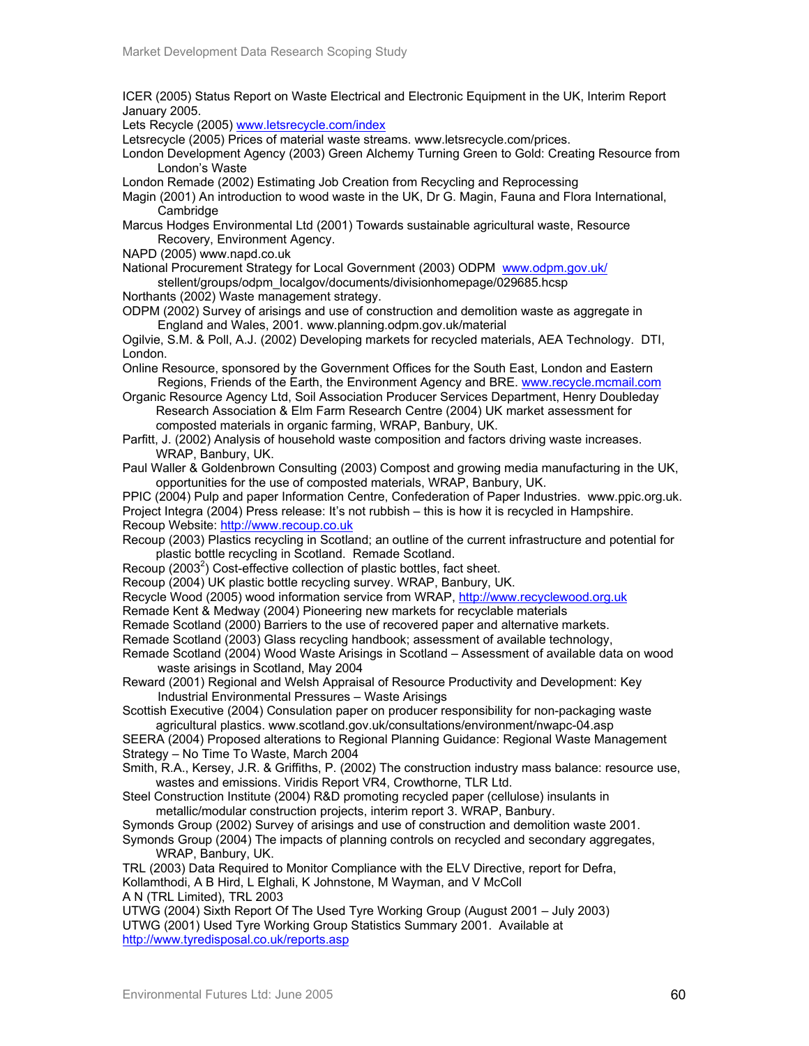ICER (2005) Status Report on Waste Electrical and Electronic Equipment in the UK, Interim Report January 2005.

Lets Recycle (2005) www.letsrecycle.com/index

Letsrecycle (2005) Prices of material waste streams. www.letsrecycle.com/prices.

London Development Agency (2003) Green Alchemy Turning Green to Gold: Creating Resource from London's Waste

London Remade (2002) Estimating Job Creation from Recycling and Reprocessing

Magin (2001) An introduction to wood waste in the UK, Dr G. Magin, Fauna and Flora International, Cambridge

Marcus Hodges Environmental Ltd (2001) Towards sustainable agricultural waste, Resource Recovery, Environment Agency.

NAPD (2005) www.napd.co.uk

National Procurement Strategy for Local Government (2003) ODPM www.odpm.gov.uk/stellent/groups/odpm_localgov/documents/divisionhomepage/029685.hcsp

Northants (2002) Waste management strategy.

ODPM (2002) Survey of arisings and use of construction and demolition waste as aggregate in England and Wales, 2001. www.planning.odpm.gov.uk/material

Ogilvie, S.M. & Poll, A.J. (2002) Developing markets for recycled materials, AEA Technology. DTI, London.

Online Resource, sponsored by the Government Offices for the South East, London and Eastern Regions, Friends of the Earth, the Environment Agency and BRE. www.recycle.mcmail.com

Organic Resource Agency Ltd, Soil Association Producer Services Department, Henry Doubleday Research Association & Elm Farm Research Centre (2004) UK market assessment for composted materials in organic farming, WRAP, Banbury, UK.

Parfitt, J. (2002) Analysis of household waste composition and factors driving waste increases. WRAP, Banbury, UK.

Paul Waller & Goldenbrown Consulting (2003) Compost and growing media manufacturing in the UK, opportunities for the use of composted materials, WRAP, Banbury, UK.

PPIC (2004) Pulp and paper Information Centre, Confederation of Paper Industries. www.ppic.org.uk.

Project Integra (2004) Press release: It's not rubbish – this is how it is recycled in Hampshire.

Recoup Website: http://www.recoup.co.uk

Recoup (2003) Plastics recycling in Scotland; an outline of the current infrastructure and potential for plastic bottle recycling in Scotland. Remade Scotland.

Recoup (2003[2]) Cost-effective collection of plastic bottles, fact sheet.

Recoup (2004) UK plastic bottle recycling survey. WRAP, Banbury, UK.

Recycle Wood (2005) wood information service from WRAP, http://www.recyclewood.org.uk

Remade Kent & Medway (2004) Pioneering new markets for recyclable materials

Remade Scotland (2000) Barriers to the use of recovered paper and alternative markets.

Remade Scotland (2003) Glass recycling handbook; assessment of available technology,

Remade Scotland (2004) Wood Waste Arisings in Scotland – Assessment of available data on wood waste arisings in Scotland, May 2004

Reward (2001) Regional and Welsh Appraisal of Resource Productivity and Development: Key Industrial Environmental Pressures – Waste Arisings

Scottish Executive (2004) Consulation paper on producer responsibility for non-packaging waste agricultural plastics. www.scotland.gov.uk/consultations/environment/nwapc-04.asp

SEERA (2004) Proposed alterations to Regional Planning Guidance: Regional Waste Management Strategy – No Time To Waste, March 2004

Smith, R.A., Kersey, J.R. & Griffiths, P. (2002) The construction industry mass balance: resource use, wastes and emissions. Viridis Report VR4, Crowthorne, TLR Ltd.

Steel Construction Institute (2004) R&D promoting recycled paper (cellulose) insulants in metallic/modular construction projects, interim report 3. WRAP, Banbury.

Symonds Group (2002) Survey of arisings and use of construction and demolition waste 2001.

Symonds Group (2004) The impacts of planning controls on recycled and secondary aggregates, WRAP, Banbury, UK.

TRL (2003) Data Required to Monitor Compliance with the ELV Directive, report for Defra, Kollamthodi, A B Hird, L Elghali, K Johnstone, M Wayman, and V McColl A N (TRL Limited), TRL 2003

UTWG (2004) Sixth Report Of The Used Tyre Working Group (August 2001 – July 2003)

UTWG (2001) Used Tyre Working Group Statistics Summary 2001. Available at http://www.tyredisposal.co.uk/reports.asp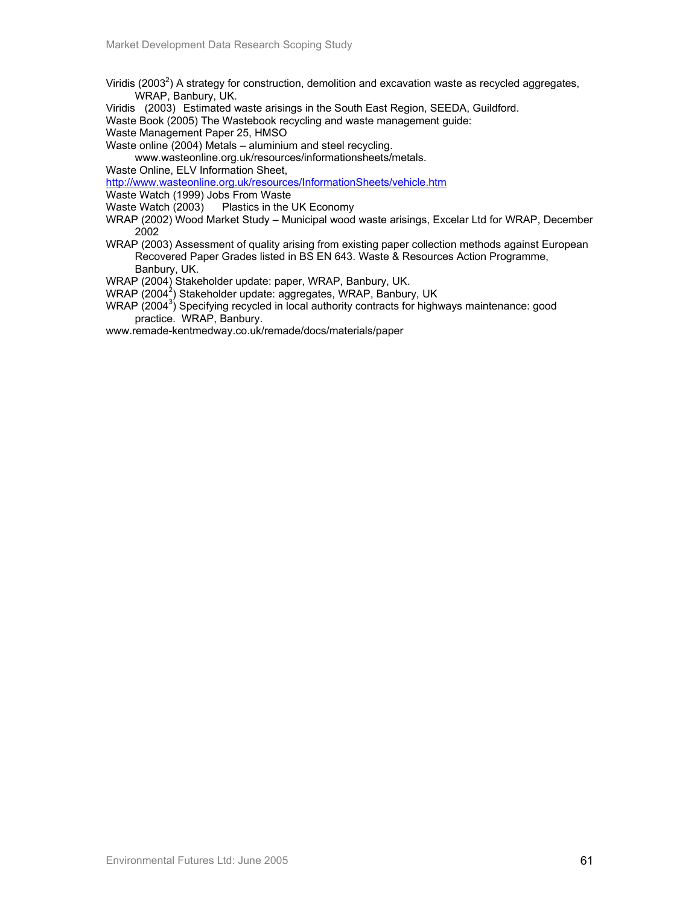Viridis (2003[2]) A strategy for construction, demolition and excavation waste as recycled aggregates, WRAP, Banbury, UK.

Viridis (2003) Estimated waste arisings in the South East Region, SEEDA, Guildford.

Waste Book (2005) The Wastebook recycling and waste management guide:

Waste Management Paper 25, HMSO

Waste online (2004) Metals – aluminium and steel recycling. www.wasteonline.org.uk/resources/informationsheets/metals.

Waste Online, ELV Information Sheet, http://www.wasteonline.org.uk/resources/InformationSheets/vehicle.htm

Waste Watch (1999) Jobs From Waste

Waste Watch (2003) Plastics in the UK Economy

WRAP (2002) Wood Market Study – Municipal wood waste arisings, Excelar Ltd for WRAP, December 2002

WRAP (2003) Assessment of quality arising from existing paper collection methods against European Recovered Paper Grades listed in BS EN 643. Waste & Resources Action Programme, Banbury, UK.

WRAP (2004) Stakeholder update: paper, WRAP, Banbury, UK.

WRAP (2004[2]) Stakeholder update: aggregates, WRAP, Banbury, UK

WRAP (2004[3]) Specifying recycled in local authority contracts for highways maintenance: good practice. WRAP, Banbury.

www.remade-kentmedway.co.uk/remade/docs/materials/paper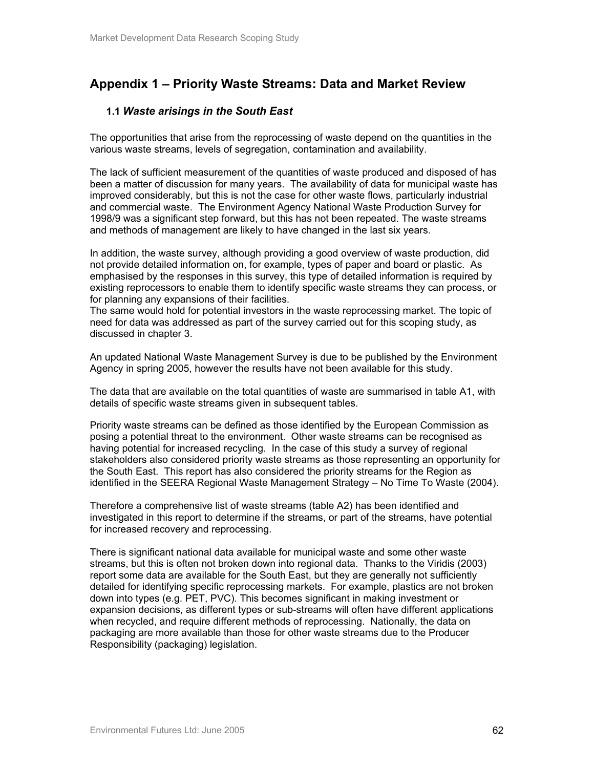# Appendix 1 – Priority Waste Streams: Data and Market Review

## 1.1 *Waste arisings in the South East*

The opportunities that arise from the reprocessing of waste depend on the quantities in the various waste streams, levels of segregation, contamination and availability.

The lack of sufficient measurement of the quantities of waste produced and disposed of has been a matter of discussion for many years. The availability of data for municipal waste has improved considerably, but this is not the case for other waste flows, particularly industrial and commercial waste. The Environment Agency National Waste Production Survey for 1998/9 was a significant step forward, but this has not been repeated. The waste streams and methods of management are likely to have changed in the last six years.

In addition, the waste survey, although providing a good overview of waste production, did not provide detailed information on, for example, types of paper and board or plastic. As emphasised by the responses in this survey, this type of detailed information is required by existing reprocessors to enable them to identify specific waste streams they can process, or for planning any expansions of their facilities.
The same would hold for potential investors in the waste reprocessing market. The topic of need for data was addressed as part of the survey carried out for this scoping study, as discussed in chapter 3.

An updated National Waste Management Survey is due to be published by the Environment Agency in spring 2005, however the results have not been available for this study.

The data that are available on the total quantities of waste are summarised in table A1, with details of specific waste streams given in subsequent tables.

Priority waste streams can be defined as those identified by the European Commission as posing a potential threat to the environment. Other waste streams can be recognised as having potential for increased recycling. In the case of this study a survey of regional stakeholders also considered priority waste streams as those representing an opportunity for the South East. This report has also considered the priority streams for the Region as identified in the SEERA Regional Waste Management Strategy – No Time To Waste (2004).

Therefore a comprehensive list of waste streams (table A2) has been identified and investigated in this report to determine if the streams, or part of the streams, have potential for increased recovery and reprocessing.

There is significant national data available for municipal waste and some other waste streams, but this is often not broken down into regional data. Thanks to the Viridis (2003) report some data are available for the South East, but they are generally not sufficiently detailed for identifying specific reprocessing markets. For example, plastics are not broken down into types (e.g. PET, PVC). This becomes significant in making investment or expansion decisions, as different types or sub-streams will often have different applications when recycled, and require different methods of reprocessing. Nationally, the data on packaging are more available than those for other waste streams due to the Producer Responsibility (packaging) legislation.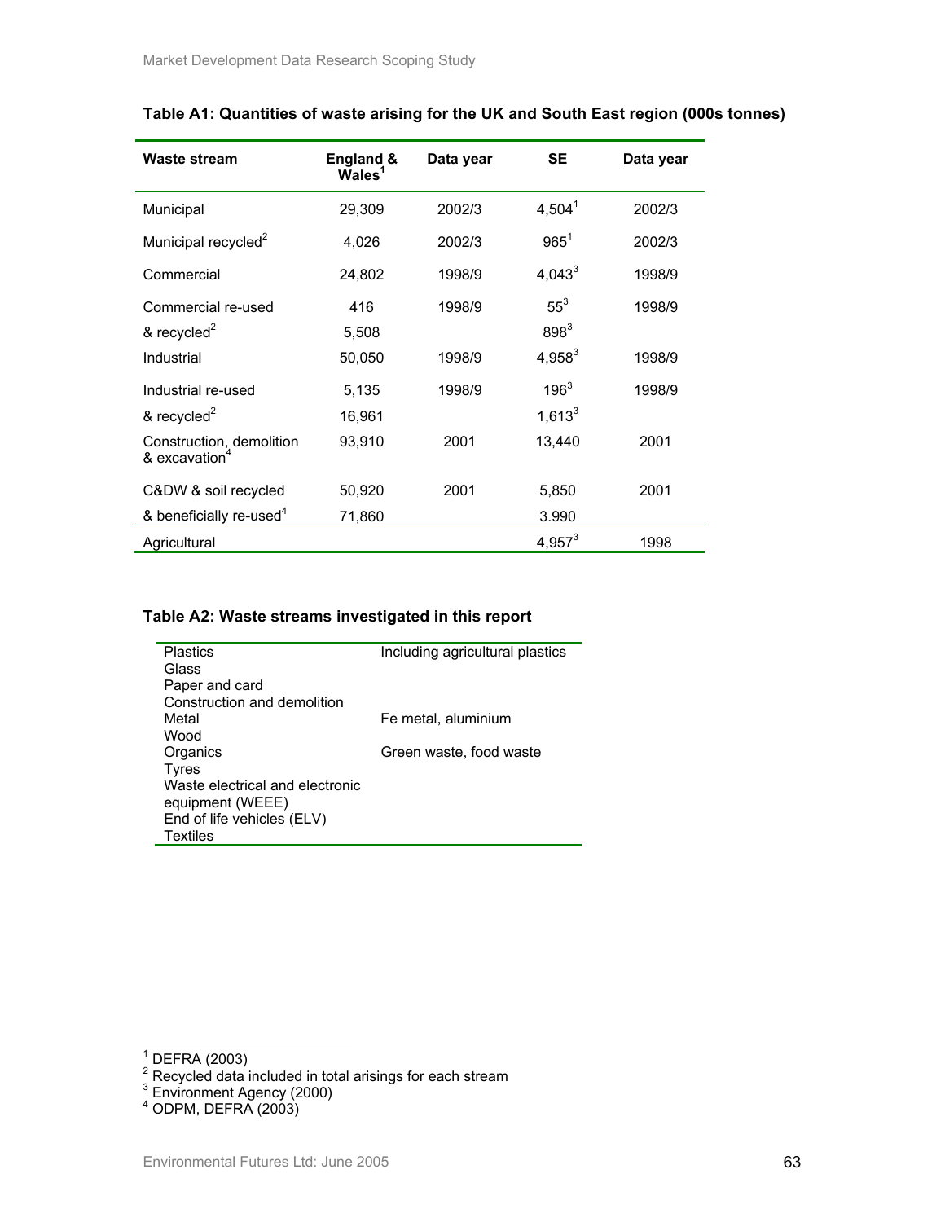**Table A1: Quantities of waste arising for the UK and South East region (000s tonnes)**

| Waste stream | England & Wales[1] | Data year | SE | Data year |
|---|---|---|---|---|
| Municipal | 29,309 | 2002/3 | 4,504[1] | 2002/3 |
| Municipal recycled[2] | 4,026 | 2002/3 | 965[1] | 2002/3 |
| Commercial | 24,802 | 1998/9 | 4,043[3] | 1998/9 |
| Commercial re-used | 416 | 1998/9 | 55[3] | 1998/9 |
| & recycled[2] | 5,508 | | 898[3] | |
| Industrial | 50,050 | 1998/9 | 4,958[3] | 1998/9 |
| Industrial re-used | 5,135 | 1998/9 | 196[3] | 1998/9 |
| & recycled[2] | 16,961 | | 1,613[3] | |
| Construction, demolition & excavation[4] | 93,910 | 2001 | 13,440 | 2001 |
| C&DW & soil recycled | 50,920 | 2001 | 5,850 | 2001 |
| & beneficially re-used[4] | 71,860 | | 3.990 | |
| Agricultural | | | 4,957[3] | 1998 |

**Table A2: Waste streams investigated in this report**

| | |
|---|---|
| Plastics | Including agricultural plastics |
| Glass | |
| Paper and card | |
| Construction and demolition | |
| Metal | Fe metal, aluminium |
| Wood | |
| Organics | Green waste, food waste |
| Tyres | |
| Waste electrical and electronic equipment (WEEE) | |
| End of life vehicles (ELV) | |
| Textiles | |

[1] DEFRA (2003)
[2] Recycled data included in total arisings for each stream
[3] Environment Agency (2000)
[4] ODPM, DEFRA (2003)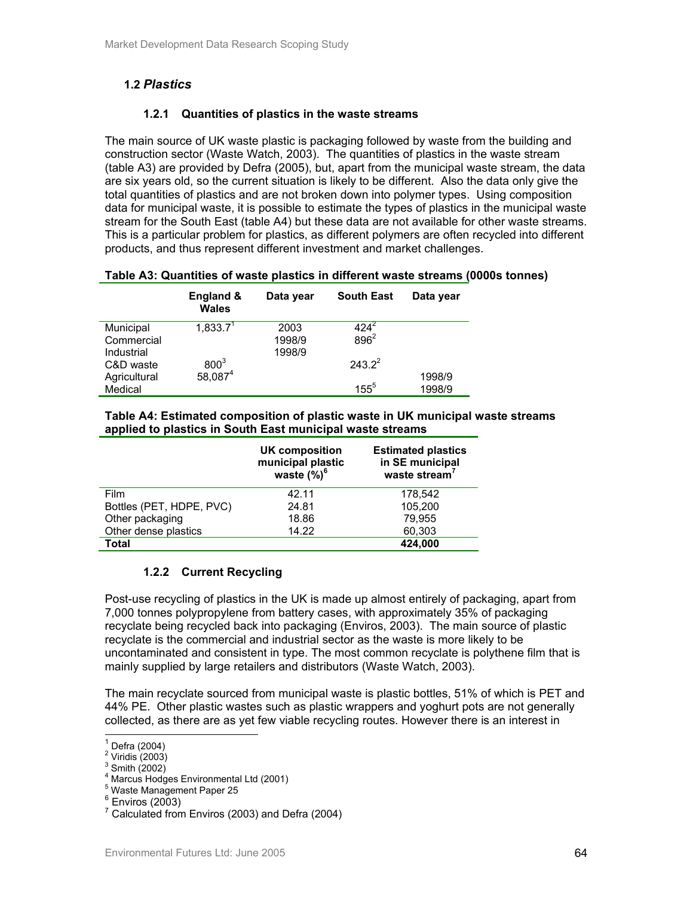## 1.2 *Plastics*

### 1.2.1 Quantities of plastics in the waste streams

The main source of UK waste plastic is packaging followed by waste from the building and construction sector (Waste Watch, 2003). The quantities of plastics in the waste stream (table A3) are provided by Defra (2005), but, apart from the municipal waste stream, the data are six years old, so the current situation is likely to be different. Also the data only give the total quantities of plastics and are not broken down into polymer types. Using composition data for municipal waste, it is possible to estimate the types of plastics in the municipal waste stream for the South East (table A4) but these data are not available for other waste streams. This is a particular problem for plastics, as different polymers are often recycled into different products, and thus represent different investment and market challenges.

**Table A3: Quantities of waste plastics in different waste streams (0000s tonnes)**

| | England & Wales | Data year | South East | Data year |
|---|---|---|---|---|
| Municipal | 1,833.7[1] | 2003 | 424[2] | |
| Commercial | | 1998/9 | 896[2] | |
| Industrial | | 1998/9 | | |
| C&D waste | 800[3] | | 243.2[2] | |
| Agricultural | 58,087[4] | | | 1998/9 |
| Medical | | | 155[5] | 1998/9 |

**Table A4: Estimated composition of plastic waste in UK municipal waste streams applied to plastics in South East municipal waste streams**

| | UK composition municipal plastic waste (%)[6] | Estimated plastics in SE municipal waste stream[7] |
|---|---|---|
| Film | 42.11 | 178,542 |
| Bottles (PET, HDPE, PVC) | 24.81 | 105,200 |
| Other packaging | 18.86 | 79,955 |
| Other dense plastics | 14.22 | 60,303 |
| **Total** | | **424,000** |

### 1.2.2 Current Recycling

Post-use recycling of plastics in the UK is made up almost entirely of packaging, apart from 7,000 tonnes polypropylene from battery cases, with approximately 35% of packaging recyclate being recycled back into packaging (Enviros, 2003). The main source of plastic recyclate is the commercial and industrial sector as the waste is more likely to be uncontaminated and consistent in type. The most common recyclate is polythene film that is mainly supplied by large retailers and distributors (Waste Watch, 2003).

The main recyclate sourced from municipal waste is plastic bottles, 51% of which is PET and 44% PE. Other plastic wastes such as plastic wrappers and yoghurt pots are not generally collected, as there are as yet few viable recycling routes. However there is an interest in

---

[1] Defra (2004)
[2] Viridis (2003)
[3] Smith (2002)
[4] Marcus Hodges Environmental Ltd (2001)
[5] Waste Management Paper 25
[6] Enviros (2003)
[7] Calculated from Enviros (2003) and Defra (2004)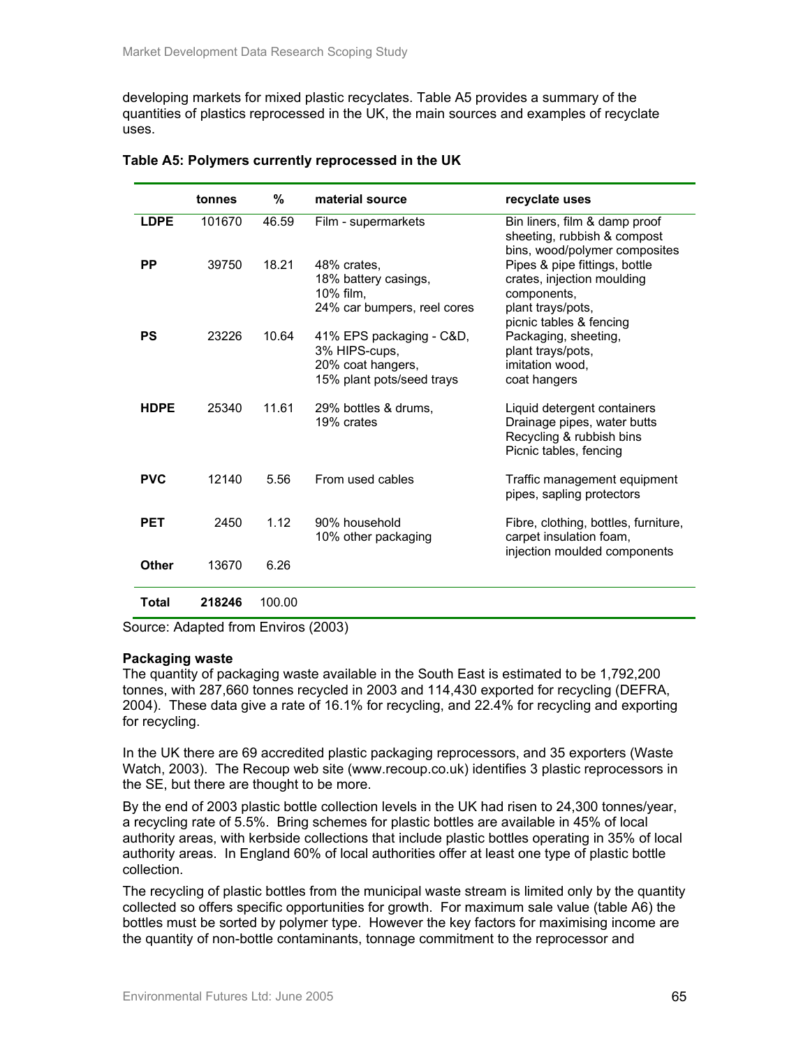developing markets for mixed plastic recyclates. Table A5 provides a summary of the quantities of plastics reprocessed in the UK, the main sources and examples of recyclate uses.

**Table A5: Polymers currently reprocessed in the UK**

| | tonnes | % | material source | recyclate uses |
|---|---|---|---|---|
| **LDPE** | 101670 | 46.59 | Film - supermarkets | Bin liners, film & damp proof sheeting, rubbish & compost bins, wood/polymer composites |
| **PP** | 39750 | 18.21 | 48% crates, 18% battery casings, 10% film, 24% car bumpers, reel cores | Pipes & pipe fittings, bottle crates, injection moulding components, plant trays/pots, picnic tables & fencing |
| **PS** | 23226 | 10.64 | 41% EPS packaging - C&D, 3% HIPS-cups, 20% coat hangers, 15% plant pots/seed trays | Packaging, sheeting, plant trays/pots, imitation wood, coat hangers |
| **HDPE** | 25340 | 11.61 | 29% bottles & drums, 19% crates | Liquid detergent containers Drainage pipes, water butts Recycling & rubbish bins Picnic tables, fencing |
| **PVC** | 12140 | 5.56 | From used cables | Traffic management equipment pipes, sapling protectors |
| **PET** | 2450 | 1.12 | 90% household 10% other packaging | Fibre, clothing, bottles, furniture, carpet insulation foam, injection moulded components |
| **Other** | 13670 | 6.26 | | |
| **Total** | **218246** | 100.00 | | |

Source: Adapted from Enviros (2003)

**Packaging waste**

The quantity of packaging waste available in the South East is estimated to be 1,792,200 tonnes, with 287,660 tonnes recycled in 2003 and 114,430 exported for recycling (DEFRA, 2004). These data give a rate of 16.1% for recycling, and 22.4% for recycling and exporting for recycling.

In the UK there are 69 accredited plastic packaging reprocessors, and 35 exporters (Waste Watch, 2003). The Recoup web site (www.recoup.co.uk) identifies 3 plastic reprocessors in the SE, but there are thought to be more.

By the end of 2003 plastic bottle collection levels in the UK had risen to 24,300 tonnes/year, a recycling rate of 5.5%. Bring schemes for plastic bottles are available in 45% of local authority areas, with kerbside collections that include plastic bottles operating in 35% of local authority areas. In England 60% of local authorities offer at least one type of plastic bottle collection.

The recycling of plastic bottles from the municipal waste stream is limited only by the quantity collected so offers specific opportunities for growth. For maximum sale value (table A6) the bottles must be sorted by polymer type. However the key factors for maximising income are the quantity of non-bottle contaminants, tonnage commitment to the reprocessor and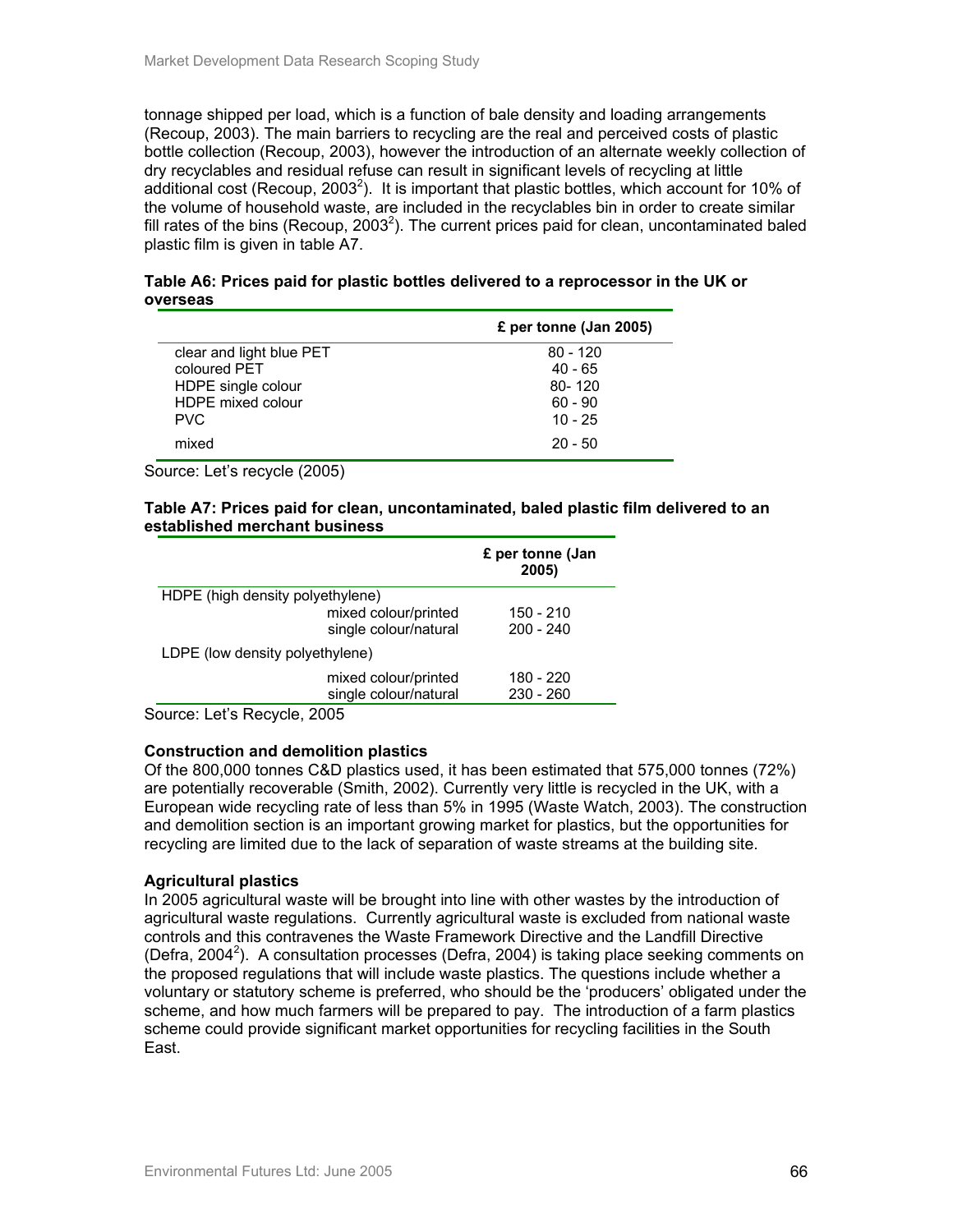tonnage shipped per load, which is a function of bale density and loading arrangements (Recoup, 2003). The main barriers to recycling are the real and perceived costs of plastic bottle collection (Recoup, 2003), however the introduction of an alternate weekly collection of dry recyclables and residual refuse can result in significant levels of recycling at little additional cost (Recoup, 2003[2]). It is important that plastic bottles, which account for 10% of the volume of household waste, are included in the recyclables bin in order to create similar fill rates of the bins (Recoup, 2003[2]). The current prices paid for clean, uncontaminated baled plastic film is given in table A7.

**Table A6: Prices paid for plastic bottles delivered to a reprocessor in the UK or overseas**

| | £ per tonne (Jan 2005) |
|---|---|
| clear and light blue PET | 80 - 120 |
| coloured PET | 40 - 65 |
| HDPE single colour | 80- 120 |
| HDPE mixed colour | 60 - 90 |
| PVC | 10 - 25 |
| mixed | 20 - 50 |

Source: Let's recycle (2005)

**Table A7: Prices paid for clean, uncontaminated, baled plastic film delivered to an established merchant business**

| | £ per tonne (Jan 2005) |
|---|---|
| HDPE (high density polyethylene) | |
| mixed colour/printed | 150 - 210 |
| single colour/natural | 200 - 240 |
| LDPE (low density polyethylene) | |
| mixed colour/printed | 180 - 220 |
| single colour/natural | 230 - 260 |

Source: Let's Recycle, 2005

**Construction and demolition plastics**

Of the 800,000 tonnes C&D plastics used, it has been estimated that 575,000 tonnes (72%) are potentially recoverable (Smith, 2002). Currently very little is recycled in the UK, with a European wide recycling rate of less than 5% in 1995 (Waste Watch, 2003). The construction and demolition section is an important growing market for plastics, but the opportunities for recycling are limited due to the lack of separation of waste streams at the building site.

**Agricultural plastics**

In 2005 agricultural waste will be brought into line with other wastes by the introduction of agricultural waste regulations. Currently agricultural waste is excluded from national waste controls and this contravenes the Waste Framework Directive and the Landfill Directive (Defra, 2004[2]). A consultation processes (Defra, 2004) is taking place seeking comments on the proposed regulations that will include waste plastics. The questions include whether a voluntary or statutory scheme is preferred, who should be the 'producers' obligated under the scheme, and how much farmers will be prepared to pay. The introduction of a farm plastics scheme could provide significant market opportunities for recycling facilities in the South East.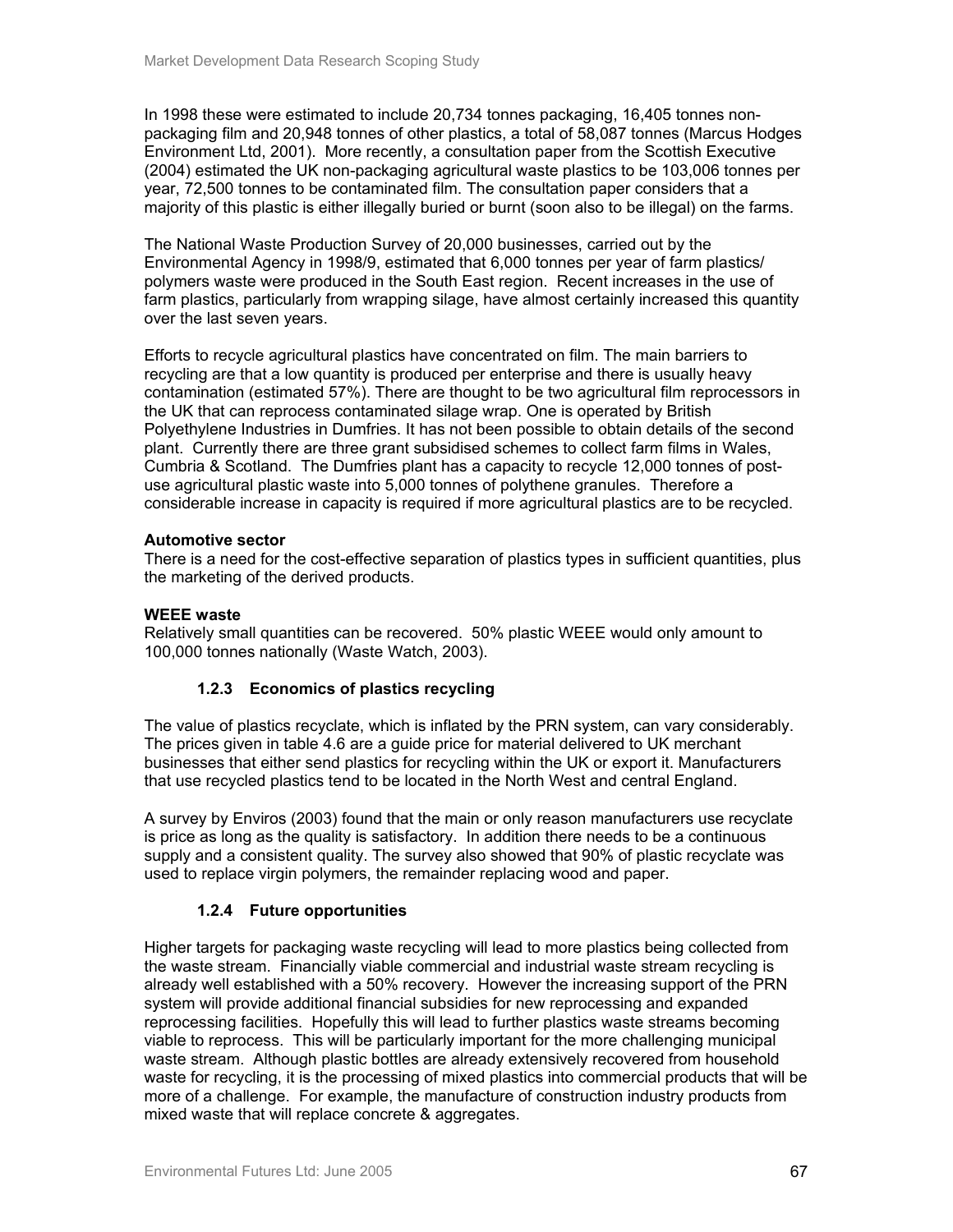In 1998 these were estimated to include 20,734 tonnes packaging, 16,405 tonnes non-packaging film and 20,948 tonnes of other plastics, a total of 58,087 tonnes (Marcus Hodges Environment Ltd, 2001). More recently, a consultation paper from the Scottish Executive (2004) estimated the UK non-packaging agricultural waste plastics to be 103,006 tonnes per year, 72,500 tonnes to be contaminated film. The consultation paper considers that a majority of this plastic is either illegally buried or burnt (soon also to be illegal) on the farms.

The National Waste Production Survey of 20,000 businesses, carried out by the Environmental Agency in 1998/9, estimated that 6,000 tonnes per year of farm plastics/ polymers waste were produced in the South East region. Recent increases in the use of farm plastics, particularly from wrapping silage, have almost certainly increased this quantity over the last seven years.

Efforts to recycle agricultural plastics have concentrated on film. The main barriers to recycling are that a low quantity is produced per enterprise and there is usually heavy contamination (estimated 57%). There are thought to be two agricultural film reprocessors in the UK that can reprocess contaminated silage wrap. One is operated by British Polyethylene Industries in Dumfries. It has not been possible to obtain details of the second plant. Currently there are three grant subsidised schemes to collect farm films in Wales, Cumbria & Scotland. The Dumfries plant has a capacity to recycle 12,000 tonnes of post-use agricultural plastic waste into 5,000 tonnes of polythene granules. Therefore a considerable increase in capacity is required if more agricultural plastics are to be recycled.

**Automotive sector**
There is a need for the cost-effective separation of plastics types in sufficient quantities, plus the marketing of the derived products.

**WEEE waste**
Relatively small quantities can be recovered. 50% plastic WEEE would only amount to 100,000 tonnes nationally (Waste Watch, 2003).

### 1.2.3 Economics of plastics recycling

The value of plastics recyclate, which is inflated by the PRN system, can vary considerably. The prices given in table 4.6 are a guide price for material delivered to UK merchant businesses that either send plastics for recycling within the UK or export it. Manufacturers that use recycled plastics tend to be located in the North West and central England.

A survey by Enviros (2003) found that the main or only reason manufacturers use recyclate is price as long as the quality is satisfactory. In addition there needs to be a continuous supply and a consistent quality. The survey also showed that 90% of plastic recyclate was used to replace virgin polymers, the remainder replacing wood and paper.

### 1.2.4 Future opportunities

Higher targets for packaging waste recycling will lead to more plastics being collected from the waste stream. Financially viable commercial and industrial waste stream recycling is already well established with a 50% recovery. However the increasing support of the PRN system will provide additional financial subsidies for new reprocessing and expanded reprocessing facilities. Hopefully this will lead to further plastics waste streams becoming viable to reprocess. This will be particularly important for the more challenging municipal waste stream. Although plastic bottles are already extensively recovered from household waste for recycling, it is the processing of mixed plastics into commercial products that will be more of a challenge. For example, the manufacture of construction industry products from mixed waste that will replace concrete & aggregates.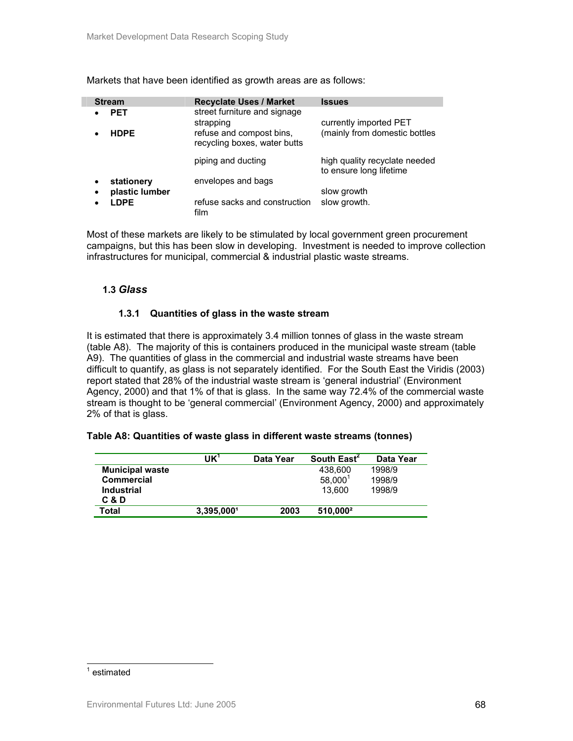Markets that have been identified as growth areas are as follows:

| Stream | Recyclate Uses / Market | Issues |
|---|---|---|
| • **PET** | street furniture and signage strapping | currently imported PET |
| • **HDPE** | refuse and compost bins, recycling boxes, water butts | (mainly from domestic bottles |
| | piping and ducting | high quality recyclate needed to ensure long lifetime |
| • **stationery** | envelopes and bags | |
| • **plastic lumber** | | slow growth |
| • **LDPE** | refuse sacks and construction film | slow growth. |

Most of these markets are likely to be stimulated by local government green procurement campaigns, but this has been slow in developing. Investment is needed to improve collection infrastructures for municipal, commercial & industrial plastic waste streams.

## 1.3 *Glass*

### 1.3.1 Quantities of glass in the waste stream

It is estimated that there is approximately 3.4 million tonnes of glass in the waste stream (table A8). The majority of this is containers produced in the municipal waste stream (table A9). The quantities of glass in the commercial and industrial waste streams have been difficult to quantify, as glass is not separately identified. For the South East the Viridis (2003) report stated that 28% of the industrial waste stream is 'general industrial' (Environment Agency, 2000) and that 1% of that is glass. In the same way 72.4% of the commercial waste stream is thought to be 'general commercial' (Environment Agency, 2000) and approximately 2% of that is glass.

**Table A8: Quantities of waste glass in different waste streams (tonnes)**

| | UK[1] | Data Year | South East[2] | Data Year |
|---|---|---|---|---|
| **Municipal waste** | | | 438,600 | 1998/9 |
| **Commercial** | | | 58,000[1] | 1998/9 |
| **Industrial** | | | 13,600 | 1998/9 |
| **C & D** | | | | |
| **Total** | **3,395,000[1]** | **2003** | **510,000[2]** | |

[1] estimated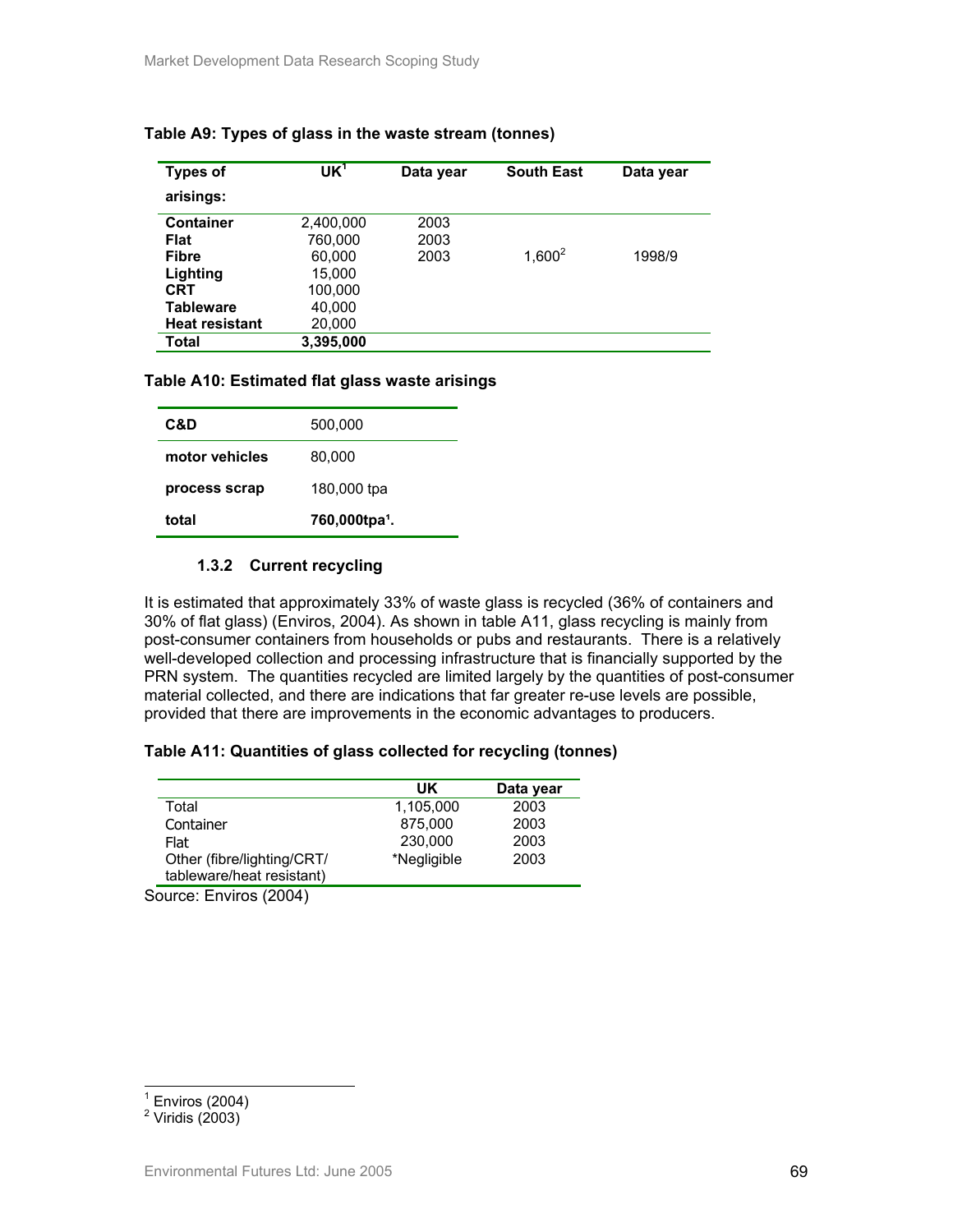**Table A9: Types of glass in the waste stream (tonnes)**

| Types of arisings: | UK[1] | Data year | South East | Data year |
|---|---|---|---|---|
| **Container** | 2,400,000 | 2003 | | |
| **Flat** | 760,000 | 2003 | | |
| **Fibre** | 60,000 | 2003 | 1,600[2] | 1998/9 |
| **Lighting** | 15,000 | | | |
| **CRT** | 100,000 | | | |
| **Tableware** | 40,000 | | | |
| **Heat resistant** | 20,000 | | | |
| **Total** | **3,395,000** | | | |

**Table A10: Estimated flat glass waste arisings**

| | |
|---|---|
| **C&D** | 500,000 |
| **motor vehicles** | 80,000 |
| **process scrap** | 180,000 tpa |
| **total** | **760,000tpa[1].** |

### 1.3.2 Current recycling

It is estimated that approximately 33% of waste glass is recycled (36% of containers and 30% of flat glass) (Enviros, 2004). As shown in table A11, glass recycling is mainly from post-consumer containers from households or pubs and restaurants. There is a relatively well-developed collection and processing infrastructure that is financially supported by the PRN system. The quantities recycled are limited largely by the quantities of post-consumer material collected, and there are indications that far greater re-use levels are possible, provided that there are improvements in the economic advantages to producers.

**Table A11: Quantities of glass collected for recycling (tonnes)**

| | UK | Data year |
|---|---|---|
| Total | 1,105,000 | 2003 |
| Container | 875,000 | 2003 |
| Flat | 230,000 | 2003 |
| Other (fibre/lighting/CRT/ tableware/heat resistant) | *Negligible | 2003 |

Source: Enviros (2004)

[1] Enviros (2004)
[2] Viridis (2003)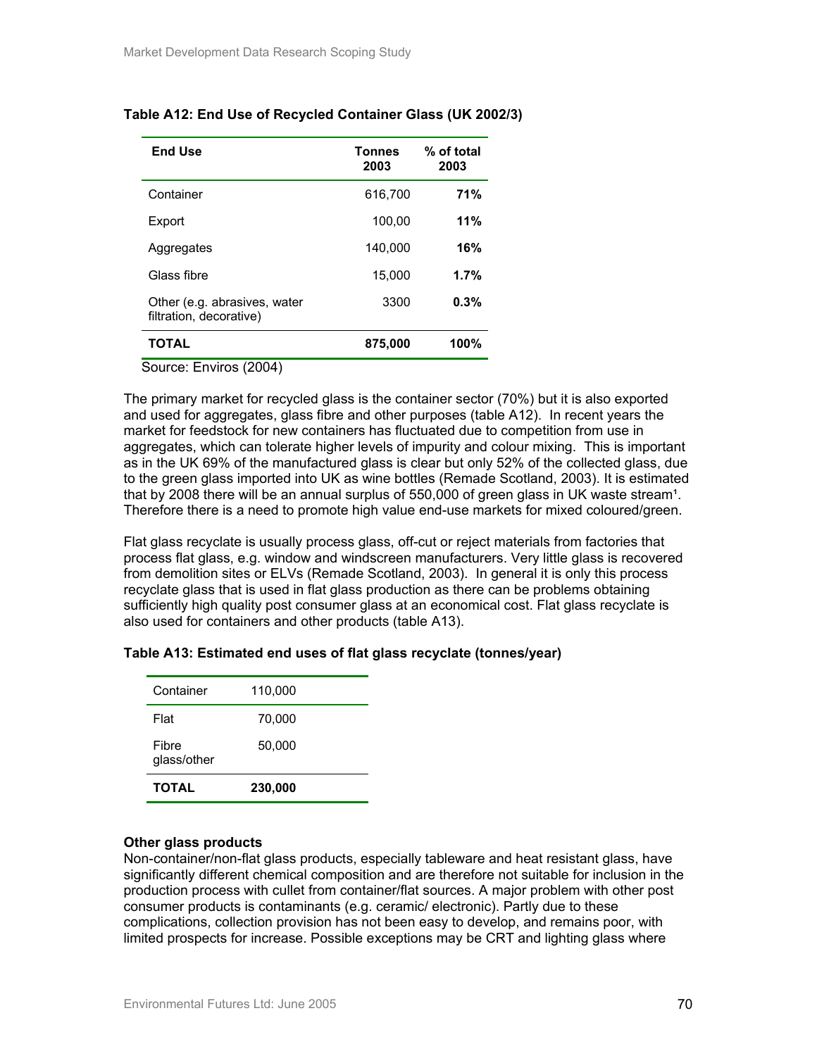**Table A12: End Use of Recycled Container Glass (UK 2002/3)**

| End Use | Tonnes 2003 | % of total 2003 |
|---|---|---|
| Container | 616,700 | **71%** |
| Export | 100,00 | **11%** |
| Aggregates | 140,000 | **16%** |
| Glass fibre | 15,000 | **1.7%** |
| Other (e.g. abrasives, water filtration, decorative) | 3300 | **0.3%** |
| **TOTAL** | **875,000** | **100%** |

Source: Enviros (2004)

The primary market for recycled glass is the container sector (70%) but it is also exported and used for aggregates, glass fibre and other purposes (table A12). In recent years the market for feedstock for new containers has fluctuated due to competition from use in aggregates, which can tolerate higher levels of impurity and colour mixing. This is important as in the UK 69% of the manufactured glass is clear but only 52% of the collected glass, due to the green glass imported into UK as wine bottles (Remade Scotland, 2003). It is estimated that by 2008 there will be an annual surplus of 550,000 of green glass in UK waste stream[1]. Therefore there is a need to promote high value end-use markets for mixed coloured/green.

Flat glass recyclate is usually process glass, off-cut or reject materials from factories that process flat glass, e.g. window and windscreen manufacturers. Very little glass is recovered from demolition sites or ELVs (Remade Scotland, 2003). In general it is only this process recyclate glass that is used in flat glass production as there can be problems obtaining sufficiently high quality post consumer glass at an economical cost. Flat glass recyclate is also used for containers and other products (table A13).

**Table A13: Estimated end uses of flat glass recyclate (tonnes/year)**

| | |
|---|---|
| Container | 110,000 |
| Flat | 70,000 |
| Fibre glass/other | 50,000 |
| **TOTAL** | **230,000** |

**Other glass products**

Non-container/non-flat glass products, especially tableware and heat resistant glass, have significantly different chemical composition and are therefore not suitable for inclusion in the production process with cullet from container/flat sources. A major problem with other post consumer products is contaminants (e.g. ceramic/ electronic). Partly due to these complications, collection provision has not been easy to develop, and remains poor, with limited prospects for increase. Possible exceptions may be CRT and lighting glass where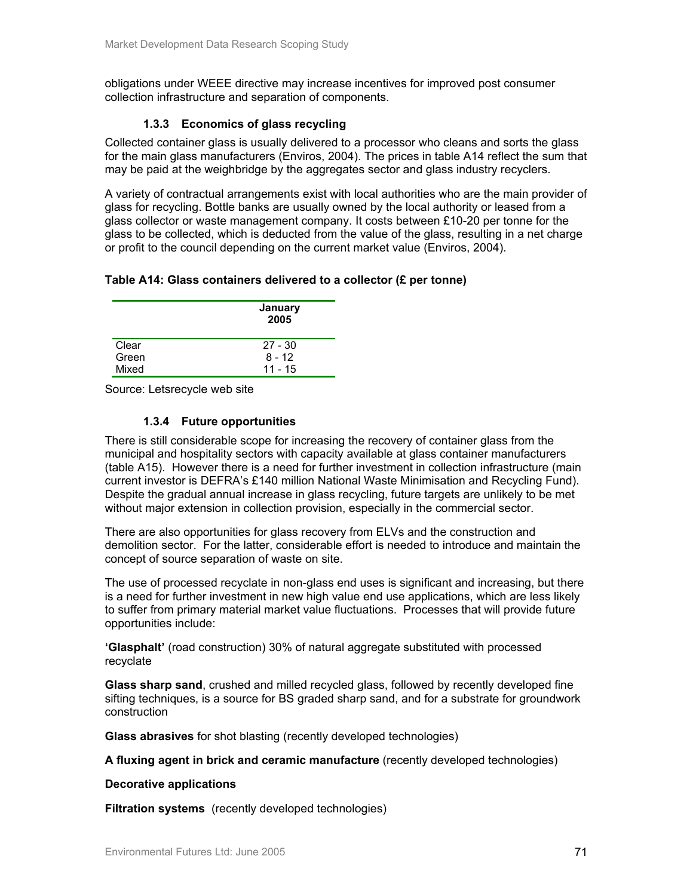obligations under WEEE directive may increase incentives for improved post consumer collection infrastructure and separation of components.

### 1.3.3 Economics of glass recycling

Collected container glass is usually delivered to a processor who cleans and sorts the glass for the main glass manufacturers (Enviros, 2004). The prices in table A14 reflect the sum that may be paid at the weighbridge by the aggregates sector and glass industry recyclers.

A variety of contractual arrangements exist with local authorities who are the main provider of glass for recycling. Bottle banks are usually owned by the local authority or leased from a glass collector or waste management company. It costs between £10-20 per tonne for the glass to be collected, which is deducted from the value of the glass, resulting in a net charge or profit to the council depending on the current market value (Enviros, 2004).

**Table A14: Glass containers delivered to a collector (£ per tonne)**

| | January 2005 |
|---|---|
| Clear | 27 - 30 |
| Green | 8 - 12 |
| Mixed | 11 - 15 |

Source: Letsrecycle web site

### 1.3.4 Future opportunities

There is still considerable scope for increasing the recovery of container glass from the municipal and hospitality sectors with capacity available at glass container manufacturers (table A15). However there is a need for further investment in collection infrastructure (main current investor is DEFRA's £140 million National Waste Minimisation and Recycling Fund). Despite the gradual annual increase in glass recycling, future targets are unlikely to be met without major extension in collection provision, especially in the commercial sector.

There are also opportunities for glass recovery from ELVs and the construction and demolition sector. For the latter, considerable effort is needed to introduce and maintain the concept of source separation of waste on site.

The use of processed recyclate in non-glass end uses is significant and increasing, but there is a need for further investment in new high value end use applications, which are less likely to suffer from primary material market value fluctuations. Processes that will provide future opportunities include:

**'Glasphalt'** (road construction) 30% of natural aggregate substituted with processed recyclate

**Glass sharp sand**, crushed and milled recycled glass, followed by recently developed fine sifting techniques, is a source for BS graded sharp sand, and for a substrate for groundwork construction

**Glass abrasives** for shot blasting (recently developed technologies)

**A fluxing agent in brick and ceramic manufacture** (recently developed technologies)

**Decorative applications**

**Filtration systems** (recently developed technologies)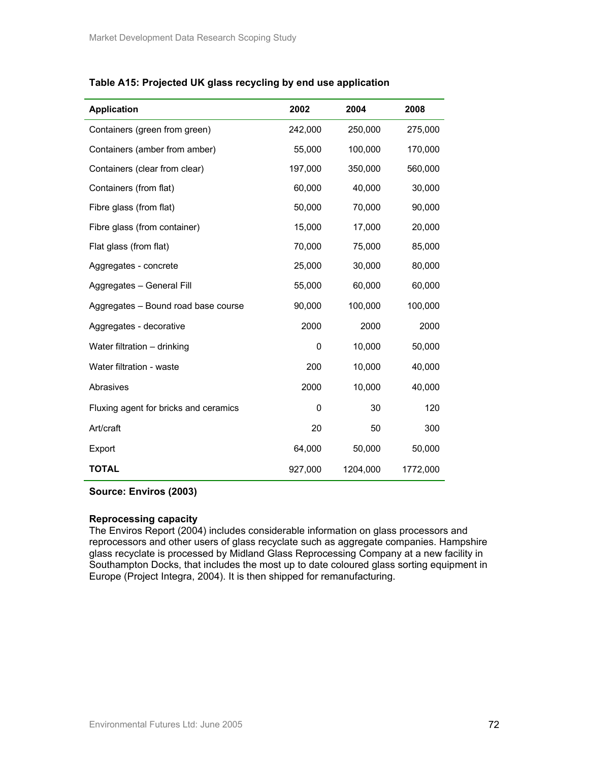**Table A15: Projected UK glass recycling by end use application**

| Application | 2002 | 2004 | 2008 |
|---|---|---|---|
| Containers (green from green) | 242,000 | 250,000 | 275,000 |
| Containers (amber from amber) | 55,000 | 100,000 | 170,000 |
| Containers (clear from clear) | 197,000 | 350,000 | 560,000 |
| Containers (from flat) | 60,000 | 40,000 | 30,000 |
| Fibre glass (from flat) | 50,000 | 70,000 | 90,000 |
| Fibre glass (from container) | 15,000 | 17,000 | 20,000 |
| Flat glass (from flat) | 70,000 | 75,000 | 85,000 |
| Aggregates - concrete | 25,000 | 30,000 | 80,000 |
| Aggregates – General Fill | 55,000 | 60,000 | 60,000 |
| Aggregates – Bound road base course | 90,000 | 100,000 | 100,000 |
| Aggregates - decorative | 2000 | 2000 | 2000 |
| Water filtration – drinking | 0 | 10,000 | 50,000 |
| Water filtration - waste | 200 | 10,000 | 40,000 |
| Abrasives | 2000 | 10,000 | 40,000 |
| Fluxing agent for bricks and ceramics | 0 | 30 | 120 |
| Art/craft | 20 | 50 | 300 |
| Export | 64,000 | 50,000 | 50,000 |
| **TOTAL** | 927,000 | 1204,000 | 1772,000 |

**Source: Enviros (2003)**

**Reprocessing capacity**

The Enviros Report (2004) includes considerable information on glass processors and reprocessors and other users of glass recyclate such as aggregate companies. Hampshire glass recyclate is processed by Midland Glass Reprocessing Company at a new facility in Southampton Docks, that includes the most up to date coloured glass sorting equipment in Europe (Project Integra, 2004). It is then shipped for remanufacturing.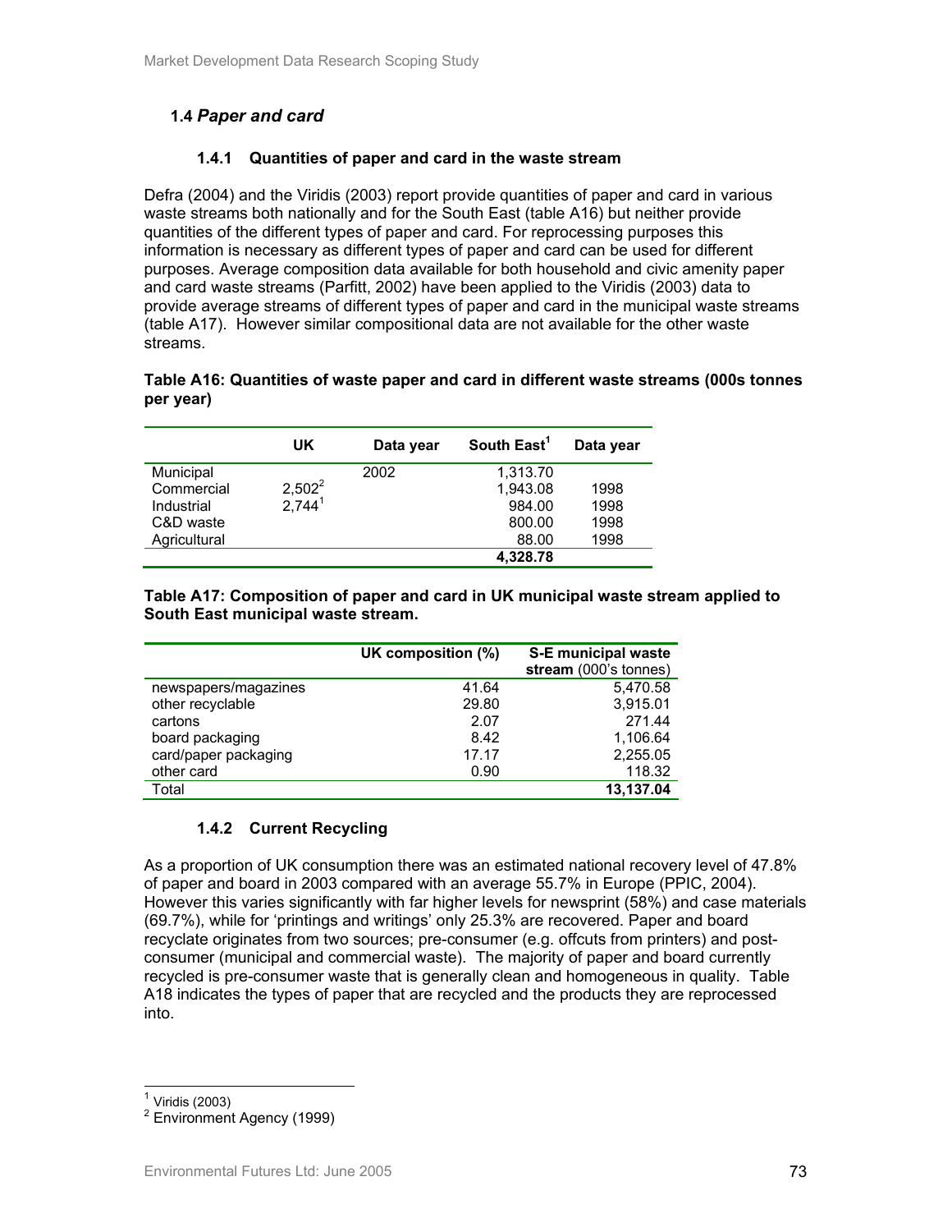## 1.4 *Paper and card*

### 1.4.1 Quantities of paper and card in the waste stream

Defra (2004) and the Viridis (2003) report provide quantities of paper and card in various waste streams both nationally and for the South East (table A16) but neither provide quantities of the different types of paper and card. For reprocessing purposes this information is necessary as different types of paper and card can be used for different purposes. Average composition data available for both household and civic amenity paper and card waste streams (Parfitt, 2002) have been applied to the Viridis (2003) data to provide average streams of different types of paper and card in the municipal waste streams (table A17). However similar compositional data are not available for the other waste streams.

**Table A16: Quantities of waste paper and card in different waste streams (000s tonnes per year)**

| | UK | Data year | South East[1] | Data year |
|---|---|---|---|---|
| Municipal | | 2002 | 1,313.70 | |
| Commercial | 2,502[2] | | 1,943.08 | 1998 |
| Industrial | 2,744[1] | | 984.00 | 1998 |
| C&D waste | | | 800.00 | 1998 |
| Agricultural | | | 88.00 | 1998 |
| | | | **4,328.78** | |

**Table A17: Composition of paper and card in UK municipal waste stream applied to South East municipal waste stream.**

| | UK composition (%) | **S-E municipal waste stream** (000's tonnes) |
|---|---|---|
| newspapers/magazines | 41.64 | 5,470.58 |
| other recyclable | 29.80 | 3,915.01 |
| cartons | 2.07 | 271.44 |
| board packaging | 8.42 | 1,106.64 |
| card/paper packaging | 17.17 | 2,255.05 |
| other card | 0.90 | 118.32 |
| Total | | **13,137.04** |

### 1.4.2 Current Recycling

As a proportion of UK consumption there was an estimated national recovery level of 47.8% of paper and board in 2003 compared with an average 55.7% in Europe (PPIC, 2004). However this varies significantly with far higher levels for newsprint (58%) and case materials (69.7%), while for 'printings and writings' only 25.3% are recovered. Paper and board recyclate originates from two sources; pre-consumer (e.g. offcuts from printers) and post-consumer (municipal and commercial waste). The majority of paper and board currently recycled is pre-consumer waste that is generally clean and homogeneous in quality. Table A18 indicates the types of paper that are recycled and the products they are reprocessed into.

---

[1] Viridis (2003)

[2] Environment Agency (1999)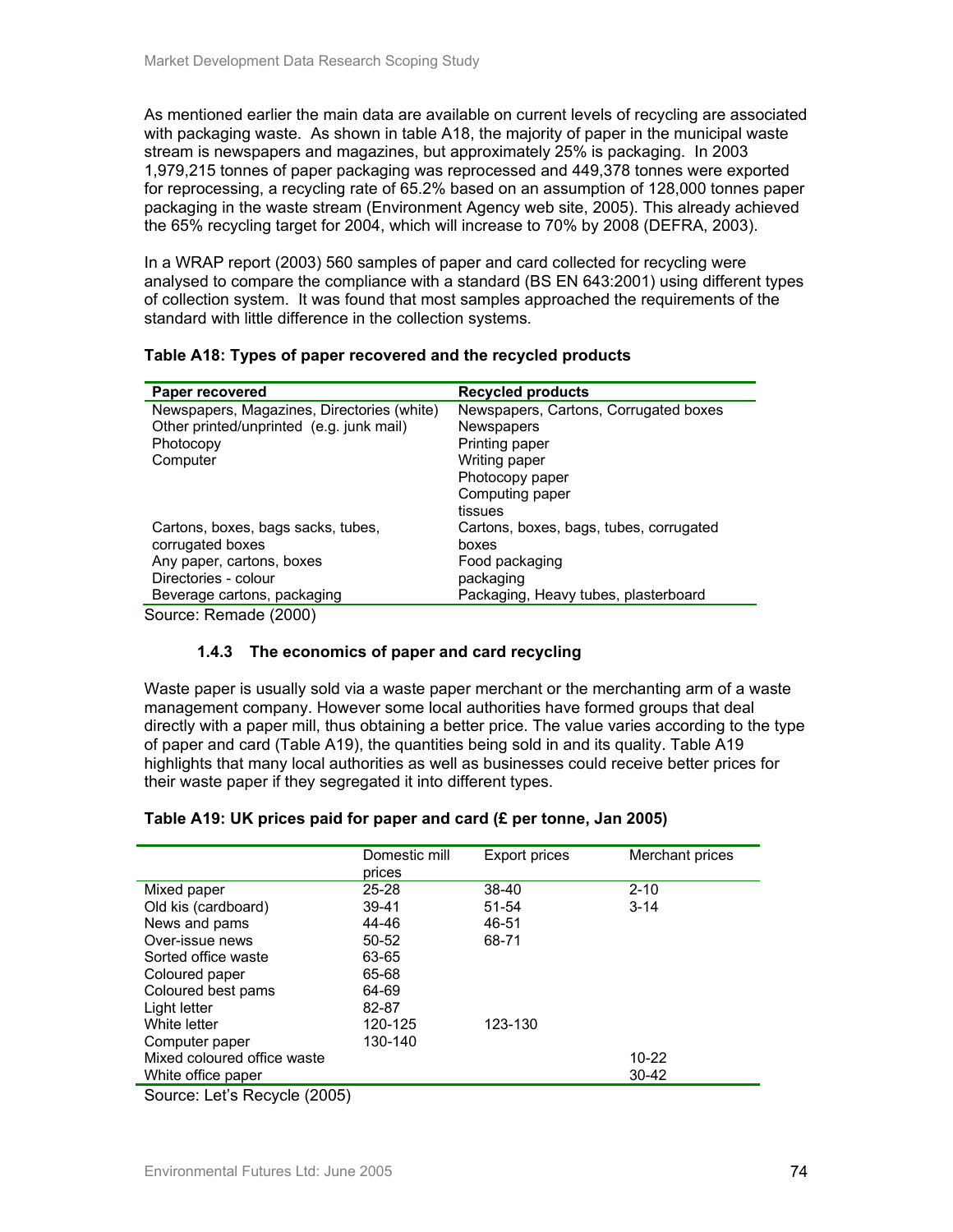As mentioned earlier the main data are available on current levels of recycling are associated with packaging waste. As shown in table A18, the majority of paper in the municipal waste stream is newspapers and magazines, but approximately 25% is packaging. In 2003 1,979,215 tonnes of paper packaging was reprocessed and 449,378 tonnes were exported for reprocessing, a recycling rate of 65.2% based on an assumption of 128,000 tonnes paper packaging in the waste stream (Environment Agency web site, 2005). This already achieved the 65% recycling target for 2004, which will increase to 70% by 2008 (DEFRA, 2003).

In a WRAP report (2003) 560 samples of paper and card collected for recycling were analysed to compare the compliance with a standard (BS EN 643:2001) using different types of collection system. It was found that most samples approached the requirements of the standard with little difference in the collection systems.

**Table A18: Types of paper recovered and the recycled products**

| Paper recovered | Recycled products |
|---|---|
| Newspapers, Magazines, Directories (white) | Newspapers, Cartons, Corrugated boxes |
| Other printed/unprinted (e.g. junk mail) | Newspapers |
| Photocopy | Printing paper |
| Computer | Writing paper |
| | Photocopy paper |
| | Computing paper |
| | tissues |
| Cartons, boxes, bags sacks, tubes, corrugated boxes | Cartons, boxes, bags, tubes, corrugated boxes |
| Any paper, cartons, boxes | Food packaging |
| Directories - colour | packaging |
| Beverage cartons, packaging | Packaging, Heavy tubes, plasterboard |

Source: Remade (2000)

### 1.4.3 The economics of paper and card recycling

Waste paper is usually sold via a waste paper merchant or the merchanting arm of a waste management company. However some local authorities have formed groups that deal directly with a paper mill, thus obtaining a better price. The value varies according to the type of paper and card (Table A19), the quantities being sold in and its quality. Table A19 highlights that many local authorities as well as businesses could receive better prices for their waste paper if they segregated it into different types.

**Table A19: UK prices paid for paper and card (£ per tonne, Jan 2005)**

| | Domestic mill prices | Export prices | Merchant prices |
|---|---|---|---|
| Mixed paper | 25-28 | 38-40 | 2-10 |
| Old kis (cardboard) | 39-41 | 51-54 | 3-14 |
| News and pams | 44-46 | 46-51 | |
| Over-issue news | 50-52 | 68-71 | |
| Sorted office waste | 63-65 | | |
| Coloured paper | 65-68 | | |
| Coloured best pams | 64-69 | | |
| Light letter | 82-87 | | |
| White letter | 120-125 | 123-130 | |
| Computer paper | 130-140 | | |
| Mixed coloured office waste | | | 10-22 |
| White office paper | | | 30-42 |

Source: Let's Recycle (2005)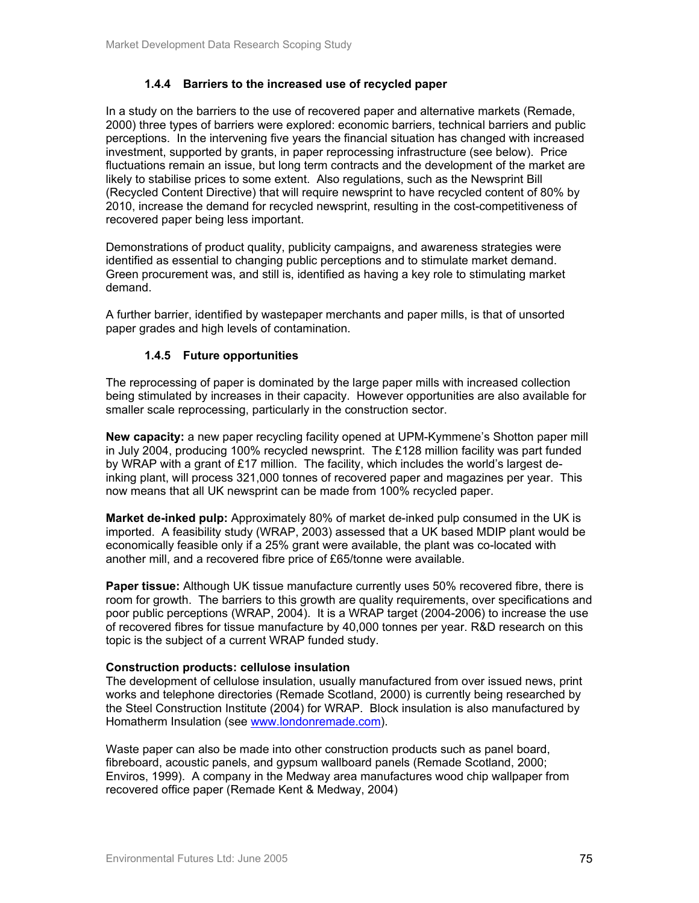### 1.4.4 Barriers to the increased use of recycled paper

In a study on the barriers to the use of recovered paper and alternative markets (Remade, 2000) three types of barriers were explored: economic barriers, technical barriers and public perceptions. In the intervening five years the financial situation has changed with increased investment, supported by grants, in paper reprocessing infrastructure (see below). Price fluctuations remain an issue, but long term contracts and the development of the market are likely to stabilise prices to some extent. Also regulations, such as the Newsprint Bill (Recycled Content Directive) that will require newsprint to have recycled content of 80% by 2010, increase the demand for recycled newsprint, resulting in the cost-competitiveness of recovered paper being less important.

Demonstrations of product quality, publicity campaigns, and awareness strategies were identified as essential to changing public perceptions and to stimulate market demand. Green procurement was, and still is, identified as having a key role to stimulating market demand.

A further barrier, identified by wastepaper merchants and paper mills, is that of unsorted paper grades and high levels of contamination.

### 1.4.5 Future opportunities

The reprocessing of paper is dominated by the large paper mills with increased collection being stimulated by increases in their capacity. However opportunities are also available for smaller scale reprocessing, particularly in the construction sector.

**New capacity:** a new paper recycling facility opened at UPM-Kymmene's Shotton paper mill in July 2004, producing 100% recycled newsprint. The £128 million facility was part funded by WRAP with a grant of £17 million. The facility, which includes the world's largest de-inking plant, will process 321,000 tonnes of recovered paper and magazines per year. This now means that all UK newsprint can be made from 100% recycled paper.

**Market de-inked pulp:** Approximately 80% of market de-inked pulp consumed in the UK is imported. A feasibility study (WRAP, 2003) assessed that a UK based MDIP plant would be economically feasible only if a 25% grant were available, the plant was co-located with another mill, and a recovered fibre price of £65/tonne were available.

**Paper tissue:** Although UK tissue manufacture currently uses 50% recovered fibre, there is room for growth. The barriers to this growth are quality requirements, over specifications and poor public perceptions (WRAP, 2004). It is a WRAP target (2004-2006) to increase the use of recovered fibres for tissue manufacture by 40,000 tonnes per year. R&D research on this topic is the subject of a current WRAP funded study.

**Construction products: cellulose insulation**

The development of cellulose insulation, usually manufactured from over issued news, print works and telephone directories (Remade Scotland, 2000) is currently being researched by the Steel Construction Institute (2004) for WRAP. Block insulation is also manufactured by Homatherm Insulation (see www.londonremade.com).

Waste paper can also be made into other construction products such as panel board, fibreboard, acoustic panels, and gypsum wallboard panels (Remade Scotland, 2000; Enviros, 1999). A company in the Medway area manufactures wood chip wallpaper from recovered office paper (Remade Kent & Medway, 2004)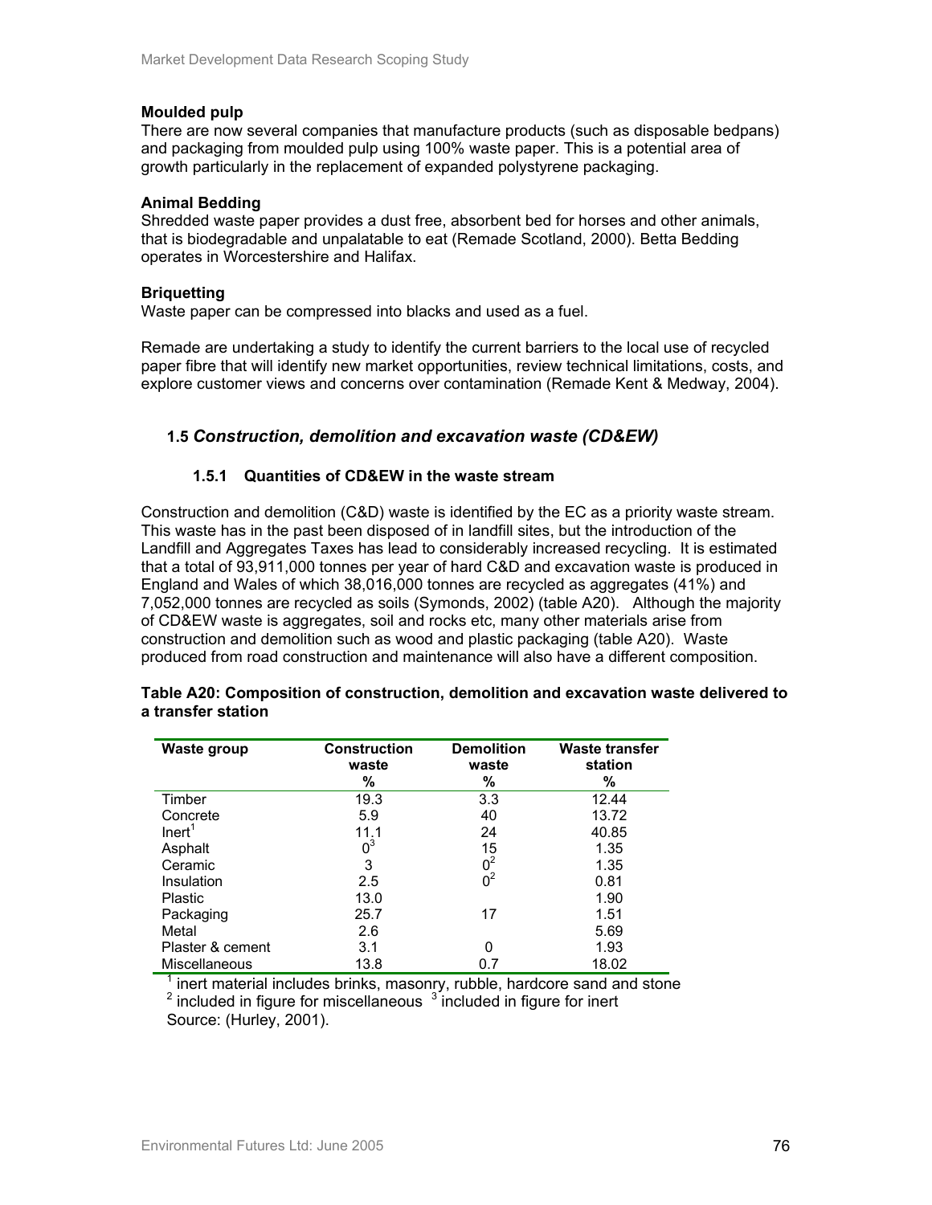**Moulded pulp**

There are now several companies that manufacture products (such as disposable bedpans) and packaging from moulded pulp using 100% waste paper. This is a potential area of growth particularly in the replacement of expanded polystyrene packaging.

**Animal Bedding**

Shredded waste paper provides a dust free, absorbent bed for horses and other animals, that is biodegradable and unpalatable to eat (Remade Scotland, 2000). Betta Bedding operates in Worcestershire and Halifax.

**Briquetting**

Waste paper can be compressed into blacks and used as a fuel.

Remade are undertaking a study to identify the current barriers to the local use of recycled paper fibre that will identify new market opportunities, review technical limitations, costs, and explore customer views and concerns over contamination (Remade Kent & Medway, 2004).

## 1.5 *Construction, demolition and excavation waste (CD&EW)*

### 1.5.1 Quantities of CD&EW in the waste stream

Construction and demolition (C&D) waste is identified by the EC as a priority waste stream. This waste has in the past been disposed of in landfill sites, but the introduction of the Landfill and Aggregates Taxes has lead to considerably increased recycling. It is estimated that a total of 93,911,000 tonnes per year of hard C&D and excavation waste is produced in England and Wales of which 38,016,000 tonnes are recycled as aggregates (41%) and 7,052,000 tonnes are recycled as soils (Symonds, 2002) (table A20). Although the majority of CD&EW waste is aggregates, soil and rocks etc, many other materials arise from construction and demolition such as wood and plastic packaging (table A20). Waste produced from road construction and maintenance will also have a different composition.

**Table A20: Composition of construction, demolition and excavation waste delivered to a transfer station**

| Waste group | Construction waste % | Demolition waste % | Waste transfer station % |
|---|---|---|---|
| Timber | 19.3 | 3.3 | 12.44 |
| Concrete | 5.9 | 40 | 13.72 |
| Inert[1] | 11.1 | 24 | 40.85 |
| Asphalt | 0[3] | 15 | 1.35 |
| Ceramic | 3 | 0[2] | 1.35 |
| Insulation | 2.5 | 0[2] | 0.81 |
| Plastic | 13.0 | | 1.90 |
| Packaging | 25.7 | 17 | 1.51 |
| Metal | 2.6 | | 5.69 |
| Plaster & cement | 3.1 | 0 | 1.93 |
| Miscellaneous | 13.8 | 0.7 | 18.02 |

[1] inert material includes brinks, masonry, rubble, hardcore sand and stone
[2] included in figure for miscellaneous [3] included in figure for inert
Source: (Hurley, 2001).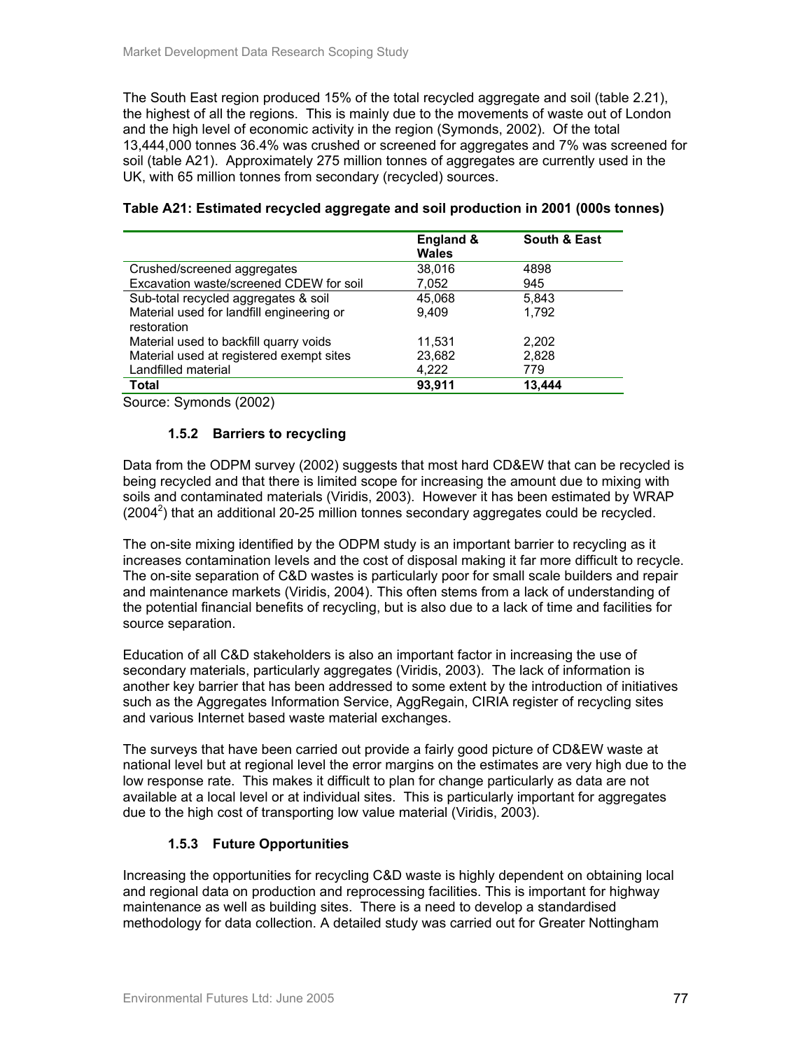The South East region produced 15% of the total recycled aggregate and soil (table 2.21), the highest of all the regions. This is mainly due to the movements of waste out of London and the high level of economic activity in the region (Symonds, 2002). Of the total 13,444,000 tonnes 36.4% was crushed or screened for aggregates and 7% was screened for soil (table A21). Approximately 275 million tonnes of aggregates are currently used in the UK, with 65 million tonnes from secondary (recycled) sources.

**Table A21: Estimated recycled aggregate and soil production in 2001 (000s tonnes)**

| | England & Wales | South & East |
|---|---|---|
| Crushed/screened aggregates | 38,016 | 4898 |
| Excavation waste/screened CDEW for soil | 7,052 | 945 |
| Sub-total recycled aggregates & soil | 45,068 | 5,843 |
| Material used for landfill engineering or restoration | 9,409 | 1,792 |
| Material used to backfill quarry voids | 11,531 | 2,202 |
| Material used at registered exempt sites | 23,682 | 2,828 |
| Landfilled material | 4,222 | 779 |
| **Total** | **93,911** | **13,444** |

Source: Symonds (2002)

### 1.5.2 Barriers to recycling

Data from the ODPM survey (2002) suggests that most hard CD&EW that can be recycled is being recycled and that there is limited scope for increasing the amount due to mixing with soils and contaminated materials (Viridis, 2003). However it has been estimated by WRAP (2004[2]) that an additional 20-25 million tonnes secondary aggregates could be recycled.

The on-site mixing identified by the ODPM study is an important barrier to recycling as it increases contamination levels and the cost of disposal making it far more difficult to recycle. The on-site separation of C&D wastes is particularly poor for small scale builders and repair and maintenance markets (Viridis, 2004). This often stems from a lack of understanding of the potential financial benefits of recycling, but is also due to a lack of time and facilities for source separation.

Education of all C&D stakeholders is also an important factor in increasing the use of secondary materials, particularly aggregates (Viridis, 2003). The lack of information is another key barrier that has been addressed to some extent by the introduction of initiatives such as the Aggregates Information Service, AggRegain, CIRIA register of recycling sites and various Internet based waste material exchanges.

The surveys that have been carried out provide a fairly good picture of CD&EW waste at national level but at regional level the error margins on the estimates are very high due to the low response rate. This makes it difficult to plan for change particularly as data are not available at a local level or at individual sites. This is particularly important for aggregates due to the high cost of transporting low value material (Viridis, 2003).

### 1.5.3 Future Opportunities

Increasing the opportunities for recycling C&D waste is highly dependent on obtaining local and regional data on production and reprocessing facilities. This is important for highway maintenance as well as building sites. There is a need to develop a standardised methodology for data collection. A detailed study was carried out for Greater Nottingham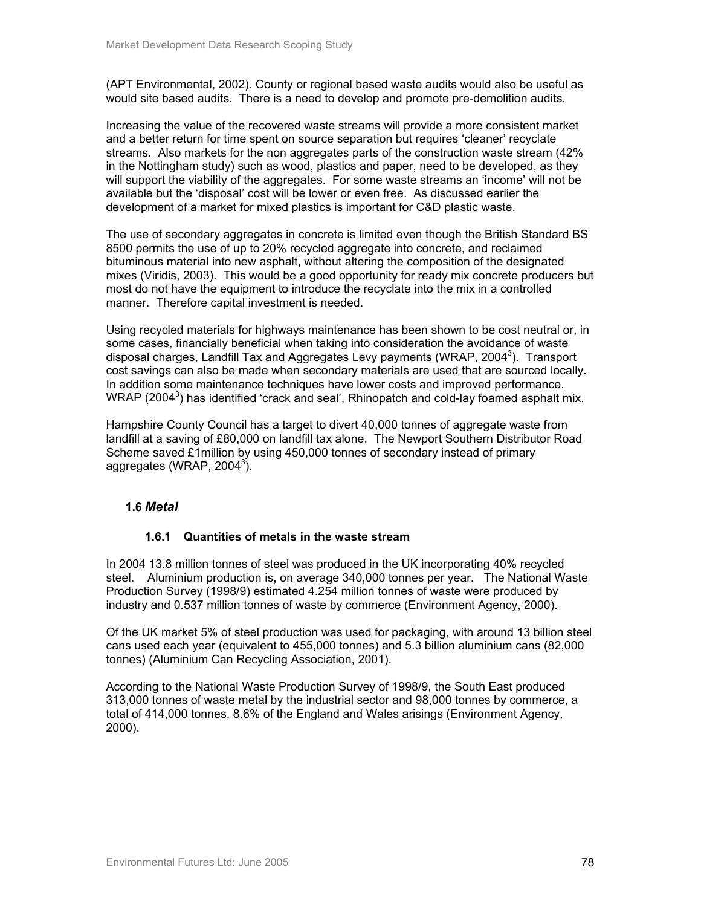(APT Environmental, 2002). County or regional based waste audits would also be useful as would site based audits. There is a need to develop and promote pre-demolition audits.

Increasing the value of the recovered waste streams will provide a more consistent market and a better return for time spent on source separation but requires 'cleaner' recyclate streams. Also markets for the non aggregates parts of the construction waste stream (42% in the Nottingham study) such as wood, plastics and paper, need to be developed, as they will support the viability of the aggregates. For some waste streams an 'income' will not be available but the 'disposal' cost will be lower or even free. As discussed earlier the development of a market for mixed plastics is important for C&D plastic waste.

The use of secondary aggregates in concrete is limited even though the British Standard BS 8500 permits the use of up to 20% recycled aggregate into concrete, and reclaimed bituminous material into new asphalt, without altering the composition of the designated mixes (Viridis, 2003). This would be a good opportunity for ready mix concrete producers but most do not have the equipment to introduce the recyclate into the mix in a controlled manner. Therefore capital investment is needed.

Using recycled materials for highways maintenance has been shown to be cost neutral or, in some cases, financially beneficial when taking into consideration the avoidance of waste disposal charges, Landfill Tax and Aggregates Levy payments (WRAP, 2004[3]). Transport cost savings can also be made when secondary materials are used that are sourced locally. In addition some maintenance techniques have lower costs and improved performance. WRAP (2004[3]) has identified 'crack and seal', Rhinopatch and cold-lay foamed asphalt mix.

Hampshire County Council has a target to divert 40,000 tonnes of aggregate waste from landfill at a saving of £80,000 on landfill tax alone. The Newport Southern Distributor Road Scheme saved £1million by using 450,000 tonnes of secondary instead of primary aggregates (WRAP, 2004[3]).

## 1.6 *Metal*

### 1.6.1 Quantities of metals in the waste stream

In 2004 13.8 million tonnes of steel was produced in the UK incorporating 40% recycled steel. Aluminium production is, on average 340,000 tonnes per year. The National Waste Production Survey (1998/9) estimated 4.254 million tonnes of waste were produced by industry and 0.537 million tonnes of waste by commerce (Environment Agency, 2000).

Of the UK market 5% of steel production was used for packaging, with around 13 billion steel cans used each year (equivalent to 455,000 tonnes) and 5.3 billion aluminium cans (82,000 tonnes) (Aluminium Can Recycling Association, 2001).

According to the National Waste Production Survey of 1998/9, the South East produced 313,000 tonnes of waste metal by the industrial sector and 98,000 tonnes by commerce, a total of 414,000 tonnes, 8.6% of the England and Wales arisings (Environment Agency, 2000).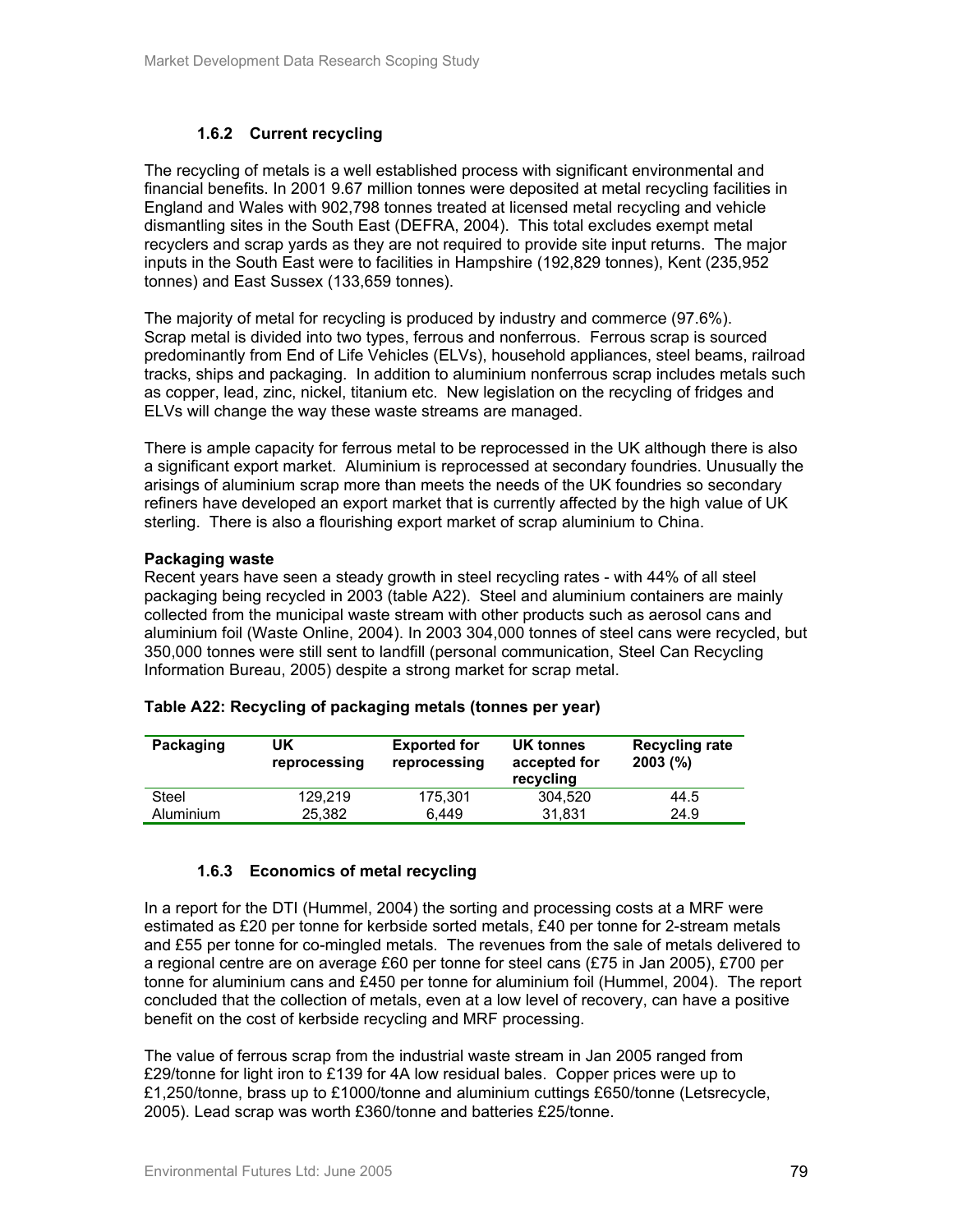### 1.6.2 Current recycling

The recycling of metals is a well established process with significant environmental and financial benefits. In 2001 9.67 million tonnes were deposited at metal recycling facilities in England and Wales with 902,798 tonnes treated at licensed metal recycling and vehicle dismantling sites in the South East (DEFRA, 2004). This total excludes exempt metal recyclers and scrap yards as they are not required to provide site input returns. The major inputs in the South East were to facilities in Hampshire (192,829 tonnes), Kent (235,952 tonnes) and East Sussex (133,659 tonnes).

The majority of metal for recycling is produced by industry and commerce (97.6%). Scrap metal is divided into two types, ferrous and nonferrous. Ferrous scrap is sourced predominantly from End of Life Vehicles (ELVs), household appliances, steel beams, railroad tracks, ships and packaging. In addition to aluminium nonferrous scrap includes metals such as copper, lead, zinc, nickel, titanium etc. New legislation on the recycling of fridges and ELVs will change the way these waste streams are managed.

There is ample capacity for ferrous metal to be reprocessed in the UK although there is also a significant export market. Aluminium is reprocessed at secondary foundries. Unusually the arisings of aluminium scrap more than meets the needs of the UK foundries so secondary refiners have developed an export market that is currently affected by the high value of UK sterling. There is also a flourishing export market of scrap aluminium to China.

**Packaging waste**

Recent years have seen a steady growth in steel recycling rates - with 44% of all steel packaging being recycled in 2003 (table A22). Steel and aluminium containers are mainly collected from the municipal waste stream with other products such as aerosol cans and aluminium foil (Waste Online, 2004). In 2003 304,000 tonnes of steel cans were recycled, but 350,000 tonnes were still sent to landfill (personal communication, Steel Can Recycling Information Bureau, 2005) despite a strong market for scrap metal.

**Table A22: Recycling of packaging metals (tonnes per year)**

| Packaging | UK reprocessing | Exported for reprocessing | UK tonnes accepted for recycling | Recycling rate 2003 (%) |
|---|---|---|---|---|
| Steel | 129,219 | 175,301 | 304,520 | 44.5 |
| Aluminium | 25,382 | 6,449 | 31,831 | 24.9 |

### 1.6.3 Economics of metal recycling

In a report for the DTI (Hummel, 2004) the sorting and processing costs at a MRF were estimated as £20 per tonne for kerbside sorted metals, £40 per tonne for 2-stream metals and £55 per tonne for co-mingled metals. The revenues from the sale of metals delivered to a regional centre are on average £60 per tonne for steel cans (£75 in Jan 2005), £700 per tonne for aluminium cans and £450 per tonne for aluminium foil (Hummel, 2004). The report concluded that the collection of metals, even at a low level of recovery, can have a positive benefit on the cost of kerbside recycling and MRF processing.

The value of ferrous scrap from the industrial waste stream in Jan 2005 ranged from £29/tonne for light iron to £139 for 4A low residual bales. Copper prices were up to £1,250/tonne, brass up to £1000/tonne and aluminium cuttings £650/tonne (Letsrecycle, 2005). Lead scrap was worth £360/tonne and batteries £25/tonne.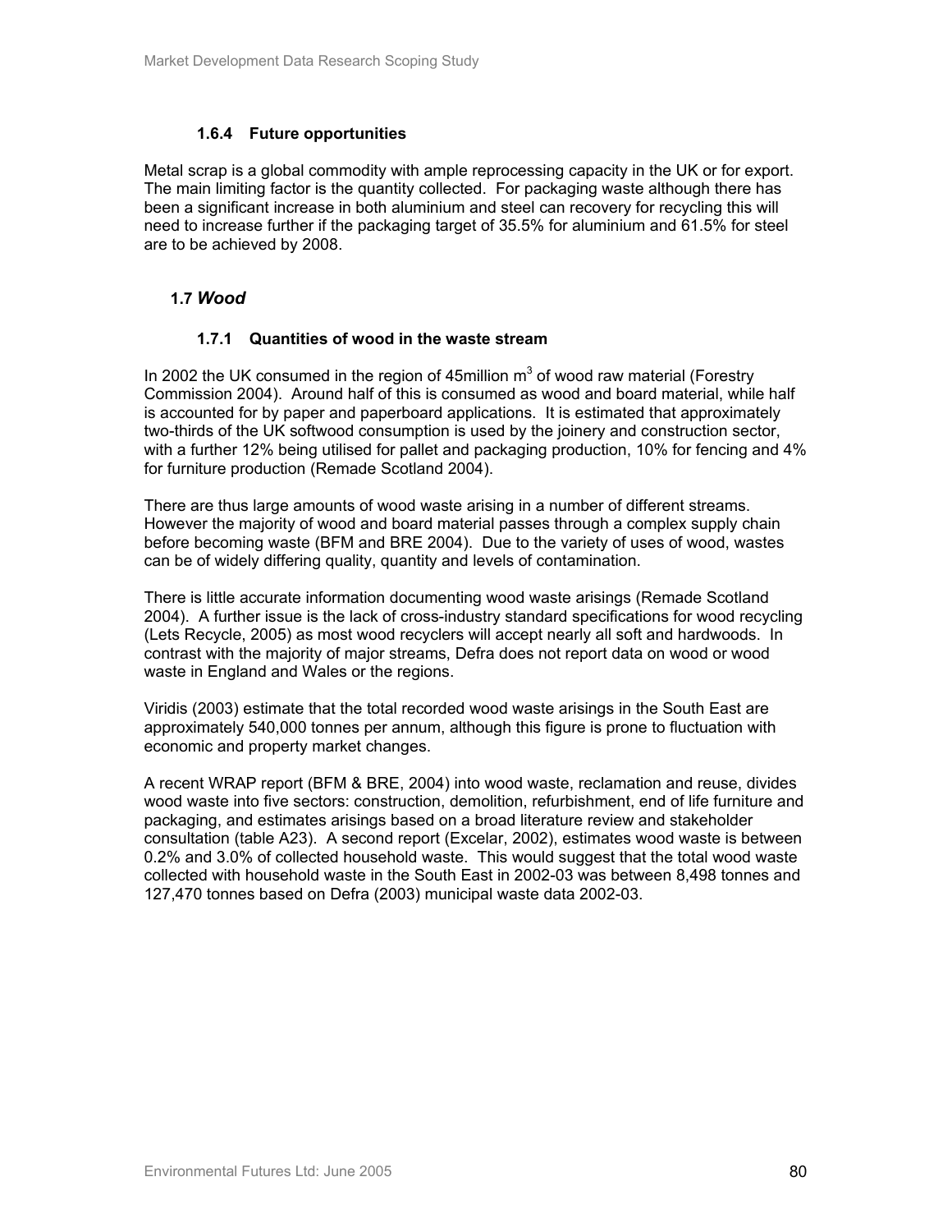### 1.6.4 Future opportunities

Metal scrap is a global commodity with ample reprocessing capacity in the UK or for export. The main limiting factor is the quantity collected. For packaging waste although there has been a significant increase in both aluminium and steel can recovery for recycling this will need to increase further if the packaging target of 35.5% for aluminium and 61.5% for steel are to be achieved by 2008.

## 1.7 *Wood*

### 1.7.1 Quantities of wood in the waste stream

In 2002 the UK consumed in the region of 45million $m^3$ of wood raw material (Forestry Commission 2004). Around half of this is consumed as wood and board material, while half is accounted for by paper and paperboard applications. It is estimated that approximately two-thirds of the UK softwood consumption is used by the joinery and construction sector, with a further 12% being utilised for pallet and packaging production, 10% for fencing and 4% for furniture production (Remade Scotland 2004).

There are thus large amounts of wood waste arising in a number of different streams. However the majority of wood and board material passes through a complex supply chain before becoming waste (BFM and BRE 2004). Due to the variety of uses of wood, wastes can be of widely differing quality, quantity and levels of contamination.

There is little accurate information documenting wood waste arisings (Remade Scotland 2004). A further issue is the lack of cross-industry standard specifications for wood recycling (Lets Recycle, 2005) as most wood recyclers will accept nearly all soft and hardwoods. In contrast with the majority of major streams, Defra does not report data on wood or wood waste in England and Wales or the regions.

Viridis (2003) estimate that the total recorded wood waste arisings in the South East are approximately 540,000 tonnes per annum, although this figure is prone to fluctuation with economic and property market changes.

A recent WRAP report (BFM & BRE, 2004) into wood waste, reclamation and reuse, divides wood waste into five sectors: construction, demolition, refurbishment, end of life furniture and packaging, and estimates arisings based on a broad literature review and stakeholder consultation (table A23). A second report (Excelar, 2002), estimates wood waste is between 0.2% and 3.0% of collected household waste. This would suggest that the total wood waste collected with household waste in the South East in 2002-03 was between 8,498 tonnes and 127,470 tonnes based on Defra (2003) municipal waste data 2002-03.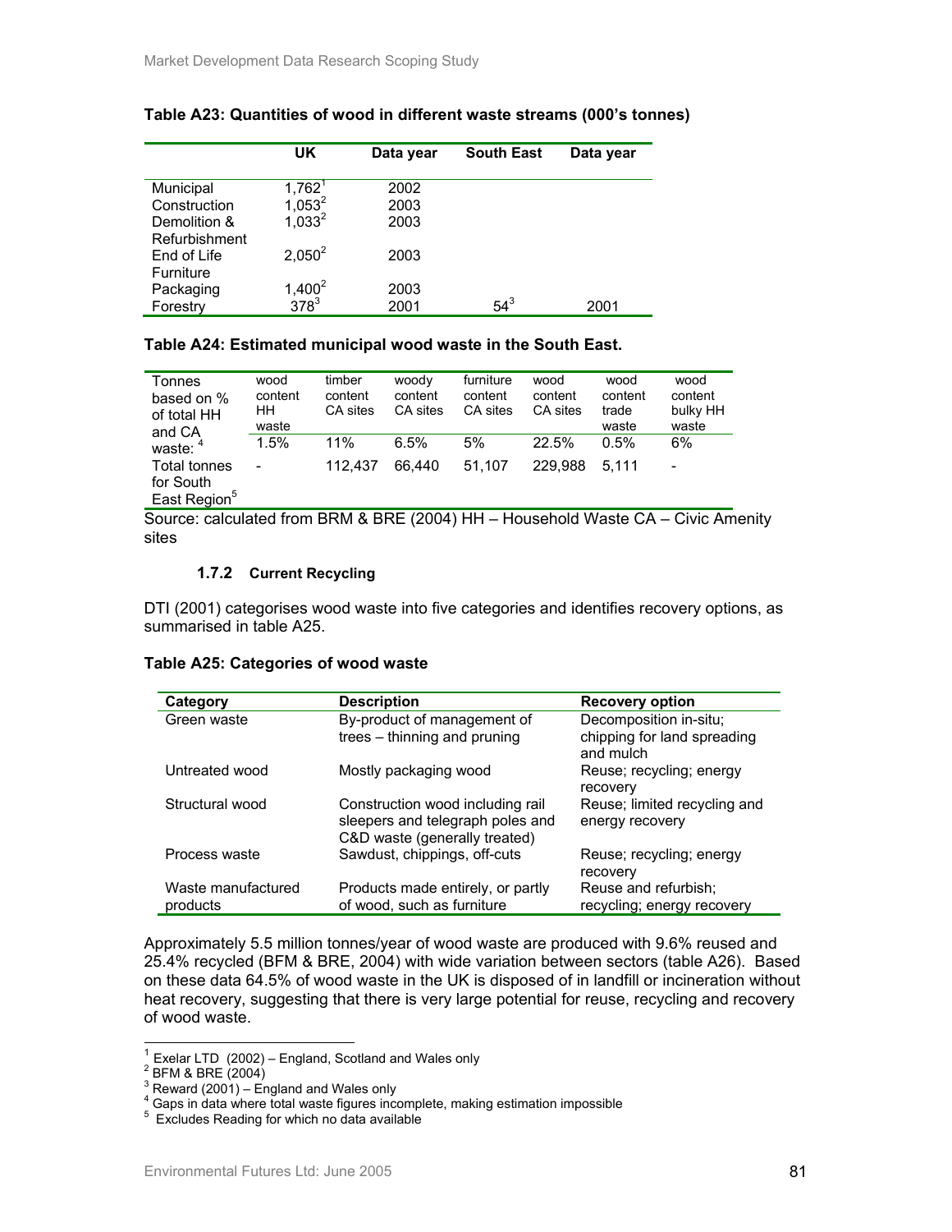**Table A23: Quantities of wood in different waste streams (000's tonnes)**

| | UK | Data year | South East | Data year |
|---|---|---|---|---|
| Municipal | 1,762[1] | 2002 | | |
| Construction | 1,053[2] | 2003 | | |
| Demolition & Refurbishment | 1,033[2] | 2003 | | |
| End of Life Furniture | 2,050[2] | 2003 | | |
| Packaging | 1,400[2] | 2003 | | |
| Forestry | 378[3] | 2001 | 54[3] | 2001 |

**Table A24: Estimated municipal wood waste in the South East.**

| Tonnes based on % of total HH and CA waste: [4] | wood content HH waste | timber content CA sites | woody content CA sites | furniture content CA sites | wood content CA sites | wood content trade waste | wood content bulky HH waste |
|---|---|---|---|---|---|---|---|
| | 1.5% | 11% | 6.5% | 5% | 22.5% | 0.5% | 6% |
| Total tonnes for South East Region[5] | - | 112,437 | 66,440 | 51,107 | 229,988 | 5,111 | - |

Source: calculated from BRM & BRE (2004) HH – Household Waste CA – Civic Amenity sites

### 1.7.2 Current Recycling

DTI (2001) categorises wood waste into five categories and identifies recovery options, as summarised in table A25.

**Table A25: Categories of wood waste**

| Category | Description | Recovery option |
|---|---|---|
| Green waste | By-product of management of trees – thinning and pruning | Decomposition in-situ; chipping for land spreading and mulch |
| Untreated wood | Mostly packaging wood | Reuse; recycling; energy recovery |
| Structural wood | Construction wood including rail sleepers and telegraph poles and C&D waste (generally treated) | Reuse; limited recycling and energy recovery |
| Process waste | Sawdust, chippings, off-cuts | Reuse; recycling; energy recovery |
| Waste manufactured products | Products made entirely, or partly of wood, such as furniture | Reuse and refurbish; recycling; energy recovery |

Approximately 5.5 million tonnes/year of wood waste are produced with 9.6% reused and 25.4% recycled (BFM & BRE, 2004) with wide variation between sectors (table A26). Based on these data 64.5% of wood waste in the UK is disposed of in landfill or incineration without heat recovery, suggesting that there is very large potential for reuse, recycling and recovery of wood waste.

---

[1] Exelar LTD (2002) – England, Scotland and Wales only
[2] BFM & BRE (2004)
[3] Reward (2001) – England and Wales only
[4] Gaps in data where total waste figures incomplete, making estimation impossible
[5] Excludes Reading for which no data available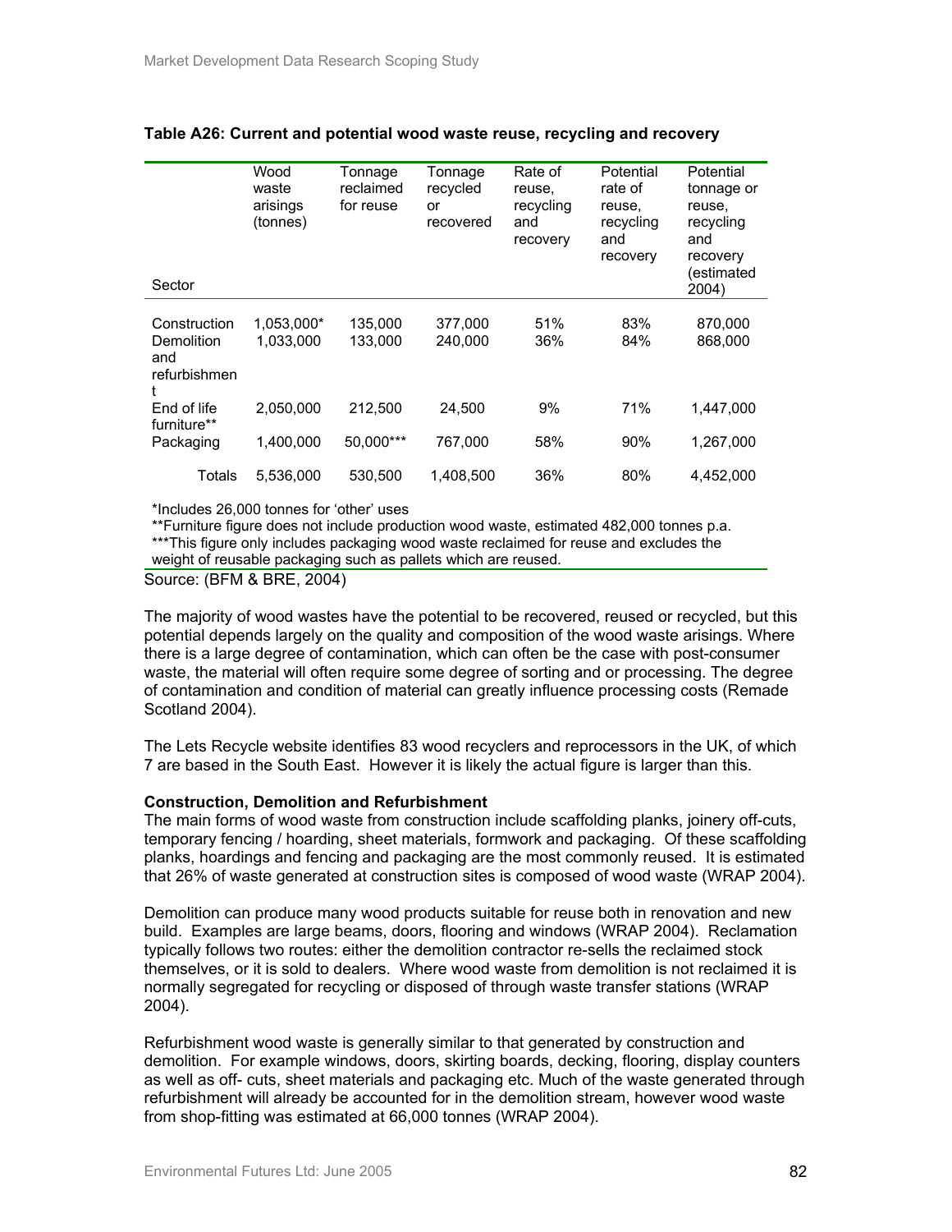**Table A26: Current and potential wood waste reuse, recycling and recovery**

| Sector | Wood waste arisings (tonnes) | Tonnage reclaimed for reuse | Tonnage recycled or recovered | Rate of reuse, recycling and recovery | Potential rate of reuse, recycling and recovery | Potential tonnage or reuse, recycling and recovery (estimated 2004) |
|---|---|---|---|---|---|---|
| Construction | 1,053,000* | 135,000 | 377,000 | 51% | 83% | 870,000 |
| Demolition and refurbishment | 1,033,000 | 133,000 | 240,000 | 36% | 84% | 868,000 |
| End of life furniture** | 2,050,000 | 212,500 | 24,500 | 9% | 71% | 1,447,000 |
| Packaging | 1,400,000 | 50,000*** | 767,000 | 58% | 90% | 1,267,000 |
| Totals | 5,536,000 | 530,500 | 1,408,500 | 36% | 80% | 4,452,000 |

*Includes 26,000 tonnes for 'other' uses

**Furniture figure does not include production wood waste, estimated 482,000 tonnes p.a.

***This figure only includes packaging wood waste reclaimed for reuse and excludes the weight of reusable packaging such as pallets which are reused.

Source: (BFM & BRE, 2004)

The majority of wood wastes have the potential to be recovered, reused or recycled, but this potential depends largely on the quality and composition of the wood waste arisings. Where there is a large degree of contamination, which can often be the case with post-consumer waste, the material will often require some degree of sorting and or processing. The degree of contamination and condition of material can greatly influence processing costs (Remade Scotland 2004).

The Lets Recycle website identifies 83 wood recyclers and reprocessors in the UK, of which 7 are based in the South East. However it is likely the actual figure is larger than this.

**Construction, Demolition and Refurbishment**

The main forms of wood waste from construction include scaffolding planks, joinery off-cuts, temporary fencing / hoarding, sheet materials, formwork and packaging. Of these scaffolding planks, hoardings and fencing and packaging are the most commonly reused. It is estimated that 26% of waste generated at construction sites is composed of wood waste (WRAP 2004).

Demolition can produce many wood products suitable for reuse both in renovation and new build. Examples are large beams, doors, flooring and windows (WRAP 2004). Reclamation typically follows two routes: either the demolition contractor re-sells the reclaimed stock themselves, or it is sold to dealers. Where wood waste from demolition is not reclaimed it is normally segregated for recycling or disposed of through waste transfer stations (WRAP 2004).

Refurbishment wood waste is generally similar to that generated by construction and demolition. For example windows, doors, skirting boards, decking, flooring, display counters as well as off- cuts, sheet materials and packaging etc. Much of the waste generated through refurbishment will already be accounted for in the demolition stream, however wood waste from shop-fitting was estimated at 66,000 tonnes (WRAP 2004).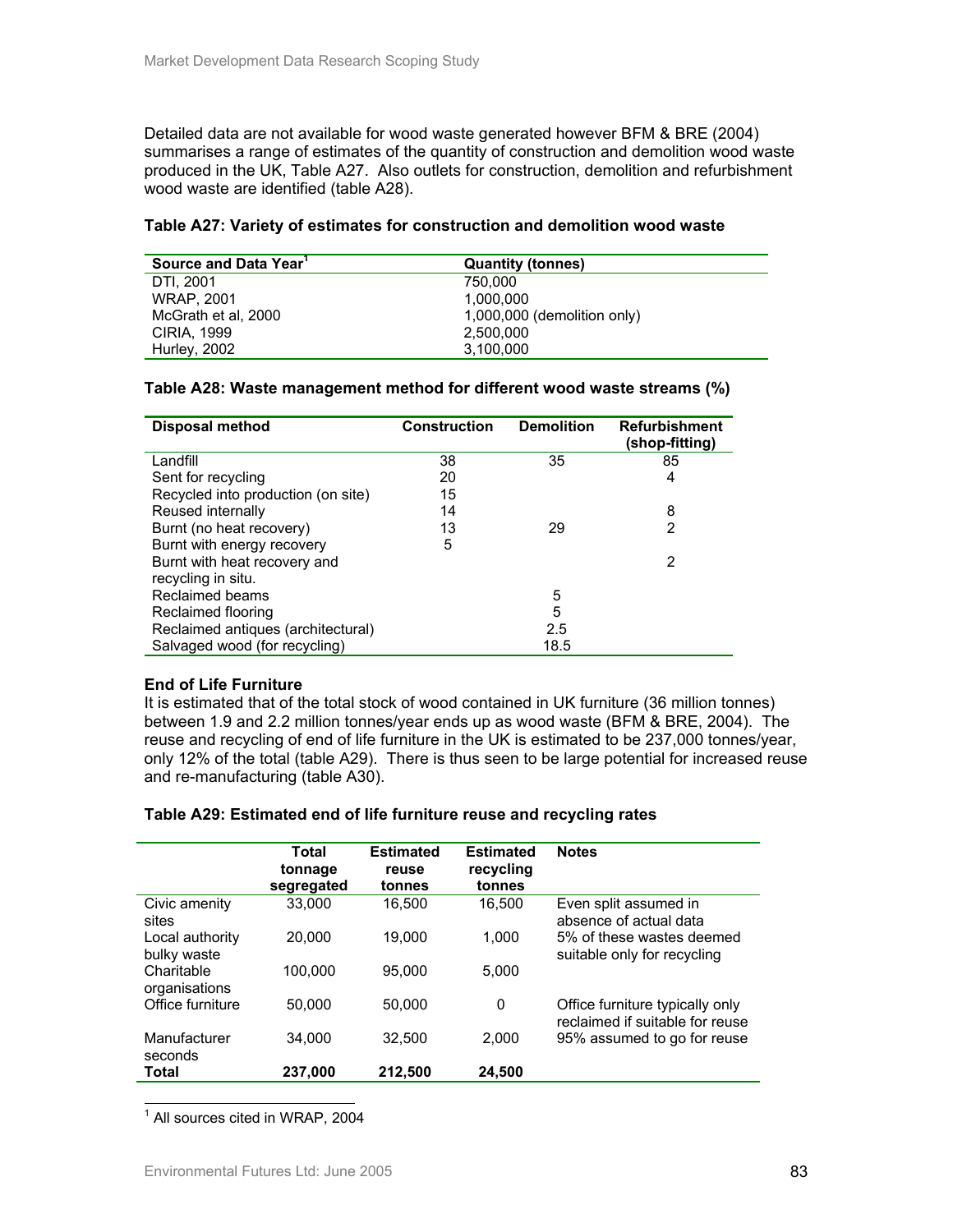Detailed data are not available for wood waste generated however BFM & BRE (2004) summarises a range of estimates of the quantity of construction and demolition wood waste produced in the UK, Table A27. Also outlets for construction, demolition and refurbishment wood waste are identified (table A28).

**Table A27: Variety of estimates for construction and demolition wood waste**

| Source and Data Year[1] | Quantity (tonnes) |
|---|---|
| DTI, 2001 | 750,000 |
| WRAP, 2001 | 1,000,000 |
| McGrath et al, 2000 | 1,000,000 (demolition only) |
| CIRIA, 1999 | 2,500,000 |
| Hurley, 2002 | 3,100,000 |

**Table A28: Waste management method for different wood waste streams (%)**

| Disposal method | Construction | Demolition | Refurbishment (shop-fitting) |
|---|---|---|---|
| Landfill | 38 | 35 | 85 |
| Sent for recycling | 20 | | 4 |
| Recycled into production (on site) | 15 | | |
| Reused internally | 14 | | 8 |
| Burnt (no heat recovery) | 13 | 29 | 2 |
| Burnt with energy recovery | 5 | | |
| Burnt with heat recovery and recycling in situ. | | | 2 |
| Reclaimed beams | | 5 | |
| Reclaimed flooring | | 5 | |
| Reclaimed antiques (architectural) | | 2.5 | |
| Salvaged wood (for recycling) | | 18.5 | |

### End of Life Furniture

It is estimated that of the total stock of wood contained in UK furniture (36 million tonnes) between 1.9 and 2.2 million tonnes/year ends up as wood waste (BFM & BRE, 2004). The reuse and recycling of end of life furniture in the UK is estimated to be 237,000 tonnes/year, only 12% of the total (table A29). There is thus seen to be large potential for increased reuse and re-manufacturing (table A30).

**Table A29: Estimated end of life furniture reuse and recycling rates**

| | Total tonnage segregated | Estimated reuse tonnes | Estimated recycling tonnes | Notes |
|---|---|---|---|---|
| Civic amenity sites | 33,000 | 16,500 | 16,500 | Even split assumed in absence of actual data |
| Local authority bulky waste | 20,000 | 19,000 | 1,000 | 5% of these wastes deemed suitable only for recycling |
| Charitable organisations | 100,000 | 95,000 | 5,000 | |
| Office furniture | 50,000 | 50,000 | 0 | Office furniture typically only reclaimed if suitable for reuse |
| Manufacturer seconds | 34,000 | 32,500 | 2,000 | 95% assumed to go for reuse |
| **Total** | **237,000** | **212,500** | **24,500** | |

[1] All sources cited in WRAP, 2004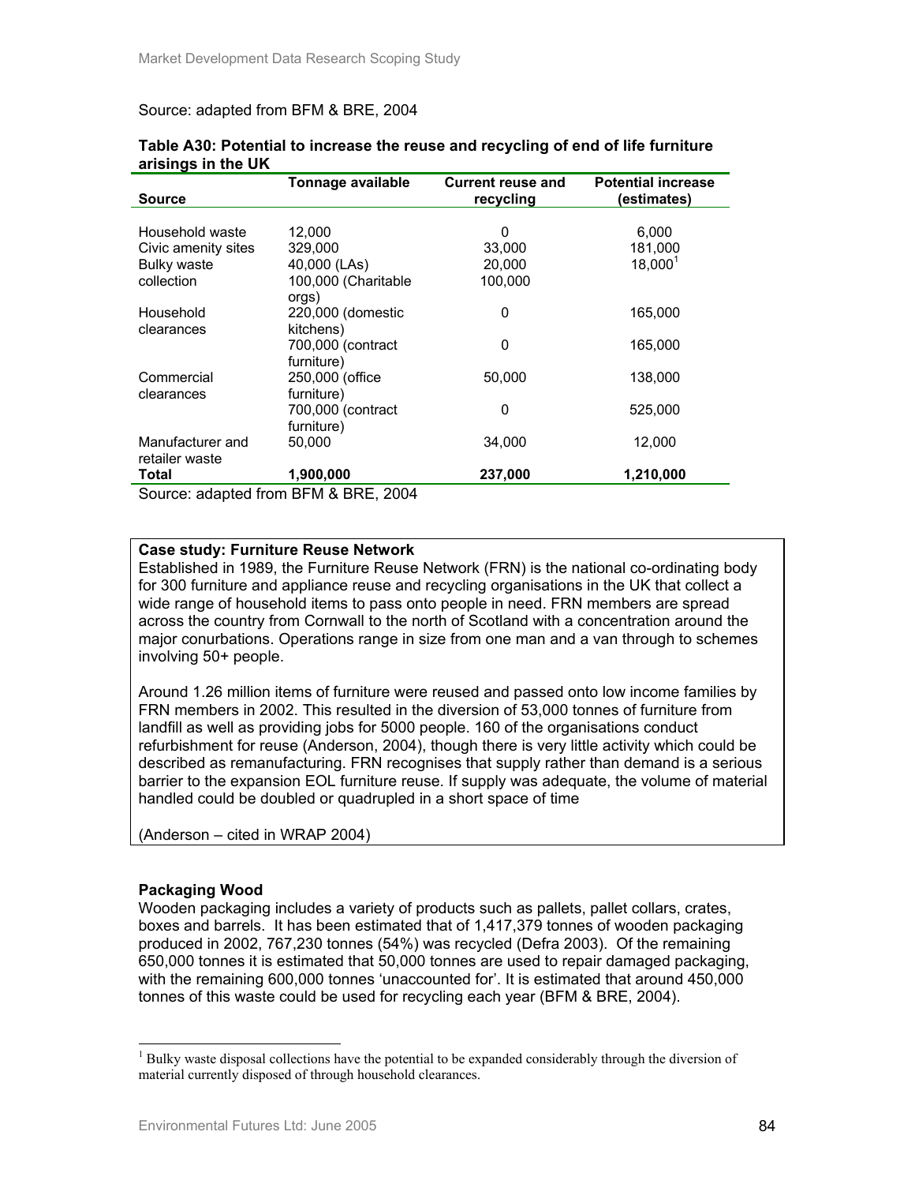Source: adapted from BFM & BRE, 2004

**Table A30: Potential to increase the reuse and recycling of end of life furniture arisings in the UK**

| Source | Tonnage available | Current reuse and recycling | Potential increase (estimates) |
|---|---|---|---|
| Household waste | 12,000 | 0 | 6,000 |
| Civic amenity sites | 329,000 | 33,000 | 181,000 |
| Bulky waste collection | 40,000 (LAs) | 20,000 | 18,000[1] |
| | 100,000 (Charitable orgs) | 100,000 | |
| Household clearances | 220,000 (domestic kitchens) | 0 | 165,000 |
| | 700,000 (contract furniture) | 0 | 165,000 |
| Commercial clearances | 250,000 (office furniture) | 50,000 | 138,000 |
| | 700,000 (contract furniture) | 0 | 525,000 |
| Manufacturer and retailer waste | 50,000 | 34,000 | 12,000 |
| **Total** | **1,900,000** | **237,000** | **1,210,000** |

Source: adapted from BFM & BRE, 2004

**Case study: Furniture Reuse Network**

Established in 1989, the Furniture Reuse Network (FRN) is the national co-ordinating body for 300 furniture and appliance reuse and recycling organisations in the UK that collect a wide range of household items to pass onto people in need. FRN members are spread across the country from Cornwall to the north of Scotland with a concentration around the major conurbations. Operations range in size from one man and a van through to schemes involving 50+ people.

Around 1.26 million items of furniture were reused and passed onto low income families by FRN members in 2002. This resulted in the diversion of 53,000 tonnes of furniture from landfill as well as providing jobs for 5000 people. 160 of the organisations conduct refurbishment for reuse (Anderson, 2004), though there is very little activity which could be described as remanufacturing. FRN recognises that supply rather than demand is a serious barrier to the expansion EOL furniture reuse. If supply was adequate, the volume of material handled could be doubled or quadrupled in a short space of time

(Anderson – cited in WRAP 2004)

**Packaging Wood**

Wooden packaging includes a variety of products such as pallets, pallet collars, crates, boxes and barrels. It has been estimated that of 1,417,379 tonnes of wooden packaging produced in 2002, 767,230 tonnes (54%) was recycled (Defra 2003). Of the remaining 650,000 tonnes it is estimated that 50,000 tonnes are used to repair damaged packaging, with the remaining 600,000 tonnes 'unaccounted for'. It is estimated that around 450,000 tonnes of this waste could be used for recycling each year (BFM & BRE, 2004).

[1] Bulky waste disposal collections have the potential to be expanded considerably through the diversion of material currently disposed of through household clearances.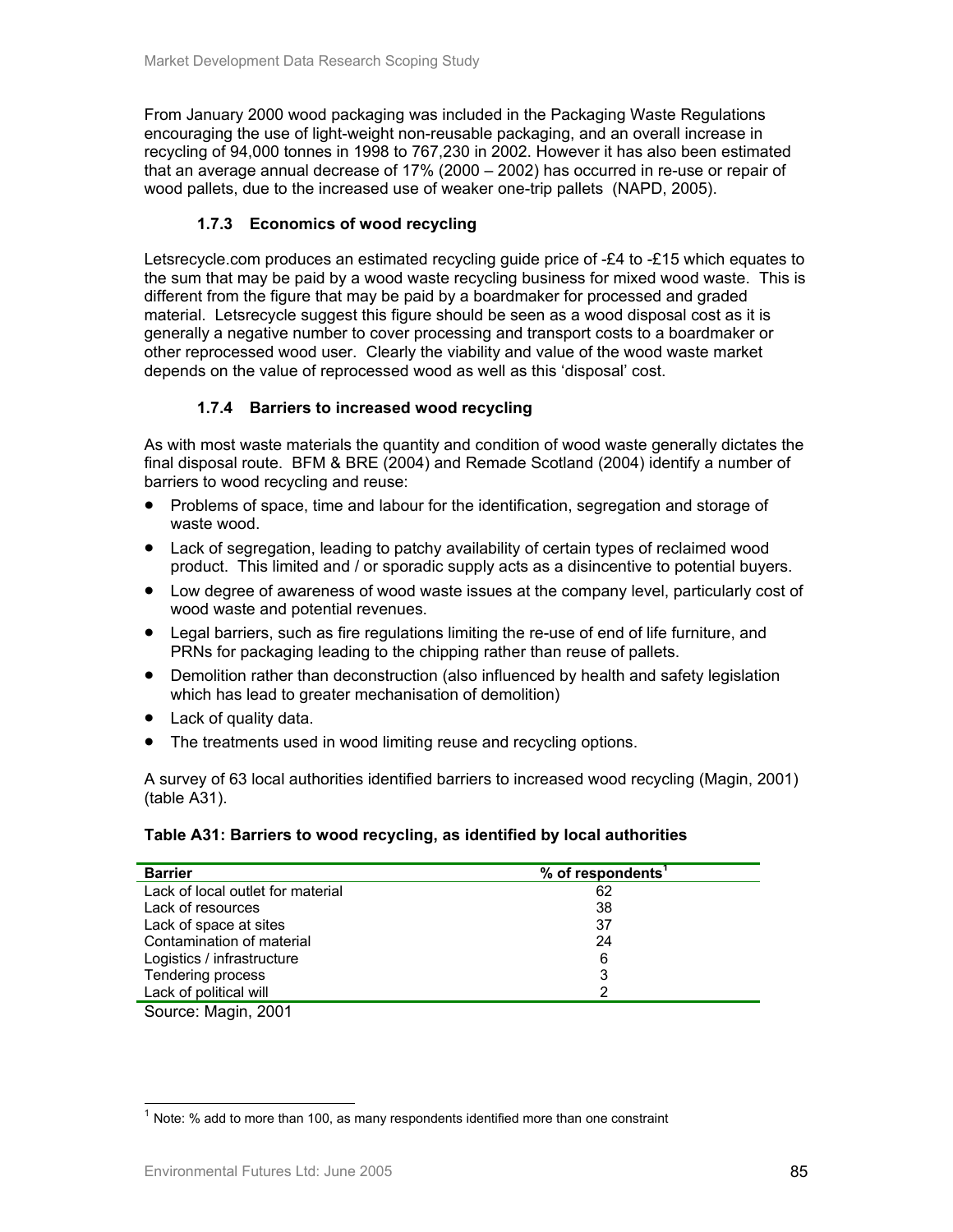From January 2000 wood packaging was included in the Packaging Waste Regulations encouraging the use of light-weight non-reusable packaging, and an overall increase in recycling of 94,000 tonnes in 1998 to 767,230 in 2002. However it has also been estimated that an average annual decrease of 17% (2000 – 2002) has occurred in re-use or repair of wood pallets, due to the increased use of weaker one-trip pallets (NAPD, 2005).

### 1.7.3 Economics of wood recycling

Letsrecycle.com produces an estimated recycling guide price of -£4 to -£15 which equates to the sum that may be paid by a wood waste recycling business for mixed wood waste. This is different from the figure that may be paid by a boardmaker for processed and graded material. Letsrecycle suggest this figure should be seen as a wood disposal cost as it is generally a negative number to cover processing and transport costs to a boardmaker or other reprocessed wood user. Clearly the viability and value of the wood waste market depends on the value of reprocessed wood as well as this 'disposal' cost.

### 1.7.4 Barriers to increased wood recycling

As with most waste materials the quantity and condition of wood waste generally dictates the final disposal route. BFM & BRE (2004) and Remade Scotland (2004) identify a number of barriers to wood recycling and reuse:

- Problems of space, time and labour for the identification, segregation and storage of waste wood.
- Lack of segregation, leading to patchy availability of certain types of reclaimed wood product. This limited and / or sporadic supply acts as a disincentive to potential buyers.
- Low degree of awareness of wood waste issues at the company level, particularly cost of wood waste and potential revenues.
- Legal barriers, such as fire regulations limiting the re-use of end of life furniture, and PRNs for packaging leading to the chipping rather than reuse of pallets.
- Demolition rather than deconstruction (also influenced by health and safety legislation which has lead to greater mechanisation of demolition)
- Lack of quality data.
- The treatments used in wood limiting reuse and recycling options.

A survey of 63 local authorities identified barriers to increased wood recycling (Magin, 2001) (table A31).

**Table A31: Barriers to wood recycling, as identified by local authorities**

| Barrier | % of respondents[1] |
|---|---|
| Lack of local outlet for material | 62 |
| Lack of resources | 38 |
| Lack of space at sites | 37 |
| Contamination of material | 24 |
| Logistics / infrastructure | 6 |
| Tendering process | 3 |
| Lack of political will | 2 |

Source: Magin, 2001

[1] Note: % add to more than 100, as many respondents identified more than one constraint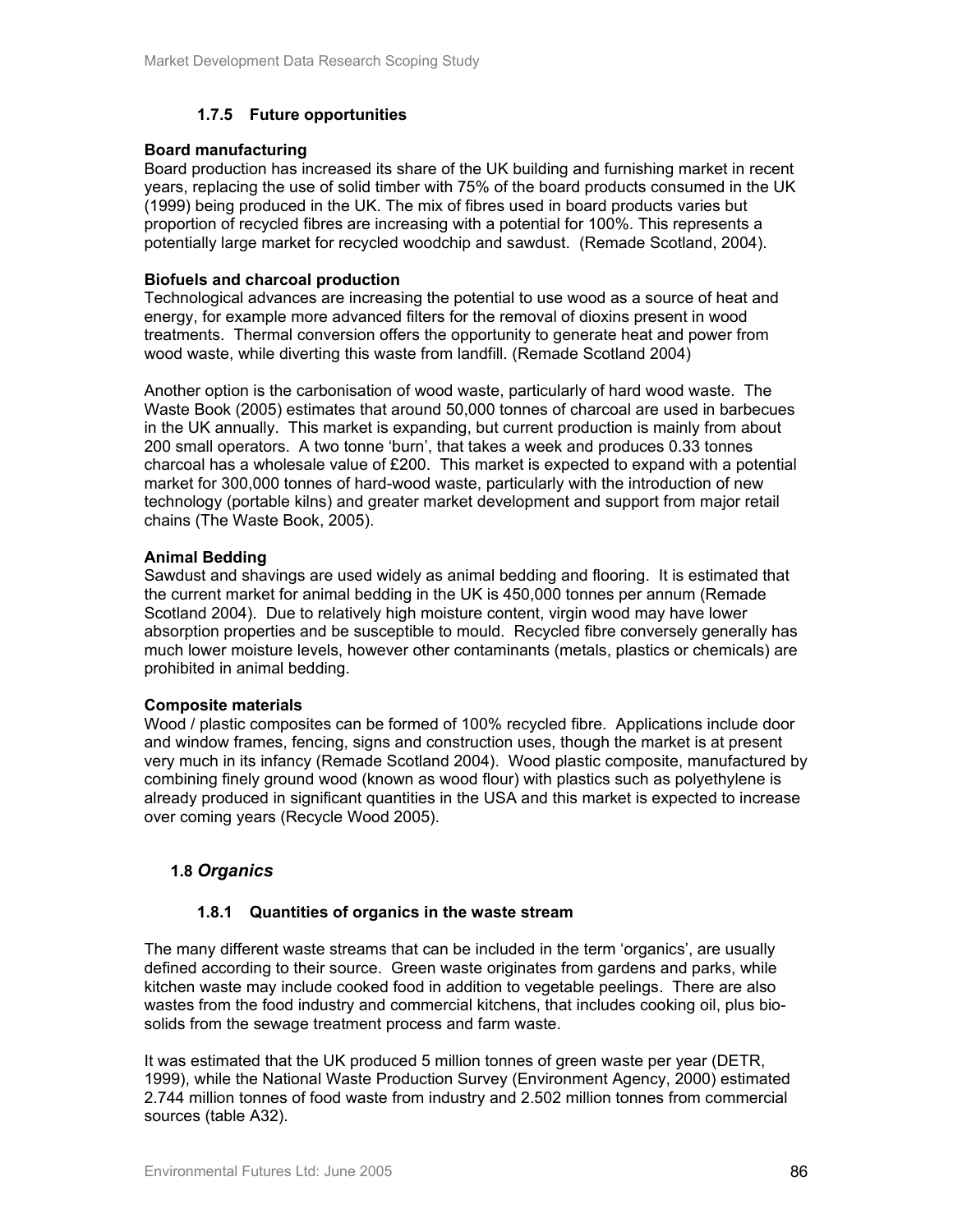### 1.7.5 Future opportunities

**Board manufacturing**
Board production has increased its share of the UK building and furnishing market in recent years, replacing the use of solid timber with 75% of the board products consumed in the UK (1999) being produced in the UK. The mix of fibres used in board products varies but proportion of recycled fibres are increasing with a potential for 100%. This represents a potentially large market for recycled woodchip and sawdust. (Remade Scotland, 2004).

**Biofuels and charcoal production**
Technological advances are increasing the potential to use wood as a source of heat and energy, for example more advanced filters for the removal of dioxins present in wood treatments. Thermal conversion offers the opportunity to generate heat and power from wood waste, while diverting this waste from landfill. (Remade Scotland 2004)

Another option is the carbonisation of wood waste, particularly of hard wood waste. The Waste Book (2005) estimates that around 50,000 tonnes of charcoal are used in barbecues in the UK annually. This market is expanding, but current production is mainly from about 200 small operators. A two tonne 'burn', that takes a week and produces 0.33 tonnes charcoal has a wholesale value of £200. This market is expected to expand with a potential market for 300,000 tonnes of hard-wood waste, particularly with the introduction of new technology (portable kilns) and greater market development and support from major retail chains (The Waste Book, 2005).

**Animal Bedding**
Sawdust and shavings are used widely as animal bedding and flooring. It is estimated that the current market for animal bedding in the UK is 450,000 tonnes per annum (Remade Scotland 2004). Due to relatively high moisture content, virgin wood may have lower absorption properties and be susceptible to mould. Recycled fibre conversely generally has much lower moisture levels, however other contaminants (metals, plastics or chemicals) are prohibited in animal bedding.

**Composite materials**
Wood / plastic composites can be formed of 100% recycled fibre. Applications include door and window frames, fencing, signs and construction uses, though the market is at present very much in its infancy (Remade Scotland 2004). Wood plastic composite, manufactured by combining finely ground wood (known as wood flour) with plastics such as polyethylene is already produced in significant quantities in the USA and this market is expected to increase over coming years (Recycle Wood 2005).

## 1.8 *Organics*

### 1.8.1 Quantities of organics in the waste stream

The many different waste streams that can be included in the term 'organics', are usually defined according to their source. Green waste originates from gardens and parks, while kitchen waste may include cooked food in addition to vegetable peelings. There are also wastes from the food industry and commercial kitchens, that includes cooking oil, plus bio-solids from the sewage treatment process and farm waste.

It was estimated that the UK produced 5 million tonnes of green waste per year (DETR, 1999), while the National Waste Production Survey (Environment Agency, 2000) estimated 2.744 million tonnes of food waste from industry and 2.502 million tonnes from commercial sources (table A32).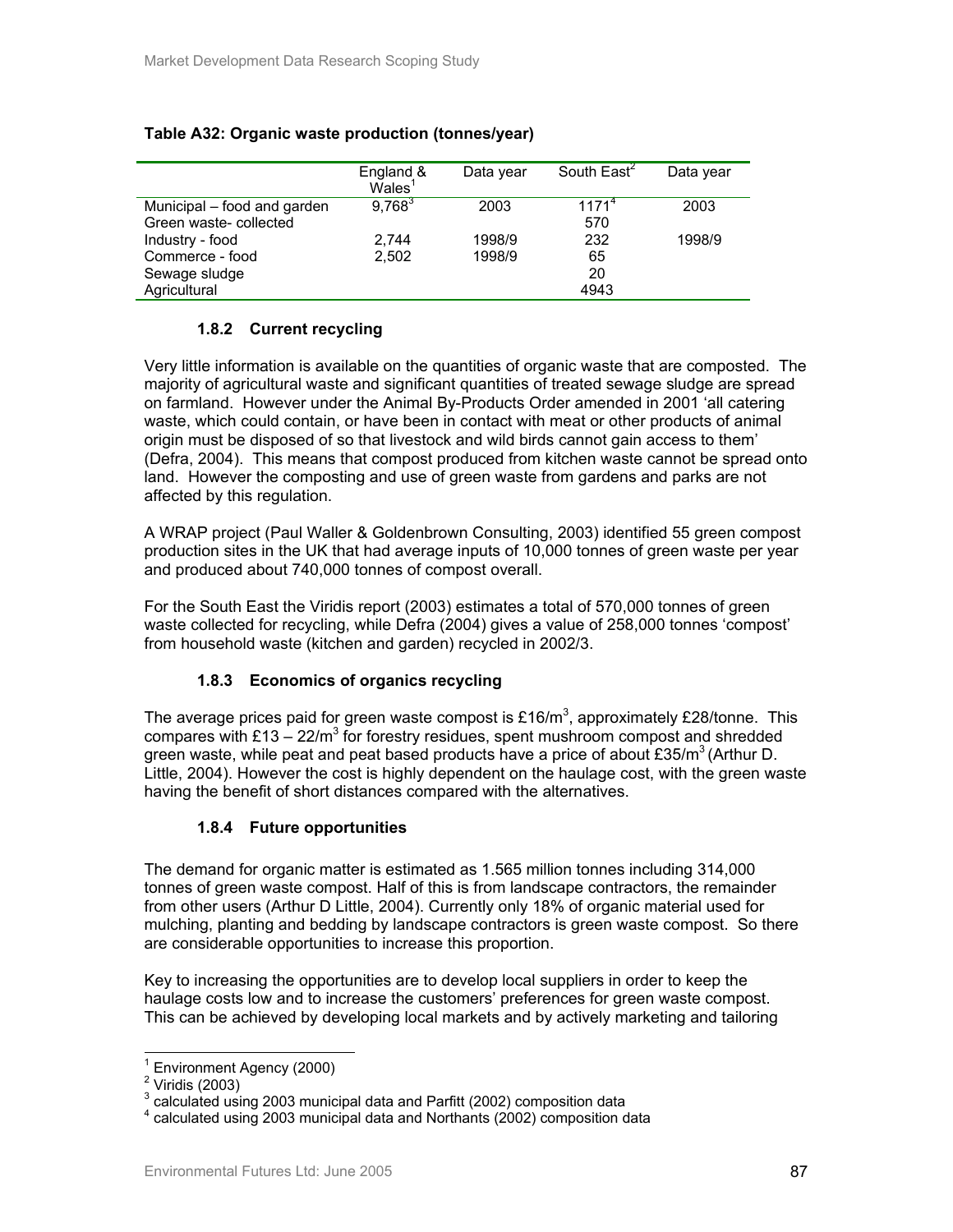**Table A32: Organic waste production (tonnes/year)**

| | England & Wales[1] | Data year | South East[2] | Data year |
|---|---|---|---|---|
| Municipal – food and garden | 9,768[3] | 2003 | 1171[4] | 2003 |
| Green waste- collected | | | 570 | |
| Industry - food | 2,744 | 1998/9 | 232 | 1998/9 |
| Commerce - food | 2,502 | 1998/9 | 65 | |
| Sewage sludge | | | 20 | |
| Agricultural | | | 4943 | |

### 1.8.2 Current recycling

Very little information is available on the quantities of organic waste that are composted. The majority of agricultural waste and significant quantities of treated sewage sludge are spread on farmland. However under the Animal By-Products Order amended in 2001 'all catering waste, which could contain, or have been in contact with meat or other products of animal origin must be disposed of so that livestock and wild birds cannot gain access to them' (Defra, 2004). This means that compost produced from kitchen waste cannot be spread onto land. However the composting and use of green waste from gardens and parks are not affected by this regulation.

A WRAP project (Paul Waller & Goldenbrown Consulting, 2003) identified 55 green compost production sites in the UK that had average inputs of 10,000 tonnes of green waste per year and produced about 740,000 tonnes of compost overall.

For the South East the Viridis report (2003) estimates a total of 570,000 tonnes of green waste collected for recycling, while Defra (2004) gives a value of 258,000 tonnes 'compost' from household waste (kitchen and garden) recycled in 2002/3.

### 1.8.3 Economics of organics recycling

The average prices paid for green waste compost is £16/m$^3$, approximately £28/tonne. This compares with £13 – 22/m$^3$ for forestry residues, spent mushroom compost and shredded green waste, while peat and peat based products have a price of about £35/m$^3$ (Arthur D. Little, 2004). However the cost is highly dependent on the haulage cost, with the green waste having the benefit of short distances compared with the alternatives.

### 1.8.4 Future opportunities

The demand for organic matter is estimated as 1.565 million tonnes including 314,000 tonnes of green waste compost. Half of this is from landscape contractors, the remainder from other users (Arthur D Little, 2004). Currently only 18% of organic material used for mulching, planting and bedding by landscape contractors is green waste compost. So there are considerable opportunities to increase this proportion.

Key to increasing the opportunities are to develop local suppliers in order to keep the haulage costs low and to increase the customers' preferences for green waste compost. This can be achieved by developing local markets and by actively marketing and tailoring

[1] Environment Agency (2000)
[2] Viridis (2003)
[3] calculated using 2003 municipal data and Parfitt (2002) composition data
[4] calculated using 2003 municipal data and Northants (2002) composition data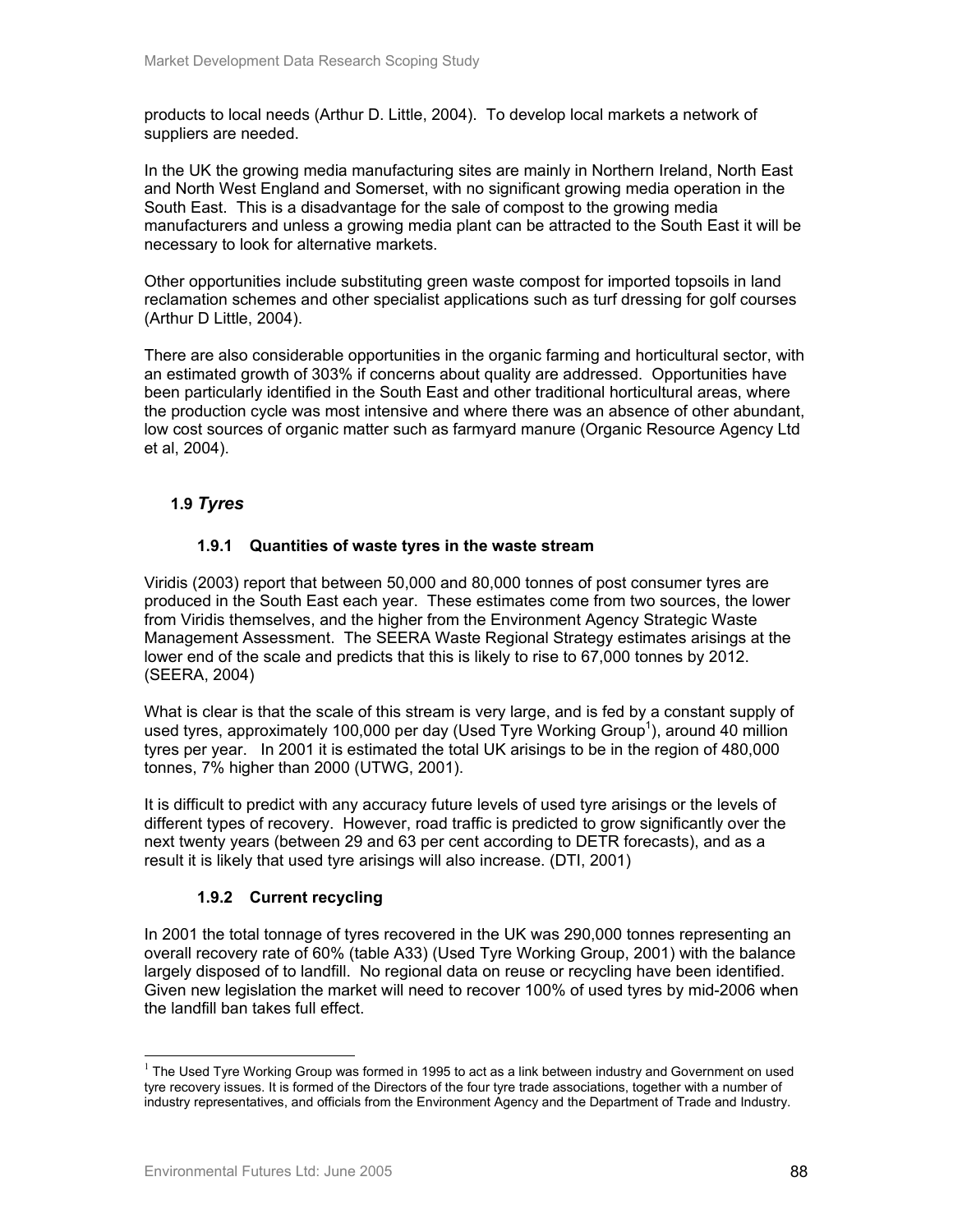products to local needs (Arthur D. Little, 2004). To develop local markets a network of suppliers are needed.

In the UK the growing media manufacturing sites are mainly in Northern Ireland, North East and North West England and Somerset, with no significant growing media operation in the South East. This is a disadvantage for the sale of compost to the growing media manufacturers and unless a growing media plant can be attracted to the South East it will be necessary to look for alternative markets.

Other opportunities include substituting green waste compost for imported topsoils in land reclamation schemes and other specialist applications such as turf dressing for golf courses (Arthur D Little, 2004).

There are also considerable opportunities in the organic farming and horticultural sector, with an estimated growth of 303% if concerns about quality are addressed. Opportunities have been particularly identified in the South East and other traditional horticultural areas, where the production cycle was most intensive and where there was an absence of other abundant, low cost sources of organic matter such as farmyard manure (Organic Resource Agency Ltd et al, 2004).

## 1.9 *Tyres*

### 1.9.1 Quantities of waste tyres in the waste stream

Viridis (2003) report that between 50,000 and 80,000 tonnes of post consumer tyres are produced in the South East each year. These estimates come from two sources, the lower from Viridis themselves, and the higher from the Environment Agency Strategic Waste Management Assessment. The SEERA Waste Regional Strategy estimates arisings at the lower end of the scale and predicts that this is likely to rise to 67,000 tonnes by 2012. (SEERA, 2004)

What is clear is that the scale of this stream is very large, and is fed by a constant supply of used tyres, approximately 100,000 per day (Used Tyre Working Group[1]), around 40 million tyres per year. In 2001 it is estimated the total UK arisings to be in the region of 480,000 tonnes, 7% higher than 2000 (UTWG, 2001).

It is difficult to predict with any accuracy future levels of used tyre arisings or the levels of different types of recovery. However, road traffic is predicted to grow significantly over the next twenty years (between 29 and 63 per cent according to DETR forecasts), and as a result it is likely that used tyre arisings will also increase. (DTI, 2001)

### 1.9.2 Current recycling

In 2001 the total tonnage of tyres recovered in the UK was 290,000 tonnes representing an overall recovery rate of 60% (table A33) (Used Tyre Working Group, 2001) with the balance largely disposed of to landfill. No regional data on reuse or recycling have been identified. Given new legislation the market will need to recover 100% of used tyres by mid-2006 when the landfill ban takes full effect.

[1] The Used Tyre Working Group was formed in 1995 to act as a link between industry and Government on used tyre recovery issues. It is formed of the Directors of the four tyre trade associations, together with a number of industry representatives, and officials from the Environment Agency and the Department of Trade and Industry.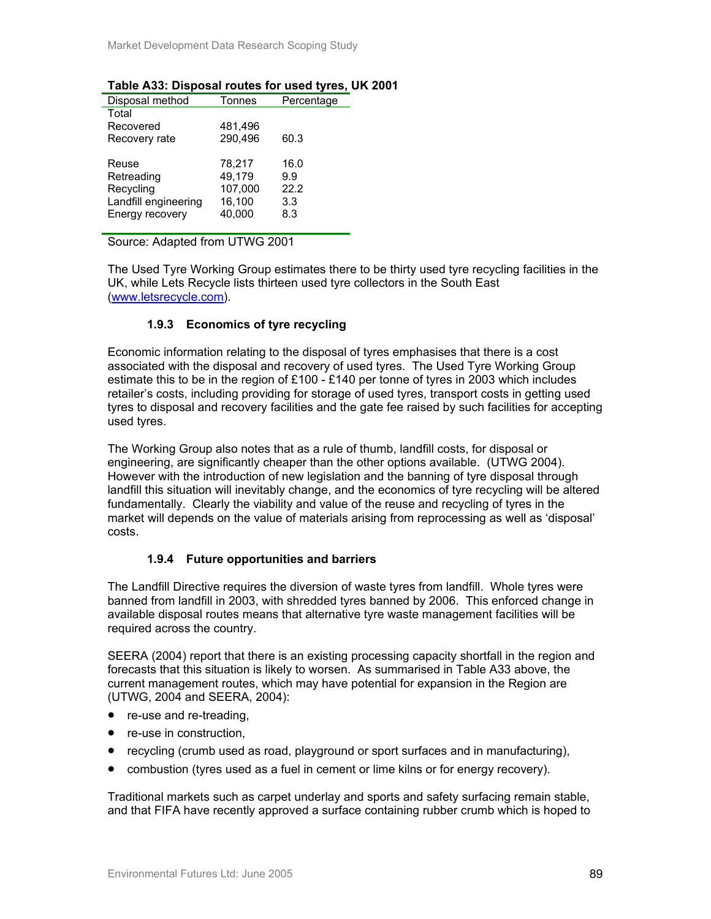**Table A33: Disposal routes for used tyres, UK 2001**

| Disposal method | Tonnes | Percentage |
|---|---|---|
| Total | | |
| Recovered | 481,496 | |
| Recovery rate | 290,496 | 60.3 |
| | | |
| Reuse | 78,217 | 16.0 |
| Retreading | 49,179 | 9.9 |
| Recycling | 107,000 | 22.2 |
| Landfill engineering | 16,100 | 3.3 |
| Energy recovery | 40,000 | 8.3 |

Source: Adapted from UTWG 2001

The Used Tyre Working Group estimates there to be thirty used tyre recycling facilities in the UK, while Lets Recycle lists thirteen used tyre collectors in the South East (www.letsrecycle.com).

### 1.9.3 Economics of tyre recycling

Economic information relating to the disposal of tyres emphasises that there is a cost associated with the disposal and recovery of used tyres. The Used Tyre Working Group estimate this to be in the region of £100 - £140 per tonne of tyres in 2003 which includes retailer's costs, including providing for storage of used tyres, transport costs in getting used tyres to disposal and recovery facilities and the gate fee raised by such facilities for accepting used tyres.

The Working Group also notes that as a rule of thumb, landfill costs, for disposal or engineering, are significantly cheaper than the other options available. (UTWG 2004). However with the introduction of new legislation and the banning of tyre disposal through landfill this situation will inevitably change, and the economics of tyre recycling will be altered fundamentally. Clearly the viability and value of the reuse and recycling of tyres in the market will depends on the value of materials arising from reprocessing as well as 'disposal' costs.

### 1.9.4 Future opportunities and barriers

The Landfill Directive requires the diversion of waste tyres from landfill. Whole tyres were banned from landfill in 2003, with shredded tyres banned by 2006. This enforced change in available disposal routes means that alternative tyre waste management facilities will be required across the country.

SEERA (2004) report that there is an existing processing capacity shortfall in the region and forecasts that this situation is likely to worsen. As summarised in Table A33 above, the current management routes, which may have potential for expansion in the Region are (UTWG, 2004 and SEERA, 2004):

- re-use and re-treading,
- re-use in construction,
- recycling (crumb used as road, playground or sport surfaces and in manufacturing),
- combustion (tyres used as a fuel in cement or lime kilns or for energy recovery).

Traditional markets such as carpet underlay and sports and safety surfacing remain stable, and that FIFA have recently approved a surface containing rubber crumb which is hoped to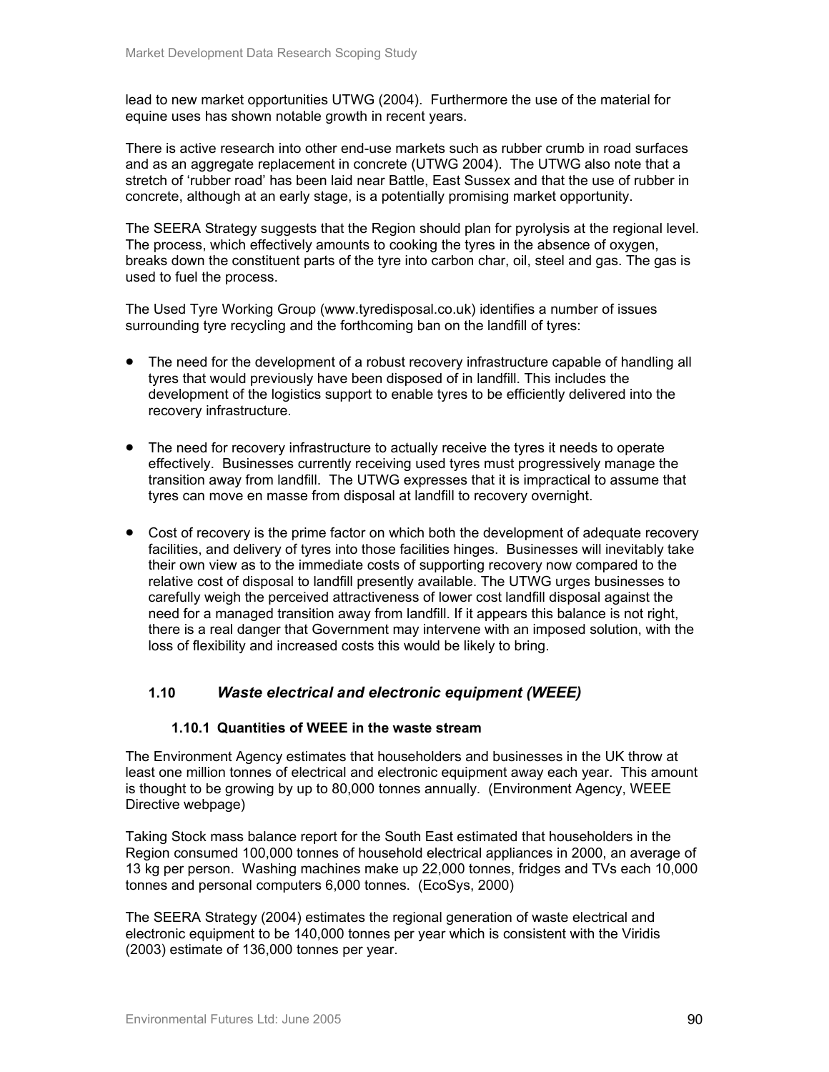lead to new market opportunities UTWG (2004). Furthermore the use of the material for equine uses has shown notable growth in recent years.

There is active research into other end-use markets such as rubber crumb in road surfaces and as an aggregate replacement in concrete (UTWG 2004). The UTWG also note that a stretch of 'rubber road' has been laid near Battle, East Sussex and that the use of rubber in concrete, although at an early stage, is a potentially promising market opportunity.

The SEERA Strategy suggests that the Region should plan for pyrolysis at the regional level. The process, which effectively amounts to cooking the tyres in the absence of oxygen, breaks down the constituent parts of the tyre into carbon char, oil, steel and gas. The gas is used to fuel the process.

The Used Tyre Working Group (www.tyredisposal.co.uk) identifies a number of issues surrounding tyre recycling and the forthcoming ban on the landfill of tyres:

- The need for the development of a robust recovery infrastructure capable of handling all tyres that would previously have been disposed of in landfill. This includes the development of the logistics support to enable tyres to be efficiently delivered into the recovery infrastructure.

- The need for recovery infrastructure to actually receive the tyres it needs to operate effectively. Businesses currently receiving used tyres must progressively manage the transition away from landfill. The UTWG expresses that it is impractical to assume that tyres can move en masse from disposal at landfill to recovery overnight.

- Cost of recovery is the prime factor on which both the development of adequate recovery facilities, and delivery of tyres into those facilities hinges. Businesses will inevitably take their own view as to the immediate costs of supporting recovery now compared to the relative cost of disposal to landfill presently available. The UTWG urges businesses to carefully weigh the perceived attractiveness of lower cost landfill disposal against the need for a managed transition away from landfill. If it appears this balance is not right, there is a real danger that Government may intervene with an imposed solution, with the loss of flexibility and increased costs this would be likely to bring.

## 1.10 *Waste electrical and electronic equipment (WEEE)*

### 1.10.1 Quantities of WEEE in the waste stream

The Environment Agency estimates that householders and businesses in the UK throw at least one million tonnes of electrical and electronic equipment away each year. This amount is thought to be growing by up to 80,000 tonnes annually. (Environment Agency, WEEE Directive webpage)

Taking Stock mass balance report for the South East estimated that householders in the Region consumed 100,000 tonnes of household electrical appliances in 2000, an average of 13 kg per person. Washing machines make up 22,000 tonnes, fridges and TVs each 10,000 tonnes and personal computers 6,000 tonnes. (EcoSys, 2000)

The SEERA Strategy (2004) estimates the regional generation of waste electrical and electronic equipment to be 140,000 tonnes per year which is consistent with the Viridis (2003) estimate of 136,000 tonnes per year.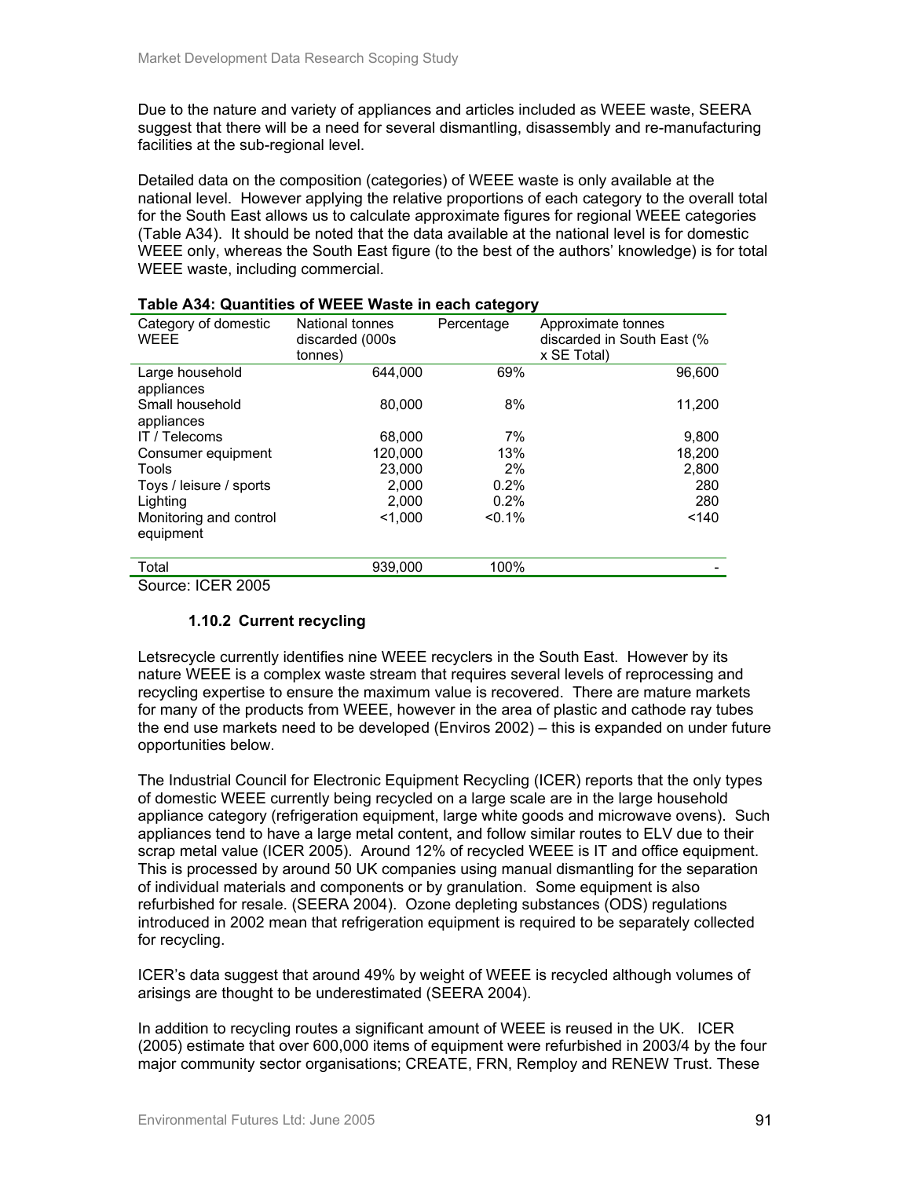Due to the nature and variety of appliances and articles included as WEEE waste, SEERA suggest that there will be a need for several dismantling, disassembly and re-manufacturing facilities at the sub-regional level.

Detailed data on the composition (categories) of WEEE waste is only available at the national level. However applying the relative proportions of each category to the overall total for the South East allows us to calculate approximate figures for regional WEEE categories (Table A34). It should be noted that the data available at the national level is for domestic WEEE only, whereas the South East figure (to the best of the authors' knowledge) is for total WEEE waste, including commercial.

**Table A34: Quantities of WEEE Waste in each category**

| Category of domestic WEEE | National tonnes discarded (000s tonnes) | Percentage | Approximate tonnes discarded in South East (% x SE Total) |
|---|---|---|---|
| Large household appliances | 644,000 | 69% | 96,600 |
| Small household appliances | 80,000 | 8% | 11,200 |
| IT / Telecoms | 68,000 | 7% | 9,800 |
| Consumer equipment | 120,000 | 13% | 18,200 |
| Tools | 23,000 | 2% | 2,800 |
| Toys / leisure / sports | 2,000 | 0.2% | 280 |
| Lighting | 2,000 | 0.2% | 280 |
| Monitoring and control equipment | <1,000 | <0.1% | <140 |
| Total | 939,000 | 100% | - |

Source: ICER 2005

### 1.10.2 Current recycling

Letsrecycle currently identifies nine WEEE recyclers in the South East. However by its nature WEEE is a complex waste stream that requires several levels of reprocessing and recycling expertise to ensure the maximum value is recovered. There are mature markets for many of the products from WEEE, however in the area of plastic and cathode ray tubes the end use markets need to be developed (Enviros 2002) – this is expanded on under future opportunities below.

The Industrial Council for Electronic Equipment Recycling (ICER) reports that the only types of domestic WEEE currently being recycled on a large scale are in the large household appliance category (refrigeration equipment, large white goods and microwave ovens). Such appliances tend to have a large metal content, and follow similar routes to ELV due to their scrap metal value (ICER 2005). Around 12% of recycled WEEE is IT and office equipment. This is processed by around 50 UK companies using manual dismantling for the separation of individual materials and components or by granulation. Some equipment is also refurbished for resale. (SEERA 2004). Ozone depleting substances (ODS) regulations introduced in 2002 mean that refrigeration equipment is required to be separately collected for recycling.

ICER's data suggest that around 49% by weight of WEEE is recycled although volumes of arisings are thought to be underestimated (SEERA 2004).

In addition to recycling routes a significant amount of WEEE is reused in the UK. ICER (2005) estimate that over 600,000 items of equipment were refurbished in 2003/4 by the four major community sector organisations; CREATE, FRN, Remploy and RENEW Trust. These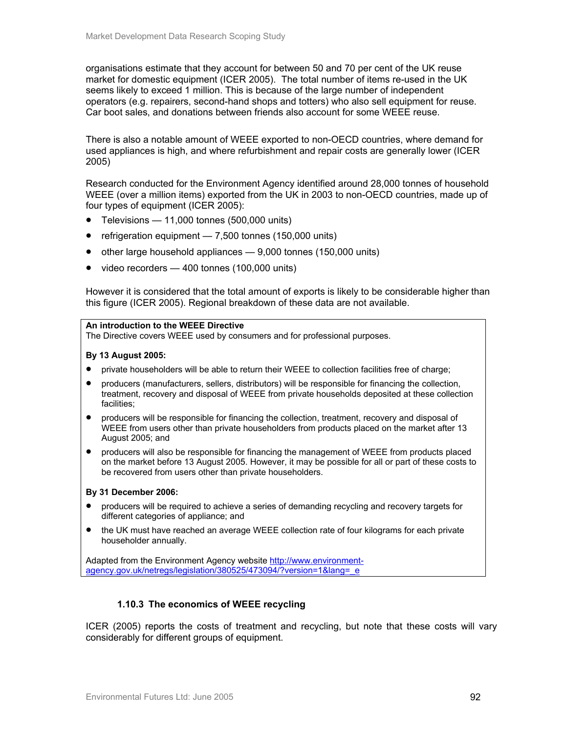organisations estimate that they account for between 50 and 70 per cent of the UK reuse market for domestic equipment (ICER 2005). The total number of items re-used in the UK seems likely to exceed 1 million. This is because of the large number of independent operators (e.g. repairers, second-hand shops and totters) who also sell equipment for reuse. Car boot sales, and donations between friends also account for some WEEE reuse.

There is also a notable amount of WEEE exported to non-OECD countries, where demand for used appliances is high, and where refurbishment and repair costs are generally lower (ICER 2005)

Research conducted for the Environment Agency identified around 28,000 tonnes of household WEEE (over a million items) exported from the UK in 2003 to non-OECD countries, made up of four types of equipment (ICER 2005):

- Televisions — 11,000 tonnes (500,000 units)
- refrigeration equipment — 7,500 tonnes (150,000 units)
- other large household appliances — 9,000 tonnes (150,000 units)
- video recorders — 400 tonnes (100,000 units)

However it is considered that the total amount of exports is likely to be considerable higher than this figure (ICER 2005). Regional breakdown of these data are not available.

**An introduction to the WEEE Directive**

The Directive covers WEEE used by consumers and for professional purposes.

**By 13 August 2005:**

- private householders will be able to return their WEEE to collection facilities free of charge;
- producers (manufacturers, sellers, distributors) will be responsible for financing the collection, treatment, recovery and disposal of WEEE from private households deposited at these collection facilities;
- producers will be responsible for financing the collection, treatment, recovery and disposal of WEEE from users other than private householders from products placed on the market after 13 August 2005; and
- producers will also be responsible for financing the management of WEEE from products placed on the market before 13 August 2005. However, it may be possible for all or part of these costs to be recovered from users other than private householders.

**By 31 December 2006:**

- producers will be required to achieve a series of demanding recycling and recovery targets for different categories of appliance; and
- the UK must have reached an average WEEE collection rate of four kilograms for each private householder annually.

Adapted from the Environment Agency website http://www.environment-agency.gov.uk/netregs/legislation/380525/473094/?version=1&lang=_e

### 1.10.3 The economics of WEEE recycling

ICER (2005) reports the costs of treatment and recycling, but note that these costs will vary considerably for different groups of equipment.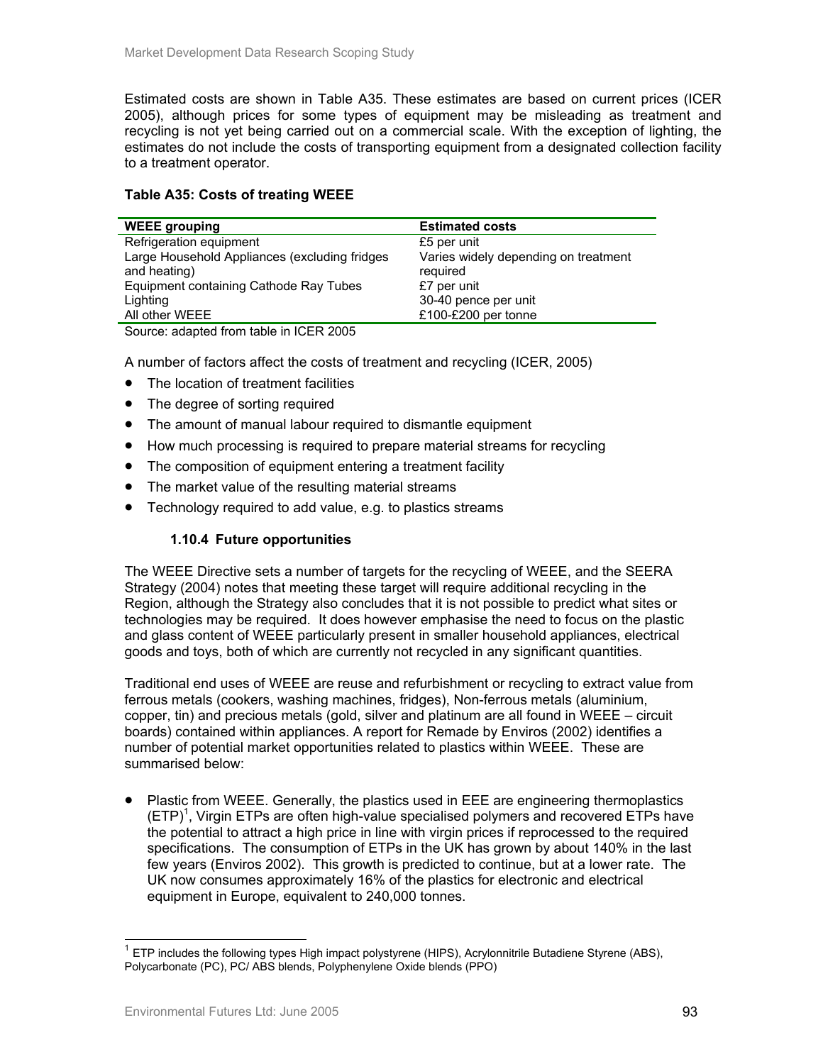Estimated costs are shown in Table A35. These estimates are based on current prices (ICER 2005), although prices for some types of equipment may be misleading as treatment and recycling is not yet being carried out on a commercial scale. With the exception of lighting, the estimates do not include the costs of transporting equipment from a designated collection facility to a treatment operator.

**Table A35: Costs of treating WEEE**

| WEEE grouping | Estimated costs |
|---|---|
| Refrigeration equipment | £5 per unit |
| Large Household Appliances (excluding fridges and heating) | Varies widely depending on treatment required |
| Equipment containing Cathode Ray Tubes | £7 per unit |
| Lighting | 30-40 pence per unit |
| All other WEEE | £100-£200 per tonne |

Source: adapted from table in ICER 2005

A number of factors affect the costs of treatment and recycling (ICER, 2005)

- The location of treatment facilities
- The degree of sorting required
- The amount of manual labour required to dismantle equipment
- How much processing is required to prepare material streams for recycling
- The composition of equipment entering a treatment facility
- The market value of the resulting material streams
- Technology required to add value, e.g. to plastics streams

### 1.10.4 Future opportunities

The WEEE Directive sets a number of targets for the recycling of WEEE, and the SEERA Strategy (2004) notes that meeting these target will require additional recycling in the Region, although the Strategy also concludes that it is not possible to predict what sites or technologies may be required. It does however emphasise the need to focus on the plastic and glass content of WEEE particularly present in smaller household appliances, electrical goods and toys, both of which are currently not recycled in any significant quantities.

Traditional end uses of WEEE are reuse and refurbishment or recycling to extract value from ferrous metals (cookers, washing machines, fridges), Non-ferrous metals (aluminium, copper, tin) and precious metals (gold, silver and platinum are all found in WEEE – circuit boards) contained within appliances. A report for Remade by Enviros (2002) identifies a number of potential market opportunities related to plastics within WEEE. These are summarised below:

- Plastic from WEEE. Generally, the plastics used in EEE are engineering thermoplastics (ETP)[1], Virgin ETPs are often high-value specialised polymers and recovered ETPs have the potential to attract a high price in line with virgin prices if reprocessed to the required specifications. The consumption of ETPs in the UK has grown by about 140% in the last few years (Enviros 2002). This growth is predicted to continue, but at a lower rate. The UK now consumes approximately 16% of the plastics for electronic and electrical equipment in Europe, equivalent to 240,000 tonnes.

[1] ETP includes the following types High impact polystyrene (HIPS), Acrylonnitrile Butadiene Styrene (ABS), Polycarbonate (PC), PC/ ABS blends, Polyphenylene Oxide blends (PPO)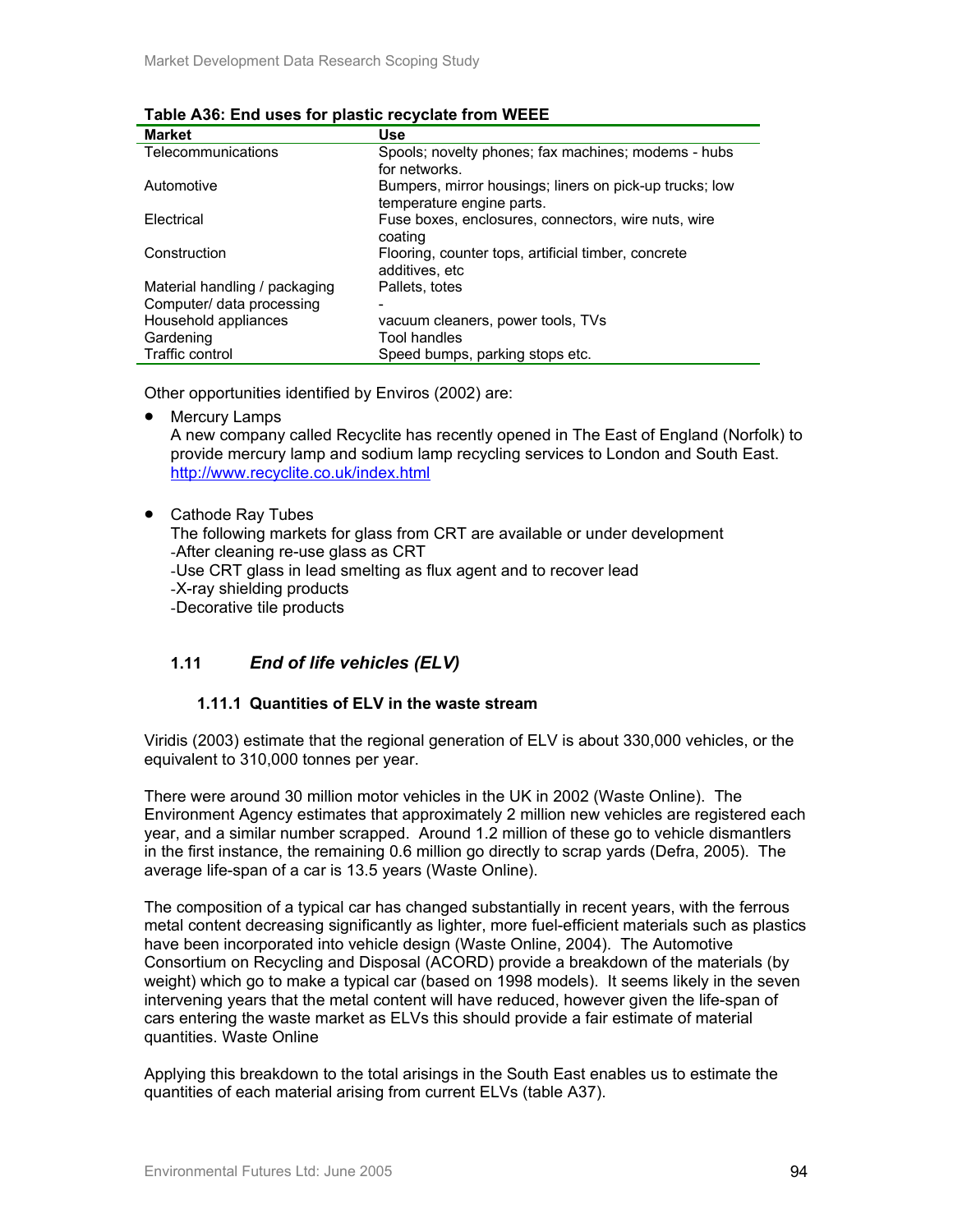**Table A36: End uses for plastic recyclate from WEEE**

| Market | Use |
|---|---|
| Telecommunications | Spools; novelty phones; fax machines; modems - hubs for networks. |
| Automotive | Bumpers, mirror housings; liners on pick-up trucks; low temperature engine parts. |
| Electrical | Fuse boxes, enclosures, connectors, wire nuts, wire coating |
| Construction | Flooring, counter tops, artificial timber, concrete additives, etc |
| Material handling / packaging | Pallets, totes |
| Computer/ data processing | - |
| Household appliances | vacuum cleaners, power tools, TVs |
| Gardening | Tool handles |
| Traffic control | Speed bumps, parking stops etc. |

Other opportunities identified by Enviros (2002) are:

- Mercury Lamps
  A new company called Recyclite has recently opened in The East of England (Norfolk) to provide mercury lamp and sodium lamp recycling services to London and South East. http://www.recyclite.co.uk/index.html

- Cathode Ray Tubes
  The following markets for glass from CRT are available or under development
  -After cleaning re-use glass as CRT
  -Use CRT glass in lead smelting as flux agent and to recover lead
  -X-ray shielding products
  -Decorative tile products

## 1.11 *End of life vehicles (ELV)*

### 1.11.1 Quantities of ELV in the waste stream

Viridis (2003) estimate that the regional generation of ELV is about 330,000 vehicles, or the equivalent to 310,000 tonnes per year.

There were around 30 million motor vehicles in the UK in 2002 (Waste Online). The Environment Agency estimates that approximately 2 million new vehicles are registered each year, and a similar number scrapped. Around 1.2 million of these go to vehicle dismantlers in the first instance, the remaining 0.6 million go directly to scrap yards (Defra, 2005). The average life-span of a car is 13.5 years (Waste Online).

The composition of a typical car has changed substantially in recent years, with the ferrous metal content decreasing significantly as lighter, more fuel-efficient materials such as plastics have been incorporated into vehicle design (Waste Online, 2004). The Automotive Consortium on Recycling and Disposal (ACORD) provide a breakdown of the materials (by weight) which go to make a typical car (based on 1998 models). It seems likely in the seven intervening years that the metal content will have reduced, however given the life-span of cars entering the waste market as ELVs this should provide a fair estimate of material quantities. Waste Online

Applying this breakdown to the total arisings in the South East enables us to estimate the quantities of each material arising from current ELVs (table A37).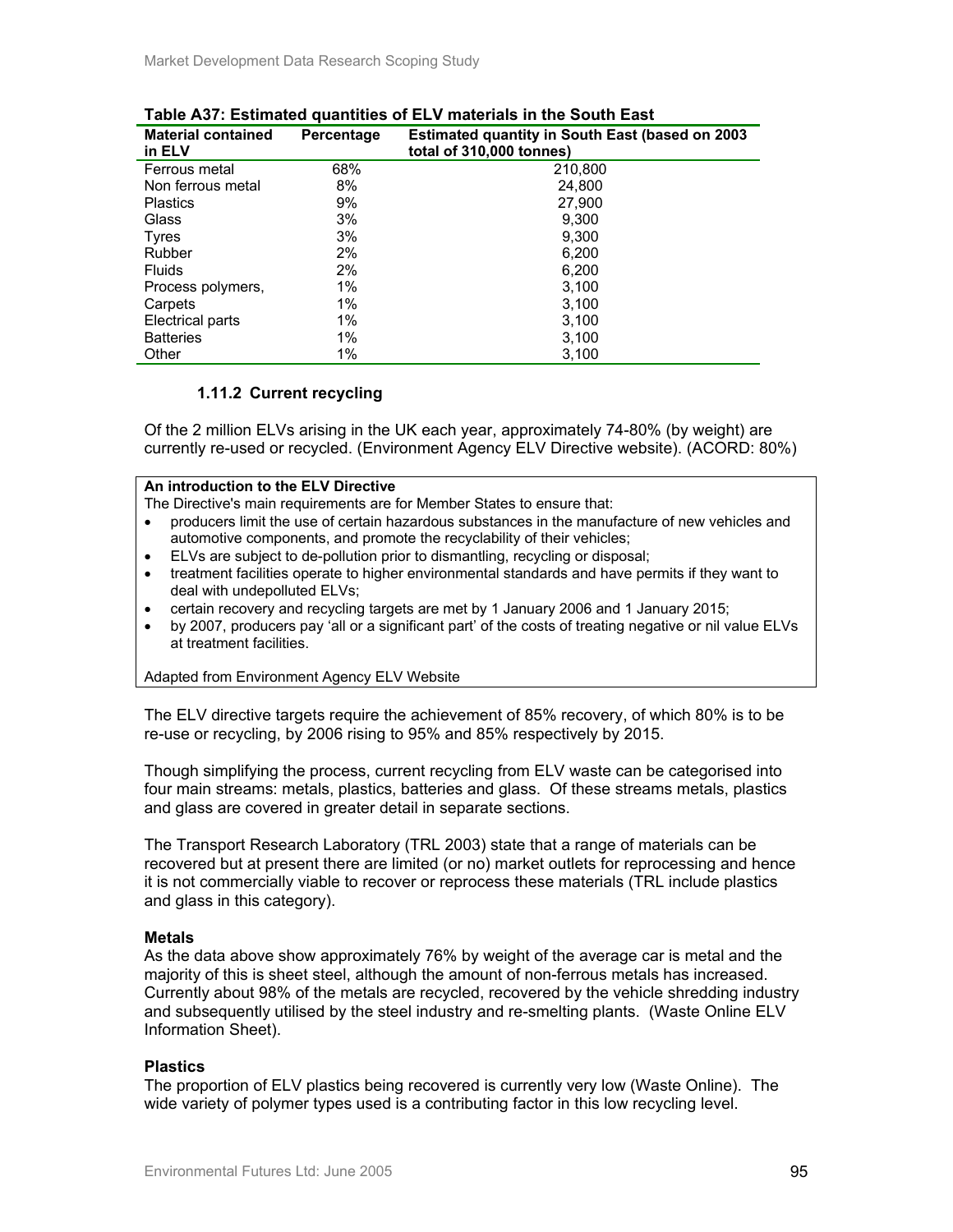**Table A37: Estimated quantities of ELV materials in the South East**

| Material contained in ELV | Percentage | Estimated quantity in South East (based on 2003 total of 310,000 tonnes) |
|---|---|---|
| Ferrous metal | 68% | 210,800 |
| Non ferrous metal | 8% | 24,800 |
| Plastics | 9% | 27,900 |
| Glass | 3% | 9,300 |
| Tyres | 3% | 9,300 |
| Rubber | 2% | 6,200 |
| Fluids | 2% | 6,200 |
| Process polymers, | 1% | 3,100 |
| Carpets | 1% | 3,100 |
| Electrical parts | 1% | 3,100 |
| Batteries | 1% | 3,100 |
| Other | 1% | 3,100 |

### 1.11.2 Current recycling

Of the 2 million ELVs arising in the UK each year, approximately 74-80% (by weight) are currently re-used or recycled. (Environment Agency ELV Directive website). (ACORD: 80%)

**An introduction to the ELV Directive**

The Directive's main requirements are for Member States to ensure that:

- producers limit the use of certain hazardous substances in the manufacture of new vehicles and automotive components, and promote the recyclability of their vehicles;
- ELVs are subject to de-pollution prior to dismantling, recycling or disposal;
- treatment facilities operate to higher environmental standards and have permits if they want to deal with undepolluted ELVs;
- certain recovery and recycling targets are met by 1 January 2006 and 1 January 2015;
- by 2007, producers pay 'all or a significant part' of the costs of treating negative or nil value ELVs at treatment facilities.

Adapted from Environment Agency ELV Website

The ELV directive targets require the achievement of 85% recovery, of which 80% is to be re-use or recycling, by 2006 rising to 95% and 85% respectively by 2015.

Though simplifying the process, current recycling from ELV waste can be categorised into four main streams: metals, plastics, batteries and glass. Of these streams metals, plastics and glass are covered in greater detail in separate sections.

The Transport Research Laboratory (TRL 2003) state that a range of materials can be recovered but at present there are limited (or no) market outlets for reprocessing and hence it is not commercially viable to recover or reprocess these materials (TRL include plastics and glass in this category).

**Metals**

As the data above show approximately 76% by weight of the average car is metal and the majority of this is sheet steel, although the amount of non-ferrous metals has increased. Currently about 98% of the metals are recycled, recovered by the vehicle shredding industry and subsequently utilised by the steel industry and re-smelting plants. (Waste Online ELV Information Sheet).

**Plastics**

The proportion of ELV plastics being recovered is currently very low (Waste Online). The wide variety of polymer types used is a contributing factor in this low recycling level.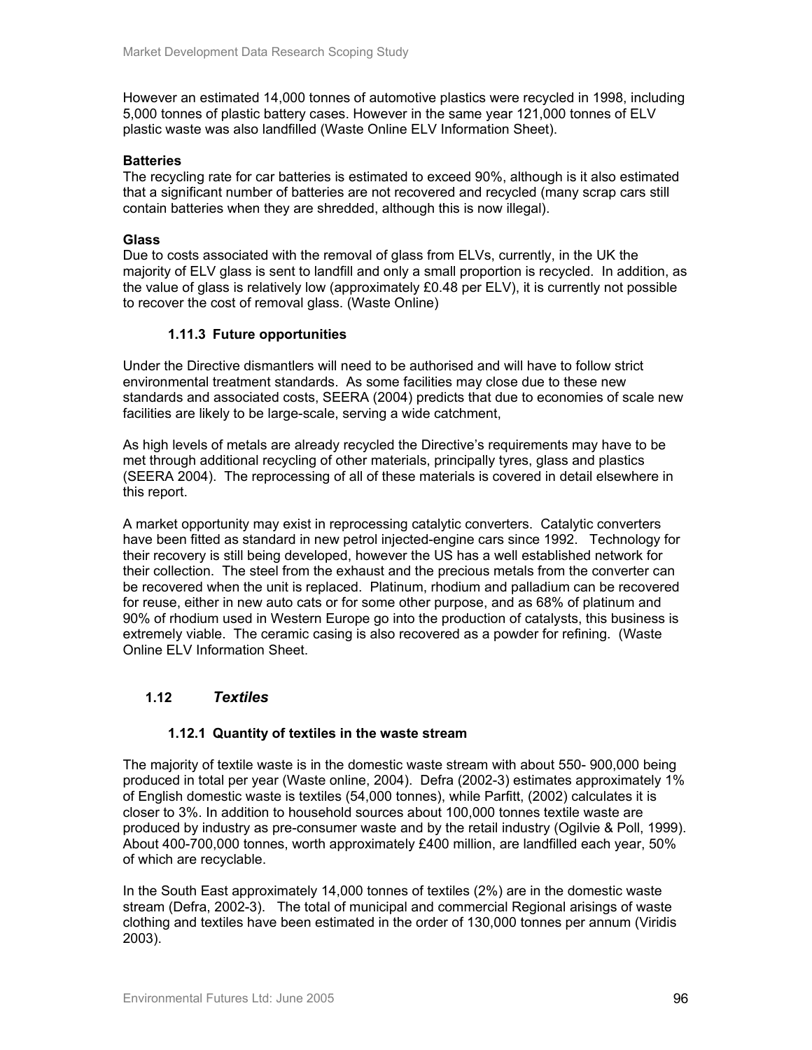However an estimated 14,000 tonnes of automotive plastics were recycled in 1998, including 5,000 tonnes of plastic battery cases. However in the same year 121,000 tonnes of ELV plastic waste was also landfilled (Waste Online ELV Information Sheet).

**Batteries**

The recycling rate for car batteries is estimated to exceed 90%, although is it also estimated that a significant number of batteries are not recovered and recycled (many scrap cars still contain batteries when they are shredded, although this is now illegal).

**Glass**

Due to costs associated with the removal of glass from ELVs, currently, in the UK the majority of ELV glass is sent to landfill and only a small proportion is recycled. In addition, as the value of glass is relatively low (approximately £0.48 per ELV), it is currently not possible to recover the cost of removal glass. (Waste Online)

### 1.11.3 Future opportunities

Under the Directive dismantlers will need to be authorised and will have to follow strict environmental treatment standards. As some facilities may close due to these new standards and associated costs, SEERA (2004) predicts that due to economies of scale new facilities are likely to be large-scale, serving a wide catchment,

As high levels of metals are already recycled the Directive's requirements may have to be met through additional recycling of other materials, principally tyres, glass and plastics (SEERA 2004). The reprocessing of all of these materials is covered in detail elsewhere in this report.

A market opportunity may exist in reprocessing catalytic converters. Catalytic converters have been fitted as standard in new petrol injected-engine cars since 1992. Technology for their recovery is still being developed, however the US has a well established network for their collection. The steel from the exhaust and the precious metals from the converter can be recovered when the unit is replaced. Platinum, rhodium and palladium can be recovered for reuse, either in new auto cats or for some other purpose, and as 68% of platinum and 90% of rhodium used in Western Europe go into the production of catalysts, this business is extremely viable. The ceramic casing is also recovered as a powder for refining. (Waste Online ELV Information Sheet.

## 1.12 *Textiles*

### 1.12.1 Quantity of textiles in the waste stream

The majority of textile waste is in the domestic waste stream with about 550- 900,000 being produced in total per year (Waste online, 2004). Defra (2002-3) estimates approximately 1% of English domestic waste is textiles (54,000 tonnes), while Parfitt, (2002) calculates it is closer to 3%. In addition to household sources about 100,000 tonnes textile waste are produced by industry as pre-consumer waste and by the retail industry (Ogilvie & Poll, 1999). About 400-700,000 tonnes, worth approximately £400 million, are landfilled each year, 50% of which are recyclable.

In the South East approximately 14,000 tonnes of textiles (2%) are in the domestic waste stream (Defra, 2002-3). The total of municipal and commercial Regional arisings of waste clothing and textiles have been estimated in the order of 130,000 tonnes per annum (Viridis 2003).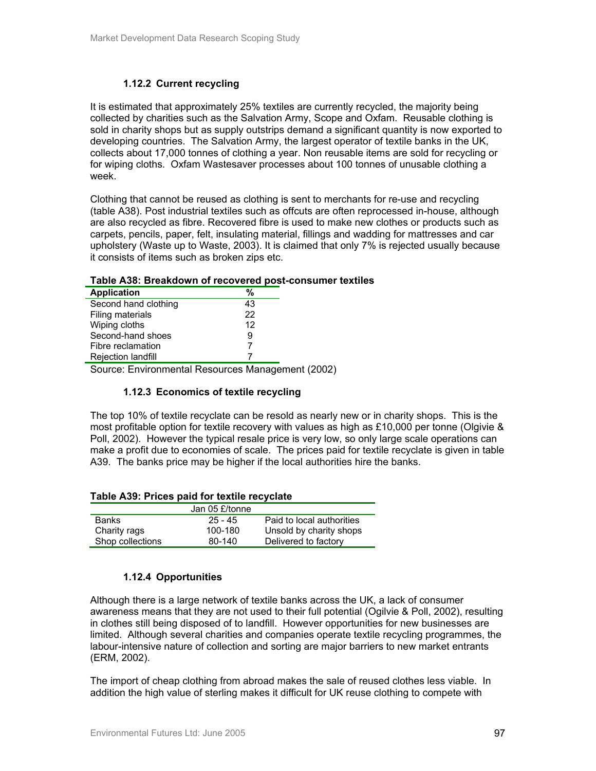### 1.12.2 Current recycling

It is estimated that approximately 25% textiles are currently recycled, the majority being collected by charities such as the Salvation Army, Scope and Oxfam. Reusable clothing is sold in charity shops but as supply outstrips demand a significant quantity is now exported to developing countries. The Salvation Army, the largest operator of textile banks in the UK, collects about 17,000 tonnes of clothing a year. Non reusable items are sold for recycling or for wiping cloths. Oxfam Wastesaver processes about 100 tonnes of unusable clothing a week.

Clothing that cannot be reused as clothing is sent to merchants for re-use and recycling (table A38). Post industrial textiles such as offcuts are often reprocessed in-house, although are also recycled as fibre. Recovered fibre is used to make new clothes or products such as carpets, pencils, paper, felt, insulating material, fillings and wadding for mattresses and car upholstery (Waste up to Waste, 2003). It is claimed that only 7% is rejected usually because it consists of items such as broken zips etc.

**Table A38: Breakdown of recovered post-consumer textiles**

| Application | % |
|---|---|
| Second hand clothing | 43 |
| Filing materials | 22 |
| Wiping cloths | 12 |
| Second-hand shoes | 9 |
| Fibre reclamation | 7 |
| Rejection landfill | 7 |

Source: Environmental Resources Management (2002)

### 1.12.3 Economics of textile recycling

The top 10% of textile recyclate can be resold as nearly new or in charity shops. This is the most profitable option for textile recovery with values as high as £10,000 per tonne (Olgivie & Poll, 2002). However the typical resale price is very low, so only large scale operations can make a profit due to economies of scale. The prices paid for textile recyclate is given in table A39. The banks price may be higher if the local authorities hire the banks.

**Table A39: Prices paid for textile recyclate**

| | Jan 05 £/tonne | |
|---|---|---|
| Banks | 25 - 45 | Paid to local authorities |
| Charity rags | 100-180 | Unsold by charity shops |
| Shop collections | 80-140 | Delivered to factory |

### 1.12.4 Opportunities

Although there is a large network of textile banks across the UK, a lack of consumer awareness means that they are not used to their full potential (Ogilvie & Poll, 2002), resulting in clothes still being disposed of to landfill. However opportunities for new businesses are limited. Although several charities and companies operate textile recycling programmes, the labour-intensive nature of collection and sorting are major barriers to new market entrants (ERM, 2002).

The import of cheap clothing from abroad makes the sale of reused clothes less viable. In addition the high value of sterling makes it difficult for UK reuse clothing to compete with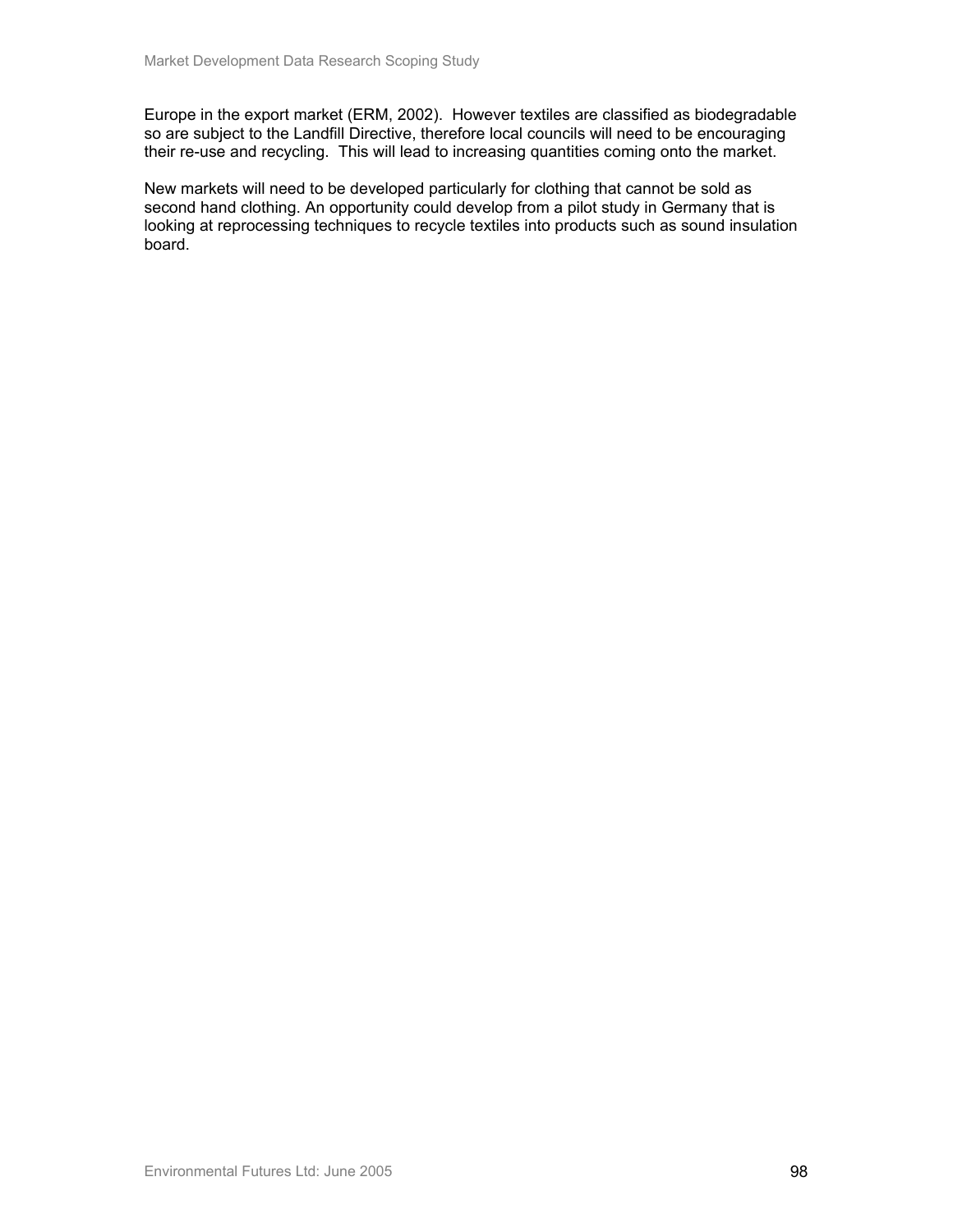Europe in the export market (ERM, 2002). However textiles are classified as biodegradable so are subject to the Landfill Directive, therefore local councils will need to be encouraging their re-use and recycling. This will lead to increasing quantities coming onto the market.

New markets will need to be developed particularly for clothing that cannot be sold as second hand clothing. An opportunity could develop from a pilot study in Germany that is looking at reprocessing techniques to recycle textiles into products such as sound insulation board.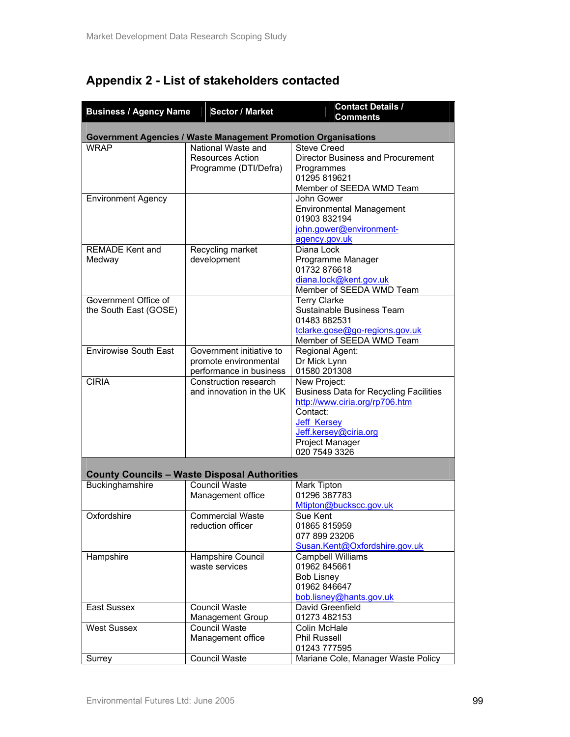# Appendix 2 - List of stakeholders contacted

| Business / Agency Name | Sector / Market | Contact Details / Comments |
|---|---|---|
| **Government Agencies / Waste Management Promotion Organisations** | | |
| WRAP | National Waste and Resources Action Programme (DTI/Defra) | Steve Creed<br>Director Business and Procurement Programmes<br>01295 819621<br>Member of SEEDA WMD Team |
| Environment Agency | | John Gower<br>Environmental Management<br>01903 832194<br>john.gower@environment-agency.gov.uk |
| REMADE Kent and Medway | Recycling market development | Diana Lock<br>Programme Manager<br>01732 876618<br>diana.lock@kent.gov.uk<br>Member of SEEDA WMD Team |
| Government Office of the South East (GOSE) | | Terry Clarke<br>Sustainable Business Team<br>01483 882531<br>tclarke.gose@go-regions.gov.uk<br>Member of SEEDA WMD Team |
| Envirowise South East | Government initiative to promote environmental performance in business | Regional Agent:<br>Dr Mick Lynn<br>01580 201308 |
| CIRIA | Construction research and innovation in the UK | New Project:<br>Business Data for Recycling Facilities<br>http://www.ciria.org/rp706.htm<br>Contact:<br>Jeff Kersey<br>Jeff.kersey@ciria.org<br>Project Manager<br>020 7549 3326 |
| **County Councils – Waste Disposal Authorities** | | |
| Buckinghamshire | Council Waste Management office | Mark Tipton<br>01296 387783<br>Mtipton@buckscc.gov.uk |
| Oxfordshire | Commercial Waste reduction officer | Sue Kent<br>01865 815959<br>077 899 23206<br>Susan.Kent@Oxfordshire.gov.uk |
| Hampshire | Hampshire Council waste services | Campbell Williams<br>01962 845661<br>Bob Lisney<br>01962 846647<br>bob.lisney@hants.gov.uk |
| East Sussex | Council Waste Management Group | David Greenfield<br>01273 482153 |
| West Sussex | Council Waste Management office | Colin McHale<br>Phil Russell<br>01243 777595 |
| Surrey | Council Waste | Mariane Cole, Manager Waste Policy |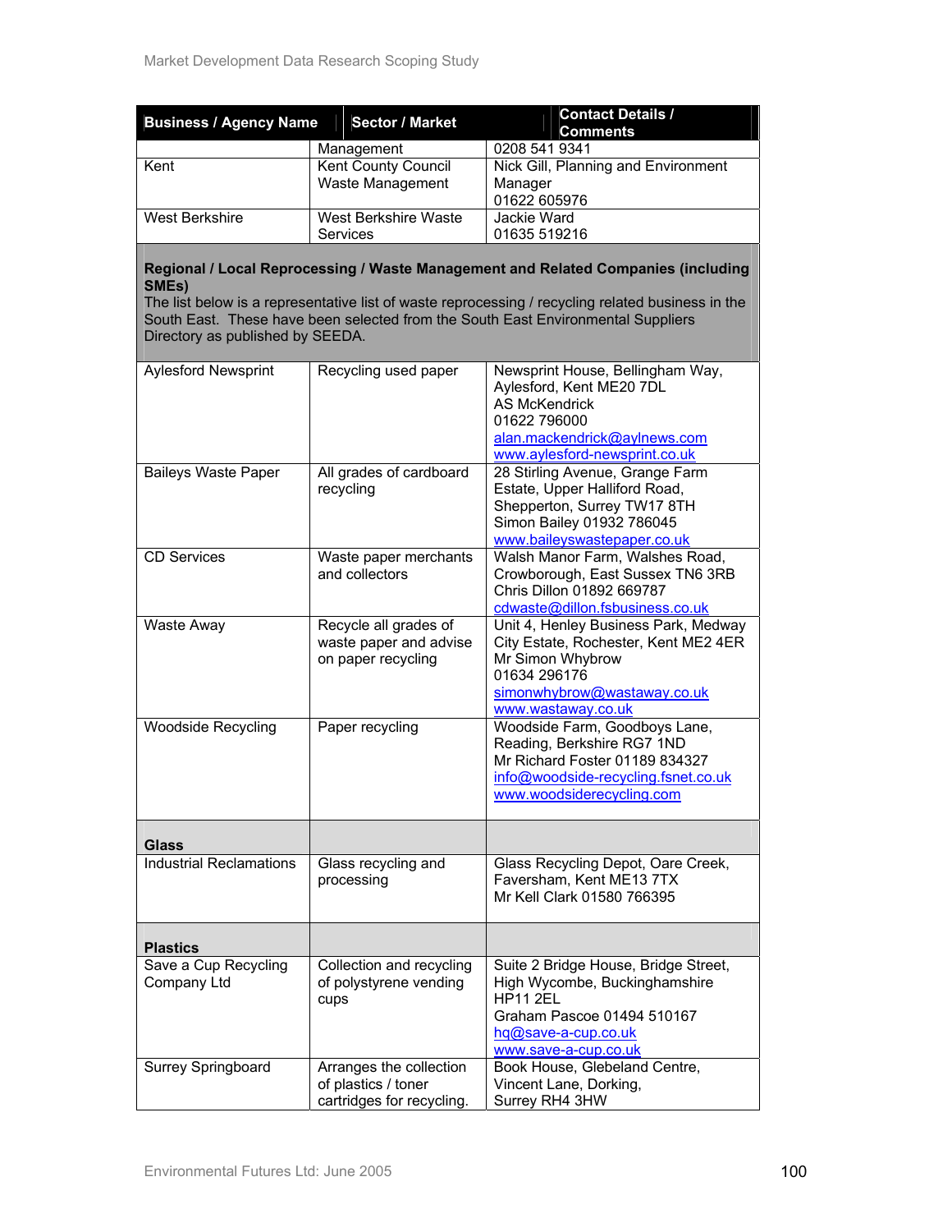| Business / Agency Name | Sector / Market | Contact Details / Comments |
|---|---|---|
| | Management | 0208 541 9341 |
| Kent | Kent County Council Waste Management | Nick Gill, Planning and Environment Manager<br>01622 605976 |
| West Berkshire | West Berkshire Waste Services | Jackie Ward<br>01635 519216 |
| **Regional / Local Reprocessing / Waste Management and Related Companies (including SMEs)**<br>The list below is a representative list of waste reprocessing / recycling related business in the South East. These have been selected from the South East Environmental Suppliers Directory as published by SEEDA. | | |
| Aylesford Newsprint | Recycling used paper | Newsprint House, Bellingham Way, Aylesford, Kent ME20 7DL<br>AS McKendrick<br>01622 796000<br>alan.mackendrick@aylnews.com<br>www.aylesford-newsprint.co.uk |
| Baileys Waste Paper | All grades of cardboard recycling | 28 Stirling Avenue, Grange Farm Estate, Upper Halliford Road, Shepperton, Surrey TW17 8TH<br>Simon Bailey 01932 786045<br>www.baileyswastepaper.co.uk |
| CD Services | Waste paper merchants and collectors | Walsh Manor Farm, Walshes Road, Crowborough, East Sussex TN6 3RB<br>Chris Dillon 01892 669787<br>cdwaste@dillon.fsbusiness.co.uk |
| Waste Away | Recycle all grades of waste paper and advise on paper recycling | Unit 4, Henley Business Park, Medway City Estate, Rochester, Kent ME2 4ER<br>Mr Simon Whybrow<br>01634 296176<br>simonwhybrow@wastaway.co.uk<br>www.wastaway.co.uk |
| Woodside Recycling | Paper recycling | Woodside Farm, Goodboys Lane, Reading, Berkshire RG7 1ND<br>Mr Richard Foster 01189 834327<br>info@woodside-recycling.fsnet.co.uk<br>www.woodsiderecycling.com |
| **Glass** | | |
| Industrial Reclamations | Glass recycling and processing | Glass Recycling Depot, Oare Creek, Faversham, Kent ME13 7TX<br>Mr Kell Clark 01580 766395 |
| **Plastics** | | |
| Save a Cup Recycling Company Ltd | Collection and recycling of polystyrene vending cups | Suite 2 Bridge House, Bridge Street, High Wycombe, Buckinghamshire HP11 2EL<br>Graham Pascoe 01494 510167<br>hq@save-a-cup.co.uk<br>www.save-a-cup.co.uk |
| Surrey Springboard | Arranges the collection of plastics / toner cartridges for recycling. | Book House, Glebeland Centre, Vincent Lane, Dorking, Surrey RH4 3HW |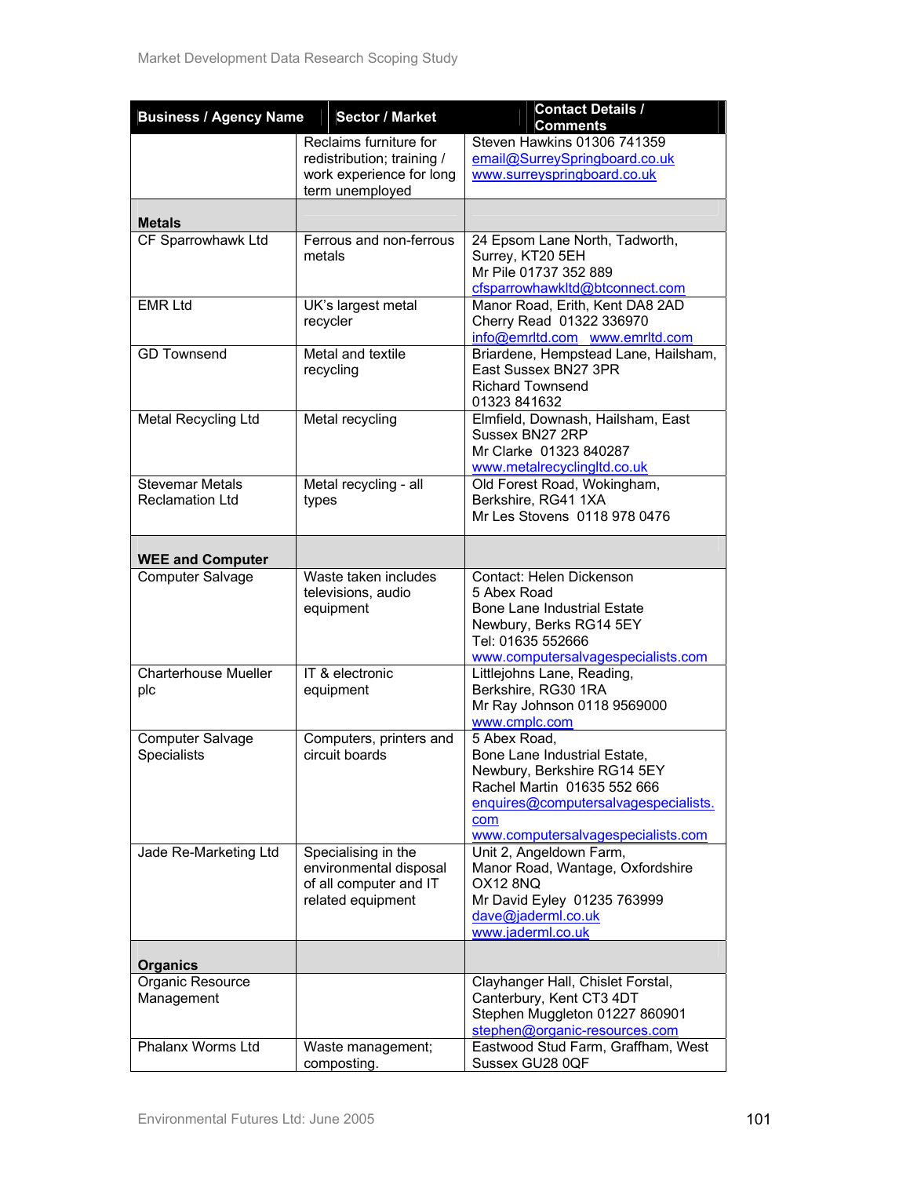| Business / Agency Name | Sector / Market | Contact Details / Comments |
|---|---|---|
| | Reclaims furniture for redistribution; training / work experience for long term unemployed | Steven Hawkins 01306 741359 email@SurreySpringboard.co.uk www.surreyspringboard.co.uk |
| **Metals** | | |
| CF Sparrowhawk Ltd | Ferrous and non-ferrous metals | 24 Epsom Lane North, Tadworth, Surrey, KT20 5EH Mr Pile 01737 352 889 cfsparrowhawkltd@btconnect.com |
| EMR Ltd | UK's largest metal recycler | Manor Road, Erith, Kent DA8 2AD Cherry Read 01322 336970 info@emrltd.com www.emrltd.com |
| GD Townsend | Metal and textile recycling | Briardene, Hempstead Lane, Hailsham, East Sussex BN27 3PR Richard Townsend 01323 841632 |
| Metal Recycling Ltd | Metal recycling | Elmfield, Downash, Hailsham, East Sussex BN27 2RP Mr Clarke 01323 840287 www.metalrecyclingltd.co.uk |
| Stevemar Metals Reclamation Ltd | Metal recycling - all types | Old Forest Road, Wokingham, Berkshire, RG41 1XA Mr Les Stovens 0118 978 0476 |
| **WEE and Computer** | | |
| Computer Salvage | Waste taken includes televisions, audio equipment | Contact: Helen Dickenson 5 Abex Road Bone Lane Industrial Estate Newbury, Berks RG14 5EY Tel: 01635 552666 www.computersalvagespecialists.com |
| Charterhouse Mueller plc | IT & electronic equipment | Littlejohns Lane, Reading, Berkshire, RG30 1RA Mr Ray Johnson 0118 9569000 www.cmplc.com |
| Computer Salvage Specialists | Computers, printers and circuit boards | 5 Abex Road, Bone Lane Industrial Estate, Newbury, Berkshire RG14 5EY Rachel Martin 01635 552 666 enquires@computersalvagespecialists.com www.computersalvagespecialists.com |
| Jade Re-Marketing Ltd | Specialising in the environmental disposal of all computer and IT related equipment | Unit 2, Angeldown Farm, Manor Road, Wantage, Oxfordshire OX12 8NQ Mr David Eyley 01235 763999 dave@jaderml.co.uk www.jaderml.co.uk |
| **Organics** | | |
| Organic Resource Management | | Clayhanger Hall, Chislet Forstal, Canterbury, Kent CT3 4DT Stephen Muggleton 01227 860901 stephen@organic-resources.com |
| Phalanx Worms Ltd | Waste management; composting. | Eastwood Stud Farm, Graffham, West Sussex GU28 0QF |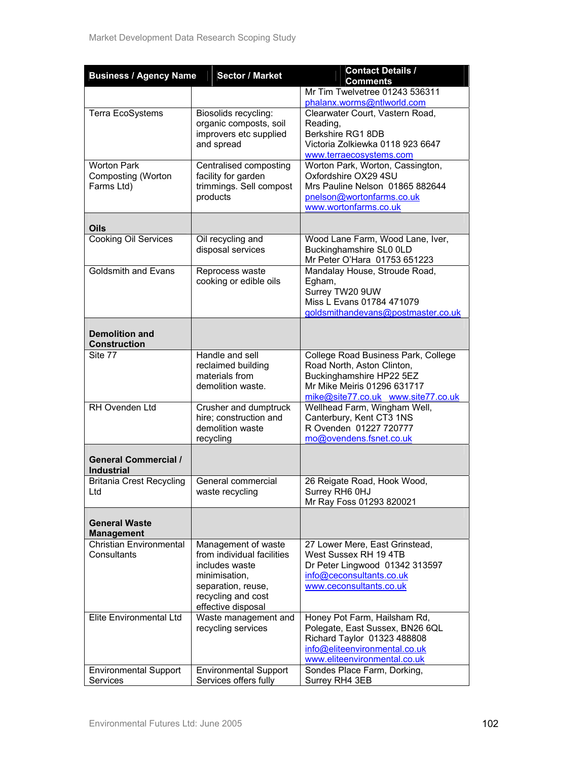| Business / Agency Name | Sector / Market | Contact Details / Comments |
|---|---|---|
| | | Mr Tim Twelvetree 01243 536311 phalanx.worms@ntlworld.com |
| Terra EcoSystems | Biosolids recycling: organic composts, soil improvers etc supplied and spread | Clearwater Court, Vastern Road, Reading, Berkshire RG1 8DB Victoria Zolkiewka 0118 923 6647 www.terraecosystems.com |
| Worton Park Composting (Worton Farms Ltd) | Centralised composting facility for garden trimmings. Sell compost products | Worton Park, Worton, Cassington, Oxfordshire OX29 4SU Mrs Pauline Nelson 01865 882644 pnelson@wortonfarms.co.uk www.wortonfarms.co.uk |
| **Oils** | | |
| Cooking Oil Services | Oil recycling and disposal services | Wood Lane Farm, Wood Lane, Iver, Buckinghamshire SL0 0LD Mr Peter O'Hara 01753 651223 |
| Goldsmith and Evans | Reprocess waste cooking or edible oils | Mandalay House, Stroude Road, Egham, Surrey TW20 9UW Miss L Evans 01784 471079 goldsmithandevans@postmaster.co.uk |
| **Demolition and Construction** | | |
| Site 77 | Handle and sell reclaimed building materials from demolition waste. | College Road Business Park, College Road North, Aston Clinton, Buckinghamshire HP22 5EZ Mr Mike Meiris 01296 631717 mike@site77.co.uk www.site77.co.uk |
| RH Ovenden Ltd | Crusher and dumptruck hire; construction and demolition waste recycling | Wellhead Farm, Wingham Well, Canterbury, Kent CT3 1NS R Ovenden 01227 720777 mo@ovendens.fsnet.co.uk |
| **General Commercial / Industrial** | | |
| Britania Crest Recycling Ltd | General commercial waste recycling | 26 Reigate Road, Hook Wood, Surrey RH6 0HJ Mr Ray Foss 01293 820021 |
| **General Waste Management** | | |
| Christian Environmental Consultants | Management of waste from individual facilities includes waste minimisation, separation, reuse, recycling and cost effective disposal | 27 Lower Mere, East Grinstead, West Sussex RH 19 4TB Dr Peter Lingwood 01342 313597 info@ceconsultants.co.uk www.ceconsultants.co.uk |
| Elite Environmental Ltd | Waste management and recycling services | Honey Pot Farm, Hailsham Rd, Polegate, East Sussex, BN26 6QL Richard Taylor 01323 488808 info@eliteenvironmental.co.uk www.eliteenvironmental.co.uk |
| Environmental Support Services | Environmental Support Services offers fully | Sondes Place Farm, Dorking, Surrey RH4 3EB |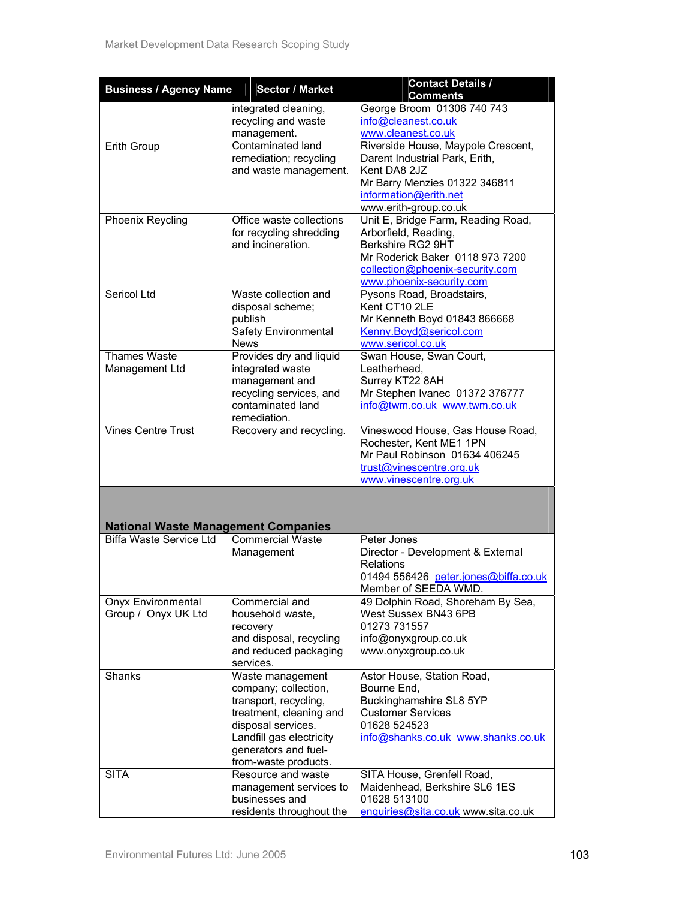| Business / Agency Name | Sector / Market | Contact Details / Comments |
|---|---|---|
| | integrated cleaning, recycling and waste management. | George Broom 01306 740 743<br>info@cleanest.co.uk<br>www.cleanest.co.uk |
| Erith Group | Contaminated land remediation; recycling and waste management. | Riverside House, Maypole Crescent, Darent Industrial Park, Erith, Kent DA8 2JZ<br>Mr Barry Menzies 01322 346811<br>information@erith.net<br>www.erith-group.co.uk |
| Phoenix Reycling | Office waste collections for recycling shredding and incineration. | Unit E, Bridge Farm, Reading Road, Arborfield, Reading, Berkshire RG2 9HT<br>Mr Roderick Baker 0118 973 7200<br>collection@phoenix-security.com<br>www.phoenix-security.com |
| Sericol Ltd | Waste collection and disposal scheme; publish Safety Environmental News | Pysons Road, Broadstairs, Kent CT10 2LE<br>Mr Kenneth Boyd 01843 866668<br>Kenny.Boyd@sericol.com<br>www.sericol.co.uk |
| Thames Waste Management Ltd | Provides dry and liquid integrated waste management and recycling services, and contaminated land remediation. | Swan House, Swan Court, Leatherhead, Surrey KT22 8AH<br>Mr Stephen Ivanec 01372 376777<br>info@twm.co.uk www.twm.co.uk |
| Vines Centre Trust | Recovery and recycling. | Vineswood House, Gas House Road, Rochester, Kent ME1 1PN<br>Mr Paul Robinson 01634 406245<br>trust@vinescentre.org.uk<br>www.vinescentre.org.uk |
| **National Waste Management Companies** | | |
| Biffa Waste Service Ltd | Commercial Waste Management | Peter Jones<br>Director - Development & External Relations<br>01494 556426 peter.jones@biffa.co.uk<br>Member of SEEDA WMD. |
| Onyx Environmental Group / Onyx UK Ltd | Commercial and household waste, recovery and disposal, recycling and reduced packaging services. | 49 Dolphin Road, Shoreham By Sea, West Sussex BN43 6PB<br>01273 731557<br>info@onyxgroup.co.uk<br>www.onyxgroup.co.uk |
| Shanks | Waste management company; collection, transport, recycling, treatment, cleaning and disposal services. Landfill gas electricity generators and fuel-from-waste products. | Astor House, Station Road, Bourne End, Buckinghamshire SL8 5YP<br>Customer Services<br>01628 524523<br>info@shanks.co.uk www.shanks.co.uk |
| SITA | Resource and waste management services to businesses and residents throughout the | SITA House, Grenfell Road, Maidenhead, Berkshire SL6 1ES<br>01628 513100<br>enquiries@sita.co.uk www.sita.co.uk |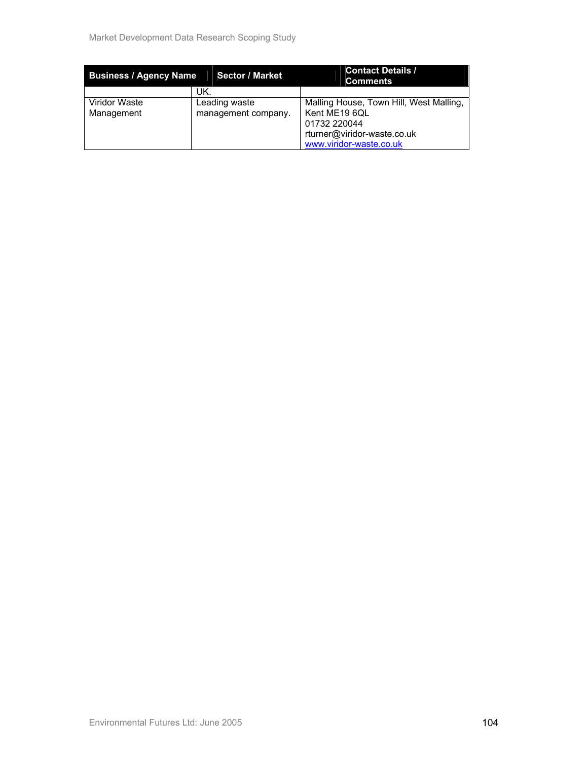| Business / Agency Name | Sector / Market | Contact Details / Comments |
| --- | --- | --- |
| | UK. | |
| Viridor Waste Management | Leading waste management company. | Malling House, Town Hill, West Malling, Kent ME19 6QL<br>01732 220044<br>rturner@viridor-waste.co.uk<br>www.viridor-waste.co.uk |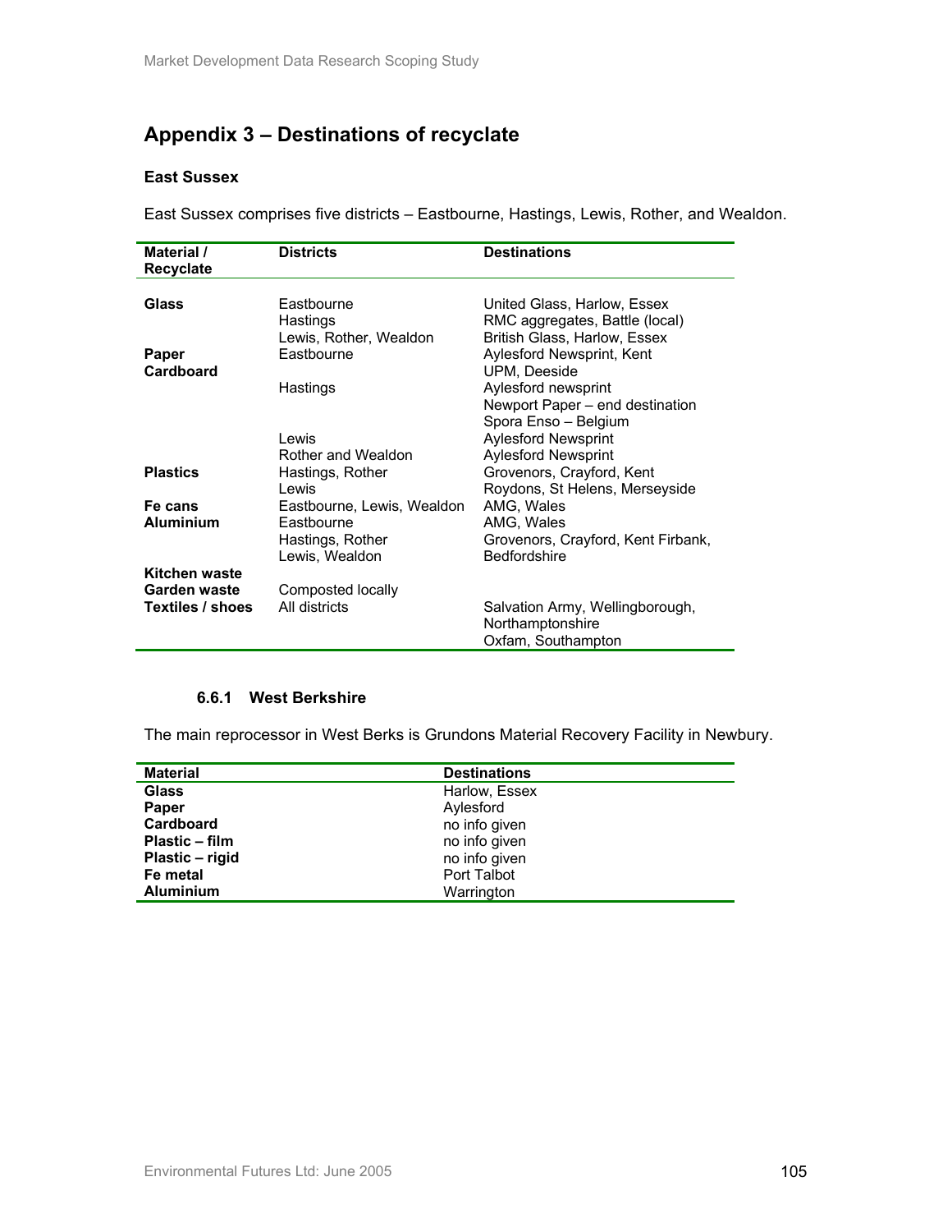## Appendix 3 – Destinations of recyclate

### East Sussex

East Sussex comprises five districts – Eastbourne, Hastings, Lewis, Rother, and Wealdon.

| Material / Recyclate | Districts | Destinations |
|---|---|---|
| **Glass** | Eastbourne | United Glass, Harlow, Essex |
| | Hastings | RMC aggregates, Battle (local) |
| | Lewis, Rother, Wealdon | British Glass, Harlow, Essex |
| **Paper** | Eastbourne | Aylesford Newsprint, Kent |
| **Cardboard** | | UPM, Deeside |
| | Hastings | Aylesford newsprint |
| | | Newport Paper – end destination |
| | | Spora Enso – Belgium |
| | Lewis | Aylesford Newsprint |
| | Rother and Wealdon | Aylesford Newsprint |
| **Plastics** | Hastings, Rother | Grovenors, Crayford, Kent |
| | Lewis | Roydons, St Helens, Merseyside |
| **Fe cans** | Eastbourne, Lewis, Wealdon | AMG, Wales |
| **Aluminium** | Eastbourne | AMG, Wales |
| | Hastings, Rother | Grovenors, Crayford, Kent Firbank, |
| | Lewis, Wealdon | Bedfordshire |
| **Kitchen waste** | | |
| **Garden waste** | Composted locally | |
| **Textiles / shoes** | All districts | Salvation Army, Wellingborough, Northamptonshire |
| | | Oxfam, Southampton |

#### 6.6.1 West Berkshire

The main reprocessor in West Berks is Grundons Material Recovery Facility in Newbury.

| Material | Destinations |
|---|---|
| **Glass** | Harlow, Essex |
| **Paper** | Aylesford |
| **Cardboard** | no info given |
| **Plastic – film** | no info given |
| **Plastic – rigid** | no info given |
| **Fe metal** | Port Talbot |
| **Aluminium** | Warrington |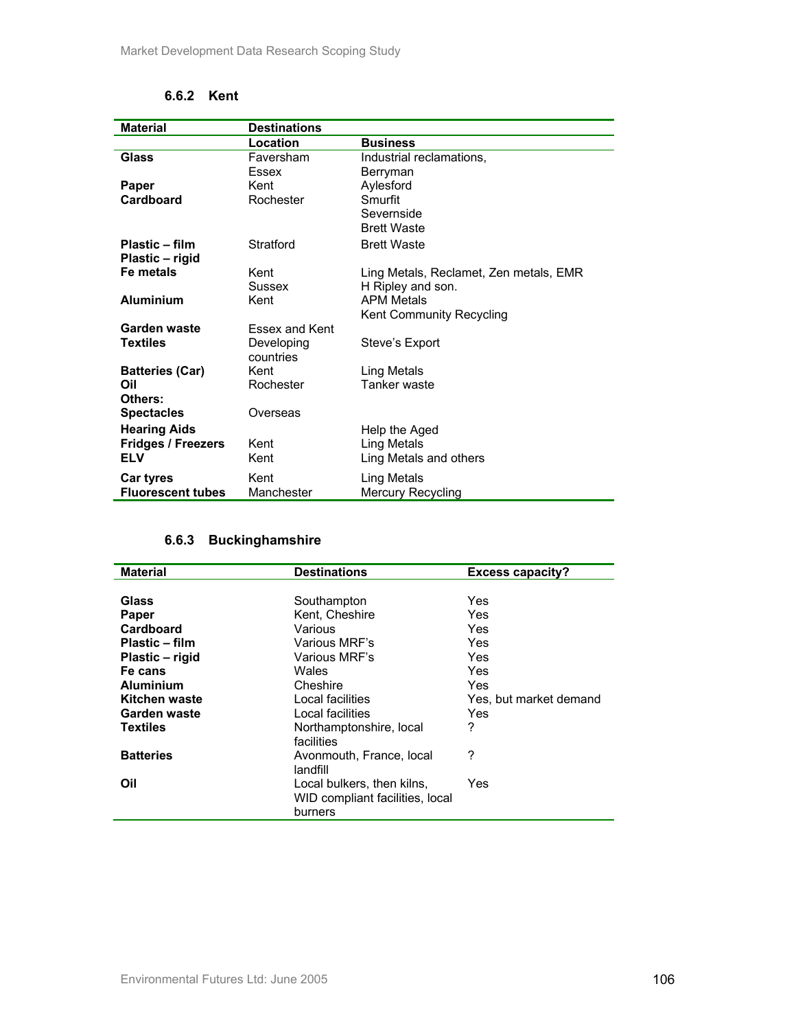### 6.6.2 Kent

| Material | Destinations | |
|---|---|---|
| | **Location** | **Business** |
| **Glass** | Faversham | Industrial reclamations, |
| | Essex | Berryman |
| **Paper** | Kent | Aylesford |
| **Cardboard** | Rochester | Smurfit |
| | | Severnside |
| | | Brett Waste |
| **Plastic – film** | Stratford | Brett Waste |
| **Plastic – rigid** | | |
| **Fe metals** | Kent | Ling Metals, Reclamet, Zen metals, EMR |
| | Sussex | H Ripley and son. |
| **Aluminium** | Kent | APM Metals |
| | | Kent Community Recycling |
| **Garden waste** | Essex and Kent | |
| **Textiles** | Developing countries | Steve's Export |
| **Batteries (Car)** | Kent | Ling Metals |
| **Oil** | Rochester | Tanker waste |
| **Others:** | | |
| **Spectacles** | Overseas | |
| **Hearing Aids** | | Help the Aged |
| **Fridges / Freezers** | Kent | Ling Metals |
| **ELV** | Kent | Ling Metals and others |
| **Car tyres** | Kent | Ling Metals |
| **Fluorescent tubes** | Manchester | Mercury Recycling |

### 6.6.3 Buckinghamshire

| Material | Destinations | Excess capacity? |
|---|---|---|
| **Glass** | Southampton | Yes |
| **Paper** | Kent, Cheshire | Yes |
| **Cardboard** | Various | Yes |
| **Plastic – film** | Various MRF's | Yes |
| **Plastic – rigid** | Various MRF's | Yes |
| **Fe cans** | Wales | Yes |
| **Aluminium** | Cheshire | Yes |
| **Kitchen waste** | Local facilities | Yes, but market demand |
| **Garden waste** | Local facilities | Yes |
| **Textiles** | Northamptonshire, local facilities | ? |
| **Batteries** | Avonmouth, France, local landfill | ? |
| **Oil** | Local bulkers, then kilns, WID compliant facilities, local burners | Yes |